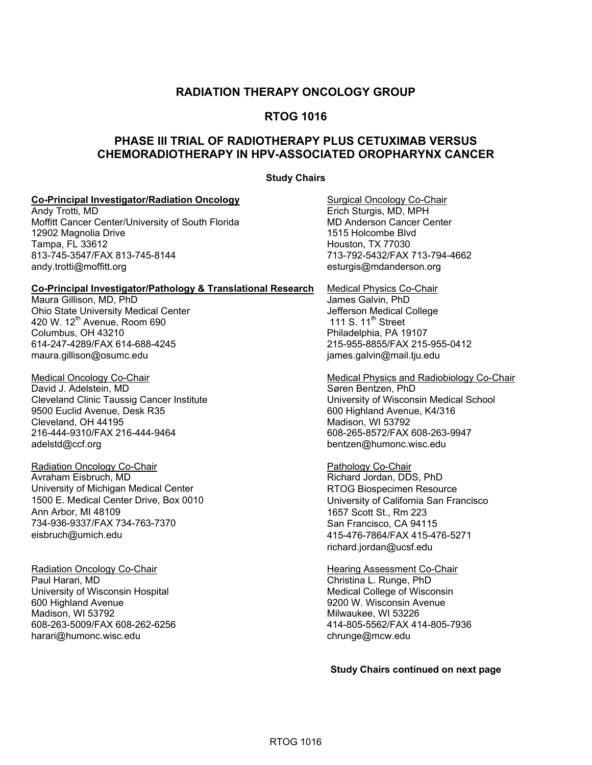# RADIATION THERAPY ONCOLOGY GROUP

# RTOG 1016

# PHASE III TRIAL OF RADIOTHERAPY PLUS CETUXIMAB VERSUS CHEMORADIOTHERAPY IN HPV-ASSOCIATED OROPHARYNX CANCER

**Study Chairs**

**Co-Principal Investigator/Radiation Oncology**
Andy Trotti, MD
Moffitt Cancer Center/University of South Florida
12902 Magnolia Drive
Tampa, FL 33612
813-745-3547/FAX 813-745-8144
andy.trotti@moffitt.org

**Co-Principal Investigator/Pathology & Translational Research**
Maura Gillison, MD, PhD
Ohio State University Medical Center
420 W. 12th Avenue, Room 690
Columbus, OH 43210
614-247-4289/FAX 614-688-4245
maura.gillison@osumc.edu

Medical Oncology Co-Chair
David J. Adelstein, MD
Cleveland Clinic Taussig Cancer Institute
9500 Euclid Avenue, Desk R35
Cleveland, OH 44195
216-444-9310/FAX 216-444-9464
adelstd@ccf.org

Radiation Oncology Co-Chair
Avraham Eisbruch, MD
University of Michigan Medical Center
1500 E. Medical Center Drive, Box 0010
Ann Arbor, MI 48109
734-936-9337/FAX 734-763-7370
eisbruch@umich.edu

Radiation Oncology Co-Chair
Paul Harari, MD
University of Wisconsin Hospital
600 Highland Avenue
Madison, WI 53792
608-263-5009/FAX 608-262-6256
harari@humonc.wisc.edu

Surgical Oncology Co-Chair
Erich Sturgis, MD, MPH
MD Anderson Cancer Center
1515 Holcombe Blvd
Houston, TX 77030
713-792-5432/FAX 713-794-4662
esturgis@mdanderson.org

Medical Physics Co-Chair
James Galvin, PhD
Jefferson Medical College
111 S. 11th Street
Philadelphia, PA 19107
215-955-8855/FAX 215-955-0412
james.galvin@mail.tju.edu

Medical Physics and Radiobiology Co-Chair
Søren Bentzen, PhD
University of Wisconsin Medical School
600 Highland Avenue, K4/316
Madison, WI 53792
608-265-8572/FAX 608-263-9947
bentzen@humonc.wisc.edu

Pathology Co-Chair
Richard Jordan, DDS, PhD
RTOG Biospecimen Resource
University of California San Francisco
1657 Scott St., Rm 223
San Francisco, CA 94115
415-476-7864/FAX 415-476-5271
richard.jordan@ucsf.edu

Hearing Assessment Co-Chair
Christina L. Runge, PhD
Medical College of Wisconsin
9200 W. Wisconsin Avenue
Milwaukee, WI 53226
414-805-5562/FAX 414-805-7936
chrunge@mcw.edu

**Study Chairs continued on next page**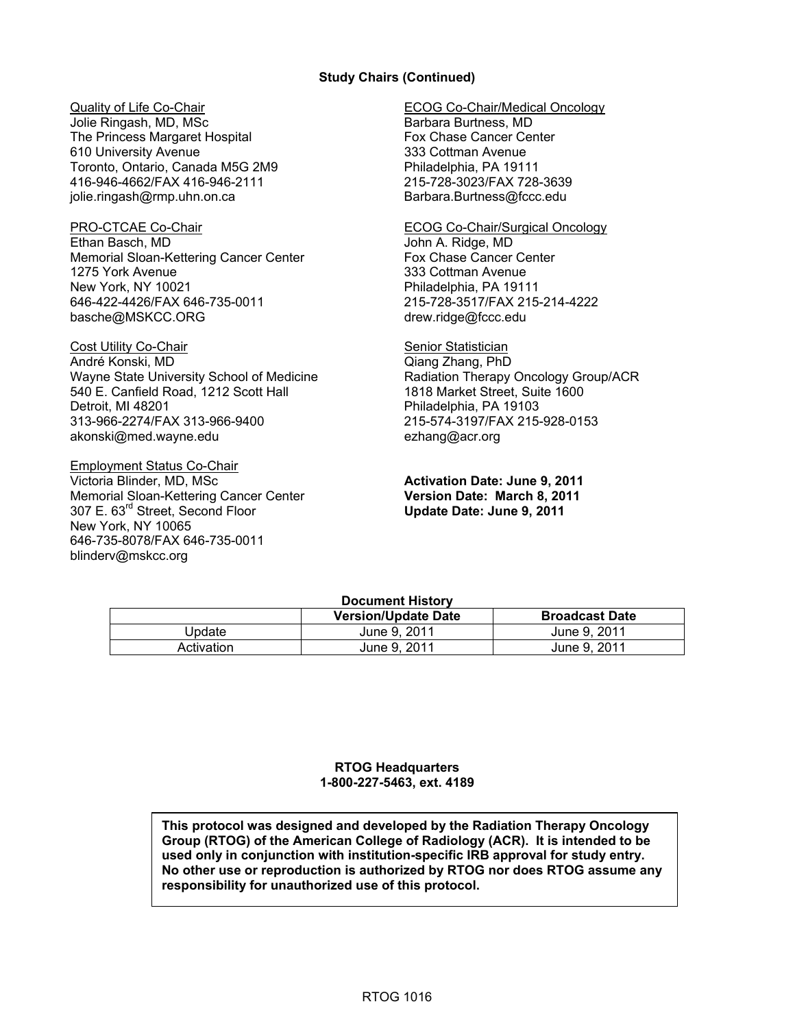**Study Chairs (Continued)**

Quality of Life Co-Chair
Jolie Ringash, MD, MSc
The Princess Margaret Hospital
610 University Avenue
Toronto, Ontario, Canada M5G 2M9
416-946-4662/FAX 416-946-2111
jolie.ringash@rmp.uhn.on.ca

PRO-CTCAE Co-Chair
Ethan Basch, MD
Memorial Sloan-Kettering Cancer Center
1275 York Avenue
New York, NY 10021
646-422-4426/FAX 646-735-0011
basche@MSKCC.ORG

Cost Utility Co-Chair
André Konski, MD
Wayne State University School of Medicine
540 E. Canfield Road, 1212 Scott Hall
Detroit, MI 48201
313-966-2274/FAX 313-966-9400
akonski@med.wayne.edu

Employment Status Co-Chair
Victoria Blinder, MD, MSc
Memorial Sloan-Kettering Cancer Center
307 E. 63rd Street, Second Floor
New York, NY 10065
646-735-8078/FAX 646-735-0011
blinderv@mskcc.org

ECOG Co-Chair/Medical Oncology
Barbara Burtness, MD
Fox Chase Cancer Center
333 Cottman Avenue
Philadelphia, PA 19111
215-728-3023/FAX 728-3639
Barbara.Burtness@fccc.edu

ECOG Co-Chair/Surgical Oncology
John A. Ridge, MD
Fox Chase Cancer Center
333 Cottman Avenue
Philadelphia, PA 19111
215-728-3517/FAX 215-214-4222
drew.ridge@fccc.edu

Senior Statistician
Qiang Zhang, PhD
Radiation Therapy Oncology Group/ACR
1818 Market Street, Suite 1600
Philadelphia, PA 19103
215-574-3197/FAX 215-928-0153
ezhang@acr.org

**Activation Date: June 9, 2011**
**Version Date: March 8, 2011**
**Update Date: June 9, 2011**

**Document History**

| | Version/Update Date | Broadcast Date |
|---|---|---|
| Update | June 9, 2011 | June 9, 2011 |
| Activation | June 9, 2011 | June 9, 2011 |

**RTOG Headquarters**
**1-800-227-5463, ext. 4189**

**This protocol was designed and developed by the Radiation Therapy Oncology Group (RTOG) of the American College of Radiology (ACR). It is intended to be used only in conjunction with institution-specific IRB approval for study entry. No other use or reproduction is authorized by RTOG nor does RTOG assume any responsibility for unauthorized use of this protocol.**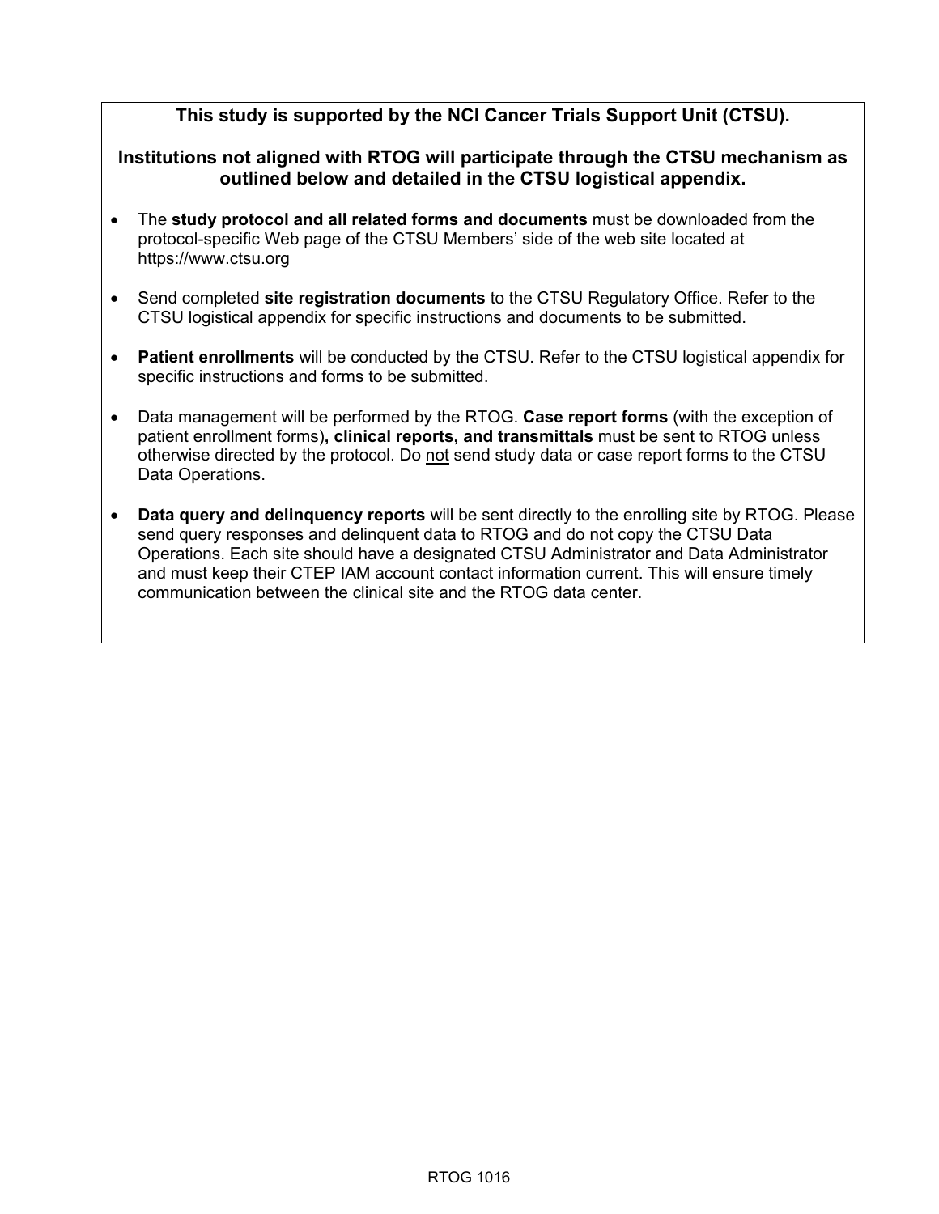**This study is supported by the NCI Cancer Trials Support Unit (CTSU).**

**Institutions not aligned with RTOG will participate through the CTSU mechanism as outlined below and detailed in the CTSU logistical appendix.**

- The **study protocol and all related forms and documents** must be downloaded from the protocol-specific Web page of the CTSU Members' side of the web site located at https://www.ctsu.org
- Send completed **site registration documents** to the CTSU Regulatory Office. Refer to the CTSU logistical appendix for specific instructions and documents to be submitted.
- **Patient enrollments** will be conducted by the CTSU. Refer to the CTSU logistical appendix for specific instructions and forms to be submitted.
- Data management will be performed by the RTOG. **Case report forms** (with the exception of patient enrollment forms)**, clinical reports, and transmittals** must be sent to RTOG unless otherwise directed by the protocol. Do not send study data or case report forms to the CTSU Data Operations.
- **Data query and delinquency reports** will be sent directly to the enrolling site by RTOG. Please send query responses and delinquent data to RTOG and do not copy the CTSU Data Operations. Each site should have a designated CTSU Administrator and Data Administrator and must keep their CTEP IAM account contact information current. This will ensure timely communication between the clinical site and the RTOG data center.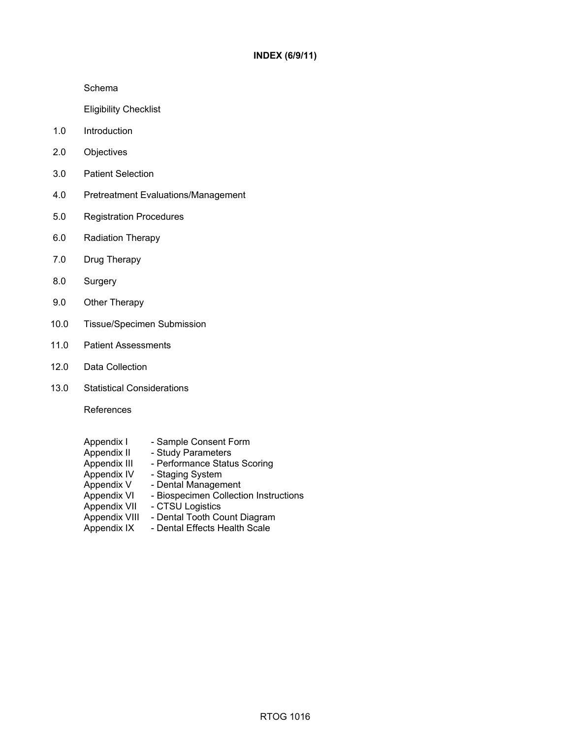# INDEX (6/9/11)

Schema

Eligibility Checklist

1.0 Introduction

2.0 Objectives

3.0 Patient Selection

4.0 Pretreatment Evaluations/Management

5.0 Registration Procedures

6.0 Radiation Therapy

7.0 Drug Therapy

8.0 Surgery

9.0 Other Therapy

10.0 Tissue/Specimen Submission

11.0 Patient Assessments

12.0 Data Collection

13.0 Statistical Considerations

References

Appendix I - Sample Consent Form
Appendix II - Study Parameters
Appendix III - Performance Status Scoring
Appendix IV - Staging System
Appendix V - Dental Management
Appendix VI - Biospecimen Collection Instructions
Appendix VII - CTSU Logistics
Appendix VIII - Dental Tooth Count Diagram
Appendix IX - Dental Effects Health Scale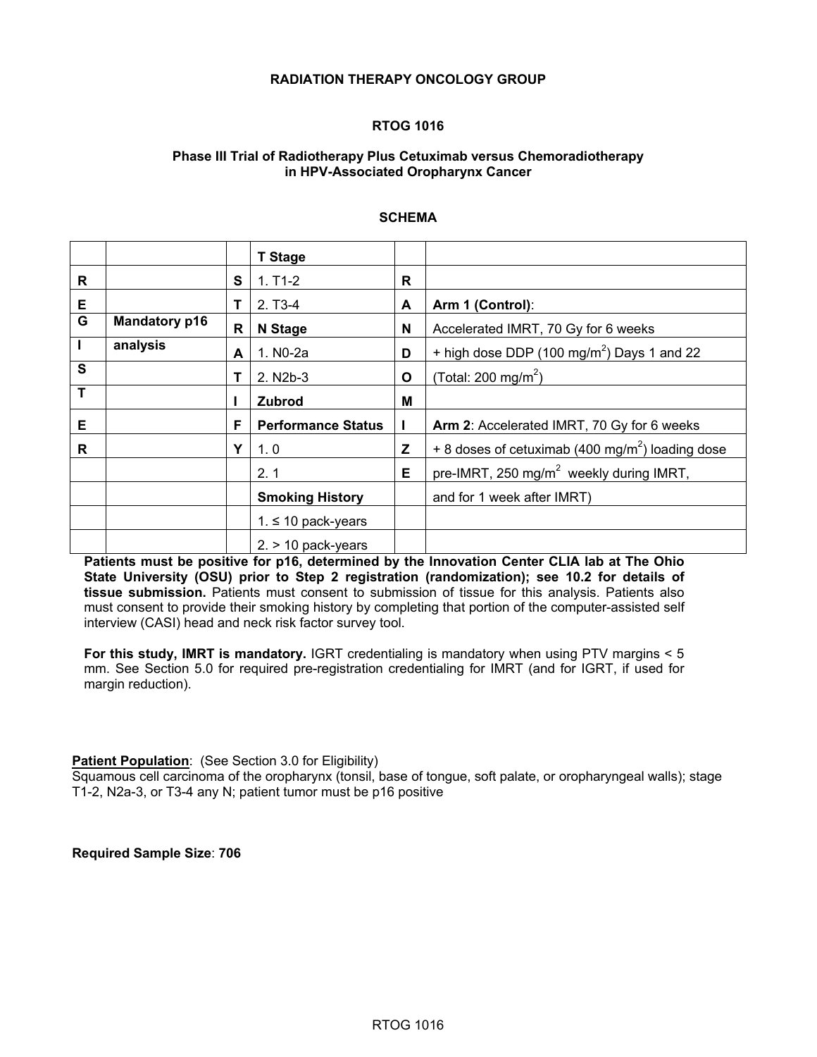**RADIATION THERAPY ONCOLOGY GROUP**

**RTOG 1016**

**Phase III Trial of Radiotherapy Plus Cetuximab versus Chemoradiotherapy in HPV-Associated Oropharynx Cancer**

**SCHEMA**

| | | | | | |
|---|---|---|---|---|---|
| | | | **T Stage** | | |
| **R** | | **S** | 1. T1-2 | **R** | |
| **E** | | **T** | 2. T3-4 | **A** | **Arm 1 (Control)**: |
| **G** | **Mandatory p16** | **R** | **N Stage** | **N** | Accelerated IMRT, 70 Gy for 6 weeks |
| **I** | **analysis** | **A** | 1. N0-2a | **D** | + high dose DDP (100 mg/m$^2$) Days 1 and 22 |
| **S** | | **T** | 2. N2b-3 | **O** | (Total: 200 mg/m$^2$) |
| **T** | | **I** | **Zubrod** | **M** | |
| **E** | | **F** | **Performance Status** | **I** | **Arm 2**: Accelerated IMRT, 70 Gy for 6 weeks |
| **R** | | **Y** | 1. 0 | **Z** | + 8 doses of cetuximab (400 mg/m$^2$) loading dose |
| | | | 2. 1 | **E** | pre-IMRT, 250 mg/m$^2$ weekly during IMRT, |
| | | | **Smoking History** | | and for 1 week after IMRT) |
| | | | 1. ≤ 10 pack-years | | |
| | | | 2. > 10 pack-years | | |

**Patients must be positive for p16, determined by the Innovation Center CLIA lab at The Ohio State University (OSU) prior to Step 2 registration (randomization); see 10.2 for details of tissue submission.** Patients must consent to submission of tissue for this analysis. Patients also must consent to provide their smoking history by completing that portion of the computer-assisted self interview (CASI) head and neck risk factor survey tool.

**For this study, IMRT is mandatory.** IGRT credentialing is mandatory when using PTV margins < 5 mm. See Section 5.0 for required pre-registration credentialing for IMRT (and for IGRT, if used for margin reduction).

**Patient Population**: (See Section 3.0 for Eligibility)
Squamous cell carcinoma of the oropharynx (tonsil, base of tongue, soft palate, or oropharyngeal walls); stage T1-2, N2a-3, or T3-4 any N; patient tumor must be p16 positive

**Required Sample Size**: **706**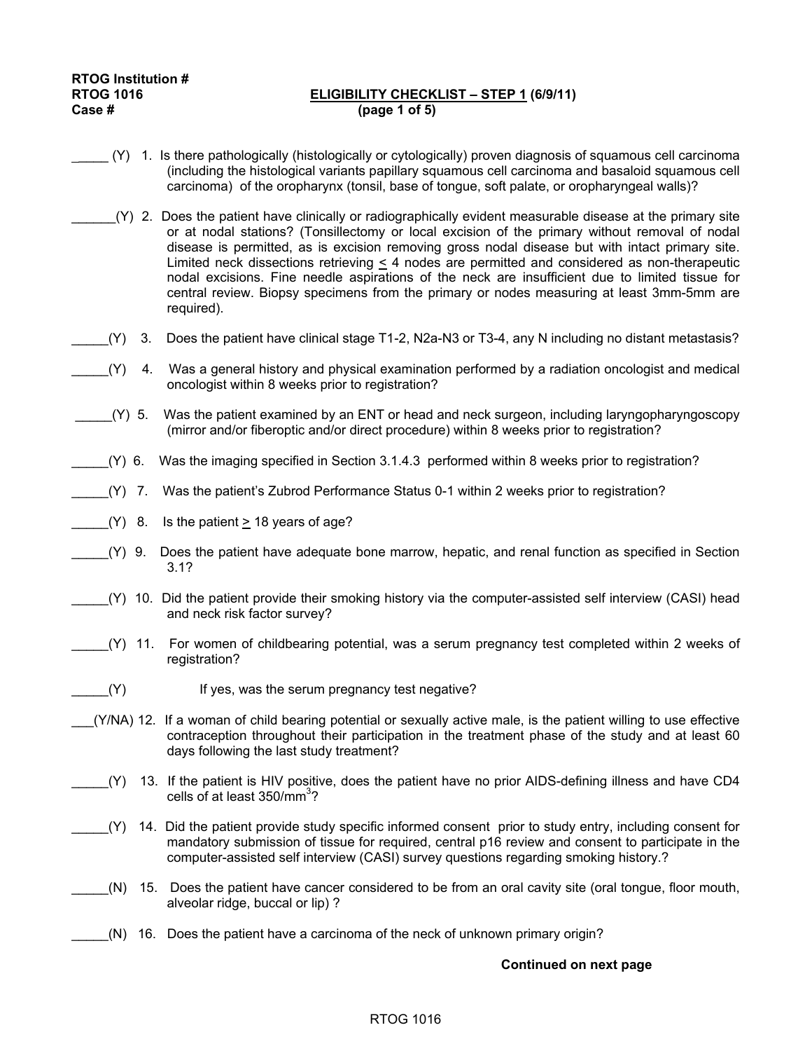**RTOG Institution #**
**RTOG 1016** **ELIGIBILITY CHECKLIST – STEP 1 (6/9/11)**
**Case #** **(page 1 of 5)**

_____ (Y) 1. Is there pathologically (histologically or cytologically) proven diagnosis of squamous cell carcinoma (including the histological variants papillary squamous cell carcinoma and basaloid squamous cell carcinoma) of the oropharynx (tonsil, base of tongue, soft palate, or oropharyngeal walls)?

______(Y) 2. Does the patient have clinically or radiographically evident measurable disease at the primary site or at nodal stations? (Tonsillectomy or local excision of the primary without removal of nodal disease is permitted, as is excision removing gross nodal disease but with intact primary site. Limited neck dissections retrieving < 4 nodes are permitted and considered as non-therapeutic nodal excisions. Fine needle aspirations of the neck are insufficient due to limited tissue for central review. Biopsy specimens from the primary or nodes measuring at least 3mm-5mm are required).

_____(Y) 3. Does the patient have clinical stage T1-2, N2a-N3 or T3-4, any N including no distant metastasis?

_____(Y) 4. Was a general history and physical examination performed by a radiation oncologist and medical oncologist within 8 weeks prior to registration?

_____(Y) 5. Was the patient examined by an ENT or head and neck surgeon, including laryngopharyngoscopy (mirror and/or fiberoptic and/or direct procedure) within 8 weeks prior to registration?

_____(Y) 6. Was the imaging specified in Section 3.1.4.3 performed within 8 weeks prior to registration?

_____(Y) 7. Was the patient's Zubrod Performance Status 0-1 within 2 weeks prior to registration?

_____(Y) 8. Is the patient > 18 years of age?

_____(Y) 9. Does the patient have adequate bone marrow, hepatic, and renal function as specified in Section 3.1?

_____(Y) 10. Did the patient provide their smoking history via the computer-assisted self interview (CASI) head and neck risk factor survey?

_____(Y) 11. For women of childbearing potential, was a serum pregnancy test completed within 2 weeks of registration?

_____(Y) If yes, was the serum pregnancy test negative?

___(Y/NA) 12. If a woman of child bearing potential or sexually active male, is the patient willing to use effective contraception throughout their participation in the treatment phase of the study and at least 60 days following the last study treatment?

_____(Y) 13. If the patient is HIV positive, does the patient have no prior AIDS-defining illness and have CD4 cells of at least 350/$mm^3$?

_____(Y) 14. Did the patient provide study specific informed consent prior to study entry, including consent for mandatory submission of tissue for required, central p16 review and consent to participate in the computer-assisted self interview (CASI) survey questions regarding smoking history.?

_____(N) 15. Does the patient have cancer considered to be from an oral cavity site (oral tongue, floor mouth, alveolar ridge, buccal or lip) ?

_____(N) 16. Does the patient have a carcinoma of the neck of unknown primary origin?

**Continued on next page**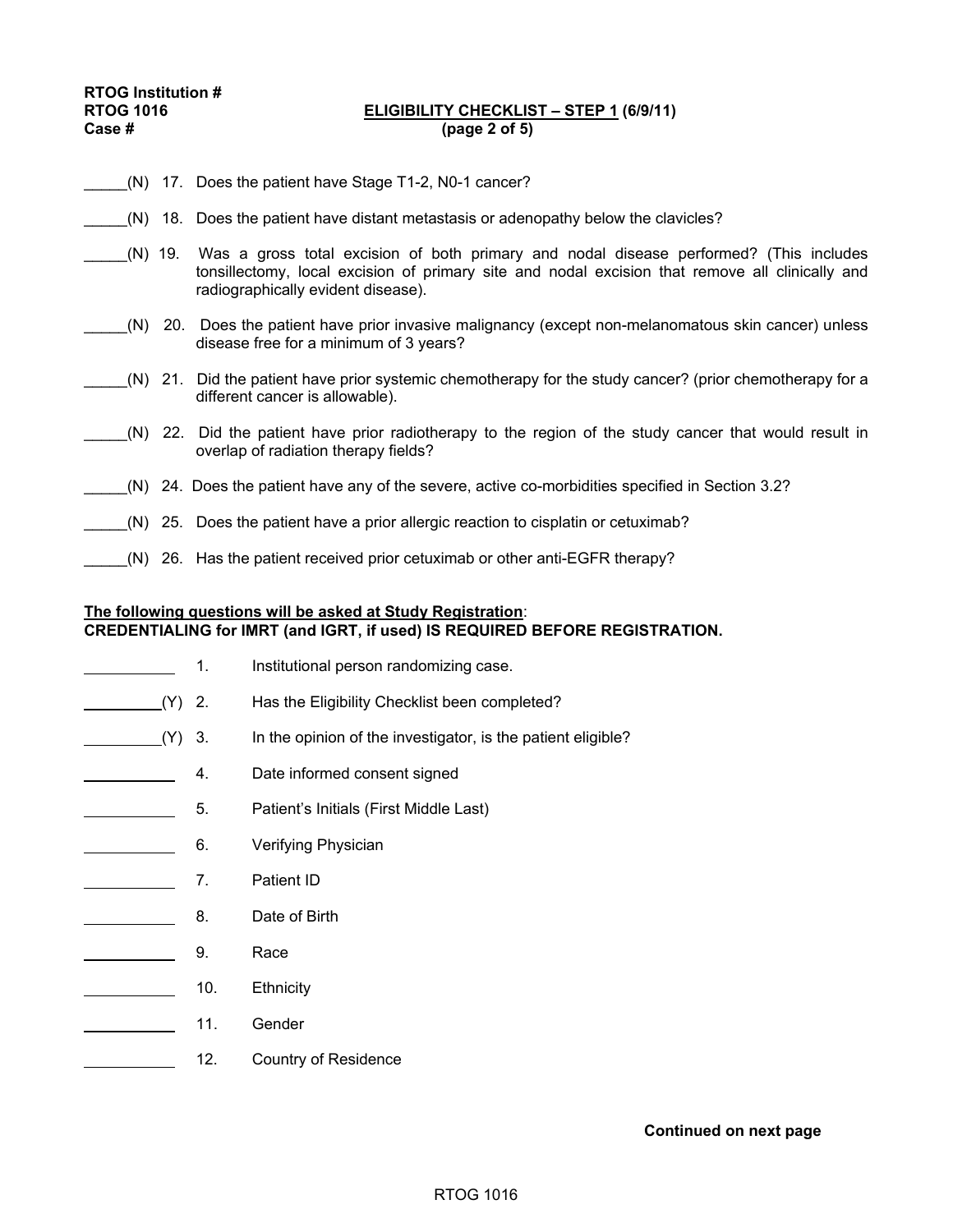RTOG Institution #
RTOG 1016
Case #

**ELIGIBILITY CHECKLIST – STEP 1 (6/9/11)**
**(page 2 of 5)**

_____(N) 17. Does the patient have Stage T1-2, N0-1 cancer?

_____(N) 18. Does the patient have distant metastasis or adenopathy below the clavicles?

_____(N) 19. Was a gross total excision of both primary and nodal disease performed? (This includes tonsillectomy, local excision of primary site and nodal excision that remove all clinically and radiographically evident disease).

_____(N) 20. Does the patient have prior invasive malignancy (except non-melanomatous skin cancer) unless disease free for a minimum of 3 years?

_____(N) 21. Did the patient have prior systemic chemotherapy for the study cancer? (prior chemotherapy for a different cancer is allowable).

_____(N) 22. Did the patient have prior radiotherapy to the region of the study cancer that would result in overlap of radiation therapy fields?

_____(N) 24. Does the patient have any of the severe, active co-morbidities specified in Section 3.2?

_____(N) 25. Does the patient have a prior allergic reaction to cisplatin or cetuximab?

_____(N) 26. Has the patient received prior cetuximab or other anti-EGFR therapy?

**The following questions will be asked at Study Registration:**
**CREDENTIALING for IMRT (and IGRT, if used) IS REQUIRED BEFORE REGISTRATION.**

__________ 1. Institutional person randomizing case.

_________(Y) 2. Has the Eligibility Checklist been completed?

_________(Y) 3. In the opinion of the investigator, is the patient eligible?

__________ 4. Date informed consent signed

__________ 5. Patient's Initials (First Middle Last)

__________ 6. Verifying Physician

__________ 7. Patient ID

__________ 8. Date of Birth

__________ 9. Race

__________ 10. Ethnicity

__________ 11. Gender

__________ 12. Country of Residence

**Continued on next page**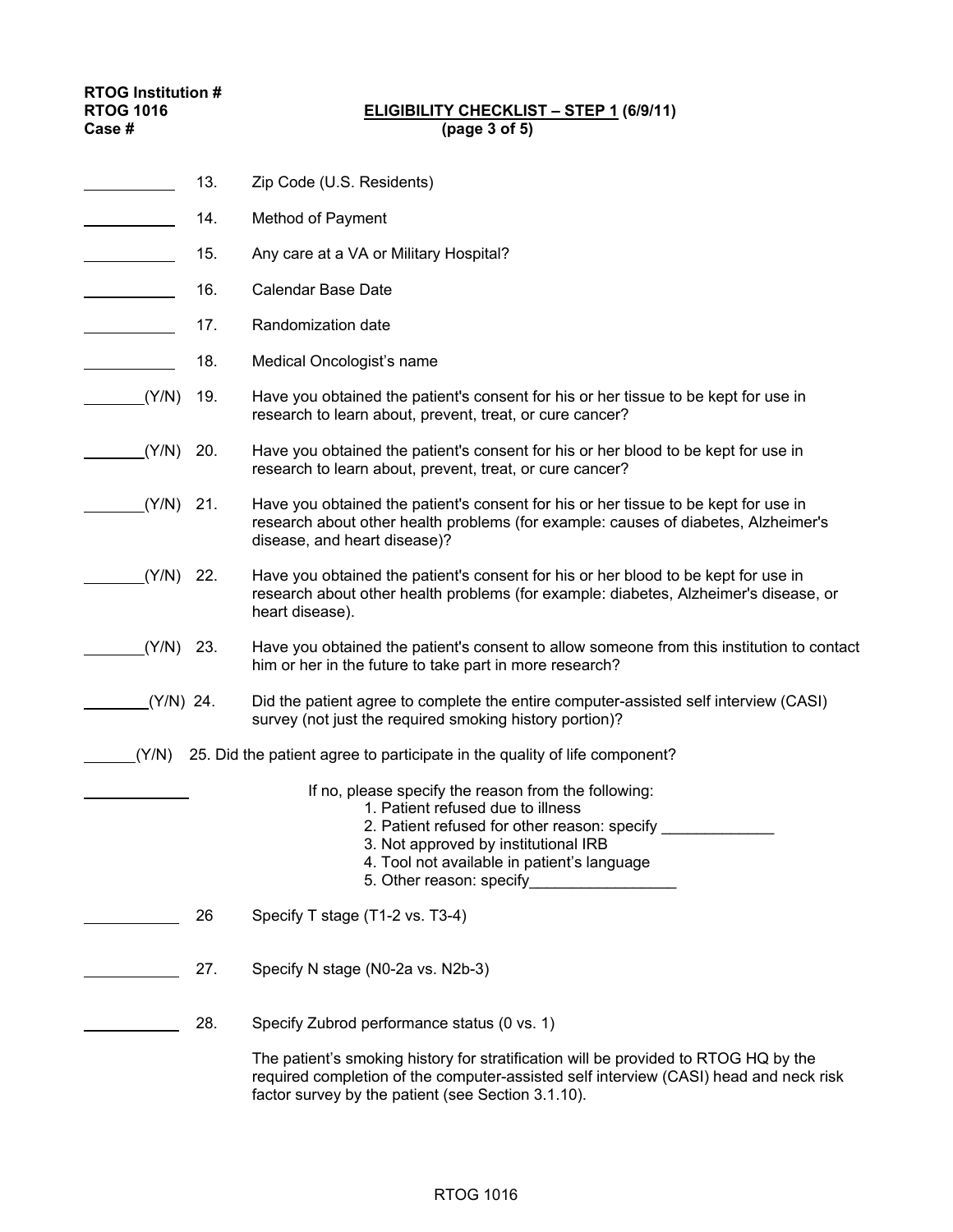**RTOG Institution #**
**RTOG 1016**
**Case #**

**ELIGIBILITY CHECKLIST – STEP 1 (6/9/11)**
**(page 3 of 5)**

\_\_\_\_\_\_\_\_\_\_ 13. Zip Code (U.S. Residents)

\_\_\_\_\_\_\_\_\_\_ 14. Method of Payment

\_\_\_\_\_\_\_\_\_\_ 15. Any care at a VA or Military Hospital?

\_\_\_\_\_\_\_\_\_\_ 16. Calendar Base Date

\_\_\_\_\_\_\_\_\_\_ 17. Randomization date

\_\_\_\_\_\_\_\_\_\_ 18. Medical Oncologist's name

\_\_\_\_\_\_(Y/N) 19. Have you obtained the patient's consent for his or her tissue to be kept for use in research to learn about, prevent, treat, or cure cancer?

\_\_\_\_\_\_(Y/N) 20. Have you obtained the patient's consent for his or her blood to be kept for use in research to learn about, prevent, treat, or cure cancer?

\_\_\_\_\_\_(Y/N) 21. Have you obtained the patient's consent for his or her tissue to be kept for use in research about other health problems (for example: causes of diabetes, Alzheimer's disease, and heart disease)?

\_\_\_\_\_\_(Y/N) 22. Have you obtained the patient's consent for his or her blood to be kept for use in research about other health problems (for example: diabetes, Alzheimer's disease, or heart disease).

\_\_\_\_\_\_(Y/N) 23. Have you obtained the patient's consent to allow someone from this institution to contact him or her in the future to take part in more research?

\_\_\_\_\_\_(Y/N) 24. Did the patient agree to complete the entire computer-assisted self interview (CASI) survey (not just the required smoking history portion)?

\_\_\_\_\_\_(Y/N) 25. Did the patient agree to participate in the quality of life component?

\_\_\_\_\_\_\_\_\_\_ If no, please specify the reason from the following:
1. Patient refused due to illness
2. Patient refused for other reason: specify \_\_\_\_\_\_\_\_\_\_\_\_\_
3. Not approved by institutional IRB
4. Tool not available in patient's language
5. Other reason: specify\_\_\_\_\_\_\_\_\_\_\_\_\_\_\_\_\_

\_\_\_\_\_\_\_\_\_\_ 26 Specify T stage (T1-2 vs. T3-4)

\_\_\_\_\_\_\_\_\_\_ 27. Specify N stage (N0-2a vs. N2b-3)

\_\_\_\_\_\_\_\_\_\_ 28. Specify Zubrod performance status (0 vs. 1)

The patient's smoking history for stratification will be provided to RTOG HQ by the required completion of the computer-assisted self interview (CASI) head and neck risk factor survey by the patient (see Section 3.1.10).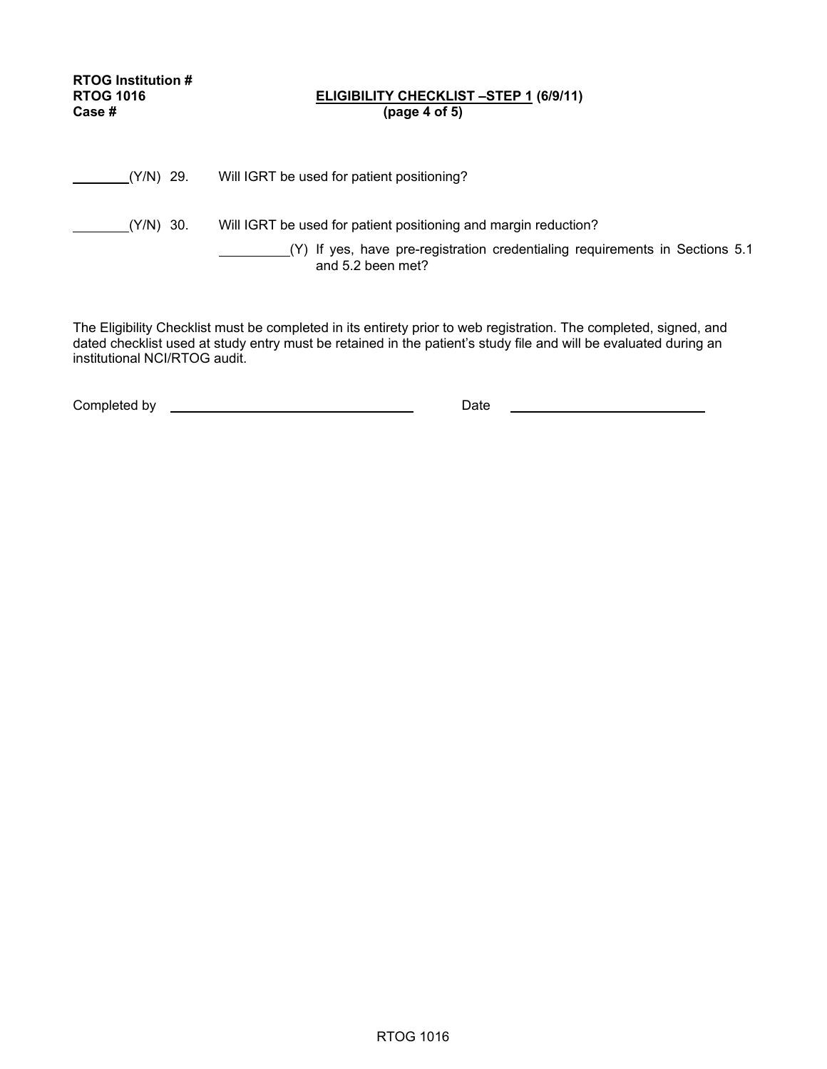RTOG Institution #
RTOG 1016 **ELIGIBILITY CHECKLIST –STEP 1 (6/9/11)**
Case # **(page 4 of 5)**

________(Y/N) 29. Will IGRT be used for patient positioning?

________(Y/N) 30. Will IGRT be used for patient positioning and margin reduction?

__________(Y) If yes, have pre-registration credentialing requirements in Sections 5.1 and 5.2 been met?

The Eligibility Checklist must be completed in its entirety prior to web registration. The completed, signed, and dated checklist used at study entry must be retained in the patient's study file and will be evaluated during an institutional NCI/RTOG audit.

Completed by ________________________________ Date ____________________________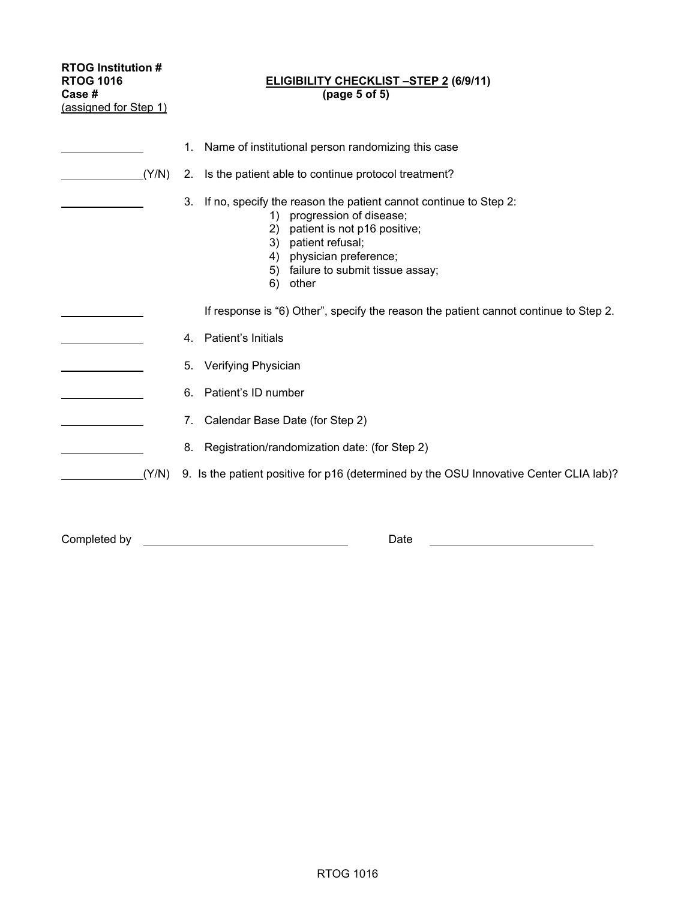**RTOG Institution #**
**RTOG 1016**
**Case #**
(assigned for Step 1)

**ELIGIBILITY CHECKLIST –STEP 2 (6/9/11)**
**(page 5 of 5)**

______ 1. Name of institutional person randomizing this case

______(Y/N) 2. Is the patient able to continue protocol treatment?

______ 3. If no, specify the reason the patient cannot continue to Step 2:

1) progression of disease;
2) patient is not p16 positive;
3) patient refusal;
4) physician preference;
5) failure to submit tissue assay;
6) other

______ If response is "6) Other", specify the reason the patient cannot continue to Step 2.

______ 4. Patient's Initials

______ 5. Verifying Physician

______ 6. Patient's ID number

______ 7. Calendar Base Date (for Step 2)

______ 8. Registration/randomization date: (for Step 2)

______(Y/N) 9. Is the patient positive for p16 (determined by the OSU Innovative Center CLIA lab)?

Completed by ______________________ Date ______________________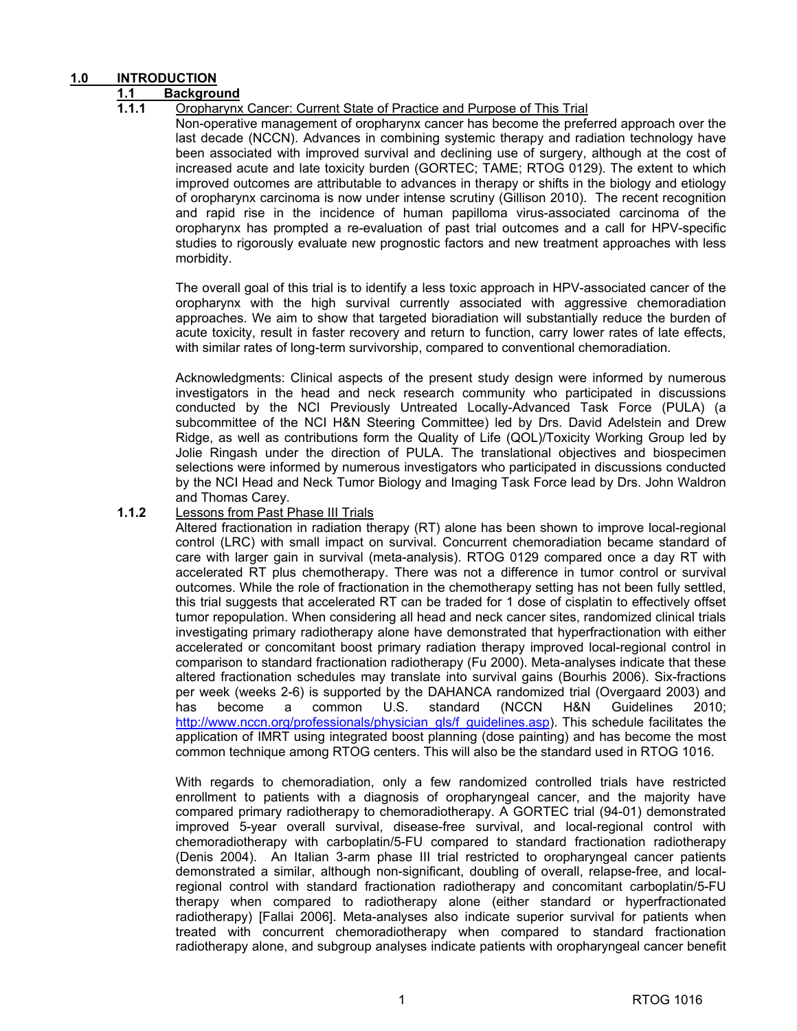# 1.0 INTRODUCTION

## 1.1 Background

### 1.1.1 Oropharynx Cancer: Current State of Practice and Purpose of This Trial

Non-operative management of oropharynx cancer has become the preferred approach over the last decade (NCCN). Advances in combining systemic therapy and radiation technology have been associated with improved survival and declining use of surgery, although at the cost of increased acute and late toxicity burden (GORTEC; TAME; RTOG 0129). The extent to which improved outcomes are attributable to advances in therapy or shifts in the biology and etiology of oropharynx carcinoma is now under intense scrutiny (Gillison 2010). The recent recognition and rapid rise in the incidence of human papilloma virus-associated carcinoma of the oropharynx has prompted a re-evaluation of past trial outcomes and a call for HPV-specific studies to rigorously evaluate new prognostic factors and new treatment approaches with less morbidity.

The overall goal of this trial is to identify a less toxic approach in HPV-associated cancer of the oropharynx with the high survival currently associated with aggressive chemoradiation approaches. We aim to show that targeted bioradiation will substantially reduce the burden of acute toxicity, result in faster recovery and return to function, carry lower rates of late effects, with similar rates of long-term survivorship, compared to conventional chemoradiation.

Acknowledgments: Clinical aspects of the present study design were informed by numerous investigators in the head and neck research community who participated in discussions conducted by the NCI Previously Untreated Locally-Advanced Task Force (PULA) (a subcommittee of the NCI H&N Steering Committee) led by Drs. David Adelstein and Drew Ridge, as well as contributions form the Quality of Life (QOL)/Toxicity Working Group led by Jolie Ringash under the direction of PULA. The translational objectives and biospecimen selections were informed by numerous investigators who participated in discussions conducted by the NCI Head and Neck Tumor Biology and Imaging Task Force lead by Drs. John Waldron and Thomas Carey.

### 1.1.2 Lessons from Past Phase III Trials

Altered fractionation in radiation therapy (RT) alone has been shown to improve local-regional control (LRC) with small impact on survival. Concurrent chemoradiation became standard of care with larger gain in survival (meta-analysis). RTOG 0129 compared once a day RT with accelerated RT plus chemotherapy. There was not a difference in tumor control or survival outcomes. While the role of fractionation in the chemotherapy setting has not been fully settled, this trial suggests that accelerated RT can be traded for 1 dose of cisplatin to effectively offset tumor repopulation. When considering all head and neck cancer sites, randomized clinical trials investigating primary radiotherapy alone have demonstrated that hyperfractionation with either accelerated or concomitant boost primary radiation therapy improved local-regional control in comparison to standard fractionation radiotherapy (Fu 2000). Meta-analyses indicate that these altered fractionation schedules may translate into survival gains (Bourhis 2006). Six-fractions per week (weeks 2-6) is supported by the DAHANCA randomized trial (Overgaard 2003) and has become a common U.S. standard (NCCN H&N Guidelines 2010; http://www.nccn.org/professionals/physician_gls/f_guidelines.asp). This schedule facilitates the application of IMRT using integrated boost planning (dose painting) and has become the most common technique among RTOG centers. This will also be the standard used in RTOG 1016.

With regards to chemoradiation, only a few randomized controlled trials have restricted enrollment to patients with a diagnosis of oropharyngeal cancer, and the majority have compared primary radiotherapy to chemoradiotherapy. A GORTEC trial (94-01) demonstrated improved 5-year overall survival, disease-free survival, and local-regional control with chemoradiotherapy with carboplatin/5-FU compared to standard fractionation radiotherapy (Denis 2004). An Italian 3-arm phase III trial restricted to oropharyngeal cancer patients demonstrated a similar, although non-significant, doubling of overall, relapse-free, and local-regional control with standard fractionation radiotherapy and concomitant carboplatin/5-FU therapy when compared to radiotherapy alone (either standard or hyperfractionated radiotherapy) [Fallai 2006]. Meta-analyses also indicate superior survival for patients when treated with concurrent chemoradiotherapy when compared to standard fractionation radiotherapy alone, and subgroup analyses indicate patients with oropharyngeal cancer benefit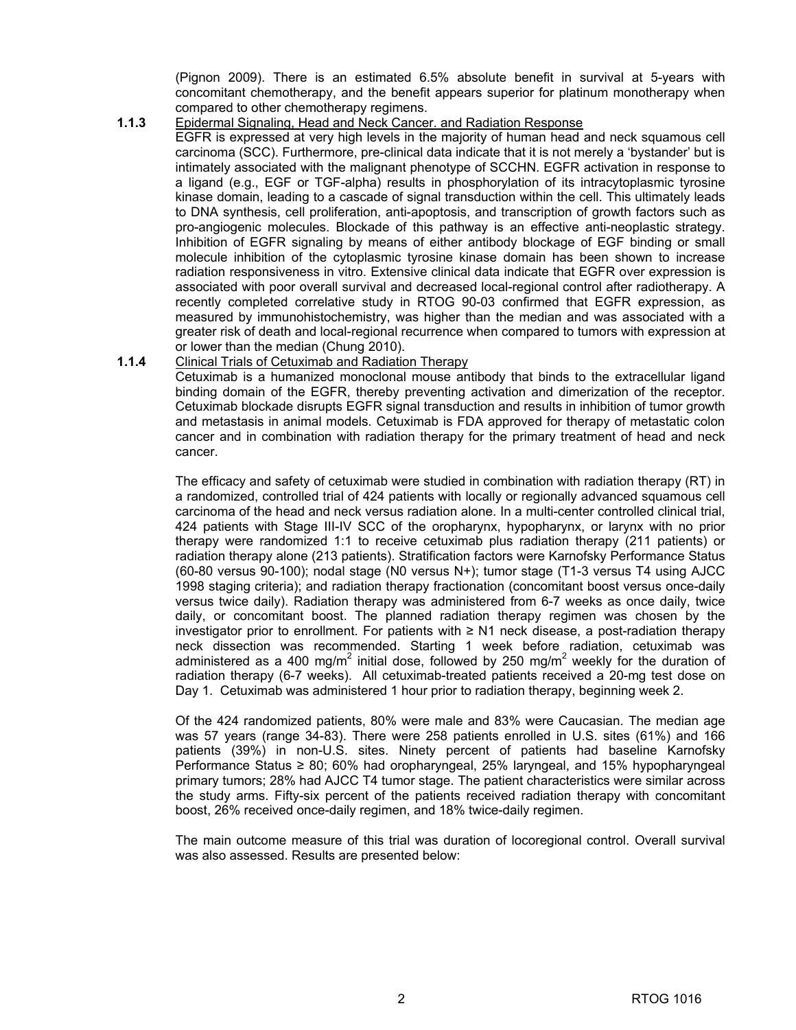(Pignon 2009). There is an estimated 6.5% absolute benefit in survival at 5-years with concomitant chemotherapy, and the benefit appears superior for platinum monotherapy when compared to other chemotherapy regimens.

**1.1.3** Epidermal Signaling, Head and Neck Cancer. and Radiation Response

EGFR is expressed at very high levels in the majority of human head and neck squamous cell carcinoma (SCC). Furthermore, pre-clinical data indicate that it is not merely a 'bystander' but is intimately associated with the malignant phenotype of SCCHN. EGFR activation in response to a ligand (e.g., EGF or TGF-alpha) results in phosphorylation of its intracytoplasmic tyrosine kinase domain, leading to a cascade of signal transduction within the cell. This ultimately leads to DNA synthesis, cell proliferation, anti-apoptosis, and transcription of growth factors such as pro-angiogenic molecules. Blockade of this pathway is an effective anti-neoplastic strategy. Inhibition of EGFR signaling by means of either antibody blockage of EGF binding or small molecule inhibition of the cytoplasmic tyrosine kinase domain has been shown to increase radiation responsiveness in vitro. Extensive clinical data indicate that EGFR over expression is associated with poor overall survival and decreased local-regional control after radiotherapy. A recently completed correlative study in RTOG 90-03 confirmed that EGFR expression, as measured by immunohistochemistry, was higher than the median and was associated with a greater risk of death and local-regional recurrence when compared to tumors with expression at or lower than the median (Chung 2010).

**1.1.4** Clinical Trials of Cetuximab and Radiation Therapy

Cetuximab is a humanized monoclonal mouse antibody that binds to the extracellular ligand binding domain of the EGFR, thereby preventing activation and dimerization of the receptor. Cetuximab blockade disrupts EGFR signal transduction and results in inhibition of tumor growth and metastasis in animal models. Cetuximab is FDA approved for therapy of metastatic colon cancer and in combination with radiation therapy for the primary treatment of head and neck cancer.

The efficacy and safety of cetuximab were studied in combination with radiation therapy (RT) in a randomized, controlled trial of 424 patients with locally or regionally advanced squamous cell carcinoma of the head and neck versus radiation alone. In a multi-center controlled clinical trial, 424 patients with Stage III-IV SCC of the oropharynx, hypopharynx, or larynx with no prior therapy were randomized 1:1 to receive cetuximab plus radiation therapy (211 patients) or radiation therapy alone (213 patients). Stratification factors were Karnofsky Performance Status (60-80 versus 90-100); nodal stage (N0 versus N+); tumor stage (T1-3 versus T4 using AJCC 1998 staging criteria); and radiation therapy fractionation (concomitant boost versus once-daily versus twice daily). Radiation therapy was administered from 6-7 weeks as once daily, twice daily, or concomitant boost. The planned radiation therapy regimen was chosen by the investigator prior to enrollment. For patients with ≥ N1 neck disease, a post-radiation therapy neck dissection was recommended. Starting 1 week before radiation, cetuximab was administered as a 400 mg/m$^2$ initial dose, followed by 250 mg/m$^2$ weekly for the duration of radiation therapy (6-7 weeks). All cetuximab-treated patients received a 20-mg test dose on Day 1. Cetuximab was administered 1 hour prior to radiation therapy, beginning week 2.

Of the 424 randomized patients, 80% were male and 83% were Caucasian. The median age was 57 years (range 34-83). There were 258 patients enrolled in U.S. sites (61%) and 166 patients (39%) in non-U.S. sites. Ninety percent of patients had baseline Karnofsky Performance Status ≥ 80; 60% had oropharyngeal, 25% laryngeal, and 15% hypopharyngeal primary tumors; 28% had AJCC T4 tumor stage. The patient characteristics were similar across the study arms. Fifty-six percent of the patients received radiation therapy with concomitant boost, 26% received once-daily regimen, and 18% twice-daily regimen.

The main outcome measure of this trial was duration of locoregional control. Overall survival was also assessed. Results are presented below: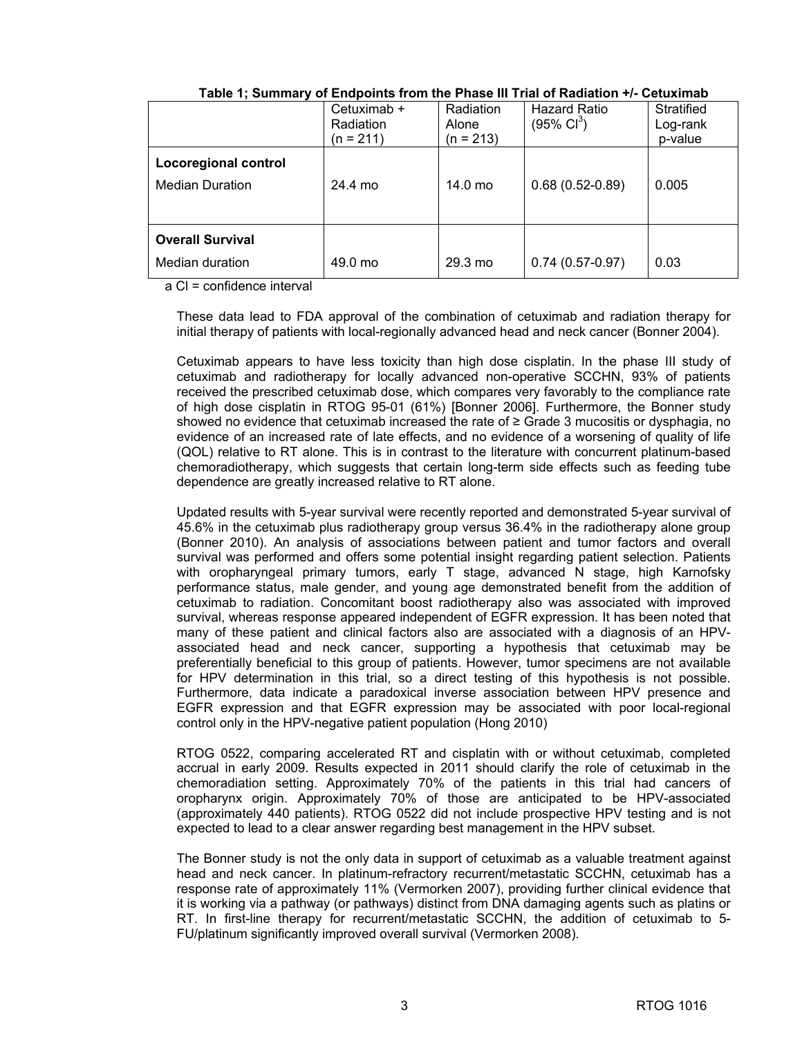**Table 1; Summary of Endpoints from the Phase III Trial of Radiation +/- Cetuximab**

| | Cetuximab + Radiation (n = 211) | Radiation Alone (n = 213) | Hazard Ratio (95% CI[3]) | Stratified Log-rank p-value |
|---|---|---|---|---|
| **Locoregional control** | | | | |
| Median Duration | 24.4 mo | 14.0 mo | 0.68 (0.52-0.89) | 0.005 |
| **Overall Survival** | | | | |
| Median duration | 49.0 mo | 29.3 mo | 0.74 (0.57-0.97) | 0.03 |

a CI = confidence interval

These data lead to FDA approval of the combination of cetuximab and radiation therapy for initial therapy of patients with local-regionally advanced head and neck cancer (Bonner 2004).

Cetuximab appears to have less toxicity than high dose cisplatin. In the phase III study of cetuximab and radiotherapy for locally advanced non-operative SCCHN, 93% of patients received the prescribed cetuximab dose, which compares very favorably to the compliance rate of high dose cisplatin in RTOG 95-01 (61%) [Bonner 2006]. Furthermore, the Bonner study showed no evidence that cetuximab increased the rate of ≥ Grade 3 mucositis or dysphagia, no evidence of an increased rate of late effects, and no evidence of a worsening of quality of life (QOL) relative to RT alone. This is in contrast to the literature with concurrent platinum-based chemoradiotherapy, which suggests that certain long-term side effects such as feeding tube dependence are greatly increased relative to RT alone.

Updated results with 5-year survival were recently reported and demonstrated 5-year survival of 45.6% in the cetuximab plus radiotherapy group versus 36.4% in the radiotherapy alone group (Bonner 2010). An analysis of associations between patient and tumor factors and overall survival was performed and offers some potential insight regarding patient selection. Patients with oropharyngeal primary tumors, early T stage, advanced N stage, high Karnofsky performance status, male gender, and young age demonstrated benefit from the addition of cetuximab to radiation. Concomitant boost radiotherapy also was associated with improved survival, whereas response appeared independent of EGFR expression. It has been noted that many of these patient and clinical factors also are associated with a diagnosis of an HPV-associated head and neck cancer, supporting a hypothesis that cetuximab may be preferentially beneficial to this group of patients. However, tumor specimens are not available for HPV determination in this trial, so a direct testing of this hypothesis is not possible. Furthermore, data indicate a paradoxical inverse association between HPV presence and EGFR expression and that EGFR expression may be associated with poor local-regional control only in the HPV-negative patient population (Hong 2010)

RTOG 0522, comparing accelerated RT and cisplatin with or without cetuximab, completed accrual in early 2009. Results expected in 2011 should clarify the role of cetuximab in the chemoradiation setting. Approximately 70% of the patients in this trial had cancers of oropharynx origin. Approximately 70% of those are anticipated to be HPV-associated (approximately 440 patients). RTOG 0522 did not include prospective HPV testing and is not expected to lead to a clear answer regarding best management in the HPV subset.

The Bonner study is not the only data in support of cetuximab as a valuable treatment against head and neck cancer. In platinum-refractory recurrent/metastatic SCCHN, cetuximab has a response rate of approximately 11% (Vermorken 2007), providing further clinical evidence that it is working via a pathway (or pathways) distinct from DNA damaging agents such as platins or RT. In first-line therapy for recurrent/metastatic SCCHN, the addition of cetuximab to 5-FU/platinum significantly improved overall survival (Vermorken 2008).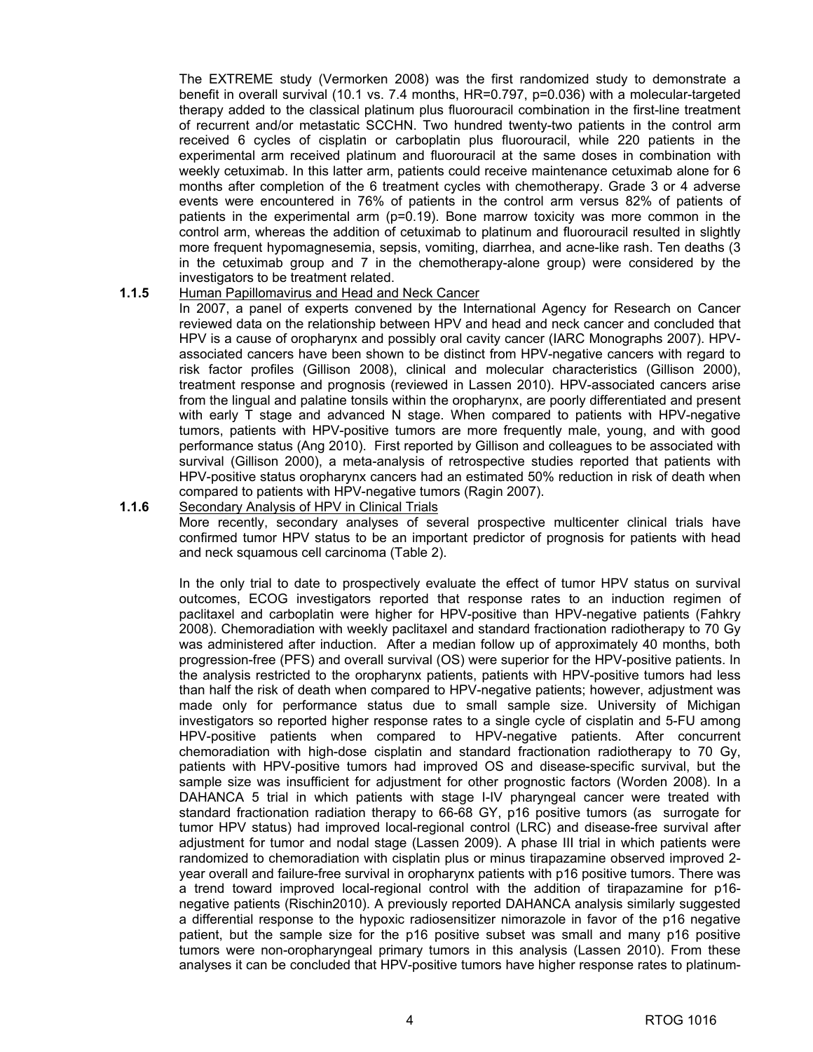The EXTREME study (Vermorken 2008) was the first randomized study to demonstrate a benefit in overall survival (10.1 vs. 7.4 months, HR=0.797, p=0.036) with a molecular-targeted therapy added to the classical platinum plus fluorouracil combination in the first-line treatment of recurrent and/or metastatic SCCHN. Two hundred twenty-two patients in the control arm received 6 cycles of cisplatin or carboplatin plus fluorouracil, while 220 patients in the experimental arm received platinum and fluorouracil at the same doses in combination with weekly cetuximab. In this latter arm, patients could receive maintenance cetuximab alone for 6 months after completion of the 6 treatment cycles with chemotherapy. Grade 3 or 4 adverse events were encountered in 76% of patients in the control arm versus 82% of patients of patients in the experimental arm (p=0.19). Bone marrow toxicity was more common in the control arm, whereas the addition of cetuximab to platinum and fluorouracil resulted in slightly more frequent hypomagnesemia, sepsis, vomiting, diarrhea, and acne-like rash. Ten deaths (3 in the cetuximab group and 7 in the chemotherapy-alone group) were considered by the investigators to be treatment related.

**1.1.5** Human Papillomavirus and Head and Neck Cancer

In 2007, a panel of experts convened by the International Agency for Research on Cancer reviewed data on the relationship between HPV and head and neck cancer and concluded that HPV is a cause of oropharynx and possibly oral cavity cancer (IARC Monographs 2007). HPV-associated cancers have been shown to be distinct from HPV-negative cancers with regard to risk factor profiles (Gillison 2008), clinical and molecular characteristics (Gillison 2000), treatment response and prognosis (reviewed in Lassen 2010). HPV-associated cancers arise from the lingual and palatine tonsils within the oropharynx, are poorly differentiated and present with early T stage and advanced N stage. When compared to patients with HPV-negative tumors, patients with HPV-positive tumors are more frequently male, young, and with good performance status (Ang 2010). First reported by Gillison and colleagues to be associated with survival (Gillison 2000), a meta-analysis of retrospective studies reported that patients with HPV-positive status oropharynx cancers had an estimated 50% reduction in risk of death when compared to patients with HPV-negative tumors (Ragin 2007).

**1.1.6** Secondary Analysis of HPV in Clinical Trials

More recently, secondary analyses of several prospective multicenter clinical trials have confirmed tumor HPV status to be an important predictor of prognosis for patients with head and neck squamous cell carcinoma (Table 2).

In the only trial to date to prospectively evaluate the effect of tumor HPV status on survival outcomes, ECOG investigators reported that response rates to an induction regimen of paclitaxel and carboplatin were higher for HPV-positive than HPV-negative patients (Fahkry 2008). Chemoradiation with weekly paclitaxel and standard fractionation radiotherapy to 70 Gy was administered after induction. After a median follow up of approximately 40 months, both progression-free (PFS) and overall survival (OS) were superior for the HPV-positive patients. In the analysis restricted to the oropharynx patients, patients with HPV-positive tumors had less than half the risk of death when compared to HPV-negative patients; however, adjustment was made only for performance status due to small sample size. University of Michigan investigators so reported higher response rates to a single cycle of cisplatin and 5-FU among HPV-positive patients when compared to HPV-negative patients. After concurrent chemoradiation with high-dose cisplatin and standard fractionation radiotherapy to 70 Gy, patients with HPV-positive tumors had improved OS and disease-specific survival, but the sample size was insufficient for adjustment for other prognostic factors (Worden 2008). In a DAHANCA 5 trial in which patients with stage I-IV pharyngeal cancer were treated with standard fractionation radiation therapy to 66-68 GY, p16 positive tumors (as surrogate for tumor HPV status) had improved local-regional control (LRC) and disease-free survival after adjustment for tumor and nodal stage (Lassen 2009). A phase III trial in which patients were randomized to chemoradiation with cisplatin plus or minus tirapazamine observed improved 2-year overall and failure-free survival in oropharynx patients with p16 positive tumors. There was a trend toward improved local-regional control with the addition of tirapazamine for p16-negative patients (Rischin2010). A previously reported DAHANCA analysis similarly suggested a differential response to the hypoxic radiosensitizer nimorazole in favor of the p16 negative patient, but the sample size for the p16 positive subset was small and many p16 positive tumors were non-oropharyngeal primary tumors in this analysis (Lassen 2010). From these analyses it can be concluded that HPV-positive tumors have higher response rates to platinum-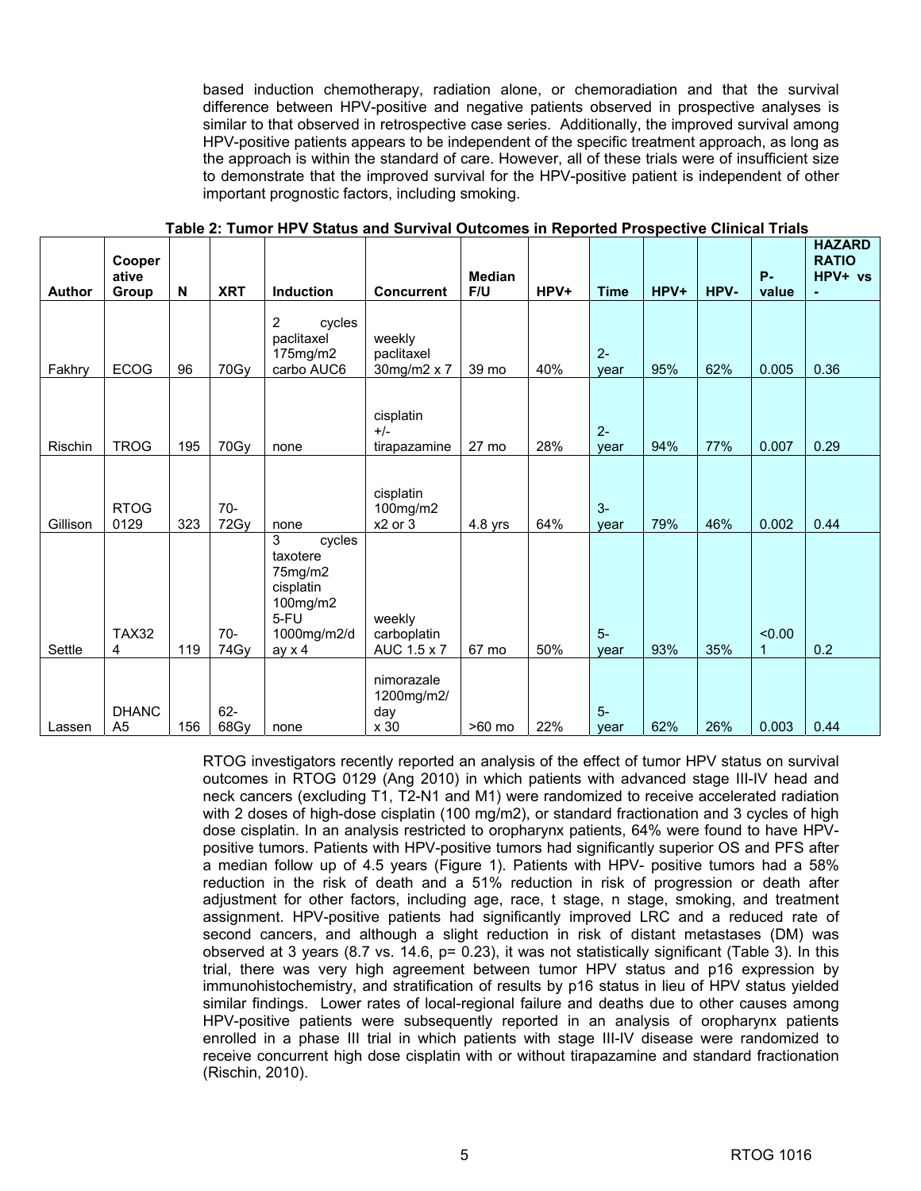based induction chemotherapy, radiation alone, or chemoradiation and that the survival difference between HPV-positive and negative patients observed in prospective analyses is similar to that observed in retrospective case series. Additionally, the improved survival among HPV-positive patients appears to be independent of the specific treatment approach, as long as the approach is within the standard of care. However, all of these trials were of insufficient size to demonstrate that the improved survival for the HPV-positive patient is independent of other important prognostic factors, including smoking.

**Table 2: Tumor HPV Status and Survival Outcomes in Reported Prospective Clinical Trials**

| Author | Cooperative Group | N | XRT | Induction | Concurrent | Median F/U | HPV+ | Time | HPV+ | HPV- | P-value | HAZARD RATIO HPV+ vs - |
|---|---|---|---|---|---|---|---|---|---|---|---|---|
| Fakhry | ECOG | 96 | 70Gy | 2 cycles paclitaxel 175mg/m2 carbo AUC6 | weekly paclitaxel 30mg/m2 x 7 | 39 mo | 40% | 2-year | 95% | 62% | 0.005 | 0.36 |
| Rischin | TROG | 195 | 70Gy | none | cisplatin +/- tirapazamine | 27 mo | 28% | 2-year | 94% | 77% | 0.007 | 0.29 |
| Gillison | RTOG 0129 | 323 | 70-72Gy | none | cisplatin 100mg/m2 x2 or 3 | 4.8 yrs | 64% | 3-year | 79% | 46% | 0.002 | 0.44 |
| Settle | TAX324 | 119 | 70-74Gy | 3 cycles taxotere 75mg/m2 cisplatin 100mg/m2 5-FU 1000mg/m2/day x 4 | weekly carboplatin AUC 1.5 x 7 | 67 mo | 50% | 5-year | 93% | 35% | <0.001 | 0.2 |
| Lassen | DHANCA5 | 156 | 62-68Gy | none | nimorazale 1200mg/m2/day x 30 | >60 mo | 22% | 5-year | 62% | 26% | 0.003 | 0.44 |

RTOG investigators recently reported an analysis of the effect of tumor HPV status on survival outcomes in RTOG 0129 (Ang 2010) in which patients with advanced stage III-IV head and neck cancers (excluding T1, T2-N1 and M1) were randomized to receive accelerated radiation with 2 doses of high-dose cisplatin (100 mg/m2), or standard fractionation and 3 cycles of high dose cisplatin. In an analysis restricted to oropharynx patients, 64% were found to have HPV-positive tumors. Patients with HPV-positive tumors had significantly superior OS and PFS after a median follow up of 4.5 years (Figure 1). Patients with HPV- positive tumors had a 58% reduction in the risk of death and a 51% reduction in risk of progression or death after adjustment for other factors, including age, race, t stage, n stage, smoking, and treatment assignment. HPV-positive patients had significantly improved LRC and a reduced rate of second cancers, and although a slight reduction in risk of distant metastases (DM) was observed at 3 years (8.7 vs. 14.6, p= 0.23), it was not statistically significant (Table 3). In this trial, there was very high agreement between tumor HPV status and p16 expression by immunohistochemistry, and stratification of results by p16 status in lieu of HPV status yielded similar findings. Lower rates of local-regional failure and deaths due to other causes among HPV-positive patients were subsequently reported in an analysis of oropharynx patients enrolled in a phase III trial in which patients with stage III-IV disease were randomized to receive concurrent high dose cisplatin with or without tirapazamine and standard fractionation (Rischin, 2010).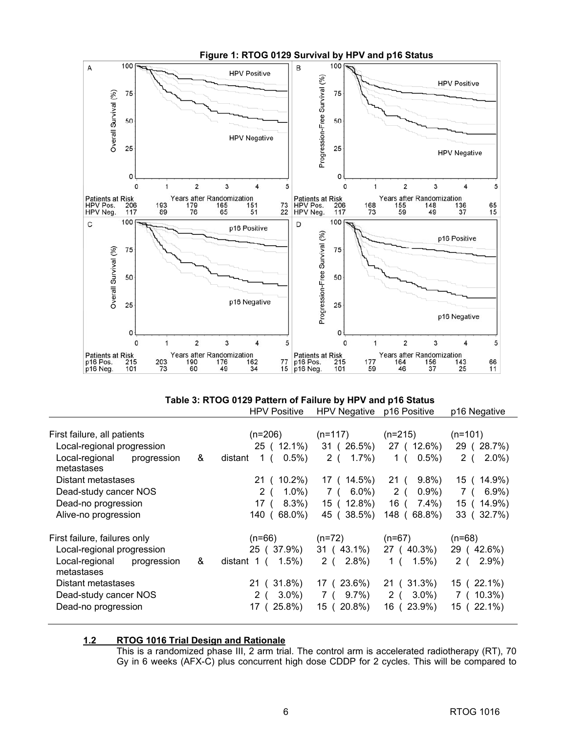**Figure 1: RTOG 0129 Survival by HPV and p16 Status**

| Patients at Risk | 0 | 1 | 2 | 3 | 4 | 5 |
|---|---|---|---|---|---|---|
| A – Overall Survival: HPV Pos. | 206 | 193 | 179 | 165 | 151 | 73 |
| A – Overall Survival: HPV Neg. | 117 | 89 | 76 | 65 | 51 | 22 |
| B – Progression-Free Survival: HPV Pos. | 206 | 168 | 155 | 148 | 136 | 65 |
| B – Progression-Free Survival: HPV Neg. | 117 | 73 | 59 | 49 | 37 | 15 |
| C – Overall Survival: p16 Pos. | 215 | 203 | 190 | 176 | 162 | 77 |
| C – Overall Survival: p16 Neg. | 101 | 73 | 60 | 49 | 34 | 15 |
| D – Progression-Free Survival: p16 Pos. | 215 | 177 | 164 | 156 | 143 | 66 |
| D – Progression-Free Survival: p16 Neg. | 101 | 59 | 46 | 37 | 25 | 11 |

**Table 3: RTOG 0129 Pattern of Failure by HPV and p16 Status**

| | HPV Positive | HPV Negative | p16 Positive | p16 Negative |
|---|---|---|---|---|
| First failure, all patients | (n=206) | (n=117) | (n=215) | (n=101) |
| Local-regional progression | 25 ( 12.1%) | 31 ( 26.5%) | 27 ( 12.6%) | 29 ( 28.7%) |
| Local-regional progression & distant metastases | 1 ( 0.5%) | 2 ( 1.7%) | 1 ( 0.5%) | 2 ( 2.0%) |
| Distant metastases | 21 ( 10.2%) | 17 ( 14.5%) | 21 ( 9.8%) | 15 ( 14.9%) |
| Dead-study cancer NOS | 2 ( 1.0%) | 7 ( 6.0%) | 2 ( 0.9%) | 7 ( 6.9%) |
| Dead-no progression | 17 ( 8.3%) | 15 ( 12.8%) | 16 ( 7.4%) | 15 ( 14.9%) |
| Alive-no progression | 140 ( 68.0%) | 45 ( 38.5%) | 148 ( 68.8%) | 33 ( 32.7%) |
| First failure, failures only | (n=66) | (n=72) | (n=67) | (n=68) |
| Local-regional progression | 25 ( 37.9%) | 31 ( 43.1%) | 27 ( 40.3%) | 29 ( 42.6%) |
| Local-regional progression & distant metastases | 1 ( 1.5%) | 2 ( 2.8%) | 1 ( 1.5%) | 2 ( 2.9%) |
| Distant metastases | 21 ( 31.8%) | 17 ( 23.6%) | 21 ( 31.3%) | 15 ( 22.1%) |
| Dead-study cancer NOS | 2 ( 3.0%) | 7 ( 9.7%) | 2 ( 3.0%) | 7 ( 10.3%) |
| Dead-no progression | 17 ( 25.8%) | 15 ( 20.8%) | 16 ( 23.9%) | 15 ( 22.1%) |

## 1.2 RTOG 1016 Trial Design and Rationale

This is a randomized phase III, 2 arm trial. The control arm is accelerated radiotherapy (RT), 70 Gy in 6 weeks (AFX-C) plus concurrent high dose CDDP for 2 cycles. This will be compared to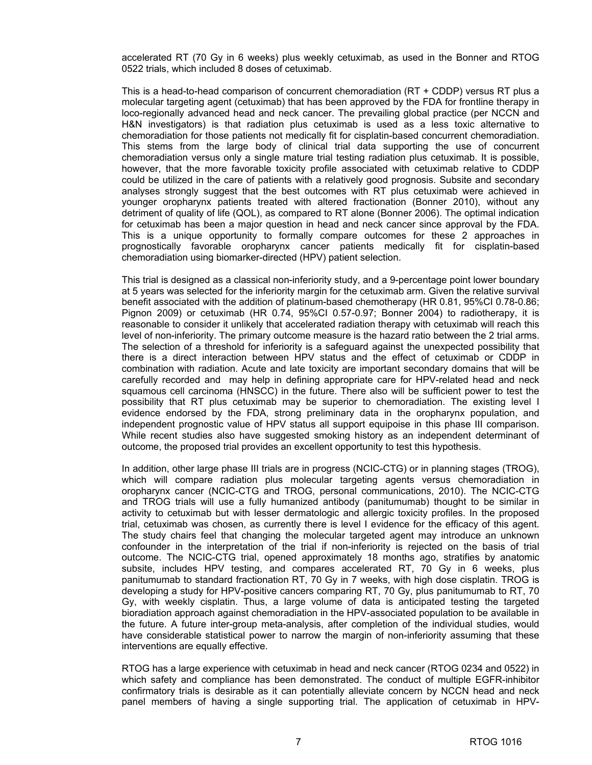accelerated RT (70 Gy in 6 weeks) plus weekly cetuximab, as used in the Bonner and RTOG 0522 trials, which included 8 doses of cetuximab.

This is a head-to-head comparison of concurrent chemoradiation (RT + CDDP) versus RT plus a molecular targeting agent (cetuximab) that has been approved by the FDA for frontline therapy in loco-regionally advanced head and neck cancer. The prevailing global practice (per NCCN and H&N investigators) is that radiation plus cetuximab is used as a less toxic alternative to chemoradiation for those patients not medically fit for cisplatin-based concurrent chemoradiation. This stems from the large body of clinical trial data supporting the use of concurrent chemoradiation versus only a single mature trial testing radiation plus cetuximab. It is possible, however, that the more favorable toxicity profile associated with cetuximab relative to CDDP could be utilized in the care of patients with a relatively good prognosis. Subsite and secondary analyses strongly suggest that the best outcomes with RT plus cetuximab were achieved in younger oropharynx patients treated with altered fractionation (Bonner 2010), without any detriment of quality of life (QOL), as compared to RT alone (Bonner 2006). The optimal indication for cetuximab has been a major question in head and neck cancer since approval by the FDA. This is a unique opportunity to formally compare outcomes for these 2 approaches in prognostically favorable oropharynx cancer patients medically fit for cisplatin-based chemoradiation using biomarker-directed (HPV) patient selection.

This trial is designed as a classical non-inferiority study, and a 9-percentage point lower boundary at 5 years was selected for the inferiority margin for the cetuximab arm. Given the relative survival benefit associated with the addition of platinum-based chemotherapy (HR 0.81, 95%CI 0.78-0.86; Pignon 2009) or cetuximab (HR 0.74, 95%CI 0.57-0.97; Bonner 2004) to radiotherapy, it is reasonable to consider it unlikely that accelerated radiation therapy with cetuximab will reach this level of non-inferiority. The primary outcome measure is the hazard ratio between the 2 trial arms. The selection of a threshold for inferiority is a safeguard against the unexpected possibility that there is a direct interaction between HPV status and the effect of cetuximab or CDDP in combination with radiation. Acute and late toxicity are important secondary domains that will be carefully recorded and may help in defining appropriate care for HPV-related head and neck squamous cell carcinoma (HNSCC) in the future. There also will be sufficient power to test the possibility that RT plus cetuximab may be superior to chemoradiation. The existing level I evidence endorsed by the FDA, strong preliminary data in the oropharynx population, and independent prognostic value of HPV status all support equipoise in this phase III comparison. While recent studies also have suggested smoking history as an independent determinant of outcome, the proposed trial provides an excellent opportunity to test this hypothesis.

In addition, other large phase III trials are in progress (NCIC-CTG) or in planning stages (TROG), which will compare radiation plus molecular targeting agents versus chemoradiation in oropharynx cancer (NCIC-CTG and TROG, personal communications, 2010). The NCIC-CTG and TROG trials will use a fully humanized antibody (panitumumab) thought to be similar in activity to cetuximab but with lesser dermatologic and allergic toxicity profiles. In the proposed trial, cetuximab was chosen, as currently there is level I evidence for the efficacy of this agent. The study chairs feel that changing the molecular targeted agent may introduce an unknown confounder in the interpretation of the trial if non-inferiority is rejected on the basis of trial outcome. The NCIC-CTG trial, opened approximately 18 months ago, stratifies by anatomic subsite, includes HPV testing, and compares accelerated RT, 70 Gy in 6 weeks, plus panitumumab to standard fractionation RT, 70 Gy in 7 weeks, with high dose cisplatin. TROG is developing a study for HPV-positive cancers comparing RT, 70 Gy, plus panitumumab to RT, 70 Gy, with weekly cisplatin. Thus, a large volume of data is anticipated testing the targeted bioradiation approach against chemoradiation in the HPV-associated population to be available in the future. A future inter-group meta-analysis, after completion of the individual studies, would have considerable statistical power to narrow the margin of non-inferiority assuming that these interventions are equally effective.

RTOG has a large experience with cetuximab in head and neck cancer (RTOG 0234 and 0522) in which safety and compliance has been demonstrated. The conduct of multiple EGFR-inhibitor confirmatory trials is desirable as it can potentially alleviate concern by NCCN head and neck panel members of having a single supporting trial. The application of cetuximab in HPV-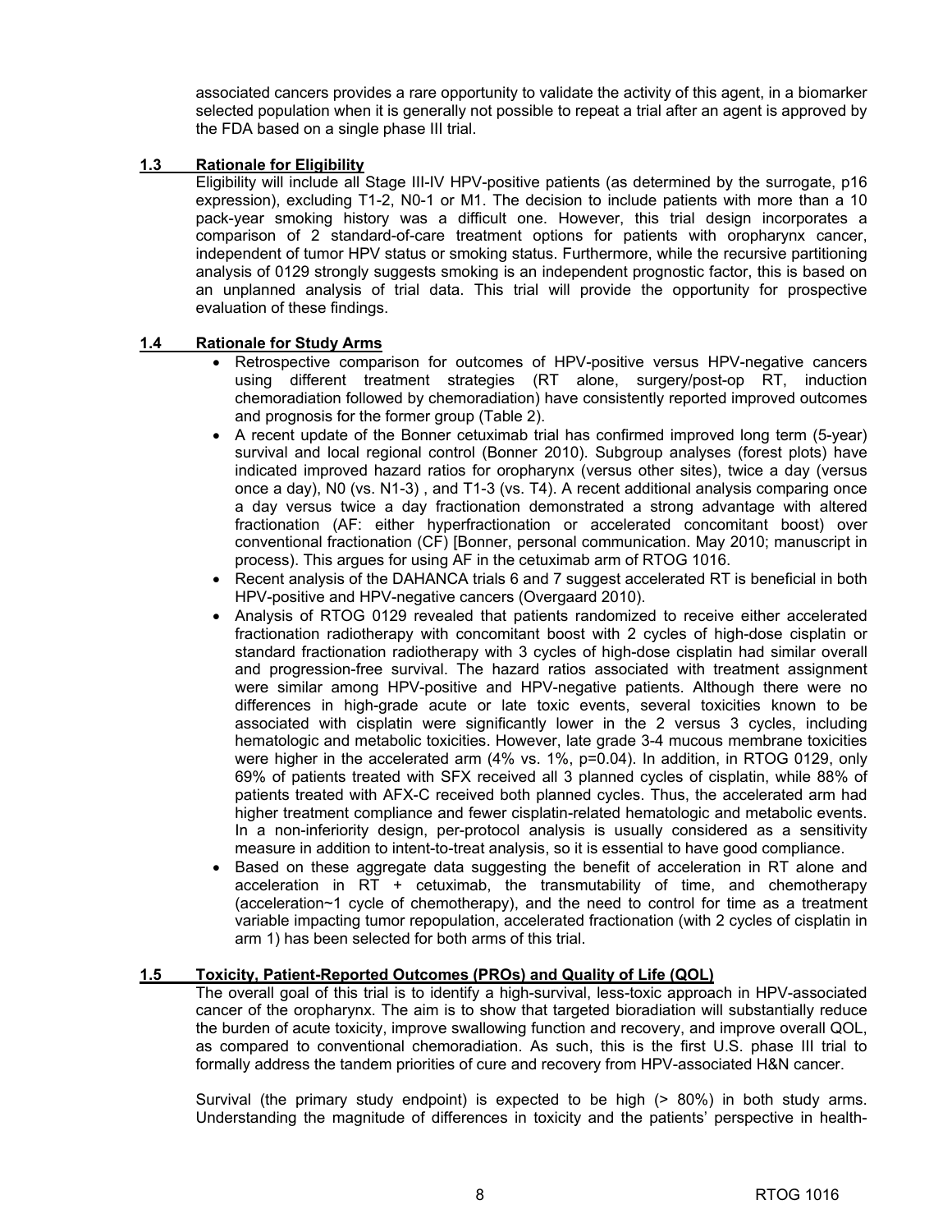associated cancers provides a rare opportunity to validate the activity of this agent, in a biomarker selected population when it is generally not possible to repeat a trial after an agent is approved by the FDA based on a single phase III trial.

### 1.3 Rationale for Eligibility

Eligibility will include all Stage III-IV HPV-positive patients (as determined by the surrogate, p16 expression), excluding T1-2, N0-1 or M1. The decision to include patients with more than a 10 pack-year smoking history was a difficult one. However, this trial design incorporates a comparison of 2 standard-of-care treatment options for patients with oropharynx cancer, independent of tumor HPV status or smoking status. Furthermore, while the recursive partitioning analysis of 0129 strongly suggests smoking is an independent prognostic factor, this is based on an unplanned analysis of trial data. This trial will provide the opportunity for prospective evaluation of these findings.

### 1.4 Rationale for Study Arms

- Retrospective comparison for outcomes of HPV-positive versus HPV-negative cancers using different treatment strategies (RT alone, surgery/post-op RT, induction chemoradiation followed by chemoradiation) have consistently reported improved outcomes and prognosis for the former group (Table 2).
- A recent update of the Bonner cetuximab trial has confirmed improved long term (5-year) survival and local regional control (Bonner 2010). Subgroup analyses (forest plots) have indicated improved hazard ratios for oropharynx (versus other sites), twice a day (versus once a day), N0 (vs. N1-3) , and T1-3 (vs. T4). A recent additional analysis comparing once a day versus twice a day fractionation demonstrated a strong advantage with altered fractionation (AF: either hyperfractionation or accelerated concomitant boost) over conventional fractionation (CF) [Bonner, personal communication. May 2010; manuscript in process). This argues for using AF in the cetuximab arm of RTOG 1016.
- Recent analysis of the DAHANCA trials 6 and 7 suggest accelerated RT is beneficial in both HPV-positive and HPV-negative cancers (Overgaard 2010).
- Analysis of RTOG 0129 revealed that patients randomized to receive either accelerated fractionation radiotherapy with concomitant boost with 2 cycles of high-dose cisplatin or standard fractionation radiotherapy with 3 cycles of high-dose cisplatin had similar overall and progression-free survival. The hazard ratios associated with treatment assignment were similar among HPV-positive and HPV-negative patients. Although there were no differences in high-grade acute or late toxic events, several toxicities known to be associated with cisplatin were significantly lower in the 2 versus 3 cycles, including hematologic and metabolic toxicities. However, late grade 3-4 mucous membrane toxicities were higher in the accelerated arm (4% vs. 1%, p=0.04). In addition, in RTOG 0129, only 69% of patients treated with SFX received all 3 planned cycles of cisplatin, while 88% of patients treated with AFX-C received both planned cycles. Thus, the accelerated arm had higher treatment compliance and fewer cisplatin-related hematologic and metabolic events. In a non-inferiority design, per-protocol analysis is usually considered as a sensitivity measure in addition to intent-to-treat analysis, so it is essential to have good compliance.
- Based on these aggregate data suggesting the benefit of acceleration in RT alone and acceleration in RT + cetuximab, the transmutability of time, and chemotherapy (acceleration~1 cycle of chemotherapy), and the need to control for time as a treatment variable impacting tumor repopulation, accelerated fractionation (with 2 cycles of cisplatin in arm 1) has been selected for both arms of this trial.

### 1.5 Toxicity, Patient-Reported Outcomes (PROs) and Quality of Life (QOL)

The overall goal of this trial is to identify a high-survival, less-toxic approach in HPV-associated cancer of the oropharynx. The aim is to show that targeted bioradiation will substantially reduce the burden of acute toxicity, improve swallowing function and recovery, and improve overall QOL, as compared to conventional chemoradiation. As such, this is the first U.S. phase III trial to formally address the tandem priorities of cure and recovery from HPV-associated H&N cancer.

Survival (the primary study endpoint) is expected to be high (> 80%) in both study arms. Understanding the magnitude of differences in toxicity and the patients' perspective in health-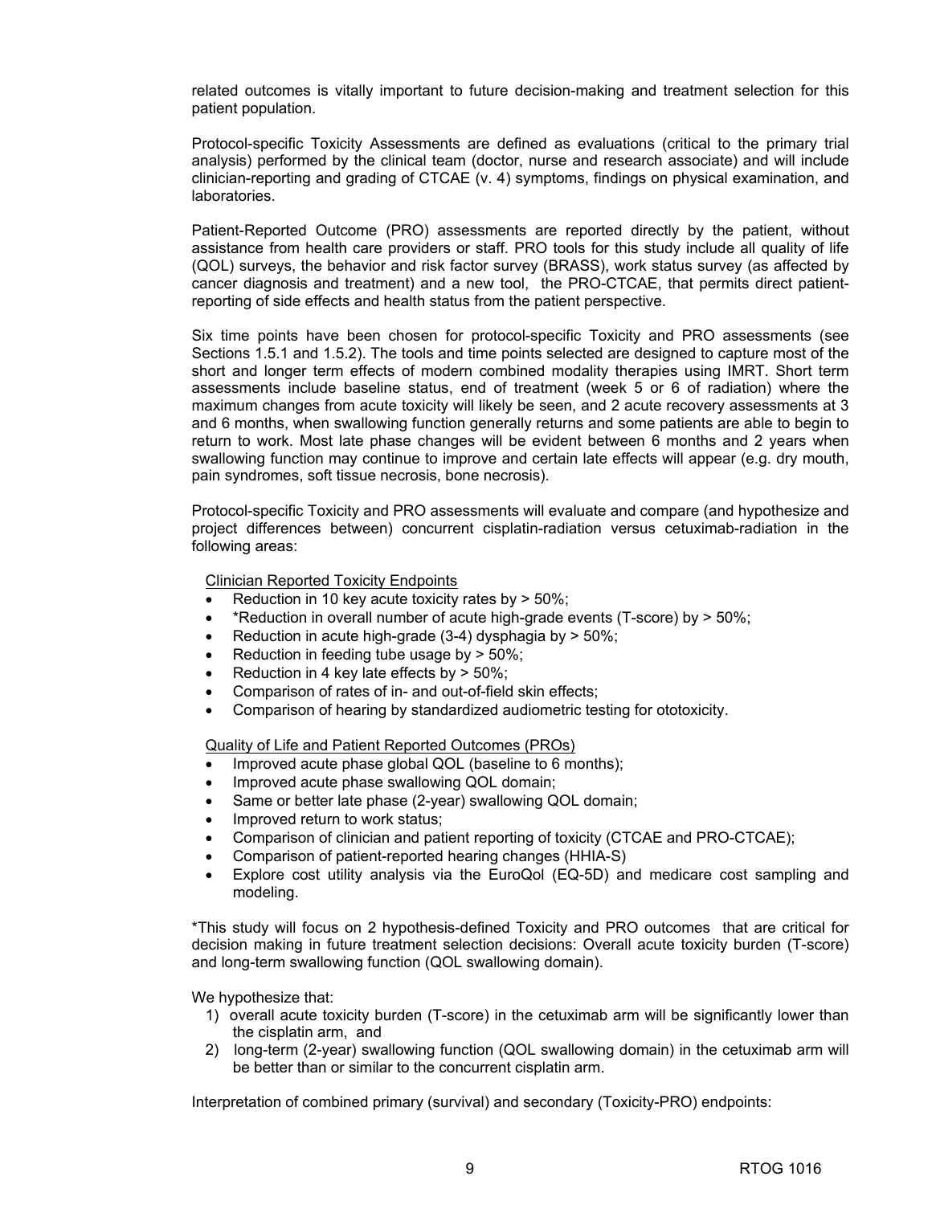related outcomes is vitally important to future decision-making and treatment selection for this patient population.

Protocol-specific Toxicity Assessments are defined as evaluations (critical to the primary trial analysis) performed by the clinical team (doctor, nurse and research associate) and will include clinician-reporting and grading of CTCAE (v. 4) symptoms, findings on physical examination, and laboratories.

Patient-Reported Outcome (PRO) assessments are reported directly by the patient, without assistance from health care providers or staff. PRO tools for this study include all quality of life (QOL) surveys, the behavior and risk factor survey (BRASS), work status survey (as affected by cancer diagnosis and treatment) and a new tool, the PRO-CTCAE, that permits direct patient-reporting of side effects and health status from the patient perspective.

Six time points have been chosen for protocol-specific Toxicity and PRO assessments (see Sections 1.5.1 and 1.5.2). The tools and time points selected are designed to capture most of the short and longer term effects of modern combined modality therapies using IMRT. Short term assessments include baseline status, end of treatment (week 5 or 6 of radiation) where the maximum changes from acute toxicity will likely be seen, and 2 acute recovery assessments at 3 and 6 months, when swallowing function generally returns and some patients are able to begin to return to work. Most late phase changes will be evident between 6 months and 2 years when swallowing function may continue to improve and certain late effects will appear (e.g. dry mouth, pain syndromes, soft tissue necrosis, bone necrosis).

Protocol-specific Toxicity and PRO assessments will evaluate and compare (and hypothesize and project differences between) concurrent cisplatin-radiation versus cetuximab-radiation in the following areas:

Clinician Reported Toxicity Endpoints

- Reduction in 10 key acute toxicity rates by > 50%;
- *Reduction in overall number of acute high-grade events (T-score) by > 50%;
- Reduction in acute high-grade (3-4) dysphagia by > 50%;
- Reduction in feeding tube usage by > 50%;
- Reduction in 4 key late effects by > 50%;
- Comparison of rates of in- and out-of-field skin effects;
- Comparison of hearing by standardized audiometric testing for ototoxicity.

Quality of Life and Patient Reported Outcomes (PROs)

- Improved acute phase global QOL (baseline to 6 months);
- Improved acute phase swallowing QOL domain;
- Same or better late phase (2-year) swallowing QOL domain;
- Improved return to work status;
- Comparison of clinician and patient reporting of toxicity (CTCAE and PRO-CTCAE);
- Comparison of patient-reported hearing changes (HHIA-S)
- Explore cost utility analysis via the EuroQol (EQ-5D) and medicare cost sampling and modeling.

*This study will focus on 2 hypothesis-defined Toxicity and PRO outcomes that are critical for decision making in future treatment selection decisions: Overall acute toxicity burden (T-score) and long-term swallowing function (QOL swallowing domain).

We hypothesize that:

1) overall acute toxicity burden (T-score) in the cetuximab arm will be significantly lower than the cisplatin arm, and
2) long-term (2-year) swallowing function (QOL swallowing domain) in the cetuximab arm will be better than or similar to the concurrent cisplatin arm.

Interpretation of combined primary (survival) and secondary (Toxicity-PRO) endpoints: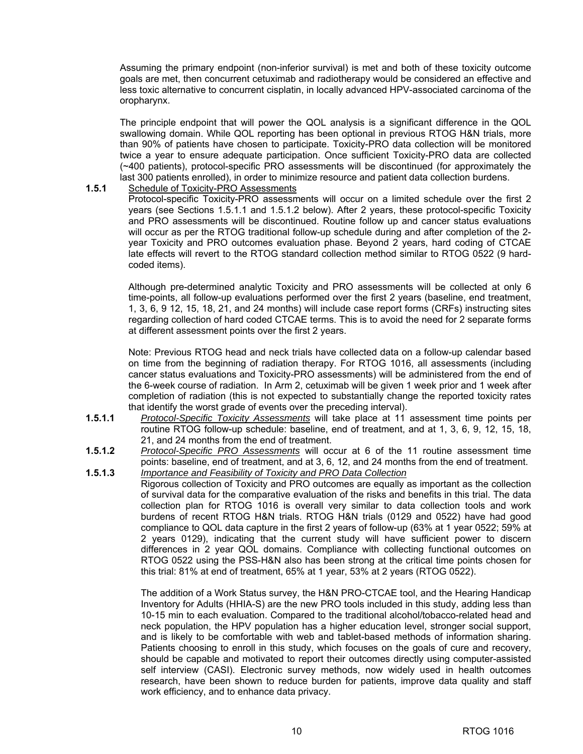Assuming the primary endpoint (non-inferior survival) is met and both of these toxicity outcome goals are met, then concurrent cetuximab and radiotherapy would be considered an effective and less toxic alternative to concurrent cisplatin, in locally advanced HPV-associated carcinoma of the oropharynx.

The principle endpoint that will power the QOL analysis is a significant difference in the QOL swallowing domain. While QOL reporting has been optional in previous RTOG H&N trials, more than 90% of patients have chosen to participate. Toxicity-PRO data collection will be monitored twice a year to ensure adequate participation. Once sufficient Toxicity-PRO data are collected (~400 patients), protocol-specific PRO assessments will be discontinued (for approximately the last 300 patients enrolled), in order to minimize resource and patient data collection burdens.

**1.5.1** Schedule of Toxicity-PRO Assessments

Protocol-specific Toxicity-PRO assessments will occur on a limited schedule over the first 2 years (see Sections 1.5.1.1 and 1.5.1.2 below). After 2 years, these protocol-specific Toxicity and PRO assessments will be discontinued. Routine follow up and cancer status evaluations will occur as per the RTOG traditional follow-up schedule during and after completion of the 2-year Toxicity and PRO outcomes evaluation phase. Beyond 2 years, hard coding of CTCAE late effects will revert to the RTOG standard collection method similar to RTOG 0522 (9 hard-coded items).

Although pre-determined analytic Toxicity and PRO assessments will be collected at only 6 time-points, all follow-up evaluations performed over the first 2 years (baseline, end treatment, 1, 3, 6, 9 12, 15, 18, 21, and 24 months) will include case report forms (CRFs) instructing sites regarding collection of hard coded CTCAE terms. This is to avoid the need for 2 separate forms at different assessment points over the first 2 years.

Note: Previous RTOG head and neck trials have collected data on a follow-up calendar based on time from the beginning of radiation therapy. For RTOG 1016, all assessments (including cancer status evaluations and Toxicity-PRO assessments) will be administered from the end of the 6-week course of radiation. In Arm 2, cetuximab will be given 1 week prior and 1 week after completion of radiation (this is not expected to substantially change the reported toxicity rates that identify the worst grade of events over the preceding interval).

**1.5.1.1** *Protocol-Specific Toxicity Assessments* will take place at 11 assessment time points per routine RTOG follow-up schedule: baseline, end of treatment, and at 1, 3, 6, 9, 12, 15, 18, 21, and 24 months from the end of treatment.

**1.5.1.2** *Protocol-Specific PRO Assessments* will occur at 6 of the 11 routine assessment time points: baseline, end of treatment, and at 3, 6, 12, and 24 months from the end of treatment.

**1.5.1.3** *Importance and Feasibility of Toxicity and PRO Data Collection*

Rigorous collection of Toxicity and PRO outcomes are equally as important as the collection of survival data for the comparative evaluation of the risks and benefits in this trial. The data collection plan for RTOG 1016 is overall very similar to data collection tools and work burdens of recent RTOG H&N trials. RTOG H&N trials (0129 and 0522) have had good compliance to QOL data capture in the first 2 years of follow-up (63% at 1 year 0522; 59% at 2 years 0129), indicating that the current study will have sufficient power to discern differences in 2 year QOL domains. Compliance with collecting functional outcomes on RTOG 0522 using the PSS-H&N also has been strong at the critical time points chosen for this trial: 81% at end of treatment, 65% at 1 year, 53% at 2 years (RTOG 0522).

The addition of a Work Status survey, the H&N PRO-CTCAE tool, and the Hearing Handicap Inventory for Adults (HHIA-S) are the new PRO tools included in this study, adding less than 10-15 min to each evaluation. Compared to the traditional alcohol/tobacco-related head and neck population, the HPV population has a higher education level, stronger social support, and is likely to be comfortable with web and tablet-based methods of information sharing. Patients choosing to enroll in this study, which focuses on the goals of cure and recovery, should be capable and motivated to report their outcomes directly using computer-assisted self interview (CASI). Electronic survey methods, now widely used in health outcomes research, have been shown to reduce burden for patients, improve data quality and staff work efficiency, and to enhance data privacy.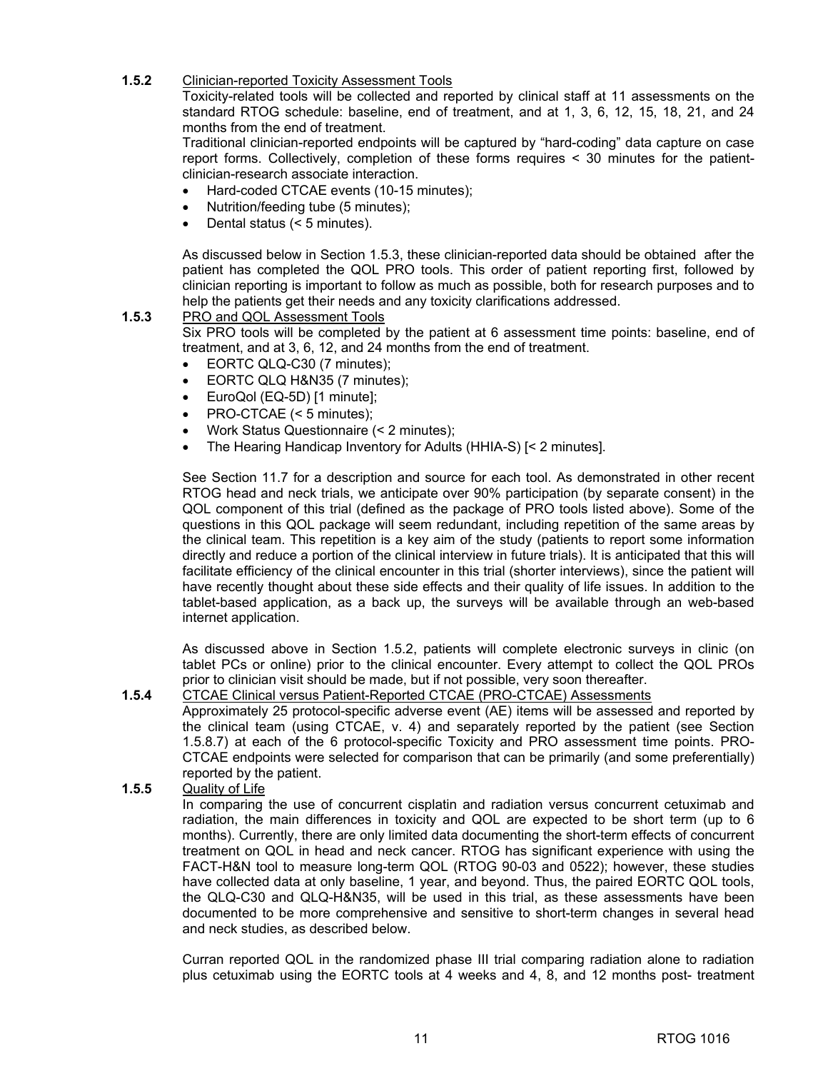**1.5.2** Clinician-reported Toxicity Assessment Tools

Toxicity-related tools will be collected and reported by clinical staff at 11 assessments on the standard RTOG schedule: baseline, end of treatment, and at 1, 3, 6, 12, 15, 18, 21, and 24 months from the end of treatment.

Traditional clinician-reported endpoints will be captured by "hard-coding" data capture on case report forms. Collectively, completion of these forms requires < 30 minutes for the patient-clinician-research associate interaction.

- Hard-coded CTCAE events (10-15 minutes);
- Nutrition/feeding tube (5 minutes);
- Dental status (< 5 minutes).

As discussed below in Section 1.5.3, these clinician-reported data should be obtained after the patient has completed the QOL PRO tools. This order of patient reporting first, followed by clinician reporting is important to follow as much as possible, both for research purposes and to help the patients get their needs and any toxicity clarifications addressed.

**1.5.3** PRO and QOL Assessment Tools

Six PRO tools will be completed by the patient at 6 assessment time points: baseline, end of treatment, and at 3, 6, 12, and 24 months from the end of treatment.

- EORTC QLQ-C30 (7 minutes);
- EORTC QLQ H&N35 (7 minutes);
- EuroQol (EQ-5D) [1 minute];
- PRO-CTCAE (< 5 minutes);
- Work Status Questionnaire (< 2 minutes);
- The Hearing Handicap Inventory for Adults (HHIA-S) [< 2 minutes].

See Section 11.7 for a description and source for each tool. As demonstrated in other recent RTOG head and neck trials, we anticipate over 90% participation (by separate consent) in the QOL component of this trial (defined as the package of PRO tools listed above). Some of the questions in this QOL package will seem redundant, including repetition of the same areas by the clinical team. This repetition is a key aim of the study (patients to report some information directly and reduce a portion of the clinical interview in future trials). It is anticipated that this will facilitate efficiency of the clinical encounter in this trial (shorter interviews), since the patient will have recently thought about these side effects and their quality of life issues. In addition to the tablet-based application, as a back up, the surveys will be available through an web-based internet application.

As discussed above in Section 1.5.2, patients will complete electronic surveys in clinic (on tablet PCs or online) prior to the clinical encounter. Every attempt to collect the QOL PROs prior to clinician visit should be made, but if not possible, very soon thereafter.

**1.5.4** CTCAE Clinical versus Patient-Reported CTCAE (PRO-CTCAE) Assessments

Approximately 25 protocol-specific adverse event (AE) items will be assessed and reported by the clinical team (using CTCAE, v. 4) and separately reported by the patient (see Section 1.5.8.7) at each of the 6 protocol-specific Toxicity and PRO assessment time points. PRO-CTCAE endpoints were selected for comparison that can be primarily (and some preferentially) reported by the patient.

**1.5.5** Quality of Life

In comparing the use of concurrent cisplatin and radiation versus concurrent cetuximab and radiation, the main differences in toxicity and QOL are expected to be short term (up to 6 months). Currently, there are only limited data documenting the short-term effects of concurrent treatment on QOL in head and neck cancer. RTOG has significant experience with using the FACT-H&N tool to measure long-term QOL (RTOG 90-03 and 0522); however, these studies have collected data at only baseline, 1 year, and beyond. Thus, the paired EORTC QOL tools, the QLQ-C30 and QLQ-H&N35, will be used in this trial, as these assessments have been documented to be more comprehensive and sensitive to short-term changes in several head and neck studies, as described below.

Curran reported QOL in the randomized phase III trial comparing radiation alone to radiation plus cetuximab using the EORTC tools at 4 weeks and 4, 8, and 12 months post- treatment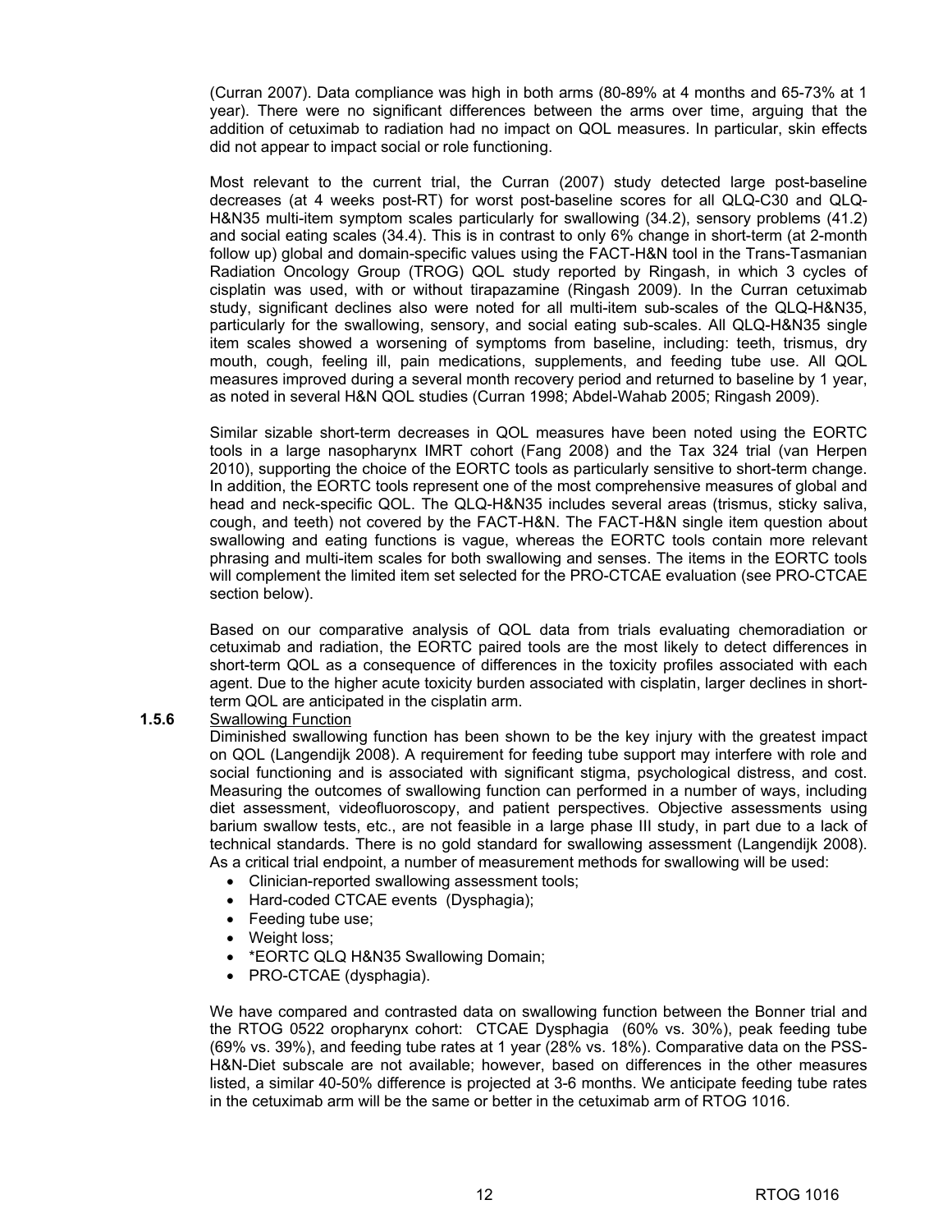(Curran 2007). Data compliance was high in both arms (80-89% at 4 months and 65-73% at 1 year). There were no significant differences between the arms over time, arguing that the addition of cetuximab to radiation had no impact on QOL measures. In particular, skin effects did not appear to impact social or role functioning.

Most relevant to the current trial, the Curran (2007) study detected large post-baseline decreases (at 4 weeks post-RT) for worst post-baseline scores for all QLQ-C30 and QLQ-H&N35 multi-item symptom scales particularly for swallowing (34.2), sensory problems (41.2) and social eating scales (34.4). This is in contrast to only 6% change in short-term (at 2-month follow up) global and domain-specific values using the FACT-H&N tool in the Trans-Tasmanian Radiation Oncology Group (TROG) QOL study reported by Ringash, in which 3 cycles of cisplatin was used, with or without tirapazamine (Ringash 2009). In the Curran cetuximab study, significant declines also were noted for all multi-item sub-scales of the QLQ-H&N35, particularly for the swallowing, sensory, and social eating sub-scales. All QLQ-H&N35 single item scales showed a worsening of symptoms from baseline, including: teeth, trismus, dry mouth, cough, feeling ill, pain medications, supplements, and feeding tube use. All QOL measures improved during a several month recovery period and returned to baseline by 1 year, as noted in several H&N QOL studies (Curran 1998; Abdel-Wahab 2005; Ringash 2009).

Similar sizable short-term decreases in QOL measures have been noted using the EORTC tools in a large nasopharynx IMRT cohort (Fang 2008) and the Tax 324 trial (van Herpen 2010), supporting the choice of the EORTC tools as particularly sensitive to short-term change. In addition, the EORTC tools represent one of the most comprehensive measures of global and head and neck-specific QOL. The QLQ-H&N35 includes several areas (trismus, sticky saliva, cough, and teeth) not covered by the FACT-H&N. The FACT-H&N single item question about swallowing and eating functions is vague, whereas the EORTC tools contain more relevant phrasing and multi-item scales for both swallowing and senses. The items in the EORTC tools will complement the limited item set selected for the PRO-CTCAE evaluation (see PRO-CTCAE section below).

Based on our comparative analysis of QOL data from trials evaluating chemoradiation or cetuximab and radiation, the EORTC paired tools are the most likely to detect differences in short-term QOL as a consequence of differences in the toxicity profiles associated with each agent. Due to the higher acute toxicity burden associated with cisplatin, larger declines in short-term QOL are anticipated in the cisplatin arm.

**1.5.6** Swallowing Function

Diminished swallowing function has been shown to be the key injury with the greatest impact on QOL (Langendijk 2008). A requirement for feeding tube support may interfere with role and social functioning and is associated with significant stigma, psychological distress, and cost. Measuring the outcomes of swallowing function can performed in a number of ways, including diet assessment, videofluoroscopy, and patient perspectives. Objective assessments using barium swallow tests, etc., are not feasible in a large phase III study, in part due to a lack of technical standards. There is no gold standard for swallowing assessment (Langendijk 2008). As a critical trial endpoint, a number of measurement methods for swallowing will be used:

- Clinician-reported swallowing assessment tools;
- Hard-coded CTCAE events (Dysphagia);
- Feeding tube use;
- Weight loss;
- *EORTC QLQ H&N35 Swallowing Domain;
- PRO-CTCAE (dysphagia).

We have compared and contrasted data on swallowing function between the Bonner trial and the RTOG 0522 oropharynx cohort: CTCAE Dysphagia (60% vs. 30%), peak feeding tube (69% vs. 39%), and feeding tube rates at 1 year (28% vs. 18%). Comparative data on the PSS-H&N-Diet subscale are not available; however, based on differences in the other measures listed, a similar 40-50% difference is projected at 3-6 months. We anticipate feeding tube rates in the cetuximab arm will be the same or better in the cetuximab arm of RTOG 1016.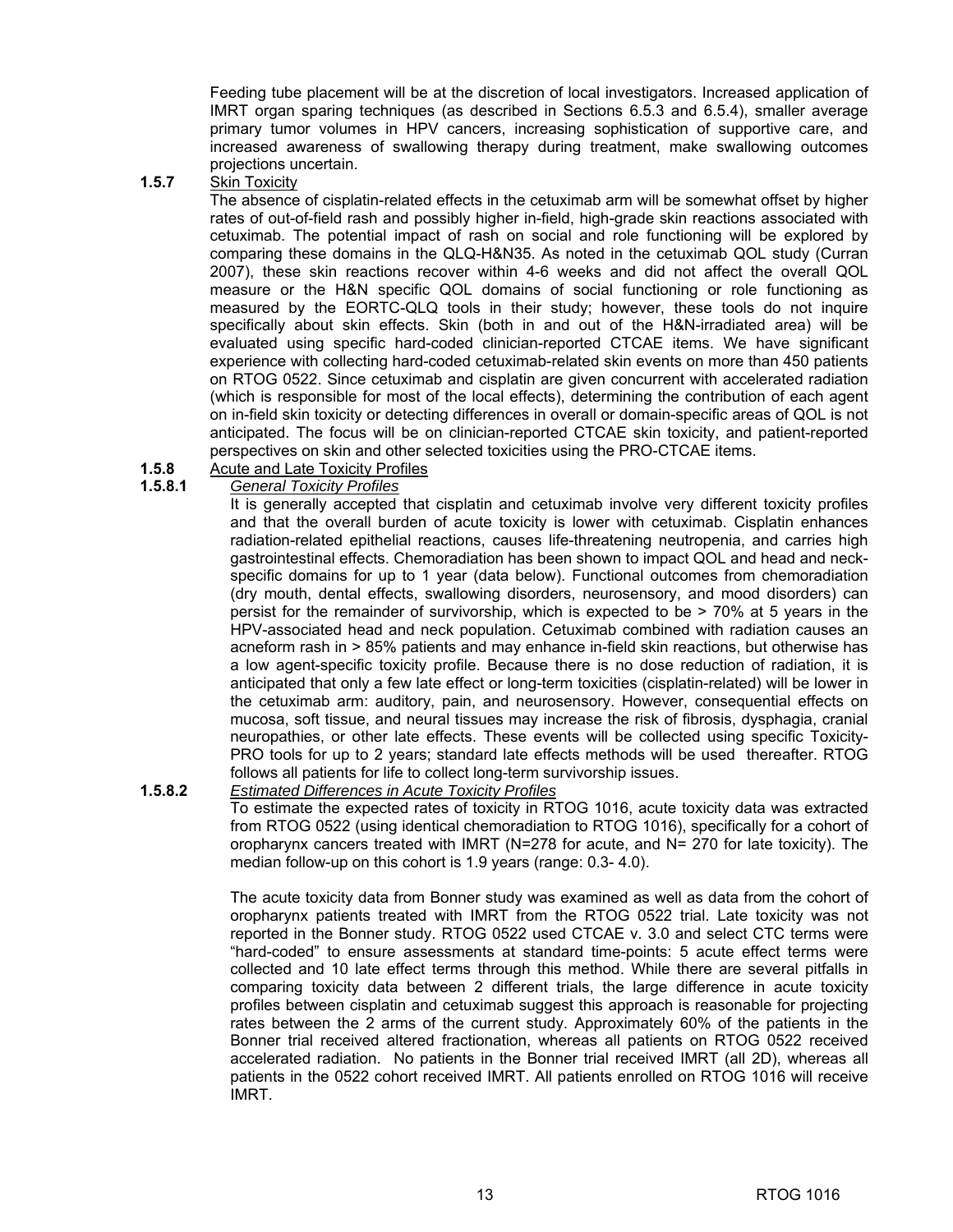Feeding tube placement will be at the discretion of local investigators. Increased application of IMRT organ sparing techniques (as described in Sections 6.5.3 and 6.5.4), smaller average primary tumor volumes in HPV cancers, increasing sophistication of supportive care, and increased awareness of swallowing therapy during treatment, make swallowing outcomes projections uncertain.

**1.5.7** Skin Toxicity

The absence of cisplatin-related effects in the cetuximab arm will be somewhat offset by higher rates of out-of-field rash and possibly higher in-field, high-grade skin reactions associated with cetuximab. The potential impact of rash on social and role functioning will be explored by comparing these domains in the QLQ-H&N35. As noted in the cetuximab QOL study (Curran 2007), these skin reactions recover within 4-6 weeks and did not affect the overall QOL measure or the H&N specific QOL domains of social functioning or role functioning as measured by the EORTC-QLQ tools in their study; however, these tools do not inquire specifically about skin effects. Skin (both in and out of the H&N-irradiated area) will be evaluated using specific hard-coded clinician-reported CTCAE items. We have significant experience with collecting hard-coded cetuximab-related skin events on more than 450 patients on RTOG 0522. Since cetuximab and cisplatin are given concurrent with accelerated radiation (which is responsible for most of the local effects), determining the contribution of each agent on in-field skin toxicity or detecting differences in overall or domain-specific areas of QOL is not anticipated. The focus will be on clinician-reported CTCAE skin toxicity, and patient-reported perspectives on skin and other selected toxicities using the PRO-CTCAE items.

**1.5.8** Acute and Late Toxicity Profiles

**1.5.8.1** *General Toxicity Profiles*

It is generally accepted that cisplatin and cetuximab involve very different toxicity profiles and that the overall burden of acute toxicity is lower with cetuximab. Cisplatin enhances radiation-related epithelial reactions, causes life-threatening neutropenia, and carries high gastrointestinal effects. Chemoradiation has been shown to impact QOL and head and neck-specific domains for up to 1 year (data below). Functional outcomes from chemoradiation (dry mouth, dental effects, swallowing disorders, neurosensory, and mood disorders) can persist for the remainder of survivorship, which is expected to be > 70% at 5 years in the HPV-associated head and neck population. Cetuximab combined with radiation causes an acneform rash in > 85% patients and may enhance in-field skin reactions, but otherwise has a low agent-specific toxicity profile. Because there is no dose reduction of radiation, it is anticipated that only a few late effect or long-term toxicities (cisplatin-related) will be lower in the cetuximab arm: auditory, pain, and neurosensory. However, consequential effects on mucosa, soft tissue, and neural tissues may increase the risk of fibrosis, dysphagia, cranial neuropathies, or other late effects. These events will be collected using specific Toxicity-PRO tools for up to 2 years; standard late effects methods will be used thereafter. RTOG follows all patients for life to collect long-term survivorship issues.

**1.5.8.2** *Estimated Differences in Acute Toxicity Profiles*

To estimate the expected rates of toxicity in RTOG 1016, acute toxicity data was extracted from RTOG 0522 (using identical chemoradiation to RTOG 1016), specifically for a cohort of oropharynx cancers treated with IMRT (N=278 for acute, and N= 270 for late toxicity). The median follow-up on this cohort is 1.9 years (range: 0.3- 4.0).

The acute toxicity data from Bonner study was examined as well as data from the cohort of oropharynx patients treated with IMRT from the RTOG 0522 trial. Late toxicity was not reported in the Bonner study. RTOG 0522 used CTCAE v. 3.0 and select CTC terms were "hard-coded" to ensure assessments at standard time-points: 5 acute effect terms were collected and 10 late effect terms through this method. While there are several pitfalls in comparing toxicity data between 2 different trials, the large difference in acute toxicity profiles between cisplatin and cetuximab suggest this approach is reasonable for projecting rates between the 2 arms of the current study. Approximately 60% of the patients in the Bonner trial received altered fractionation, whereas all patients on RTOG 0522 received accelerated radiation. No patients in the Bonner trial received IMRT (all 2D), whereas all patients in the 0522 cohort received IMRT. All patients enrolled on RTOG 1016 will receive IMRT.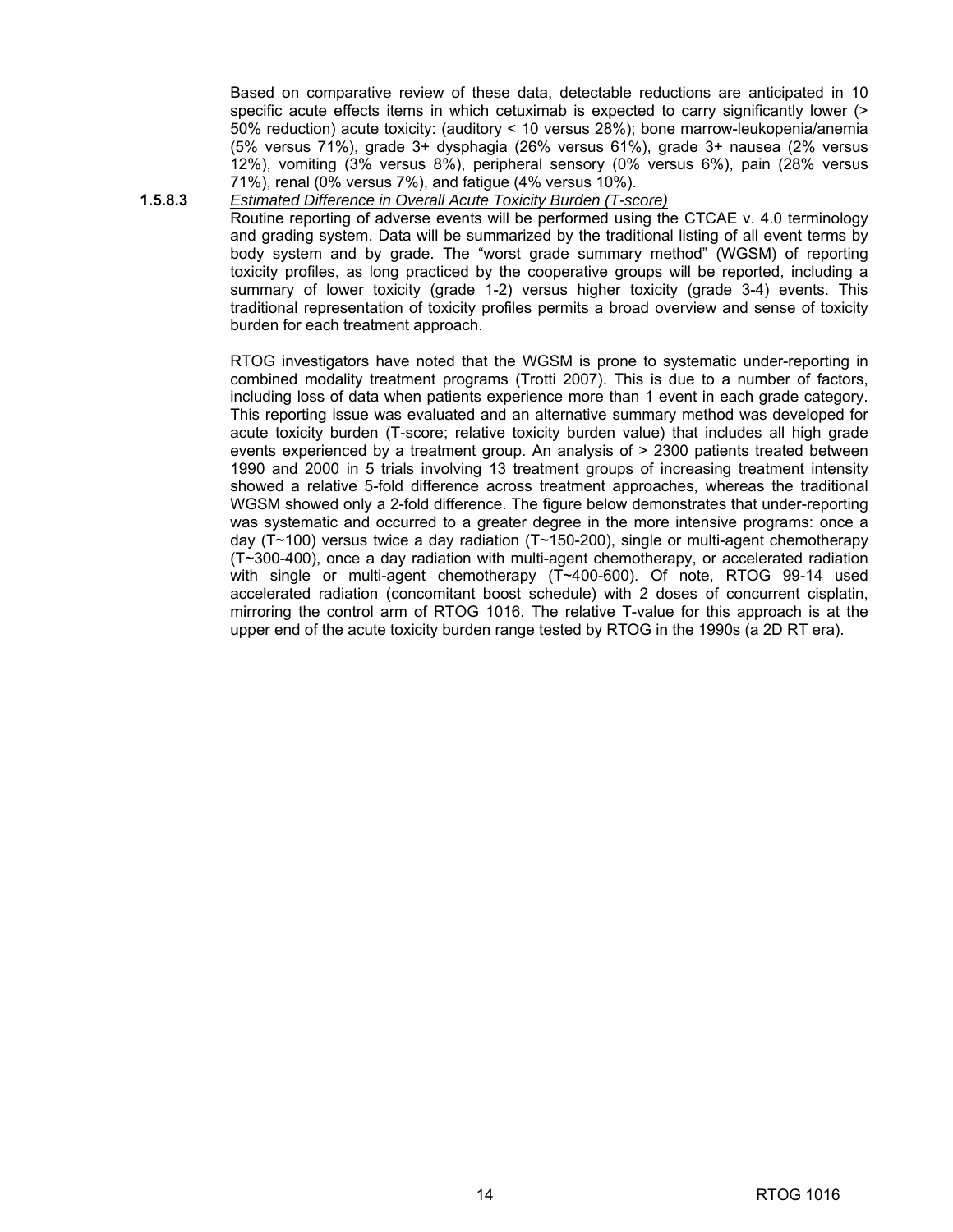Based on comparative review of these data, detectable reductions are anticipated in 10 specific acute effects items in which cetuximab is expected to carry significantly lower (> 50% reduction) acute toxicity: (auditory < 10 versus 28%); bone marrow-leukopenia/anemia (5% versus 71%), grade 3+ dysphagia (26% versus 61%), grade 3+ nausea (2% versus 12%), vomiting (3% versus 8%), peripheral sensory (0% versus 6%), pain (28% versus 71%), renal (0% versus 7%), and fatigue (4% versus 10%).

**1.5.8.3** *Estimated Difference in Overall Acute Toxicity Burden (T-score)*

Routine reporting of adverse events will be performed using the CTCAE v. 4.0 terminology and grading system. Data will be summarized by the traditional listing of all event terms by body system and by grade. The "worst grade summary method" (WGSM) of reporting toxicity profiles, as long practiced by the cooperative groups will be reported, including a summary of lower toxicity (grade 1-2) versus higher toxicity (grade 3-4) events. This traditional representation of toxicity profiles permits a broad overview and sense of toxicity burden for each treatment approach.

RTOG investigators have noted that the WGSM is prone to systematic under-reporting in combined modality treatment programs (Trotti 2007). This is due to a number of factors, including loss of data when patients experience more than 1 event in each grade category. This reporting issue was evaluated and an alternative summary method was developed for acute toxicity burden (T-score; relative toxicity burden value) that includes all high grade events experienced by a treatment group. An analysis of > 2300 patients treated between 1990 and 2000 in 5 trials involving 13 treatment groups of increasing treatment intensity showed a relative 5-fold difference across treatment approaches, whereas the traditional WGSM showed only a 2-fold difference. The figure below demonstrates that under-reporting was systematic and occurred to a greater degree in the more intensive programs: once a day (T~100) versus twice a day radiation (T~150-200), single or multi-agent chemotherapy (T~300-400), once a day radiation with multi-agent chemotherapy, or accelerated radiation with single or multi-agent chemotherapy (T~400-600). Of note, RTOG 99-14 used accelerated radiation (concomitant boost schedule) with 2 doses of concurrent cisplatin, mirroring the control arm of RTOG 1016. The relative T-value for this approach is at the upper end of the acute toxicity burden range tested by RTOG in the 1990s (a 2D RT era).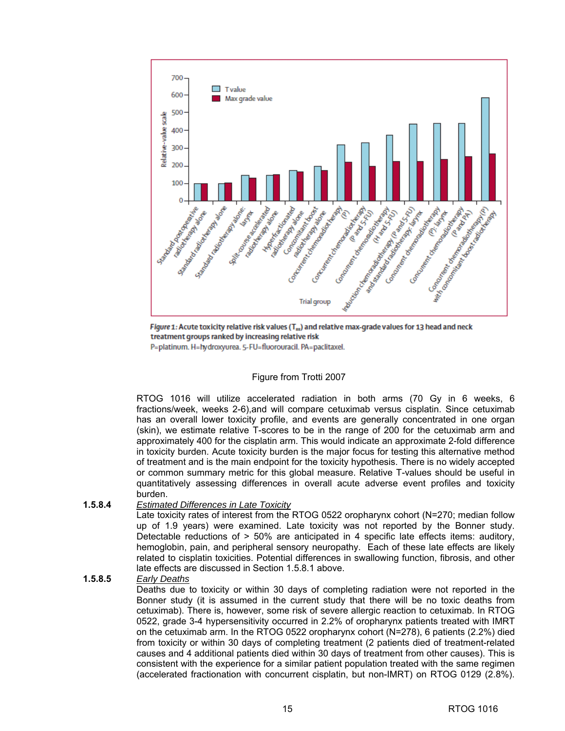Figure 1: Acute toxicity relative risk values ($T_{ax}$) and relative max-grade values for 13 head and neck treatment groups ranked by increasing relative risk

P=platinum. H=hydroxyurea. 5-FU=fluorouracil. PA=paclitaxel.

Figure from Trotti 2007

RTOG 1016 will utilize accelerated radiation in both arms (70 Gy in 6 weeks, 6 fractions/week, weeks 2-6),and will compare cetuximab versus cisplatin. Since cetuximab has an overall lower toxicity profile, and events are generally concentrated in one organ (skin), we estimate relative T-scores to be in the range of 200 for the cetuximab arm and approximately 400 for the cisplatin arm. This would indicate an approximate 2-fold difference in toxicity burden. Acute toxicity burden is the major focus for testing this alternative method of treatment and is the main endpoint for the toxicity hypothesis. There is no widely accepted or common summary metric for this global measure. Relative T-values should be useful in quantitatively assessing differences in overall acute adverse event profiles and toxicity burden.

**1.5.8.4** *Estimated Differences in Late Toxicity*

Late toxicity rates of interest from the RTOG 0522 oropharynx cohort (N=270; median follow up of 1.9 years) were examined. Late toxicity was not reported by the Bonner study. Detectable reductions of > 50% are anticipated in 4 specific late effects items: auditory, hemoglobin, pain, and peripheral sensory neuropathy. Each of these late effects are likely related to cisplatin toxicities. Potential differences in swallowing function, fibrosis, and other late effects are discussed in Section 1.5.8.1 above.

**1.5.8.5** *Early Deaths*

Deaths due to toxicity or within 30 days of completing radiation were not reported in the Bonner study (it is assumed in the current study that there will be no toxic deaths from cetuximab). There is, however, some risk of severe allergic reaction to cetuximab. In RTOG 0522, grade 3-4 hypersensitivity occurred in 2.2% of oropharynx patients treated with IMRT on the cetuximab arm. In the RTOG 0522 oropharynx cohort (N=278), 6 patients (2.2%) died from toxicity or within 30 days of completing treatment (2 patients died of treatment-related causes and 4 additional patients died within 30 days of treatment from other causes). This is consistent with the experience for a similar patient population treated with the same regimen (accelerated fractionation with concurrent cisplatin, but non-IMRT) on RTOG 0129 (2.8%).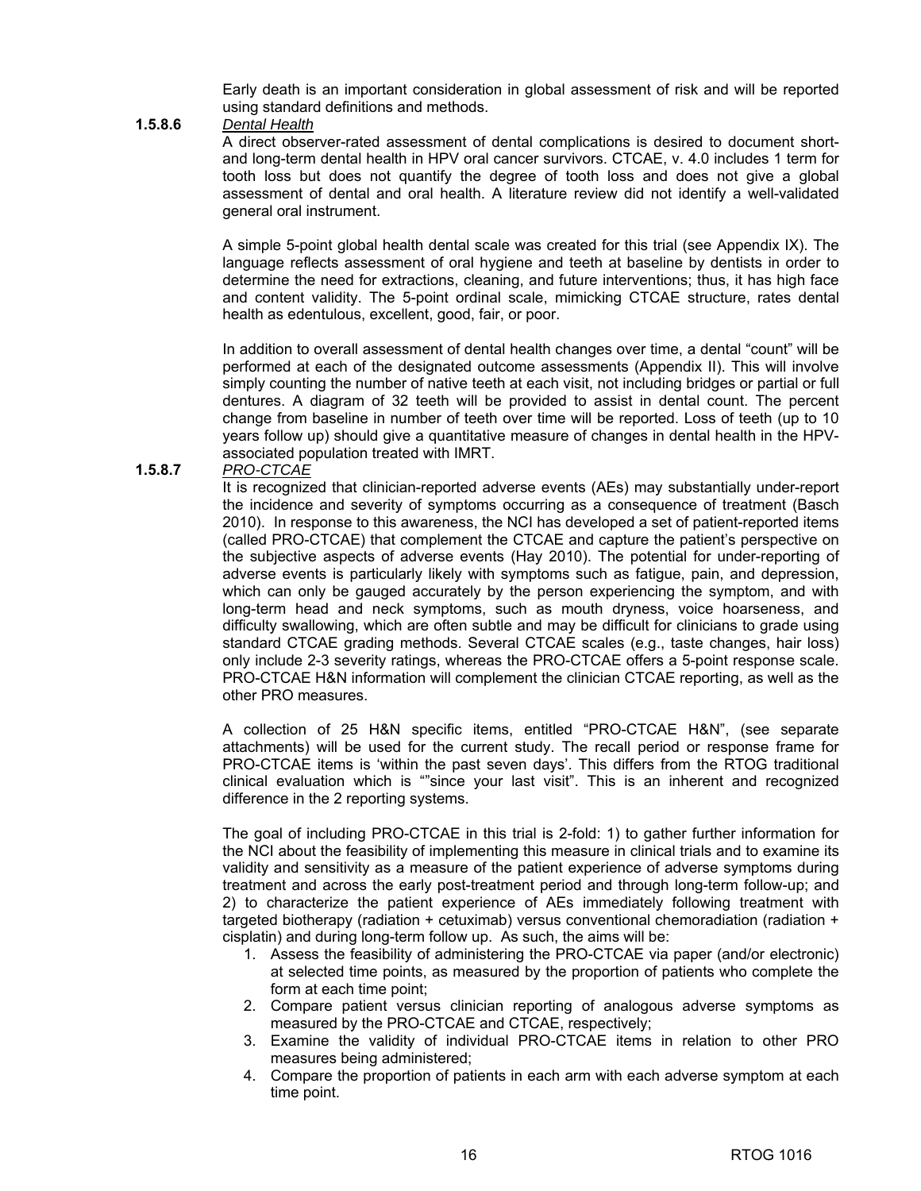Early death is an important consideration in global assessment of risk and will be reported using standard definitions and methods.

#### 1.5.8.6 *Dental Health*

A direct observer-rated assessment of dental complications is desired to document short- and long-term dental health in HPV oral cancer survivors. CTCAE, v. 4.0 includes 1 term for tooth loss but does not quantify the degree of tooth loss and does not give a global assessment of dental and oral health. A literature review did not identify a well-validated general oral instrument.

A simple 5-point global health dental scale was created for this trial (see Appendix IX). The language reflects assessment of oral hygiene and teeth at baseline by dentists in order to determine the need for extractions, cleaning, and future interventions; thus, it has high face and content validity. The 5-point ordinal scale, mimicking CTCAE structure, rates dental health as edentulous, excellent, good, fair, or poor.

In addition to overall assessment of dental health changes over time, a dental "count" will be performed at each of the designated outcome assessments (Appendix II). This will involve simply counting the number of native teeth at each visit, not including bridges or partial or full dentures. A diagram of 32 teeth will be provided to assist in dental count. The percent change from baseline in number of teeth over time will be reported. Loss of teeth (up to 10 years follow up) should give a quantitative measure of changes in dental health in the HPV-associated population treated with IMRT.

#### 1.5.8.7 *PRO-CTCAE*

It is recognized that clinician-reported adverse events (AEs) may substantially under-report the incidence and severity of symptoms occurring as a consequence of treatment (Basch 2010). In response to this awareness, the NCI has developed a set of patient-reported items (called PRO-CTCAE) that complement the CTCAE and capture the patient's perspective on the subjective aspects of adverse events (Hay 2010). The potential for under-reporting of adverse events is particularly likely with symptoms such as fatigue, pain, and depression, which can only be gauged accurately by the person experiencing the symptom, and with long-term head and neck symptoms, such as mouth dryness, voice hoarseness, and difficulty swallowing, which are often subtle and may be difficult for clinicians to grade using standard CTCAE grading methods. Several CTCAE scales (e.g., taste changes, hair loss) only include 2-3 severity ratings, whereas the PRO-CTCAE offers a 5-point response scale. PRO-CTCAE H&N information will complement the clinician CTCAE reporting, as well as the other PRO measures.

A collection of 25 H&N specific items, entitled "PRO-CTCAE H&N", (see separate attachments) will be used for the current study. The recall period or response frame for PRO-CTCAE items is 'within the past seven days'. This differs from the RTOG traditional clinical evaluation which is ""since your last visit". This is an inherent and recognized difference in the 2 reporting systems.

The goal of including PRO-CTCAE in this trial is 2-fold: 1) to gather further information for the NCI about the feasibility of implementing this measure in clinical trials and to examine its validity and sensitivity as a measure of the patient experience of adverse symptoms during treatment and across the early post-treatment period and through long-term follow-up; and 2) to characterize the patient experience of AEs immediately following treatment with targeted biotherapy (radiation + cetuximab) versus conventional chemoradiation (radiation + cisplatin) and during long-term follow up. As such, the aims will be:

1. Assess the feasibility of administering the PRO-CTCAE via paper (and/or electronic) at selected time points, as measured by the proportion of patients who complete the form at each time point;
2. Compare patient versus clinician reporting of analogous adverse symptoms as measured by the PRO-CTCAE and CTCAE, respectively;
3. Examine the validity of individual PRO-CTCAE items in relation to other PRO measures being administered;
4. Compare the proportion of patients in each arm with each adverse symptom at each time point.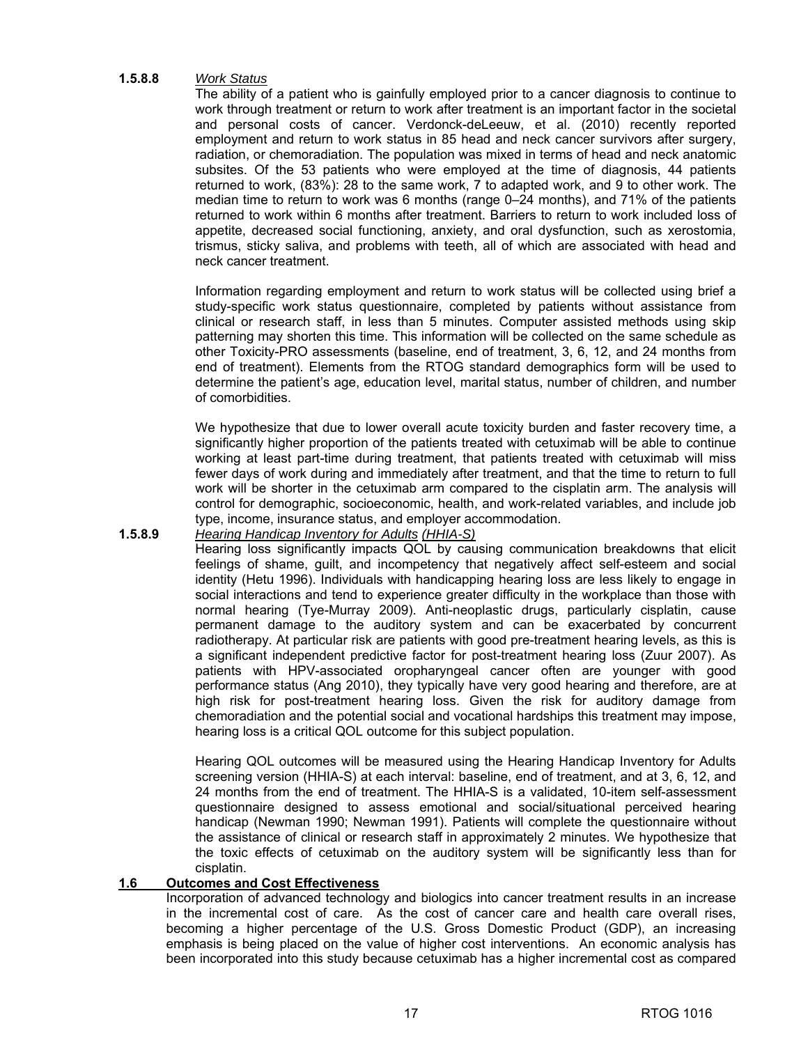**1.5.8.8** *Work Status*

The ability of a patient who is gainfully employed prior to a cancer diagnosis to continue to work through treatment or return to work after treatment is an important factor in the societal and personal costs of cancer. Verdonck-deLeeuw, et al. (2010) recently reported employment and return to work status in 85 head and neck cancer survivors after surgery, radiation, or chemoradiation. The population was mixed in terms of head and neck anatomic subsites. Of the 53 patients who were employed at the time of diagnosis, 44 patients returned to work, (83%): 28 to the same work, 7 to adapted work, and 9 to other work. The median time to return to work was 6 months (range 0–24 months), and 71% of the patients returned to work within 6 months after treatment. Barriers to return to work included loss of appetite, decreased social functioning, anxiety, and oral dysfunction, such as xerostomia, trismus, sticky saliva, and problems with teeth, all of which are associated with head and neck cancer treatment.

Information regarding employment and return to work status will be collected using brief a study-specific work status questionnaire, completed by patients without assistance from clinical or research staff, in less than 5 minutes. Computer assisted methods using skip patterning may shorten this time. This information will be collected on the same schedule as other Toxicity-PRO assessments (baseline, end of treatment, 3, 6, 12, and 24 months from end of treatment). Elements from the RTOG standard demographics form will be used to determine the patient's age, education level, marital status, number of children, and number of comorbidities.

We hypothesize that due to lower overall acute toxicity burden and faster recovery time, a significantly higher proportion of the patients treated with cetuximab will be able to continue working at least part-time during treatment, that patients treated with cetuximab will miss fewer days of work during and immediately after treatment, and that the time to return to full work will be shorter in the cetuximab arm compared to the cisplatin arm. The analysis will control for demographic, socioeconomic, health, and work-related variables, and include job type, income, insurance status, and employer accommodation.

**1.5.8.9** *Hearing Handicap Inventory for Adults (HHIA-S)*

Hearing loss significantly impacts QOL by causing communication breakdowns that elicit feelings of shame, guilt, and incompetency that negatively affect self-esteem and social identity (Hetu 1996). Individuals with handicapping hearing loss are less likely to engage in social interactions and tend to experience greater difficulty in the workplace than those with normal hearing (Tye-Murray 2009). Anti-neoplastic drugs, particularly cisplatin, cause permanent damage to the auditory system and can be exacerbated by concurrent radiotherapy. At particular risk are patients with good pre-treatment hearing levels, as this is a significant independent predictive factor for post-treatment hearing loss (Zuur 2007). As patients with HPV-associated oropharyngeal cancer often are younger with good performance status (Ang 2010), they typically have very good hearing and therefore, are at high risk for post-treatment hearing loss. Given the risk for auditory damage from chemoradiation and the potential social and vocational hardships this treatment may impose, hearing loss is a critical QOL outcome for this subject population.

Hearing QOL outcomes will be measured using the Hearing Handicap Inventory for Adults screening version (HHIA-S) at each interval: baseline, end of treatment, and at 3, 6, 12, and 24 months from the end of treatment. The HHIA-S is a validated, 10-item self-assessment questionnaire designed to assess emotional and social/situational perceived hearing handicap (Newman 1990; Newman 1991). Patients will complete the questionnaire without the assistance of clinical or research staff in approximately 2 minutes. We hypothesize that the toxic effects of cetuximab on the auditory system will be significantly less than for cisplatin.

## 1.6 Outcomes and Cost Effectiveness

Incorporation of advanced technology and biologics into cancer treatment results in an increase in the incremental cost of care. As the cost of cancer care and health care overall rises, becoming a higher percentage of the U.S. Gross Domestic Product (GDP), an increasing emphasis is being placed on the value of higher cost interventions. An economic analysis has been incorporated into this study because cetuximab has a higher incremental cost as compared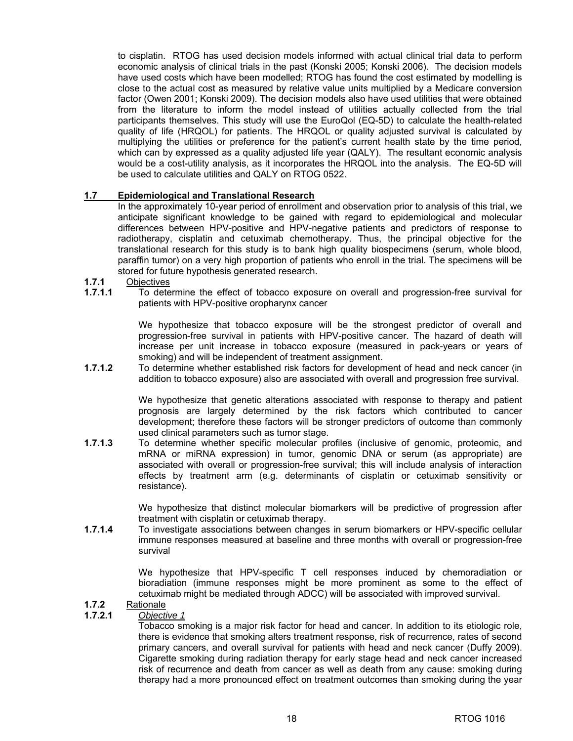to cisplatin. RTOG has used decision models informed with actual clinical trial data to perform economic analysis of clinical trials in the past (Konski 2005; Konski 2006). The decision models have used costs which have been modelled; RTOG has found the cost estimated by modelling is close to the actual cost as measured by relative value units multiplied by a Medicare conversion factor (Owen 2001; Konski 2009). The decision models also have used utilities that were obtained from the literature to inform the model instead of utilities actually collected from the trial participants themselves. This study will use the EuroQol (EQ-5D) to calculate the health-related quality of life (HRQOL) for patients. The HRQOL or quality adjusted survival is calculated by multiplying the utilities or preference for the patient's current health state by the time period, which can by expressed as a quality adjusted life year (QALY). The resultant economic analysis would be a cost-utility analysis, as it incorporates the HRQOL into the analysis. The EQ-5D will be used to calculate utilities and QALY on RTOG 0522.

## 1.7 Epidemiological and Translational Research

In the approximately 10-year period of enrollment and observation prior to analysis of this trial, we anticipate significant knowledge to be gained with regard to epidemiological and molecular differences between HPV-positive and HPV-negative patients and predictors of response to radiotherapy, cisplatin and cetuximab chemotherapy. Thus, the principal objective for the translational research for this study is to bank high quality biospecimens (serum, whole blood, paraffin tumor) on a very high proportion of patients who enroll in the trial. The specimens will be stored for future hypothesis generated research.

### 1.7.1 Objectives

**1.7.1.1** To determine the effect of tobacco exposure on overall and progression-free survival for patients with HPV-positive oropharynx cancer

We hypothesize that tobacco exposure will be the strongest predictor of overall and progression-free survival in patients with HPV-positive cancer. The hazard of death will increase per unit increase in tobacco exposure (measured in pack-years or years of smoking) and will be independent of treatment assignment.

**1.7.1.2** To determine whether established risk factors for development of head and neck cancer (in addition to tobacco exposure) also are associated with overall and progression free survival.

We hypothesize that genetic alterations associated with response to therapy and patient prognosis are largely determined by the risk factors which contributed to cancer development; therefore these factors will be stronger predictors of outcome than commonly used clinical parameters such as tumor stage.

**1.7.1.3** To determine whether specific molecular profiles (inclusive of genomic, proteomic, and mRNA or miRNA expression) in tumor, genomic DNA or serum (as appropriate) are associated with overall or progression-free survival; this will include analysis of interaction effects by treatment arm (e.g. determinants of cisplatin or cetuximab sensitivity or resistance).

We hypothesize that distinct molecular biomarkers will be predictive of progression after treatment with cisplatin or cetuximab therapy.

**1.7.1.4** To investigate associations between changes in serum biomarkers or HPV-specific cellular immune responses measured at baseline and three months with overall or progression-free survival

We hypothesize that HPV-specific T cell responses induced by chemoradiation or bioradiation (immune responses might be more prominent as some to the effect of cetuximab might be mediated through ADCC) will be associated with improved survival.

### 1.7.2 Rationale

**1.7.2.1** *Objective 1*

Tobacco smoking is a major risk factor for head and cancer. In addition to its etiologic role, there is evidence that smoking alters treatment response, risk of recurrence, rates of second primary cancers, and overall survival for patients with head and neck cancer (Duffy 2009). Cigarette smoking during radiation therapy for early stage head and neck cancer increased risk of recurrence and death from cancer as well as death from any cause: smoking during therapy had a more pronounced effect on treatment outcomes than smoking during the year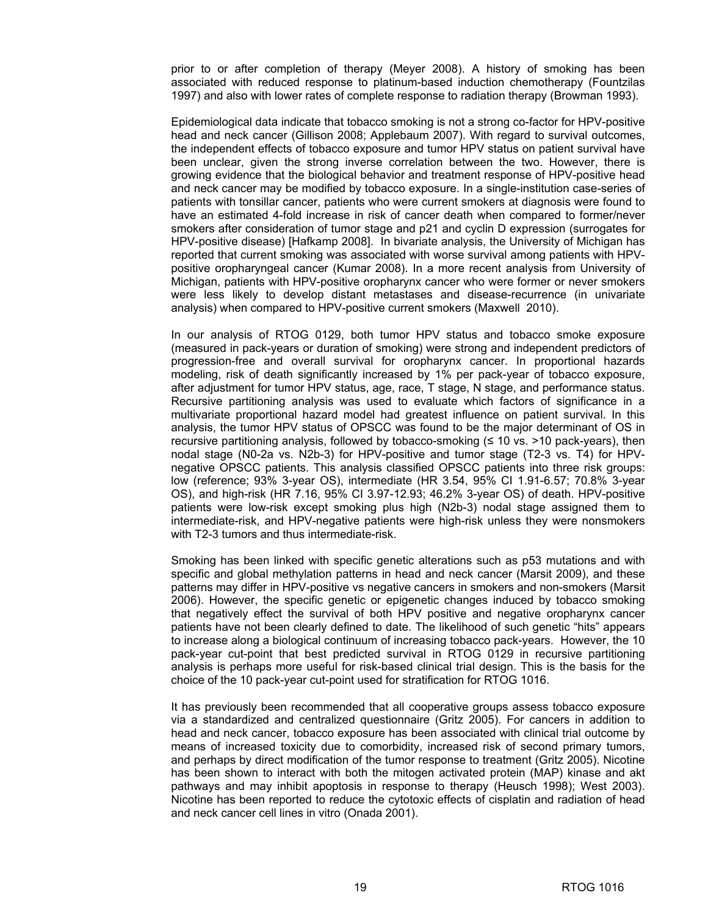prior to or after completion of therapy (Meyer 2008). A history of smoking has been associated with reduced response to platinum-based induction chemotherapy (Fountzilas 1997) and also with lower rates of complete response to radiation therapy (Browman 1993).

Epidemiological data indicate that tobacco smoking is not a strong co-factor for HPV-positive head and neck cancer (Gillison 2008; Applebaum 2007). With regard to survival outcomes, the independent effects of tobacco exposure and tumor HPV status on patient survival have been unclear, given the strong inverse correlation between the two. However, there is growing evidence that the biological behavior and treatment response of HPV-positive head and neck cancer may be modified by tobacco exposure. In a single-institution case-series of patients with tonsillar cancer, patients who were current smokers at diagnosis were found to have an estimated 4-fold increase in risk of cancer death when compared to former/never smokers after consideration of tumor stage and p21 and cyclin D expression (surrogates for HPV-positive disease) [Hafkamp 2008]. In bivariate analysis, the University of Michigan has reported that current smoking was associated with worse survival among patients with HPV-positive oropharyngeal cancer (Kumar 2008). In a more recent analysis from University of Michigan, patients with HPV-positive oropharynx cancer who were former or never smokers were less likely to develop distant metastases and disease-recurrence (in univariate analysis) when compared to HPV-positive current smokers (Maxwell 2010).

In our analysis of RTOG 0129, both tumor HPV status and tobacco smoke exposure (measured in pack-years or duration of smoking) were strong and independent predictors of progression-free and overall survival for oropharynx cancer. In proportional hazards modeling, risk of death significantly increased by 1% per pack-year of tobacco exposure, after adjustment for tumor HPV status, age, race, T stage, N stage, and performance status. Recursive partitioning analysis was used to evaluate which factors of significance in a multivariate proportional hazard model had greatest influence on patient survival. In this analysis, the tumor HPV status of OPSCC was found to be the major determinant of OS in recursive partitioning analysis, followed by tobacco-smoking (≤ 10 vs. >10 pack-years), then nodal stage (N0-2a vs. N2b-3) for HPV-positive and tumor stage (T2-3 vs. T4) for HPV-negative OPSCC patients. This analysis classified OPSCC patients into three risk groups: low (reference; 93% 3-year OS), intermediate (HR 3.54, 95% CI 1.91-6.57; 70.8% 3-year OS), and high-risk (HR 7.16, 95% CI 3.97-12.93; 46.2% 3-year OS) of death. HPV-positive patients were low-risk except smoking plus high (N2b-3) nodal stage assigned them to intermediate-risk, and HPV-negative patients were high-risk unless they were nonsmokers with T2-3 tumors and thus intermediate-risk.

Smoking has been linked with specific genetic alterations such as p53 mutations and with specific and global methylation patterns in head and neck cancer (Marsit 2009), and these patterns may differ in HPV-positive vs negative cancers in smokers and non-smokers (Marsit 2006). However, the specific genetic or epigenetic changes induced by tobacco smoking that negatively effect the survival of both HPV positive and negative oropharynx cancer patients have not been clearly defined to date. The likelihood of such genetic "hits" appears to increase along a biological continuum of increasing tobacco pack-years. However, the 10 pack-year cut-point that best predicted survival in RTOG 0129 in recursive partitioning analysis is perhaps more useful for risk-based clinical trial design. This is the basis for the choice of the 10 pack-year cut-point used for stratification for RTOG 1016.

It has previously been recommended that all cooperative groups assess tobacco exposure via a standardized and centralized questionnaire (Gritz 2005). For cancers in addition to head and neck cancer, tobacco exposure has been associated with clinical trial outcome by means of increased toxicity due to comorbidity, increased risk of second primary tumors, and perhaps by direct modification of the tumor response to treatment (Gritz 2005). Nicotine has been shown to interact with both the mitogen activated protein (MAP) kinase and akt pathways and may inhibit apoptosis in response to therapy (Heusch 1998); West 2003). Nicotine has been reported to reduce the cytotoxic effects of cisplatin and radiation of head and neck cancer cell lines in vitro (Onada 2001).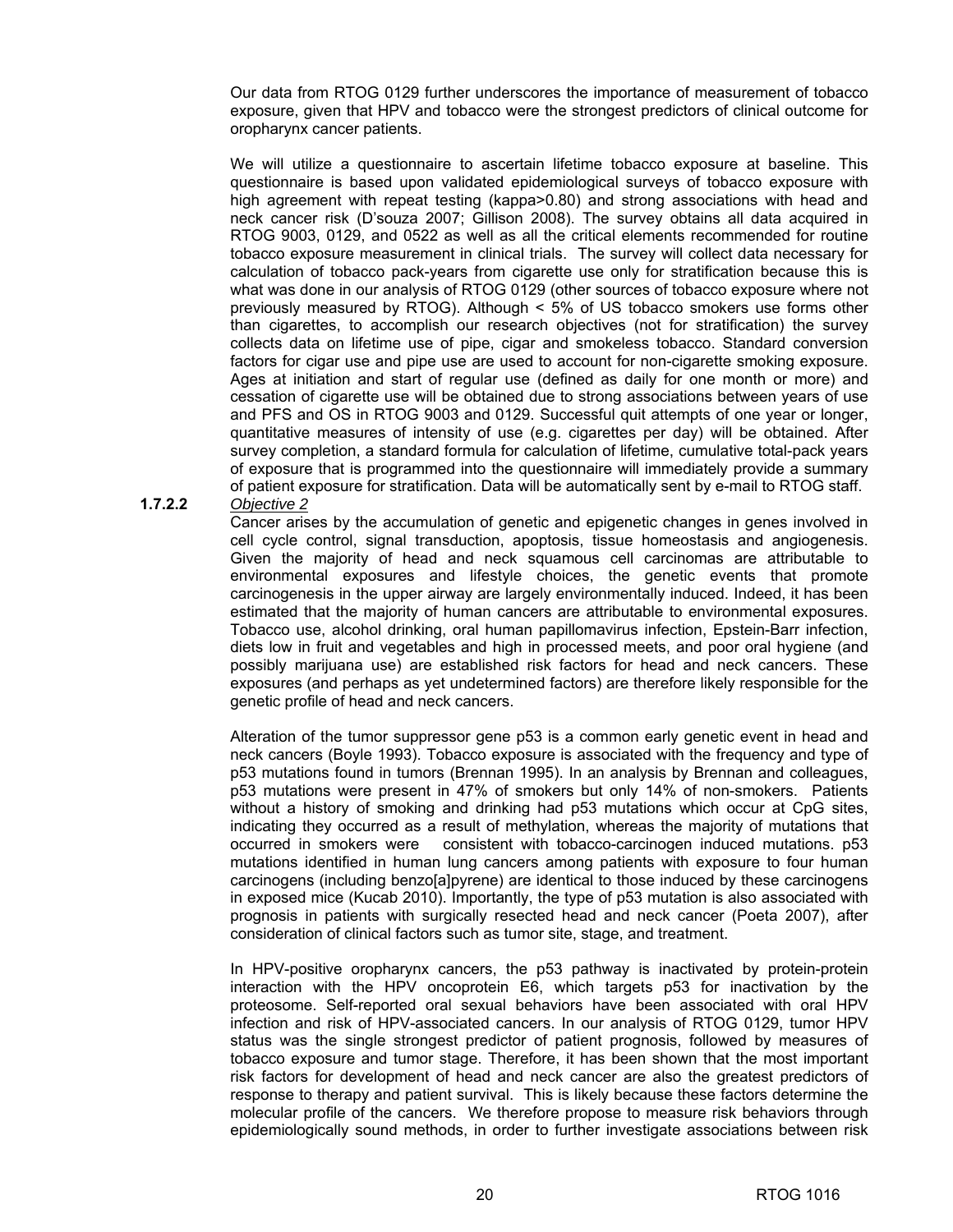Our data from RTOG 0129 further underscores the importance of measurement of tobacco exposure, given that HPV and tobacco were the strongest predictors of clinical outcome for oropharynx cancer patients.

We will utilize a questionnaire to ascertain lifetime tobacco exposure at baseline. This questionnaire is based upon validated epidemiological surveys of tobacco exposure with high agreement with repeat testing (kappa>0.80) and strong associations with head and neck cancer risk (D'souza 2007; Gillison 2008). The survey obtains all data acquired in RTOG 9003, 0129, and 0522 as well as all the critical elements recommended for routine tobacco exposure measurement in clinical trials. The survey will collect data necessary for calculation of tobacco pack-years from cigarette use only for stratification because this is what was done in our analysis of RTOG 0129 (other sources of tobacco exposure where not previously measured by RTOG). Although < 5% of US tobacco smokers use forms other than cigarettes, to accomplish our research objectives (not for stratification) the survey collects data on lifetime use of pipe, cigar and smokeless tobacco. Standard conversion factors for cigar use and pipe use are used to account for non-cigarette smoking exposure. Ages at initiation and start of regular use (defined as daily for one month or more) and cessation of cigarette use will be obtained due to strong associations between years of use and PFS and OS in RTOG 9003 and 0129. Successful quit attempts of one year or longer, quantitative measures of intensity of use (e.g. cigarettes per day) will be obtained. After survey completion, a standard formula for calculation of lifetime, cumulative total-pack years of exposure that is programmed into the questionnaire will immediately provide a summary of patient exposure for stratification. Data will be automatically sent by e-mail to RTOG staff.

**1.7.2.2** *Objective 2*

Cancer arises by the accumulation of genetic and epigenetic changes in genes involved in cell cycle control, signal transduction, apoptosis, tissue homeostasis and angiogenesis. Given the majority of head and neck squamous cell carcinomas are attributable to environmental exposures and lifestyle choices, the genetic events that promote carcinogenesis in the upper airway are largely environmentally induced. Indeed, it has been estimated that the majority of human cancers are attributable to environmental exposures. Tobacco use, alcohol drinking, oral human papillomavirus infection, Epstein-Barr infection, diets low in fruit and vegetables and high in processed meets, and poor oral hygiene (and possibly marijuana use) are established risk factors for head and neck cancers. These exposures (and perhaps as yet undetermined factors) are therefore likely responsible for the genetic profile of head and neck cancers.

Alteration of the tumor suppressor gene p53 is a common early genetic event in head and neck cancers (Boyle 1993). Tobacco exposure is associated with the frequency and type of p53 mutations found in tumors (Brennan 1995). In an analysis by Brennan and colleagues, p53 mutations were present in 47% of smokers but only 14% of non-smokers. Patients without a history of smoking and drinking had p53 mutations which occur at CpG sites, indicating they occurred as a result of methylation, whereas the majority of mutations that occurred in smokers were consistent with tobacco-carcinogen induced mutations. p53 mutations identified in human lung cancers among patients with exposure to four human carcinogens (including benzo[a]pyrene) are identical to those induced by these carcinogens in exposed mice (Kucab 2010). Importantly, the type of p53 mutation is also associated with prognosis in patients with surgically resected head and neck cancer (Poeta 2007), after consideration of clinical factors such as tumor site, stage, and treatment.

In HPV-positive oropharynx cancers, the p53 pathway is inactivated by protein-protein interaction with the HPV oncoprotein E6, which targets p53 for inactivation by the proteosome. Self-reported oral sexual behaviors have been associated with oral HPV infection and risk of HPV-associated cancers. In our analysis of RTOG 0129, tumor HPV status was the single strongest predictor of patient prognosis, followed by measures of tobacco exposure and tumor stage. Therefore, it has been shown that the most important risk factors for development of head and neck cancer are also the greatest predictors of response to therapy and patient survival. This is likely because these factors determine the molecular profile of the cancers. We therefore propose to measure risk behaviors through epidemiologically sound methods, in order to further investigate associations between risk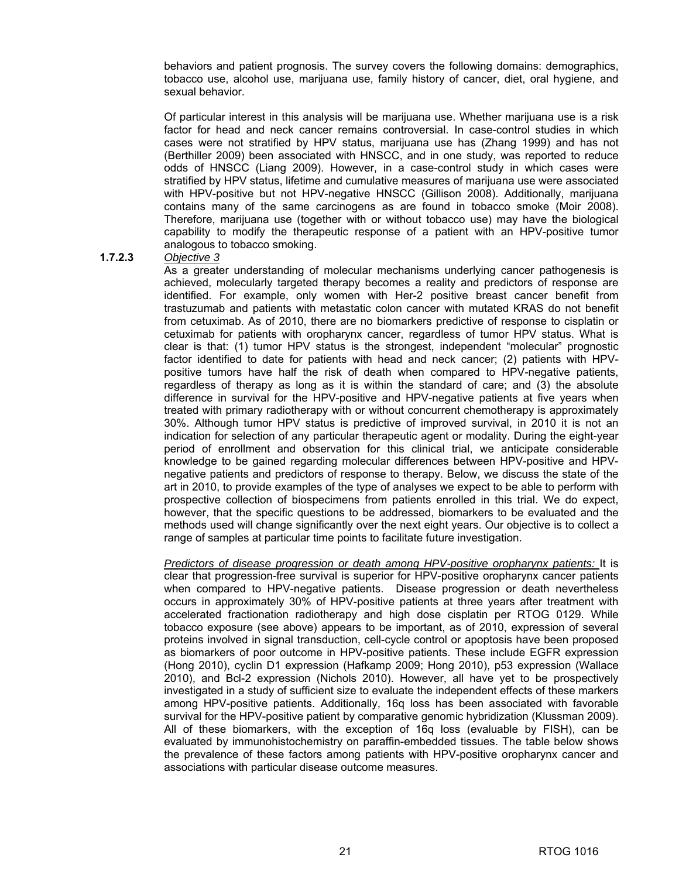behaviors and patient prognosis. The survey covers the following domains: demographics, tobacco use, alcohol use, marijuana use, family history of cancer, diet, oral hygiene, and sexual behavior.

Of particular interest in this analysis will be marijuana use. Whether marijuana use is a risk factor for head and neck cancer remains controversial. In case-control studies in which cases were not stratified by HPV status, marijuana use has (Zhang 1999) and has not (Berthiller 2009) been associated with HNSCC, and in one study, was reported to reduce odds of HNSCC (Liang 2009). However, in a case-control study in which cases were stratified by HPV status, lifetime and cumulative measures of marijuana use were associated with HPV-positive but not HPV-negative HNSCC (Gillison 2008). Additionally, marijuana contains many of the same carcinogens as are found in tobacco smoke (Moir 2008). Therefore, marijuana use (together with or without tobacco use) may have the biological capability to modify the therapeutic response of a patient with an HPV-positive tumor analogous to tobacco smoking.

**1.7.2.3** *Objective 3*

As a greater understanding of molecular mechanisms underlying cancer pathogenesis is achieved, molecularly targeted therapy becomes a reality and predictors of response are identified. For example, only women with Her-2 positive breast cancer benefit from trastuzumab and patients with metastatic colon cancer with mutated KRAS do not benefit from cetuximab. As of 2010, there are no biomarkers predictive of response to cisplatin or cetuximab for patients with oropharynx cancer, regardless of tumor HPV status. What is clear is that: (1) tumor HPV status is the strongest, independent "molecular" prognostic factor identified to date for patients with head and neck cancer; (2) patients with HPV-positive tumors have half the risk of death when compared to HPV-negative patients, regardless of therapy as long as it is within the standard of care; and (3) the absolute difference in survival for the HPV-positive and HPV-negative patients at five years when treated with primary radiotherapy with or without concurrent chemotherapy is approximately 30%. Although tumor HPV status is predictive of improved survival, in 2010 it is not an indication for selection of any particular therapeutic agent or modality. During the eight-year period of enrollment and observation for this clinical trial, we anticipate considerable knowledge to be gained regarding molecular differences between HPV-positive and HPV-negative patients and predictors of response to therapy. Below, we discuss the state of the art in 2010, to provide examples of the type of analyses we expect to be able to perform with prospective collection of biospecimens from patients enrolled in this trial. We do expect, however, that the specific questions to be addressed, biomarkers to be evaluated and the methods used will change significantly over the next eight years. Our objective is to collect a range of samples at particular time points to facilitate future investigation.

*Predictors of disease progression or death among HPV-positive oropharynx patients:* It is clear that progression-free survival is superior for HPV-positive oropharynx cancer patients when compared to HPV-negative patients. Disease progression or death nevertheless occurs in approximately 30% of HPV-positive patients at three years after treatment with accelerated fractionation radiotherapy and high dose cisplatin per RTOG 0129. While tobacco exposure (see above) appears to be important, as of 2010, expression of several proteins involved in signal transduction, cell-cycle control or apoptosis have been proposed as biomarkers of poor outcome in HPV-positive patients. These include EGFR expression (Hong 2010), cyclin D1 expression (Hafkamp 2009; Hong 2010), p53 expression (Wallace 2010), and Bcl-2 expression (Nichols 2010). However, all have yet to be prospectively investigated in a study of sufficient size to evaluate the independent effects of these markers among HPV-positive patients. Additionally, 16q loss has been associated with favorable survival for the HPV-positive patient by comparative genomic hybridization (Klussman 2009). All of these biomarkers, with the exception of 16q loss (evaluable by FISH), can be evaluated by immunohistochemistry on paraffin-embedded tissues. The table below shows the prevalence of these factors among patients with HPV-positive oropharynx cancer and associations with particular disease outcome measures.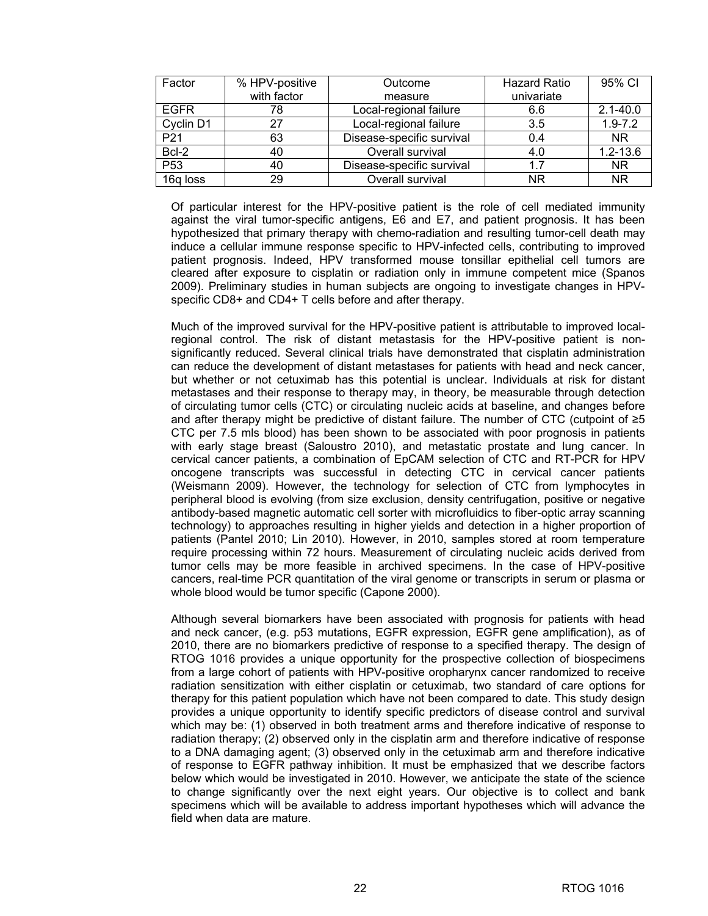| Factor | % HPV-positive with factor | Outcome measure | Hazard Ratio univariate | 95% CI |
|---|---|---|---|---|
| EGFR | 78 | Local-regional failure | 6.6 | 2.1-40.0 |
| Cyclin D1 | 27 | Local-regional failure | 3.5 | 1.9-7.2 |
| P21 | 63 | Disease-specific survival | 0.4 | NR |
| Bcl-2 | 40 | Overall survival | 4.0 | 1.2-13.6 |
| P53 | 40 | Disease-specific survival | 1.7 | NR |
| 16q loss | 29 | Overall survival | NR | NR |

Of particular interest for the HPV-positive patient is the role of cell mediated immunity against the viral tumor-specific antigens, E6 and E7, and patient prognosis. It has been hypothesized that primary therapy with chemo-radiation and resulting tumor-cell death may induce a cellular immune response specific to HPV-infected cells, contributing to improved patient prognosis. Indeed, HPV transformed mouse tonsillar epithelial cell tumors are cleared after exposure to cisplatin or radiation only in immune competent mice (Spanos 2009). Preliminary studies in human subjects are ongoing to investigate changes in HPV-specific CD8+ and CD4+ T cells before and after therapy.

Much of the improved survival for the HPV-positive patient is attributable to improved local-regional control. The risk of distant metastasis for the HPV-positive patient is non-significantly reduced. Several clinical trials have demonstrated that cisplatin administration can reduce the development of distant metastases for patients with head and neck cancer, but whether or not cetuximab has this potential is unclear. Individuals at risk for distant metastases and their response to therapy may, in theory, be measurable through detection of circulating tumor cells (CTC) or circulating nucleic acids at baseline, and changes before and after therapy might be predictive of distant failure. The number of CTC (cutpoint of ≥5 CTC per 7.5 mls blood) has been shown to be associated with poor prognosis in patients with early stage breast (Saloustro 2010), and metastatic prostate and lung cancer. In cervical cancer patients, a combination of EpCAM selection of CTC and RT-PCR for HPV oncogene transcripts was successful in detecting CTC in cervical cancer patients (Weismann 2009). However, the technology for selection of CTC from lymphocytes in peripheral blood is evolving (from size exclusion, density centrifugation, positive or negative antibody-based magnetic automatic cell sorter with microfluidics to fiber-optic array scanning technology) to approaches resulting in higher yields and detection in a higher proportion of patients (Pantel 2010; Lin 2010). However, in 2010, samples stored at room temperature require processing within 72 hours. Measurement of circulating nucleic acids derived from tumor cells may be more feasible in archived specimens. In the case of HPV-positive cancers, real-time PCR quantitation of the viral genome or transcripts in serum or plasma or whole blood would be tumor specific (Capone 2000).

Although several biomarkers have been associated with prognosis for patients with head and neck cancer, (e.g. p53 mutations, EGFR expression, EGFR gene amplification), as of 2010, there are no biomarkers predictive of response to a specified therapy. The design of RTOG 1016 provides a unique opportunity for the prospective collection of biospecimens from a large cohort of patients with HPV-positive oropharynx cancer randomized to receive radiation sensitization with either cisplatin or cetuximab, two standard of care options for therapy for this patient population which have not been compared to date. This study design provides a unique opportunity to identify specific predictors of disease control and survival which may be: (1) observed in both treatment arms and therefore indicative of response to radiation therapy; (2) observed only in the cisplatin arm and therefore indicative of response to a DNA damaging agent; (3) observed only in the cetuximab arm and therefore indicative of response to EGFR pathway inhibition. It must be emphasized that we describe factors below which would be investigated in 2010. However, we anticipate the state of the science to change significantly over the next eight years. Our objective is to collect and bank specimens which will be available to address important hypotheses which will advance the field when data are mature.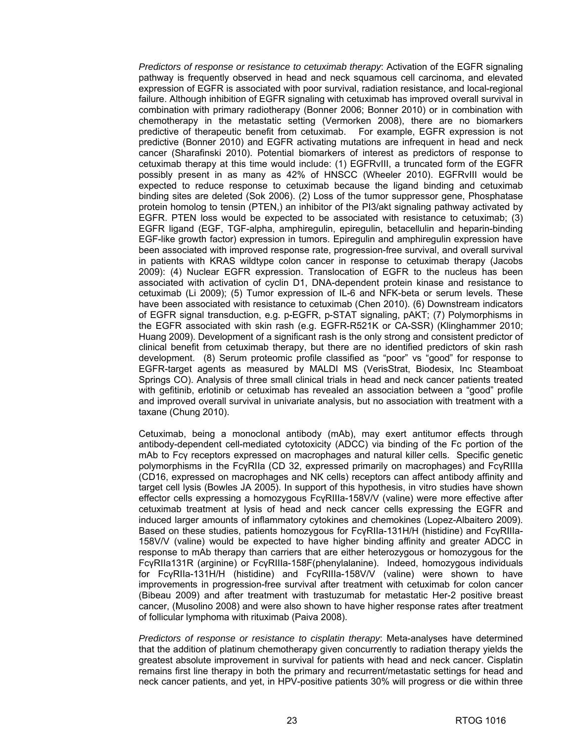*Predictors of response or resistance to cetuximab therapy*: Activation of the EGFR signaling pathway is frequently observed in head and neck squamous cell carcinoma, and elevated expression of EGFR is associated with poor survival, radiation resistance, and local-regional failure. Although inhibition of EGFR signaling with cetuximab has improved overall survival in combination with primary radiotherapy (Bonner 2006; Bonner 2010) or in combination with chemotherapy in the metastatic setting (Vermorken 2008), there are no biomarkers predictive of therapeutic benefit from cetuximab. For example, EGFR expression is not predictive (Bonner 2010) and EGFR activating mutations are infrequent in head and neck cancer (Sharafinski 2010). Potential biomarkers of interest as predictors of response to cetuximab therapy at this time would include: (1) EGFRvIII, a truncated form of the EGFR possibly present in as many as 42% of HNSCC (Wheeler 2010). EGFRvIII would be expected to reduce response to cetuximab because the ligand binding and cetuximab binding sites are deleted (Sok 2006). (2) Loss of the tumor suppressor gene, Phosphatase protein homolog to tensin (PTEN,) an inhibitor of the PI3/akt signaling pathway activated by EGFR. PTEN loss would be expected to be associated with resistance to cetuximab; (3) EGFR ligand (EGF, TGF-alpha, amphiregulin, epiregulin, betacellulin and heparin-binding EGF-like growth factor) expression in tumors. Epiregulin and amphiregulin expression have been associated with improved response rate, progression-free survival, and overall survival in patients with KRAS wildtype colon cancer in response to cetuximab therapy (Jacobs 2009): (4) Nuclear EGFR expression. Translocation of EGFR to the nucleus has been associated with activation of cyclin D1, DNA-dependent protein kinase and resistance to cetuximab (Li 2009); (5) Tumor expression of IL-6 and NFK-beta or serum levels. These have been associated with resistance to cetuximab (Chen 2010). (6) Downstream indicators of EGFR signal transduction, e.g. p-EGFR, p-STAT signaling, pAKT; (7) Polymorphisms in the EGFR associated with skin rash (e.g. EGFR-R521K or CA-SSR) (Klinghammer 2010; Huang 2009). Development of a significant rash is the only strong and consistent predictor of clinical benefit from cetuximab therapy, but there are no identified predictors of skin rash development. (8) Serum proteomic profile classified as "poor" vs "good" for response to EGFR-target agents as measured by MALDI MS (VerisStrat, Biodesix, Inc Steamboat Springs CO). Analysis of three small clinical trials in head and neck cancer patients treated with gefitinib, erlotinib or cetuximab has revealed an association between a "good" profile and improved overall survival in univariate analysis, but no association with treatment with a taxane (Chung 2010).

Cetuximab, being a monoclonal antibody (mAb), may exert antitumor effects through antibody-dependent cell-mediated cytotoxicity (ADCC) via binding of the Fc portion of the mAb to Fcγ receptors expressed on macrophages and natural killer cells. Specific genetic polymorphisms in the FcγRIIa (CD 32, expressed primarily on macrophages) and FcγRIIIa (CD16, expressed on macrophages and NK cells) receptors can affect antibody affinity and target cell lysis (Bowles JA 2005). In support of this hypothesis, in vitro studies have shown effector cells expressing a homozygous FcγRIIIa-158V/V (valine) were more effective after cetuximab treatment at lysis of head and neck cancer cells expressing the EGFR and induced larger amounts of inflammatory cytokines and chemokines (Lopez-Albaitero 2009). Based on these studies, patients homozygous for FcγRIIa-131H/H (histidine) and FcγRIIIa-158V/V (valine) would be expected to have higher binding affinity and greater ADCC in response to mAb therapy than carriers that are either heterozygous or homozygous for the FcγRIIa131R (arginine) or FcγRIIIa-158F(phenylalanine). Indeed, homozygous individuals for FcγRIIa-131H/H (histidine) and FcγRIIIa-158V/V (valine) were shown to have improvements in progression-free survival after treatment with cetuximab for colon cancer (Bibeau 2009) and after treatment with trastuzumab for metastatic Her-2 positive breast cancer, (Musolino 2008) and were also shown to have higher response rates after treatment of follicular lymphoma with rituximab (Paiva 2008).

*Predictors of response or resistance to cisplatin therapy*: Meta-analyses have determined that the addition of platinum chemotherapy given concurrently to radiation therapy yields the greatest absolute improvement in survival for patients with head and neck cancer. Cisplatin remains first line therapy in both the primary and recurrent/metastatic settings for head and neck cancer patients, and yet, in HPV-positive patients 30% will progress or die within three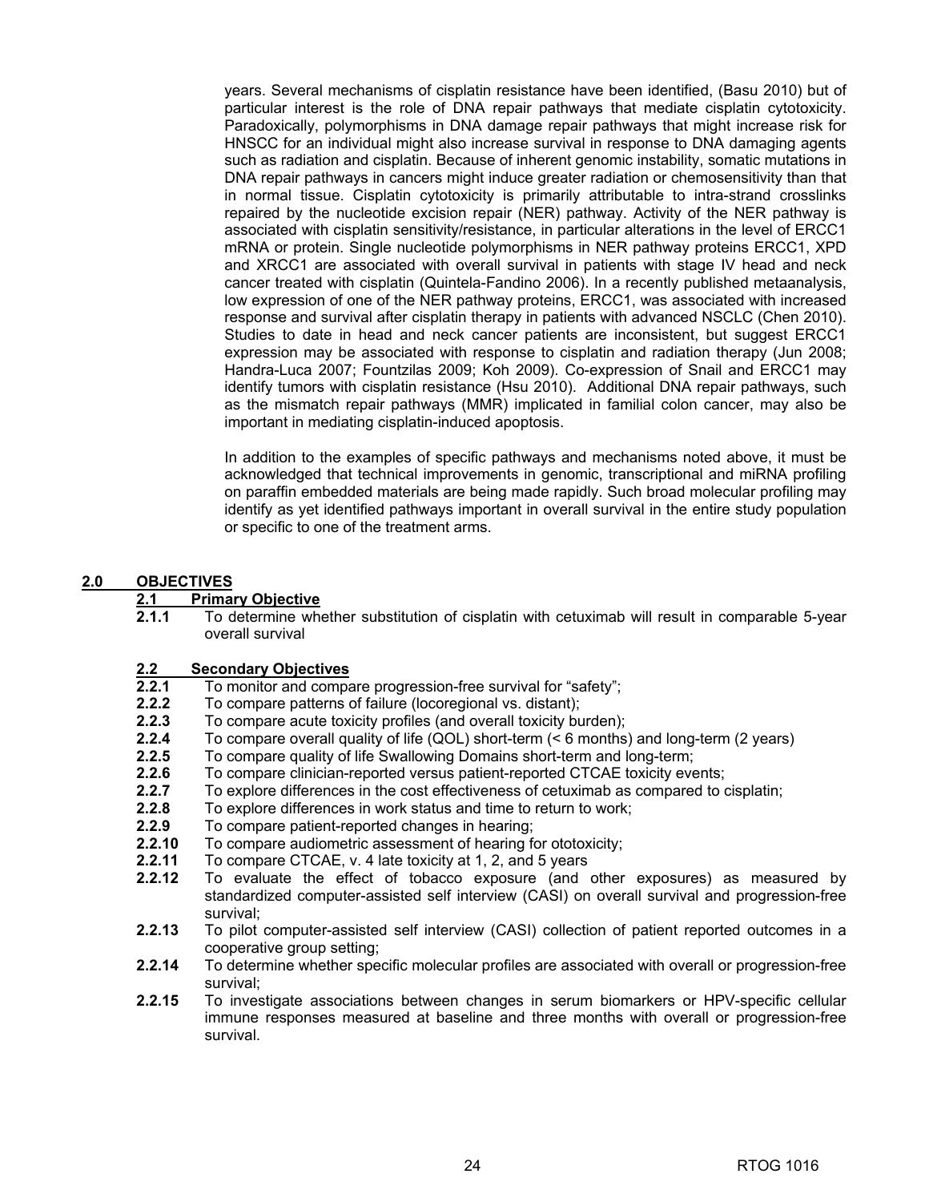years. Several mechanisms of cisplatin resistance have been identified, (Basu 2010) but of particular interest is the role of DNA repair pathways that mediate cisplatin cytotoxicity. Paradoxically, polymorphisms in DNA damage repair pathways that might increase risk for HNSCC for an individual might also increase survival in response to DNA damaging agents such as radiation and cisplatin. Because of inherent genomic instability, somatic mutations in DNA repair pathways in cancers might induce greater radiation or chemosensitivity than that in normal tissue. Cisplatin cytotoxicity is primarily attributable to intra-strand crosslinks repaired by the nucleotide excision repair (NER) pathway. Activity of the NER pathway is associated with cisplatin sensitivity/resistance, in particular alterations in the level of ERCC1 mRNA or protein. Single nucleotide polymorphisms in NER pathway proteins ERCC1, XPD and XRCC1 are associated with overall survival in patients with stage IV head and neck cancer treated with cisplatin (Quintela-Fandino 2006). In a recently published metaanalysis, low expression of one of the NER pathway proteins, ERCC1, was associated with increased response and survival after cisplatin therapy in patients with advanced NSCLC (Chen 2010). Studies to date in head and neck cancer patients are inconsistent, but suggest ERCC1 expression may be associated with response to cisplatin and radiation therapy (Jun 2008; Handra-Luca 2007; Fountzilas 2009; Koh 2009). Co-expression of Snail and ERCC1 may identify tumors with cisplatin resistance (Hsu 2010). Additional DNA repair pathways, such as the mismatch repair pathways (MMR) implicated in familial colon cancer, may also be important in mediating cisplatin-induced apoptosis.

In addition to the examples of specific pathways and mechanisms noted above, it must be acknowledged that technical improvements in genomic, transcriptional and miRNA profiling on paraffin embedded materials are being made rapidly. Such broad molecular profiling may identify as yet identified pathways important in overall survival in the entire study population or specific to one of the treatment arms.

## 2.0 OBJECTIVES

### 2.1 Primary Objective

**2.1.1** To determine whether substitution of cisplatin with cetuximab will result in comparable 5-year overall survival

### 2.2 Secondary Objectives

**2.2.1** To monitor and compare progression-free survival for "safety";
**2.2.2** To compare patterns of failure (locoregional vs. distant);
**2.2.3** To compare acute toxicity profiles (and overall toxicity burden);
**2.2.4** To compare overall quality of life (QOL) short-term (< 6 months) and long-term (2 years)
**2.2.5** To compare quality of life Swallowing Domains short-term and long-term;
**2.2.6** To compare clinician-reported versus patient-reported CTCAE toxicity events;
**2.2.7** To explore differences in the cost effectiveness of cetuximab as compared to cisplatin;
**2.2.8** To explore differences in work status and time to return to work;
**2.2.9** To compare patient-reported changes in hearing;
**2.2.10** To compare audiometric assessment of hearing for ototoxicity;
**2.2.11** To compare CTCAE, v. 4 late toxicity at 1, 2, and 5 years
**2.2.12** To evaluate the effect of tobacco exposure (and other exposures) as measured by standardized computer-assisted self interview (CASI) on overall survival and progression-free survival;
**2.2.13** To pilot computer-assisted self interview (CASI) collection of patient reported outcomes in a cooperative group setting;
**2.2.14** To determine whether specific molecular profiles are associated with overall or progression-free survival;
**2.2.15** To investigate associations between changes in serum biomarkers or HPV-specific cellular immune responses measured at baseline and three months with overall or progression-free survival.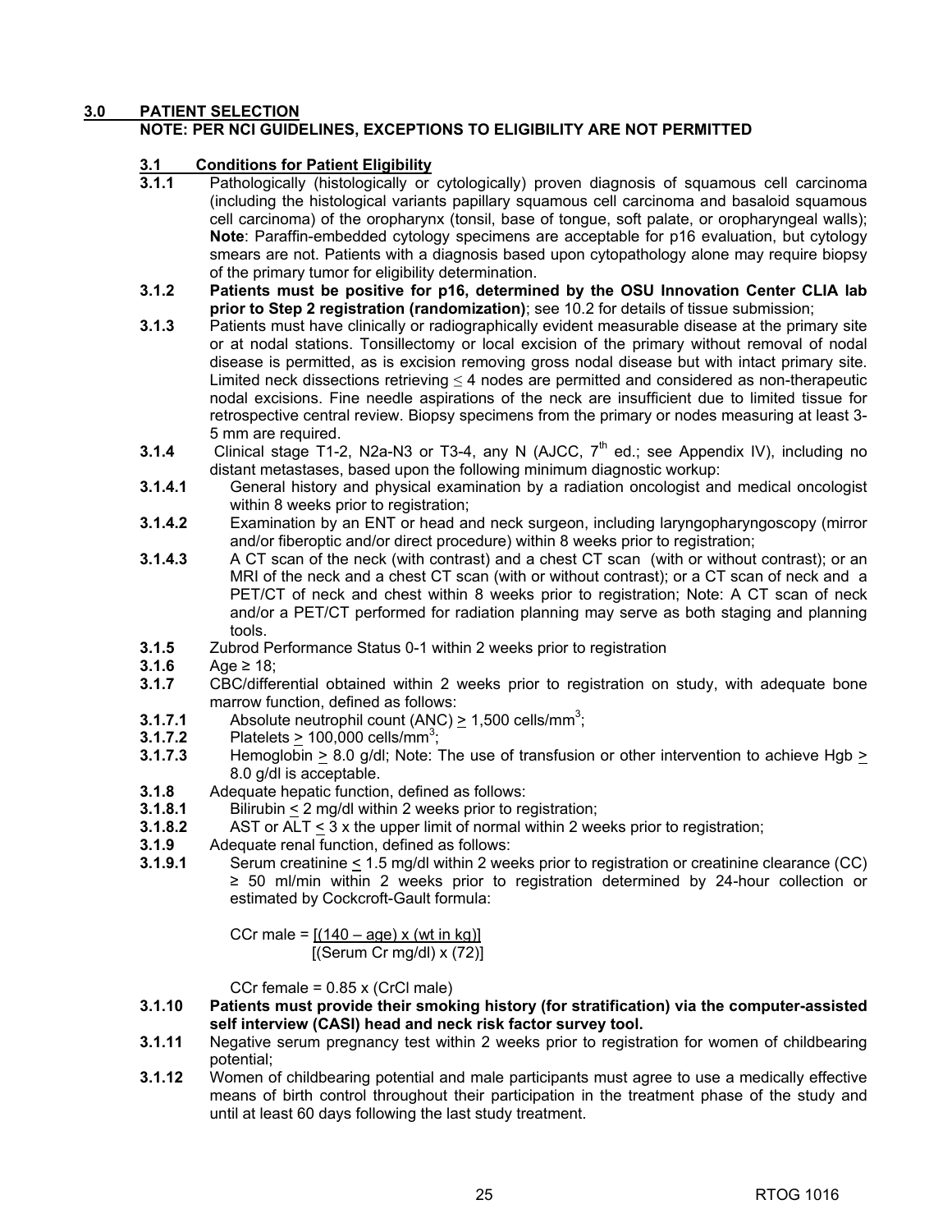## 3.0 PATIENT SELECTION

**NOTE: PER NCI GUIDELINES, EXCEPTIONS TO ELIGIBILITY ARE NOT PERMITTED**

### 3.1 Conditions for Patient Eligibility

**3.1.1** Pathologically (histologically or cytologically) proven diagnosis of squamous cell carcinoma (including the histological variants papillary squamous cell carcinoma and basaloid squamous cell carcinoma) of the oropharynx (tonsil, base of tongue, soft palate, or oropharyngeal walls); **Note**: Paraffin-embedded cytology specimens are acceptable for p16 evaluation, but cytology smears are not. Patients with a diagnosis based upon cytopathology alone may require biopsy of the primary tumor for eligibility determination.

**3.1.2** **Patients must be positive for p16, determined by the OSU Innovation Center CLIA lab prior to Step 2 registration (randomization)**; see 10.2 for details of tissue submission;

**3.1.3** Patients must have clinically or radiographically evident measurable disease at the primary site or at nodal stations. Tonsillectomy or local excision of the primary without removal of nodal disease is permitted, as is excision removing gross nodal disease but with intact primary site. Limited neck dissections retrieving ≤ 4 nodes are permitted and considered as non-therapeutic nodal excisions. Fine needle aspirations of the neck are insufficient due to limited tissue for retrospective central review. Biopsy specimens from the primary or nodes measuring at least 3-5 mm are required.

**3.1.4** Clinical stage T1-2, N2a-N3 or T3-4, any N (AJCC, 7th ed.; see Appendix IV), including no distant metastases, based upon the following minimum diagnostic workup:

**3.1.4.1** General history and physical examination by a radiation oncologist and medical oncologist within 8 weeks prior to registration;

**3.1.4.2** Examination by an ENT or head and neck surgeon, including laryngopharyngoscopy (mirror and/or fiberoptic and/or direct procedure) within 8 weeks prior to registration;

**3.1.4.3** A CT scan of the neck (with contrast) and a chest CT scan (with or without contrast); or an MRI of the neck and a chest CT scan (with or without contrast); or a CT scan of neck and a PET/CT of neck and chest within 8 weeks prior to registration; Note: A CT scan of neck and/or a PET/CT performed for radiation planning may serve as both staging and planning tools.

**3.1.5** Zubrod Performance Status 0-1 within 2 weeks prior to registration

**3.1.6** Age ≥ 18;

**3.1.7** CBC/differential obtained within 2 weeks prior to registration on study, with adequate bone marrow function, defined as follows:

**3.1.7.1** Absolute neutrophil count (ANC) ≥ 1,500 cells/mm$^3$;

**3.1.7.2** Platelets ≥ 100,000 cells/mm$^3$;

**3.1.7.3** Hemoglobin ≥ 8.0 g/dl; Note: The use of transfusion or other intervention to achieve Hgb ≥ 8.0 g/dl is acceptable.

**3.1.8** Adequate hepatic function, defined as follows:

**3.1.8.1** Bilirubin ≤ 2 mg/dl within 2 weeks prior to registration;

**3.1.8.2** AST or ALT ≤ 3 x the upper limit of normal within 2 weeks prior to registration;

**3.1.9** Adequate renal function, defined as follows:

**3.1.9.1** Serum creatinine ≤ 1.5 mg/dl within 2 weeks prior to registration or creatinine clearance (CC) ≥ 50 ml/min within 2 weeks prior to registration determined by 24-hour collection or estimated by Cockcroft-Gault formula:

$$\text{CCr male} = \frac{[(140 - \text{age}) \times (\text{wt in kg})]}{[(\text{Serum Cr mg/dl}) \times (72)]}$$

CCr female = 0.85 x (CrCl male)

**3.1.10** **Patients must provide their smoking history (for stratification) via the computer-assisted self interview (CASI) head and neck risk factor survey tool.**

**3.1.11** Negative serum pregnancy test within 2 weeks prior to registration for women of childbearing potential;

**3.1.12** Women of childbearing potential and male participants must agree to use a medically effective means of birth control throughout their participation in the treatment phase of the study and until at least 60 days following the last study treatment.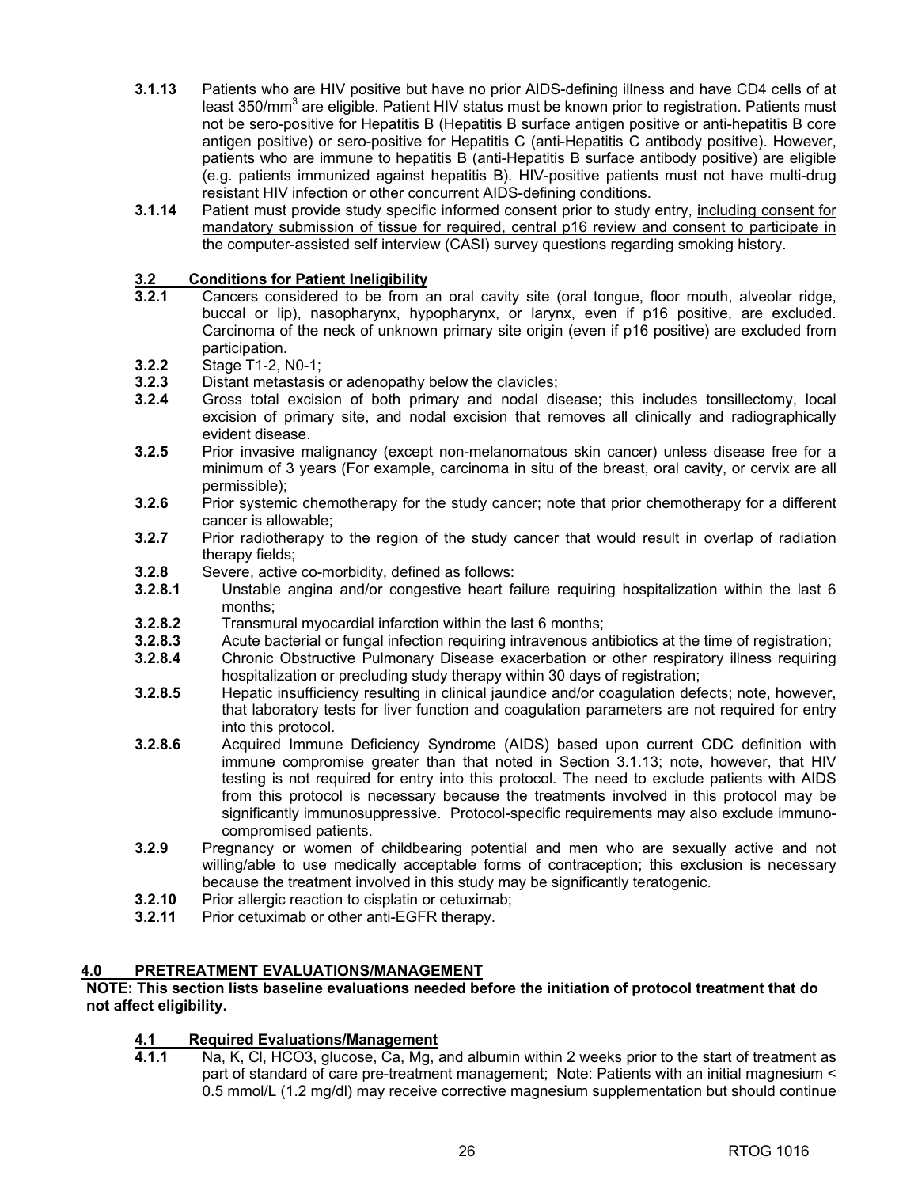**3.1.13** Patients who are HIV positive but have no prior AIDS-defining illness and have CD4 cells of at least 350/$mm^3$ are eligible. Patient HIV status must be known prior to registration. Patients must not be sero-positive for Hepatitis B (Hepatitis B surface antigen positive or anti-hepatitis B core antigen positive) or sero-positive for Hepatitis C (anti-Hepatitis C antibody positive). However, patients who are immune to hepatitis B (anti-Hepatitis B surface antibody positive) are eligible (e.g. patients immunized against hepatitis B). HIV-positive patients must not have multi-drug resistant HIV infection or other concurrent AIDS-defining conditions.

**3.1.14** Patient must provide study specific informed consent prior to study entry, <u>including consent for mandatory submission of tissue for required, central p16 review and consent to participate in the computer-assisted self interview (CASI) survey questions regarding smoking history.</u>

## 3.2 Conditions for Patient Ineligibility

**3.2.1** Cancers considered to be from an oral cavity site (oral tongue, floor mouth, alveolar ridge, buccal or lip), nasopharynx, hypopharynx, or larynx, even if p16 positive, are excluded. Carcinoma of the neck of unknown primary site origin (even if p16 positive) are excluded from participation.

**3.2.2** Stage T1-2, N0-1;

**3.2.3** Distant metastasis or adenopathy below the clavicles;

**3.2.4** Gross total excision of both primary and nodal disease; this includes tonsillectomy, local excision of primary site, and nodal excision that removes all clinically and radiographically evident disease.

**3.2.5** Prior invasive malignancy (except non-melanomatous skin cancer) unless disease free for a minimum of 3 years (For example, carcinoma in situ of the breast, oral cavity, or cervix are all permissible);

**3.2.6** Prior systemic chemotherapy for the study cancer; note that prior chemotherapy for a different cancer is allowable;

**3.2.7** Prior radiotherapy to the region of the study cancer that would result in overlap of radiation therapy fields;

**3.2.8** Severe, active co-morbidity, defined as follows:

**3.2.8.1** Unstable angina and/or congestive heart failure requiring hospitalization within the last 6 months;

**3.2.8.2** Transmural myocardial infarction within the last 6 months;

**3.2.8.3** Acute bacterial or fungal infection requiring intravenous antibiotics at the time of registration;

**3.2.8.4** Chronic Obstructive Pulmonary Disease exacerbation or other respiratory illness requiring hospitalization or precluding study therapy within 30 days of registration;

**3.2.8.5** Hepatic insufficiency resulting in clinical jaundice and/or coagulation defects; note, however, that laboratory tests for liver function and coagulation parameters are not required for entry into this protocol.

**3.2.8.6** Acquired Immune Deficiency Syndrome (AIDS) based upon current CDC definition with immune compromise greater than that noted in Section 3.1.13; note, however, that HIV testing is not required for entry into this protocol. The need to exclude patients with AIDS from this protocol is necessary because the treatments involved in this protocol may be significantly immunosuppressive. Protocol-specific requirements may also exclude immuno-compromised patients.

**3.2.9** Pregnancy or women of childbearing potential and men who are sexually active and not willing/able to use medically acceptable forms of contraception; this exclusion is necessary because the treatment involved in this study may be significantly teratogenic.

**3.2.10** Prior allergic reaction to cisplatin or cetuximab;

**3.2.11** Prior cetuximab or other anti-EGFR therapy.

# 4.0 PRETREATMENT EVALUATIONS/MANAGEMENT

**NOTE: This section lists baseline evaluations needed before the initiation of protocol treatment that do not affect eligibility.**

## 4.1 Required Evaluations/Management

**4.1.1** Na, K, Cl, HCO3, glucose, Ca, Mg, and albumin within 2 weeks prior to the start of treatment as part of standard of care pre-treatment management; Note: Patients with an initial magnesium < 0.5 mmol/L (1.2 mg/dl) may receive corrective magnesium supplementation but should continue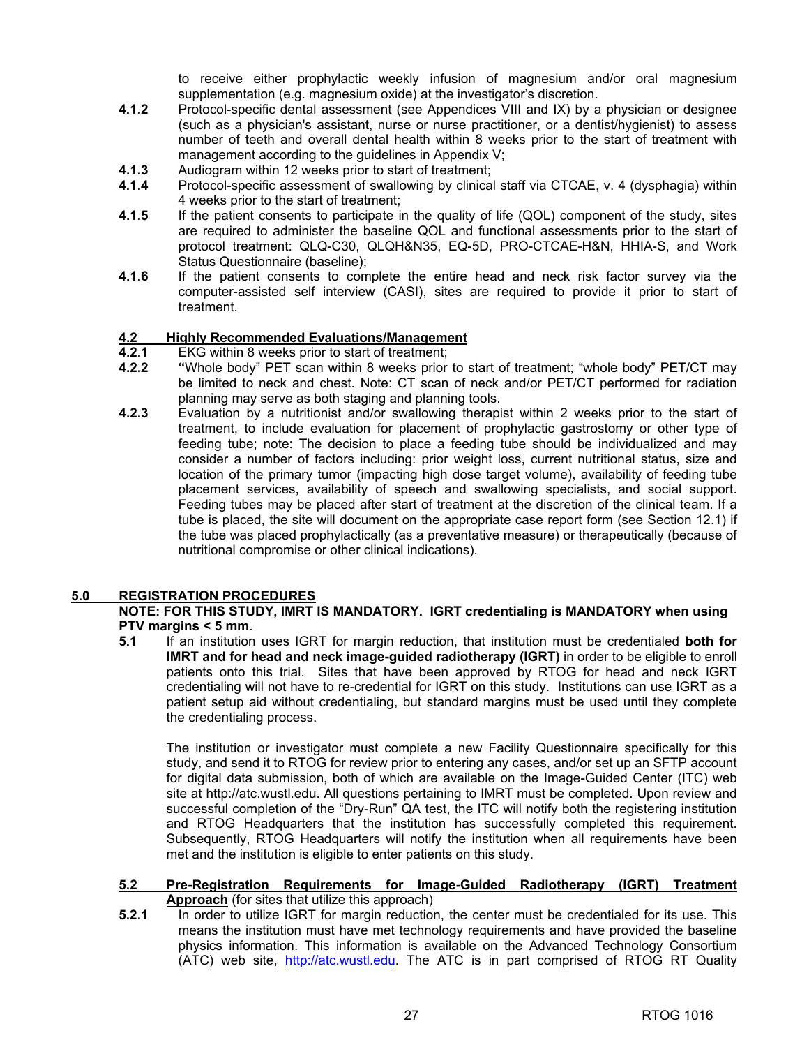to receive either prophylactic weekly infusion of magnesium and/or oral magnesium supplementation (e.g. magnesium oxide) at the investigator's discretion.

**4.1.2** Protocol-specific dental assessment (see Appendices VIII and IX) by a physician or designee (such as a physician's assistant, nurse or nurse practitioner, or a dentist/hygienist) to assess number of teeth and overall dental health within 8 weeks prior to the start of treatment with management according to the guidelines in Appendix V;

**4.1.3** Audiogram within 12 weeks prior to start of treatment;

**4.1.4** Protocol-specific assessment of swallowing by clinical staff via CTCAE, v. 4 (dysphagia) within 4 weeks prior to the start of treatment;

**4.1.5** If the patient consents to participate in the quality of life (QOL) component of the study, sites are required to administer the baseline QOL and functional assessments prior to the start of protocol treatment: QLQ-C30, QLQH&N35, EQ-5D, PRO-CTCAE-H&N, HHIA-S, and Work Status Questionnaire (baseline);

**4.1.6** If the patient consents to complete the entire head and neck risk factor survey via the computer-assisted self interview (CASI), sites are required to provide it prior to start of treatment.

## 4.2 Highly Recommended Evaluations/Management

**4.2.1** EKG within 8 weeks prior to start of treatment;

**4.2.2** "Whole body" PET scan within 8 weeks prior to start of treatment; "whole body" PET/CT may be limited to neck and chest. Note: CT scan of neck and/or PET/CT performed for radiation planning may serve as both staging and planning tools.

**4.2.3** Evaluation by a nutritionist and/or swallowing therapist within 2 weeks prior to the start of treatment, to include evaluation for placement of prophylactic gastrostomy or other type of feeding tube; note: The decision to place a feeding tube should be individualized and may consider a number of factors including: prior weight loss, current nutritional status, size and location of the primary tumor (impacting high dose target volume), availability of feeding tube placement services, availability of speech and swallowing specialists, and social support. Feeding tubes may be placed after start of treatment at the discretion of the clinical team. If a tube is placed, the site will document on the appropriate case report form (see Section 12.1) if the tube was placed prophylactically (as a preventative measure) or therapeutically (because of nutritional compromise or other clinical indications).

# 5.0 REGISTRATION PROCEDURES

**NOTE: FOR THIS STUDY, IMRT IS MANDATORY. IGRT credentialing is MANDATORY when using PTV margins < 5 mm**.

**5.1** If an institution uses IGRT for margin reduction, that institution must be credentialed **both for IMRT and for head and neck image-guided radiotherapy (IGRT)** in order to be eligible to enroll patients onto this trial. Sites that have been approved by RTOG for head and neck IGRT credentialing will not have to re-credential for IGRT on this study. Institutions can use IGRT as a patient setup aid without credentialing, but standard margins must be used until they complete the credentialing process.

The institution or investigator must complete a new Facility Questionnaire specifically for this study, and send it to RTOG for review prior to entering any cases, and/or set up an SFTP account for digital data submission, both of which are available on the Image-Guided Center (ITC) web site at http://atc.wustl.edu. All questions pertaining to IMRT must be completed. Upon review and successful completion of the "Dry-Run" QA test, the ITC will notify both the registering institution and RTOG Headquarters that the institution has successfully completed this requirement. Subsequently, RTOG Headquarters will notify the institution when all requirements have been met and the institution is eligible to enter patients on this study.

## 5.2 Pre-Registration Requirements for Image-Guided Radiotherapy (IGRT) Treatment Approach (for sites that utilize this approach)

**5.2.1** In order to utilize IGRT for margin reduction, the center must be credentialed for its use. This means the institution must have met technology requirements and have provided the baseline physics information. This information is available on the Advanced Technology Consortium (ATC) web site, http://atc.wustl.edu. The ATC is in part comprised of RTOG RT Quality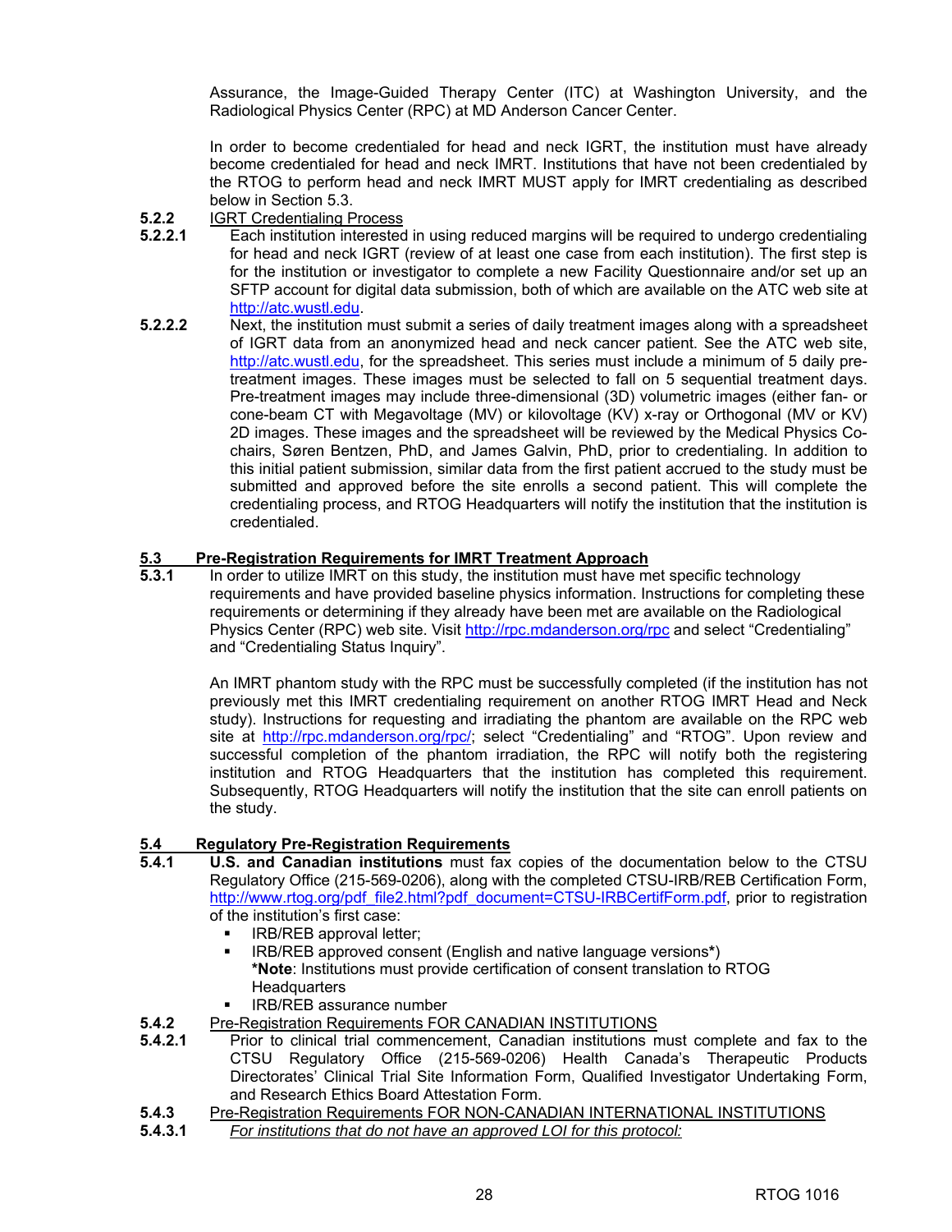Assurance, the Image-Guided Therapy Center (ITC) at Washington University, and the Radiological Physics Center (RPC) at MD Anderson Cancer Center.

In order to become credentialed for head and neck IGRT, the institution must have already become credentialed for head and neck IMRT. Institutions that have not been credentialed by the RTOG to perform head and neck IMRT MUST apply for IMRT credentialing as described below in Section 5.3.

**5.2.2** IGRT Credentialing Process

**5.2.2.1** Each institution interested in using reduced margins will be required to undergo credentialing for head and neck IGRT (review of at least one case from each institution). The first step is for the institution or investigator to complete a new Facility Questionnaire and/or set up an SFTP account for digital data submission, both of which are available on the ATC web site at http://atc.wustl.edu.

**5.2.2.2** Next, the institution must submit a series of daily treatment images along with a spreadsheet of IGRT data from an anonymized head and neck cancer patient. See the ATC web site, http://atc.wustl.edu, for the spreadsheet. This series must include a minimum of 5 daily pre-treatment images. These images must be selected to fall on 5 sequential treatment days. Pre-treatment images may include three-dimensional (3D) volumetric images (either fan- or cone-beam CT with Megavoltage (MV) or kilovoltage (KV) x-ray or Orthogonal (MV or KV) 2D images. These images and the spreadsheet will be reviewed by the Medical Physics Co-chairs, Søren Bentzen, PhD, and James Galvin, PhD, prior to credentialing. In addition to this initial patient submission, similar data from the first patient accrued to the study must be submitted and approved before the site enrolls a second patient. This will complete the credentialing process, and RTOG Headquarters will notify the institution that the institution is credentialed.

## 5.3 Pre-Registration Requirements for IMRT Treatment Approach

**5.3.1** In order to utilize IMRT on this study, the institution must have met specific technology requirements and have provided baseline physics information. Instructions for completing these requirements or determining if they already have been met are available on the Radiological Physics Center (RPC) web site. Visit http://rpc.mdanderson.org/rpc and select "Credentialing" and "Credentialing Status Inquiry".

An IMRT phantom study with the RPC must be successfully completed (if the institution has not previously met this IMRT credentialing requirement on another RTOG IMRT Head and Neck study). Instructions for requesting and irradiating the phantom are available on the RPC web site at http://rpc.mdanderson.org/rpc/; select "Credentialing" and "RTOG". Upon review and successful completion of the phantom irradiation, the RPC will notify both the registering institution and RTOG Headquarters that the institution has completed this requirement. Subsequently, RTOG Headquarters will notify the institution that the site can enroll patients on the study.

## 5.4 Regulatory Pre-Registration Requirements

**5.4.1** **U.S. and Canadian institutions** must fax copies of the documentation below to the CTSU Regulatory Office (215-569-0206), along with the completed CTSU-IRB/REB Certification Form, http://www.rtog.org/pdf_file2.html?pdf_document=CTSU-IRBCertifForm.pdf, prior to registration of the institution's first case:

- IRB/REB approval letter;
- IRB/REB approved consent (English and native language versions**\***)
  **\*Note**: Institutions must provide certification of consent translation to RTOG Headquarters
- IRB/REB assurance number

**5.4.2** Pre-Registration Requirements FOR CANADIAN INSTITUTIONS

**5.4.2.1** Prior to clinical trial commencement, Canadian institutions must complete and fax to the CTSU Regulatory Office (215-569-0206) Health Canada's Therapeutic Products Directorates' Clinical Trial Site Information Form, Qualified Investigator Undertaking Form, and Research Ethics Board Attestation Form.

**5.4.3** Pre-Registration Requirements FOR NON-CANADIAN INTERNATIONAL INSTITUTIONS

**5.4.3.1** *For institutions that do not have an approved LOI for this protocol:*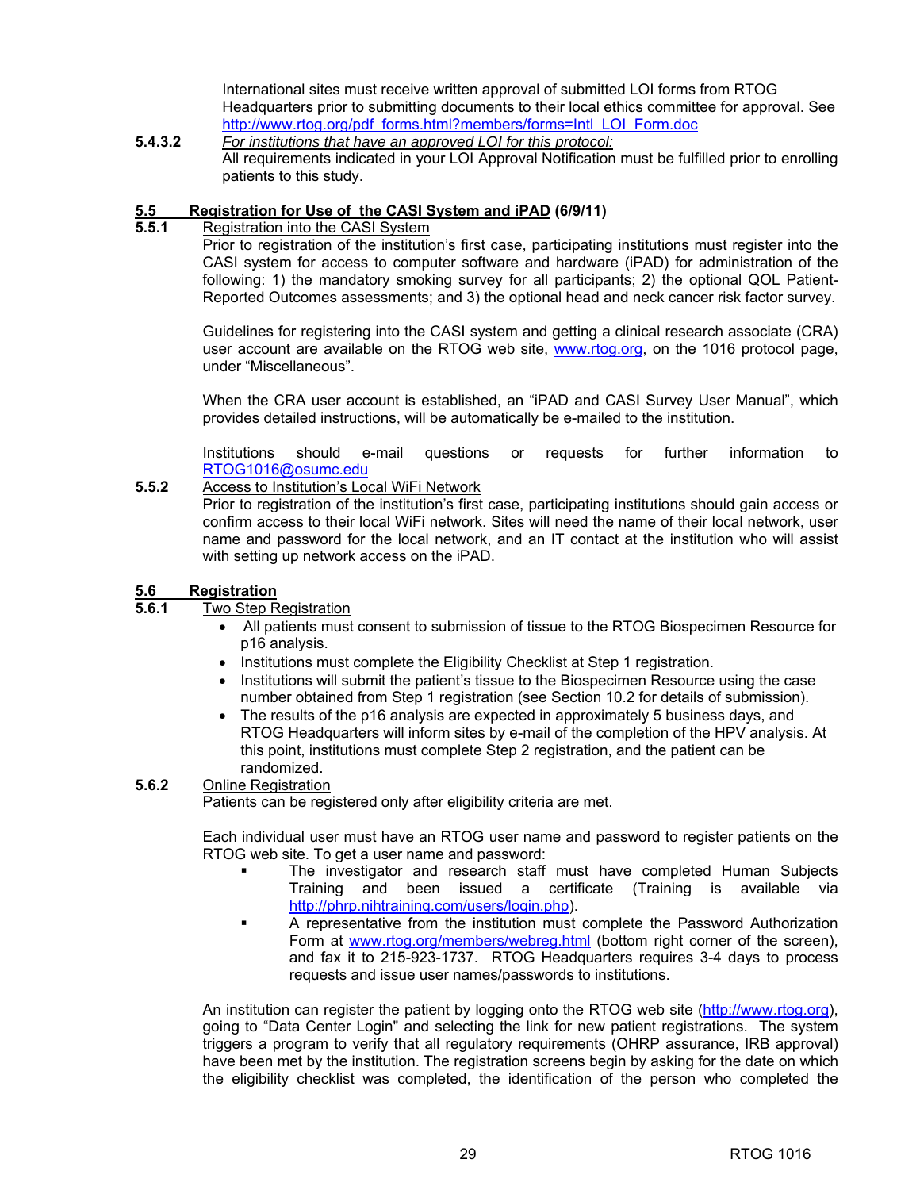International sites must receive written approval of submitted LOI forms from RTOG Headquarters prior to submitting documents to their local ethics committee for approval. See http://www.rtog.org/pdf_forms.html?members/forms=Intl_LOI_Form.doc

**5.4.3.2** *For institutions that have an approved LOI for this protocol:*
All requirements indicated in your LOI Approval Notification must be fulfilled prior to enrolling patients to this study.

## 5.5 Registration for Use of the CASI System and iPAD (6/9/11)

**5.5.1** Registration into the CASI System

Prior to registration of the institution's first case, participating institutions must register into the CASI system for access to computer software and hardware (iPAD) for administration of the following: 1) the mandatory smoking survey for all participants; 2) the optional QOL Patient-Reported Outcomes assessments; and 3) the optional head and neck cancer risk factor survey.

Guidelines for registering into the CASI system and getting a clinical research associate (CRA) user account are available on the RTOG web site, www.rtog.org, on the 1016 protocol page, under "Miscellaneous".

When the CRA user account is established, an "iPAD and CASI Survey User Manual", which provides detailed instructions, will be automatically be e-mailed to the institution.

Institutions should e-mail questions or requests for further information to RTOG1016@osumc.edu

**5.5.2** Access to Institution's Local WiFi Network

Prior to registration of the institution's first case, participating institutions should gain access or confirm access to their local WiFi network. Sites will need the name of their local network, user name and password for the local network, and an IT contact at the institution who will assist with setting up network access on the iPAD.

## 5.6 Registration

**5.6.1** Two Step Registration

- All patients must consent to submission of tissue to the RTOG Biospecimen Resource for p16 analysis.
- Institutions must complete the Eligibility Checklist at Step 1 registration.
- Institutions will submit the patient's tissue to the Biospecimen Resource using the case number obtained from Step 1 registration (see Section 10.2 for details of submission).
- The results of the p16 analysis are expected in approximately 5 business days, and RTOG Headquarters will inform sites by e-mail of the completion of the HPV analysis. At this point, institutions must complete Step 2 registration, and the patient can be randomized.

**5.6.2** Online Registration

Patients can be registered only after eligibility criteria are met.

Each individual user must have an RTOG user name and password to register patients on the RTOG web site. To get a user name and password:

- The investigator and research staff must have completed Human Subjects Training and been issued a certificate (Training is available via http://phrp.nihtraining.com/users/login.php).
- A representative from the institution must complete the Password Authorization Form at www.rtog.org/members/webreg.html (bottom right corner of the screen), and fax it to 215-923-1737. RTOG Headquarters requires 3-4 days to process requests and issue user names/passwords to institutions.

An institution can register the patient by logging onto the RTOG web site (http://www.rtog.org), going to "Data Center Login" and selecting the link for new patient registrations. The system triggers a program to verify that all regulatory requirements (OHRP assurance, IRB approval) have been met by the institution. The registration screens begin by asking for the date on which the eligibility checklist was completed, the identification of the person who completed the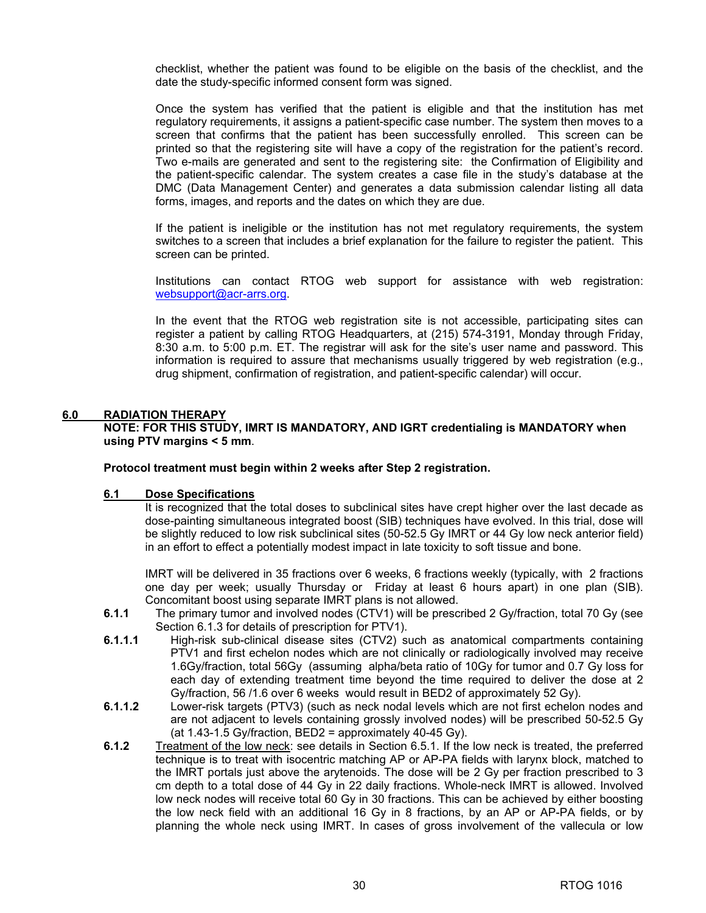checklist, whether the patient was found to be eligible on the basis of the checklist, and the date the study-specific informed consent form was signed.

Once the system has verified that the patient is eligible and that the institution has met regulatory requirements, it assigns a patient-specific case number. The system then moves to a screen that confirms that the patient has been successfully enrolled. This screen can be printed so that the registering site will have a copy of the registration for the patient's record. Two e-mails are generated and sent to the registering site: the Confirmation of Eligibility and the patient-specific calendar. The system creates a case file in the study's database at the DMC (Data Management Center) and generates a data submission calendar listing all data forms, images, and reports and the dates on which they are due.

If the patient is ineligible or the institution has not met regulatory requirements, the system switches to a screen that includes a brief explanation for the failure to register the patient. This screen can be printed.

Institutions can contact RTOG web support for assistance with web registration: websupport@acr-arrs.org.

In the event that the RTOG web registration site is not accessible, participating sites can register a patient by calling RTOG Headquarters, at (215) 574-3191, Monday through Friday, 8:30 a.m. to 5:00 p.m. ET. The registrar will ask for the site's user name and password. This information is required to assure that mechanisms usually triggered by web registration (e.g., drug shipment, confirmation of registration, and patient-specific calendar) will occur.

## 6.0 RADIATION THERAPY

**NOTE: FOR THIS STUDY, IMRT IS MANDATORY, AND IGRT credentialing is MANDATORY when using PTV margins < 5 mm**.

**Protocol treatment must begin within 2 weeks after Step 2 registration.**

### 6.1 Dose Specifications

It is recognized that the total doses to subclinical sites have crept higher over the last decade as dose-painting simultaneous integrated boost (SIB) techniques have evolved. In this trial, dose will be slightly reduced to low risk subclinical sites (50-52.5 Gy IMRT or 44 Gy low neck anterior field) in an effort to effect a potentially modest impact in late toxicity to soft tissue and bone.

IMRT will be delivered in 35 fractions over 6 weeks, 6 fractions weekly (typically, with 2 fractions one day per week; usually Thursday or Friday at least 6 hours apart) in one plan (SIB). Concomitant boost using separate IMRT plans is not allowed.

**6.1.1** The primary tumor and involved nodes (CTV1) will be prescribed 2 Gy/fraction, total 70 Gy (see Section 6.1.3 for details of prescription for PTV1).

**6.1.1.1** High-risk sub-clinical disease sites (CTV2) such as anatomical compartments containing PTV1 and first echelon nodes which are not clinically or radiologically involved may receive 1.6Gy/fraction, total 56Gy (assuming alpha/beta ratio of 10Gy for tumor and 0.7 Gy loss for each day of extending treatment time beyond the time required to deliver the dose at 2 Gy/fraction, 56 /1.6 over 6 weeks would result in BED2 of approximately 52 Gy).

**6.1.1.2** Lower-risk targets (PTV3) (such as neck nodal levels which are not first echelon nodes and are not adjacent to levels containing grossly involved nodes) will be prescribed 50-52.5 Gy (at 1.43-1.5 Gy/fraction, BED2 = approximately 40-45 Gy).

**6.1.2** Treatment of the low neck: see details in Section 6.5.1. If the low neck is treated, the preferred technique is to treat with isocentric matching AP or AP-PA fields with larynx block, matched to the IMRT portals just above the arytenoids. The dose will be 2 Gy per fraction prescribed to 3 cm depth to a total dose of 44 Gy in 22 daily fractions. Whole-neck IMRT is allowed. Involved low neck nodes will receive total 60 Gy in 30 fractions. This can be achieved by either boosting the low neck field with an additional 16 Gy in 8 fractions, by an AP or AP-PA fields, or by planning the whole neck using IMRT. In cases of gross involvement of the vallecula or low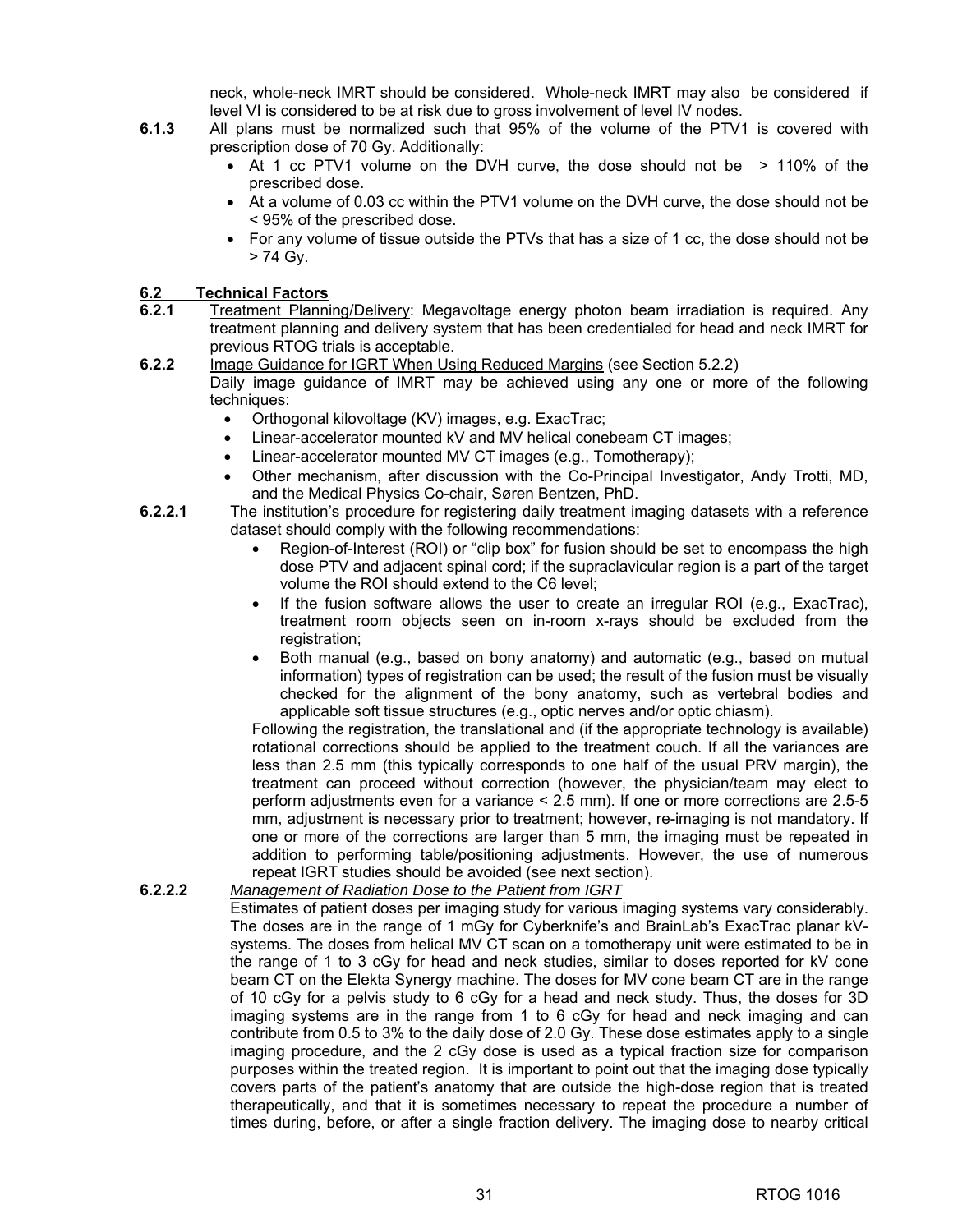neck, whole-neck IMRT should be considered. Whole-neck IMRT may also be considered if level VI is considered to be at risk due to gross involvement of level IV nodes.

**6.1.3** All plans must be normalized such that 95% of the volume of the PTV1 is covered with prescription dose of 70 Gy. Additionally:

- At 1 cc PTV1 volume on the DVH curve, the dose should not be > 110% of the prescribed dose.
- At a volume of 0.03 cc within the PTV1 volume on the DVH curve, the dose should not be < 95% of the prescribed dose.
- For any volume of tissue outside the PTVs that has a size of 1 cc, the dose should not be > 74 Gy.

## 6.2 Technical Factors

**6.2.1** Treatment Planning/Delivery: Megavoltage energy photon beam irradiation is required. Any treatment planning and delivery system that has been credentialed for head and neck IMRT for previous RTOG trials is acceptable.

**6.2.2** Image Guidance for IGRT When Using Reduced Margins (see Section 5.2.2)

Daily image guidance of IMRT may be achieved using any one or more of the following techniques:

- Orthogonal kilovoltage (KV) images, e.g. ExacTrac;
- Linear-accelerator mounted kV and MV helical conebeam CT images;
- Linear-accelerator mounted MV CT images (e.g., Tomotherapy);
- Other mechanism, after discussion with the Co-Principal Investigator, Andy Trotti, MD, and the Medical Physics Co-chair, Søren Bentzen, PhD.

**6.2.2.1** The institution's procedure for registering daily treatment imaging datasets with a reference dataset should comply with the following recommendations:

- Region-of-Interest (ROI) or "clip box" for fusion should be set to encompass the high dose PTV and adjacent spinal cord; if the supraclavicular region is a part of the target volume the ROI should extend to the C6 level;
- If the fusion software allows the user to create an irregular ROI (e.g., ExacTrac), treatment room objects seen on in-room x-rays should be excluded from the registration;
- Both manual (e.g., based on bony anatomy) and automatic (e.g., based on mutual information) types of registration can be used; the result of the fusion must be visually checked for the alignment of the bony anatomy, such as vertebral bodies and applicable soft tissue structures (e.g., optic nerves and/or optic chiasm).

Following the registration, the translational and (if the appropriate technology is available) rotational corrections should be applied to the treatment couch. If all the variances are less than 2.5 mm (this typically corresponds to one half of the usual PRV margin), the treatment can proceed without correction (however, the physician/team may elect to perform adjustments even for a variance < 2.5 mm). If one or more corrections are 2.5-5 mm, adjustment is necessary prior to treatment; however, re-imaging is not mandatory. If one or more of the corrections are larger than 5 mm, the imaging must be repeated in addition to performing table/positioning adjustments. However, the use of numerous repeat IGRT studies should be avoided (see next section).

**6.2.2.2** *Management of Radiation Dose to the Patient from IGRT*

Estimates of patient doses per imaging study for various imaging systems vary considerably. The doses are in the range of 1 mGy for Cyberknife's and BrainLab's ExacTrac planar kV-systems. The doses from helical MV CT scan on a tomotherapy unit were estimated to be in the range of 1 to 3 cGy for head and neck studies, similar to doses reported for kV cone beam CT on the Elekta Synergy machine. The doses for MV cone beam CT are in the range of 10 cGy for a pelvis study to 6 cGy for a head and neck study. Thus, the doses for 3D imaging systems are in the range from 1 to 6 cGy for head and neck imaging and can contribute from 0.5 to 3% to the daily dose of 2.0 Gy. These dose estimates apply to a single imaging procedure, and the 2 cGy dose is used as a typical fraction size for comparison purposes within the treated region. It is important to point out that the imaging dose typically covers parts of the patient's anatomy that are outside the high-dose region that is treated therapeutically, and that it is sometimes necessary to repeat the procedure a number of times during, before, or after a single fraction delivery. The imaging dose to nearby critical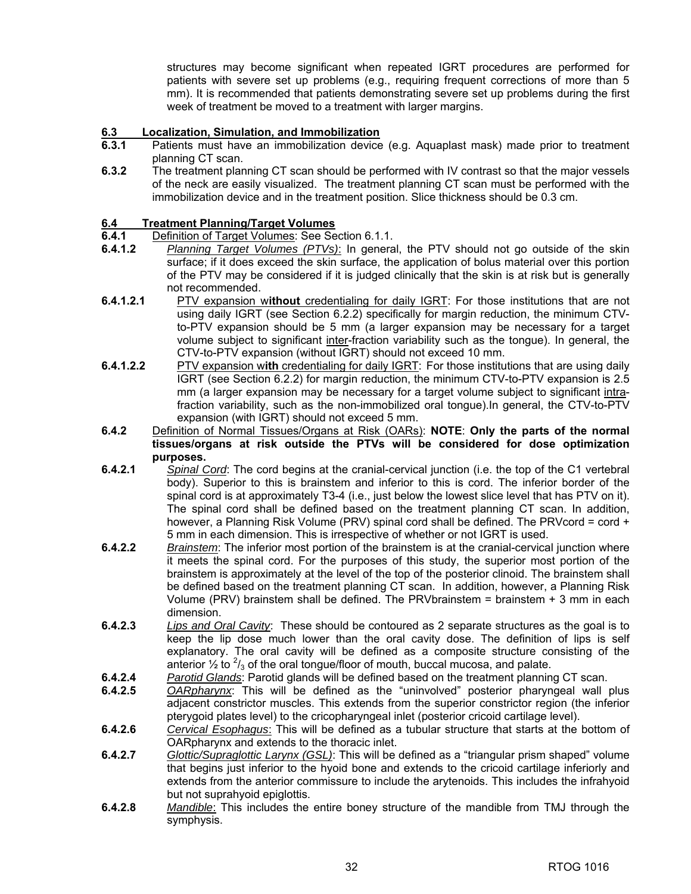structures may become significant when repeated IGRT procedures are performed for patients with severe set up problems (e.g., requiring frequent corrections of more than 5 mm). It is recommended that patients demonstrating severe set up problems during the first week of treatment be moved to a treatment with larger margins.

## 6.3 Localization, Simulation, and Immobilization

**6.3.1** Patients must have an immobilization device (e.g. Aquaplast mask) made prior to treatment planning CT scan.

**6.3.2** The treatment planning CT scan should be performed with IV contrast so that the major vessels of the neck are easily visualized. The treatment planning CT scan must be performed with the immobilization device and in the treatment position. Slice thickness should be 0.3 cm.

## 6.4 Treatment Planning/Target Volumes

**6.4.1** Definition of Target Volumes: See Section 6.1.1.

**6.4.1.2** *Planning Target Volumes (PTVs)*: In general, the PTV should not go outside of the skin surface; if it does exceed the skin surface, the application of bolus material over this portion of the PTV may be considered if it is judged clinically that the skin is at risk but is generally not recommended.

**6.4.1.2.1** PTV expansion w**ithout** credentialing for daily IGRT: For those institutions that are not using daily IGRT (see Section 6.2.2) specifically for margin reduction, the minimum CTV-to-PTV expansion should be 5 mm (a larger expansion may be necessary for a target volume subject to significant inter-fraction variability such as the tongue). In general, the CTV-to-PTV expansion (without IGRT) should not exceed 10 mm.

**6.4.1.2.2** PTV expansion w**ith** credentialing for daily IGRT: For those institutions that are using daily IGRT (see Section 6.2.2) for margin reduction, the minimum CTV-to-PTV expansion is 2.5 mm (a larger expansion may be necessary for a target volume subject to significant intra-fraction variability, such as the non-immobilized oral tongue).In general, the CTV-to-PTV expansion (with IGRT) should not exceed 5 mm.

**6.4.2** Definition of Normal Tissues/Organs at Risk (OARs): **NOTE**: **Only the parts of the normal tissues/organs at risk outside the PTVs will be considered for dose optimization purposes.**

**6.4.2.1** *Spinal Cord*: The cord begins at the cranial-cervical junction (i.e. the top of the C1 vertebral body). Superior to this is brainstem and inferior to this is cord. The inferior border of the spinal cord is at approximately T3-4 (i.e., just below the lowest slice level that has PTV on it). The spinal cord shall be defined based on the treatment planning CT scan. In addition, however, a Planning Risk Volume (PRV) spinal cord shall be defined. The PRVcord = cord + 5 mm in each dimension. This is irrespective of whether or not IGRT is used.

**6.4.2.2** *Brainstem*: The inferior most portion of the brainstem is at the cranial-cervical junction where it meets the spinal cord. For the purposes of this study, the superior most portion of the brainstem is approximately at the level of the top of the posterior clinoid. The brainstem shall be defined based on the treatment planning CT scan. In addition, however, a Planning Risk Volume (PRV) brainstem shall be defined. The PRVbrainstem = brainstem + 3 mm in each dimension.

**6.4.2.3** *Lips and Oral Cavity*: These should be contoured as 2 separate structures as the goal is to keep the lip dose much lower than the oral cavity dose. The definition of lips is self explanatory. The oral cavity will be defined as a composite structure consisting of the anterior ½ to $^{2}/_{3}$ of the oral tongue/floor of mouth, buccal mucosa, and palate.

**6.4.2.4** *Parotid Glands*: Parotid glands will be defined based on the treatment planning CT scan.

**6.4.2.5** *OARpharynx*: This will be defined as the "uninvolved" posterior pharyngeal wall plus adjacent constrictor muscles. This extends from the superior constrictor region (the inferior pterygoid plates level) to the cricopharyngeal inlet (posterior cricoid cartilage level).

**6.4.2.6** *Cervical Esophagus*: This will be defined as a tubular structure that starts at the bottom of OARpharynx and extends to the thoracic inlet.

**6.4.2.7** *Glottic/Supraglottic Larynx (GSL)*: This will be defined as a "triangular prism shaped" volume that begins just inferior to the hyoid bone and extends to the cricoid cartilage inferiorly and extends from the anterior commissure to include the arytenoids. This includes the infrahyoid but not suprahyoid epiglottis.

**6.4.2.8** *Mandible*: This includes the entire boney structure of the mandible from TMJ through the symphysis.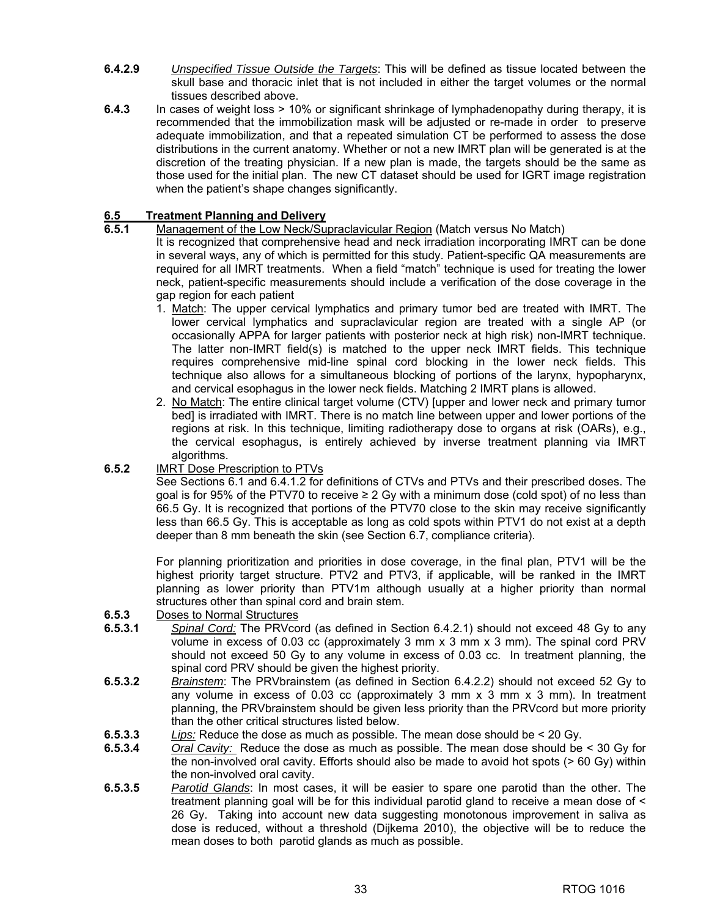**6.4.2.9** *Unspecified Tissue Outside the Targets*: This will be defined as tissue located between the skull base and thoracic inlet that is not included in either the target volumes or the normal tissues described above.

**6.4.3** In cases of weight loss > 10% or significant shrinkage of lymphadenopathy during therapy, it is recommended that the immobilization mask will be adjusted or re-made in order to preserve adequate immobilization, and that a repeated simulation CT be performed to assess the dose distributions in the current anatomy. Whether or not a new IMRT plan will be generated is at the discretion of the treating physician. If a new plan is made, the targets should be the same as those used for the initial plan. The new CT dataset should be used for IGRT image registration when the patient's shape changes significantly.

## 6.5 Treatment Planning and Delivery

**6.5.1** Management of the Low Neck/Supraclavicular Region (Match versus No Match)

It is recognized that comprehensive head and neck irradiation incorporating IMRT can be done in several ways, any of which is permitted for this study. Patient-specific QA measurements are required for all IMRT treatments. When a field "match" technique is used for treating the lower neck, patient-specific measurements should include a verification of the dose coverage in the gap region for each patient

1. Match: The upper cervical lymphatics and primary tumor bed are treated with IMRT. The lower cervical lymphatics and supraclavicular region are treated with a single AP (or occasionally APPA for larger patients with posterior neck at high risk) non-IMRT technique. The latter non-IMRT field(s) is matched to the upper neck IMRT fields. This technique requires comprehensive mid-line spinal cord blocking in the lower neck fields. This technique also allows for a simultaneous blocking of portions of the larynx, hypopharynx, and cervical esophagus in the lower neck fields. Matching 2 IMRT plans is allowed.
2. No Match: The entire clinical target volume (CTV) [upper and lower neck and primary tumor bed] is irradiated with IMRT. There is no match line between upper and lower portions of the regions at risk. In this technique, limiting radiotherapy dose to organs at risk (OARs), e.g., the cervical esophagus, is entirely achieved by inverse treatment planning via IMRT algorithms.

**6.5.2** IMRT Dose Prescription to PTVs

See Sections 6.1 and 6.4.1.2 for definitions of CTVs and PTVs and their prescribed doses. The goal is for 95% of the PTV70 to receive ≥ 2 Gy with a minimum dose (cold spot) of no less than 66.5 Gy. It is recognized that portions of the PTV70 close to the skin may receive significantly less than 66.5 Gy. This is acceptable as long as cold spots within PTV1 do not exist at a depth deeper than 8 mm beneath the skin (see Section 6.7, compliance criteria).

For planning prioritization and priorities in dose coverage, in the final plan, PTV1 will be the highest priority target structure. PTV2 and PTV3, if applicable, will be ranked in the IMRT planning as lower priority than PTV1m although usually at a higher priority than normal structures other than spinal cord and brain stem.

**6.5.3** Doses to Normal Structures

**6.5.3.1** *Spinal Cord:* The PRVcord (as defined in Section 6.4.2.1) should not exceed 48 Gy to any volume in excess of 0.03 cc (approximately 3 mm x 3 mm x 3 mm). The spinal cord PRV should not exceed 50 Gy to any volume in excess of 0.03 cc. In treatment planning, the spinal cord PRV should be given the highest priority.

**6.5.3.2** *Brainstem*: The PRVbrainstem (as defined in Section 6.4.2.2) should not exceed 52 Gy to any volume in excess of 0.03 cc (approximately 3 mm x 3 mm x 3 mm). In treatment planning, the PRVbrainstem should be given less priority than the PRVcord but more priority than the other critical structures listed below.

**6.5.3.3** *Lips:* Reduce the dose as much as possible. The mean dose should be < 20 Gy.

**6.5.3.4** *Oral Cavity:* Reduce the dose as much as possible. The mean dose should be < 30 Gy for the non-involved oral cavity. Efforts should also be made to avoid hot spots (> 60 Gy) within the non-involved oral cavity.

**6.5.3.5** *Parotid Glands*: In most cases, it will be easier to spare one parotid than the other. The treatment planning goal will be for this individual parotid gland to receive a mean dose of < 26 Gy. Taking into account new data suggesting monotonous improvement in saliva as dose is reduced, without a threshold (Dijkema 2010), the objective will be to reduce the mean doses to both parotid glands as much as possible.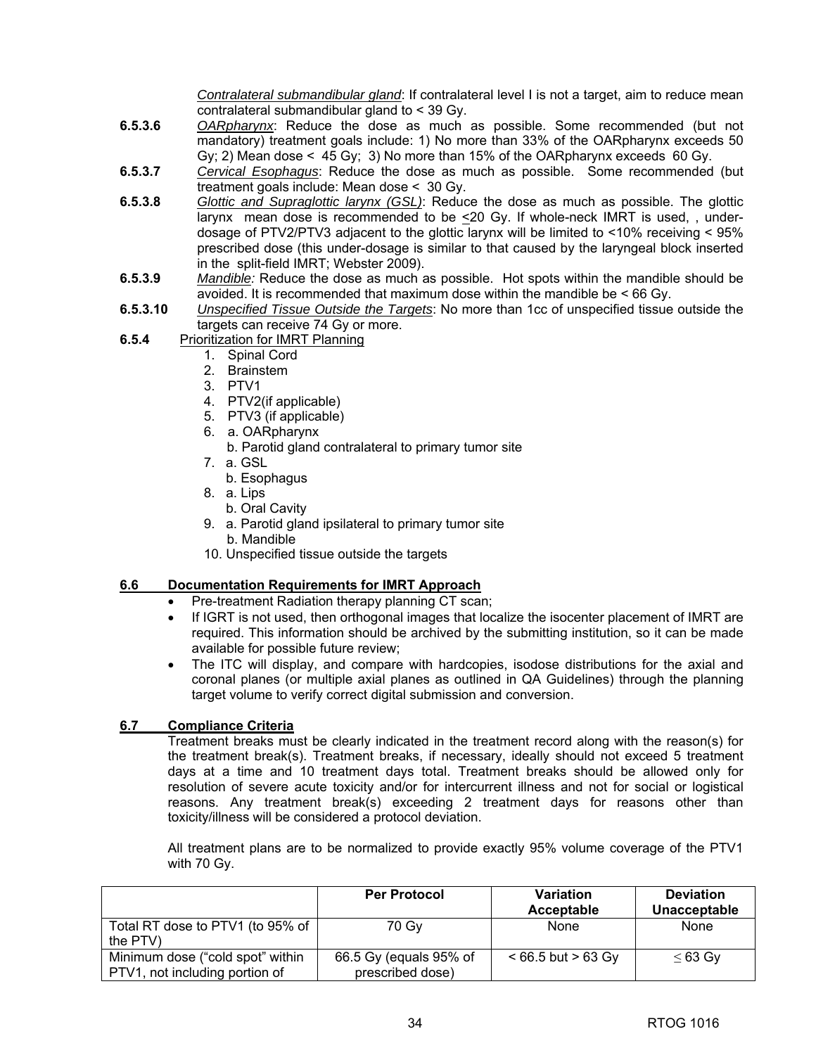*Contralateral submandibular gland*: If contralateral level I is not a target, aim to reduce mean contralateral submandibular gland to < 39 Gy.

**6.5.3.6** *OARpharynx*: Reduce the dose as much as possible. Some recommended (but not mandatory) treatment goals include: 1) No more than 33% of the OARpharynx exceeds 50 Gy; 2) Mean dose < 45 Gy; 3) No more than 15% of the OARpharynx exceeds 60 Gy.

**6.5.3.7** *Cervical Esophagus*: Reduce the dose as much as possible. Some recommended (but treatment goals include: Mean dose < 30 Gy.

**6.5.3.8** *Glottic and Supraglottic larynx (GSL)*: Reduce the dose as much as possible. The glottic larynx mean dose is recommended to be ≤20 Gy. If whole-neck IMRT is used, , under-dosage of PTV2/PTV3 adjacent to the glottic larynx will be limited to <10% receiving < 95% prescribed dose (this under-dosage is similar to that caused by the laryngeal block inserted in the split-field IMRT; Webster 2009).

**6.5.3.9** *Mandible:* Reduce the dose as much as possible. Hot spots within the mandible should be avoided. It is recommended that maximum dose within the mandible be < 66 Gy.

**6.5.3.10** *Unspecified Tissue Outside the Targets*: No more than 1cc of unspecified tissue outside the targets can receive 74 Gy or more.

**6.5.4** Prioritization for IMRT Planning

1. Spinal Cord
2. Brainstem
3. PTV1
4. PTV2(if applicable)
5. PTV3 (if applicable)
6. a. OARpharynx
   b. Parotid gland contralateral to primary tumor site
7. a. GSL
   b. Esophagus
8. a. Lips
   b. Oral Cavity
9. a. Parotid gland ipsilateral to primary tumor site
   b. Mandible
10. Unspecified tissue outside the targets

## 6.6 Documentation Requirements for IMRT Approach

- Pre-treatment Radiation therapy planning CT scan;
- If IGRT is not used, then orthogonal images that localize the isocenter placement of IMRT are required. This information should be archived by the submitting institution, so it can be made available for possible future review;
- The ITC will display, and compare with hardcopies, isodose distributions for the axial and coronal planes (or multiple axial planes as outlined in QA Guidelines) through the planning target volume to verify correct digital submission and conversion.

## 6.7 Compliance Criteria

Treatment breaks must be clearly indicated in the treatment record along with the reason(s) for the treatment break(s). Treatment breaks, if necessary, ideally should not exceed 5 treatment days at a time and 10 treatment days total. Treatment breaks should be allowed only for resolution of severe acute toxicity and/or for intercurrent illness and not for social or logistical reasons. Any treatment break(s) exceeding 2 treatment days for reasons other than toxicity/illness will be considered a protocol deviation.

All treatment plans are to be normalized to provide exactly 95% volume coverage of the PTV1 with 70 Gy.

| | Per Protocol | Variation Acceptable | Deviation Unacceptable |
|---|---|---|---|
| Total RT dose to PTV1 (to 95% of the PTV) | 70 Gy | None | None |
| Minimum dose ("cold spot" within PTV1, not including portion of | 66.5 Gy (equals 95% of prescribed dose) | < 66.5 but > 63 Gy | ≤ 63 Gy |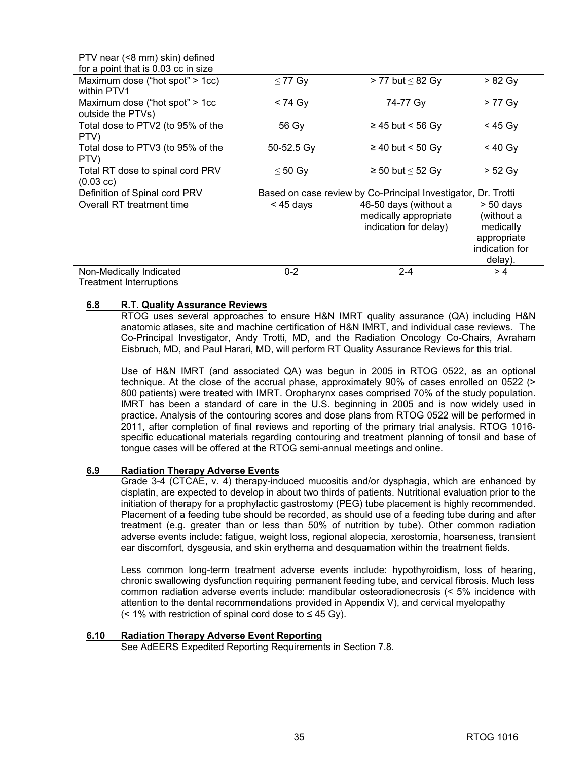| PTV near (<8 mm) skin) defined for a point that is 0.03 cc in size | | | |
|---|---|---|---|
| Maximum dose ("hot spot" > 1cc) within PTV1 | ≤ 77 Gy | > 77 but ≤ 82 Gy | > 82 Gy |
| Maximum dose ("hot spot" > 1cc outside the PTVs) | < 74 Gy | 74-77 Gy | > 77 Gy |
| Total dose to PTV2 (to 95% of the PTV) | 56 Gy | ≥ 45 but < 56 Gy | < 45 Gy |
| Total dose to PTV3 (to 95% of the PTV) | 50-52.5 Gy | ≥ 40 but < 50 Gy | < 40 Gy |
| Total RT dose to spinal cord PRV (0.03 cc) | ≤ 50 Gy | ≥ 50 but ≤ 52 Gy | > 52 Gy |
| Definition of Spinal cord PRV | Based on case review by Co-Principal Investigator, Dr. Trotti | | |
| Overall RT treatment time | < 45 days | 46-50 days (without a medically appropriate indication for delay) | > 50 days (without a medically appropriate indication for delay). |
| Non-Medically Indicated Treatment Interruptions | 0-2 | 2-4 | > 4 |

### 6.8 R.T. Quality Assurance Reviews

RTOG uses several approaches to ensure H&N IMRT quality assurance (QA) including H&N anatomic atlases, site and machine certification of H&N IMRT, and individual case reviews. The Co-Principal Investigator, Andy Trotti, MD, and the Radiation Oncology Co-Chairs, Avraham Eisbruch, MD, and Paul Harari, MD, will perform RT Quality Assurance Reviews for this trial.

Use of H&N IMRT (and associated QA) was begun in 2005 in RTOG 0522, as an optional technique. At the close of the accrual phase, approximately 90% of cases enrolled on 0522 (> 800 patients) were treated with IMRT. Oropharynx cases comprised 70% of the study population. IMRT has been a standard of care in the U.S. beginning in 2005 and is now widely used in practice. Analysis of the contouring scores and dose plans from RTOG 0522 will be performed in 2011, after completion of final reviews and reporting of the primary trial analysis. RTOG 1016-specific educational materials regarding contouring and treatment planning of tonsil and base of tongue cases will be offered at the RTOG semi-annual meetings and online.

### 6.9 Radiation Therapy Adverse Events

Grade 3-4 (CTCAE, v. 4) therapy-induced mucositis and/or dysphagia, which are enhanced by cisplatin, are expected to develop in about two thirds of patients. Nutritional evaluation prior to the initiation of therapy for a prophylactic gastrostomy (PEG) tube placement is highly recommended. Placement of a feeding tube should be recorded, as should use of a feeding tube during and after treatment (e.g. greater than or less than 50% of nutrition by tube). Other common radiation adverse events include: fatigue, weight loss, regional alopecia, xerostomia, hoarseness, transient ear discomfort, dysgeusia, and skin erythema and desquamation within the treatment fields.

Less common long-term treatment adverse events include: hypothyroidism, loss of hearing, chronic swallowing dysfunction requiring permanent feeding tube, and cervical fibrosis. Much less common radiation adverse events include: mandibular osteoradionecrosis (< 5% incidence with attention to the dental recommendations provided in Appendix V), and cervical myelopathy (< 1% with restriction of spinal cord dose to ≤ 45 Gy).

### 6.10 Radiation Therapy Adverse Event Reporting

See AdEERS Expedited Reporting Requirements in Section 7.8.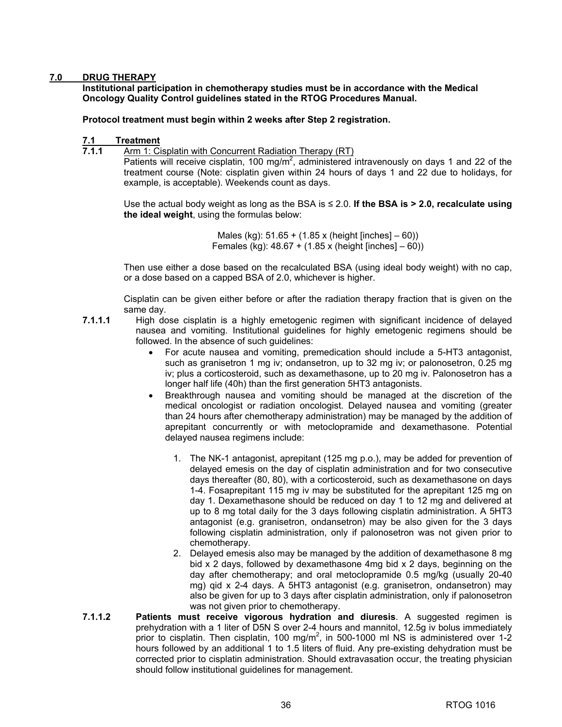## 7.0 DRUG THERAPY

**Institutional participation in chemotherapy studies must be in accordance with the Medical Oncology Quality Control guidelines stated in the RTOG Procedures Manual.**

**Protocol treatment must begin within 2 weeks after Step 2 registration.**

### 7.1 Treatment

**7.1.1** Arm 1: Cisplatin with Concurrent Radiation Therapy (RT)

Patients will receive cisplatin, 100 mg/m$^2$, administered intravenously on days 1 and 22 of the treatment course (Note: cisplatin given within 24 hours of days 1 and 22 due to holidays, for example, is acceptable). Weekends count as days.

Use the actual body weight as long as the BSA is ≤ 2.0. **If the BSA is > 2.0, recalculate using the ideal weight**, using the formulas below:

Males (kg): 51.65 + (1.85 x (height [inches] – 60))
Females (kg): 48.67 + (1.85 x (height [inches] – 60))

Then use either a dose based on the recalculated BSA (using ideal body weight) with no cap, or a dose based on a capped BSA of 2.0, whichever is higher.

Cisplatin can be given either before or after the radiation therapy fraction that is given on the same day.

**7.1.1.1** High dose cisplatin is a highly emetogenic regimen with significant incidence of delayed nausea and vomiting. Institutional guidelines for highly emetogenic regimens should be followed. In the absence of such guidelines:

- For acute nausea and vomiting, premedication should include a 5-HT3 antagonist, such as granisetron 1 mg iv; ondansetron, up to 32 mg iv; or palonosetron, 0.25 mg iv; plus a corticosteroid, such as dexamethasone, up to 20 mg iv. Palonosetron has a longer half life (40h) than the first generation 5HT3 antagonists.
- Breakthrough nausea and vomiting should be managed at the discretion of the medical oncologist or radiation oncologist. Delayed nausea and vomiting (greater than 24 hours after chemotherapy administration) may be managed by the addition of aprepitant concurrently or with metoclopramide and dexamethasone. Potential delayed nausea regimens include:

  1. The NK-1 antagonist, aprepitant (125 mg p.o.), may be added for prevention of delayed emesis on the day of cisplatin administration and for two consecutive days thereafter (80, 80), with a corticosteroid, such as dexamethasone on days 1-4. Fosaprepitant 115 mg iv may be substituted for the aprepitant 125 mg on day 1. Dexamethasone should be reduced on day 1 to 12 mg and delivered at up to 8 mg total daily for the 3 days following cisplatin administration. A 5HT3 antagonist (e.g. granisetron, ondansetron) may be also given for the 3 days following cisplatin administration, only if palonosetron was not given prior to chemotherapy.
  2. Delayed emesis also may be managed by the addition of dexamethasone 8 mg bid x 2 days, followed by dexamethasone 4mg bid x 2 days, beginning on the day after chemotherapy; and oral metoclopramide 0.5 mg/kg (usually 20-40 mg) qid x 2-4 days. A 5HT3 antagonist (e.g. granisetron, ondansetron) may also be given for up to 3 days after cisplatin administration, only if palonosetron was not given prior to chemotherapy.

**7.1.1.2** **Patients must receive vigorous hydration and diuresis**. A suggested regimen is prehydration with a 1 liter of D5N S over 2-4 hours and mannitol, 12.5g iv bolus immediately prior to cisplatin. Then cisplatin, 100 mg/m$^2$, in 500-1000 ml NS is administered over 1-2 hours followed by an additional 1 to 1.5 liters of fluid. Any pre-existing dehydration must be corrected prior to cisplatin administration. Should extravasation occur, the treating physician should follow institutional guidelines for management.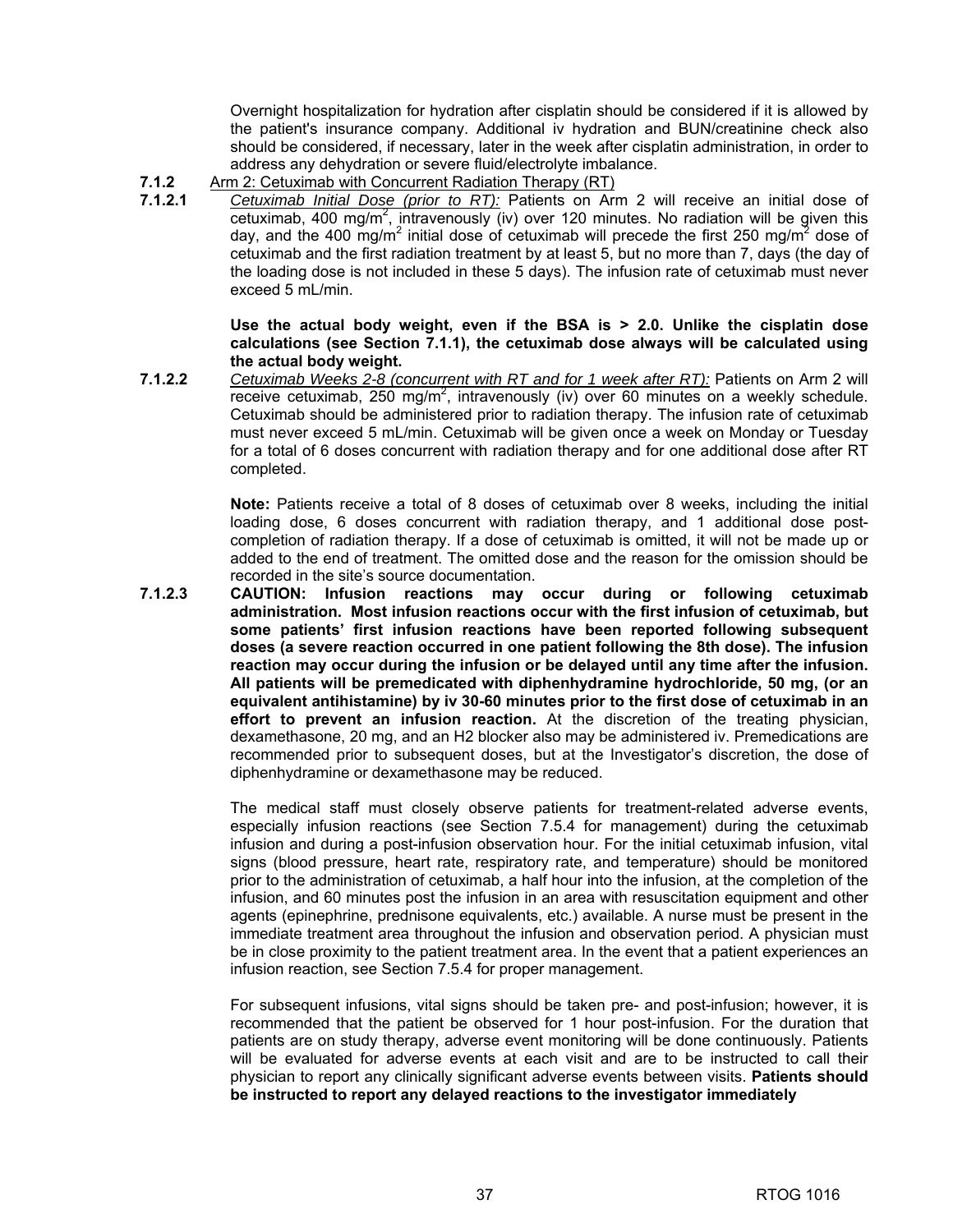Overnight hospitalization for hydration after cisplatin should be considered if it is allowed by the patient's insurance company. Additional iv hydration and BUN/creatinine check also should be considered, if necessary, later in the week after cisplatin administration, in order to address any dehydration or severe fluid/electrolyte imbalance.

**7.1.2** Arm 2: Cetuximab with Concurrent Radiation Therapy (RT)

**7.1.2.1** *Cetuximab Initial Dose (prior to RT):* Patients on Arm 2 will receive an initial dose of cetuximab, 400 mg/m$^2$, intravenously (iv) over 120 minutes. No radiation will be given this day, and the 400 mg/m$^2$ initial dose of cetuximab will precede the first 250 mg/m$^2$ dose of cetuximab and the first radiation treatment by at least 5, but no more than 7, days (the day of the loading dose is not included in these 5 days). The infusion rate of cetuximab must never exceed 5 mL/min.

**Use the actual body weight, even if the BSA is > 2.0. Unlike the cisplatin dose calculations (see Section 7.1.1), the cetuximab dose always will be calculated using the actual body weight.**

**7.1.2.2** *Cetuximab Weeks 2-8 (concurrent with RT and for 1 week after RT):* Patients on Arm 2 will receive cetuximab, 250 mg/m$^2$, intravenously (iv) over 60 minutes on a weekly schedule. Cetuximab should be administered prior to radiation therapy. The infusion rate of cetuximab must never exceed 5 mL/min. Cetuximab will be given once a week on Monday or Tuesday for a total of 6 doses concurrent with radiation therapy and for one additional dose after RT completed.

**Note:** Patients receive a total of 8 doses of cetuximab over 8 weeks, including the initial loading dose, 6 doses concurrent with radiation therapy, and 1 additional dose post-completion of radiation therapy. If a dose of cetuximab is omitted, it will not be made up or added to the end of treatment. The omitted dose and the reason for the omission should be recorded in the site's source documentation.

**7.1.2.3** **CAUTION: Infusion reactions may occur during or following cetuximab administration. Most infusion reactions occur with the first infusion of cetuximab, but some patients' first infusion reactions have been reported following subsequent doses (a severe reaction occurred in one patient following the 8th dose). The infusion reaction may occur during the infusion or be delayed until any time after the infusion. All patients will be premedicated with diphenhydramine hydrochloride, 50 mg, (or an equivalent antihistamine) by iv 30-60 minutes prior to the first dose of cetuximab in an effort to prevent an infusion reaction.** At the discretion of the treating physician, dexamethasone, 20 mg, and an H2 blocker also may be administered iv. Premedications are recommended prior to subsequent doses, but at the Investigator's discretion, the dose of diphenhydramine or dexamethasone may be reduced.

The medical staff must closely observe patients for treatment-related adverse events, especially infusion reactions (see Section 7.5.4 for management) during the cetuximab infusion and during a post-infusion observation hour. For the initial cetuximab infusion, vital signs (blood pressure, heart rate, respiratory rate, and temperature) should be monitored prior to the administration of cetuximab, a half hour into the infusion, at the completion of the infusion, and 60 minutes post the infusion in an area with resuscitation equipment and other agents (epinephrine, prednisone equivalents, etc.) available. A nurse must be present in the immediate treatment area throughout the infusion and observation period. A physician must be in close proximity to the patient treatment area. In the event that a patient experiences an infusion reaction, see Section 7.5.4 for proper management.

For subsequent infusions, vital signs should be taken pre- and post-infusion; however, it is recommended that the patient be observed for 1 hour post-infusion. For the duration that patients are on study therapy, adverse event monitoring will be done continuously. Patients will be evaluated for adverse events at each visit and are to be instructed to call their physician to report any clinically significant adverse events between visits. **Patients should be instructed to report any delayed reactions to the investigator immediately**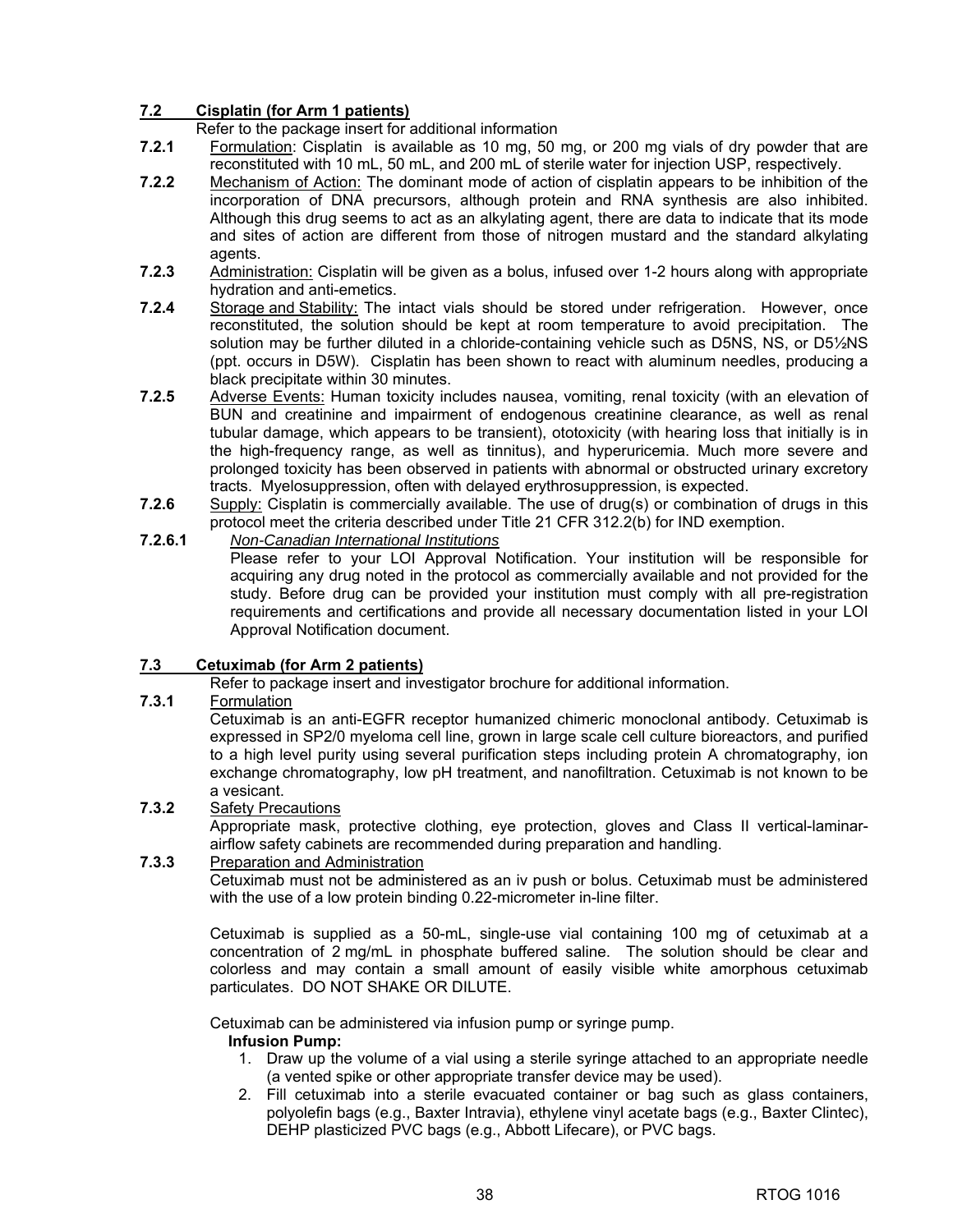**7.2 Cisplatin (for Arm 1 patients)**

Refer to the package insert for additional information

**7.2.1** Formulation: Cisplatin is available as 10 mg, 50 mg, or 200 mg vials of dry powder that are reconstituted with 10 mL, 50 mL, and 200 mL of sterile water for injection USP, respectively.

**7.2.2** Mechanism of Action: The dominant mode of action of cisplatin appears to be inhibition of the incorporation of DNA precursors, although protein and RNA synthesis are also inhibited. Although this drug seems to act as an alkylating agent, there are data to indicate that its mode and sites of action are different from those of nitrogen mustard and the standard alkylating agents.

**7.2.3** Administration: Cisplatin will be given as a bolus, infused over 1-2 hours along with appropriate hydration and anti-emetics.

**7.2.4** Storage and Stability: The intact vials should be stored under refrigeration. However, once reconstituted, the solution should be kept at room temperature to avoid precipitation. The solution may be further diluted in a chloride-containing vehicle such as D5NS, NS, or D5½NS (ppt. occurs in D5W). Cisplatin has been shown to react with aluminum needles, producing a black precipitate within 30 minutes.

**7.2.5** Adverse Events: Human toxicity includes nausea, vomiting, renal toxicity (with an elevation of BUN and creatinine and impairment of endogenous creatinine clearance, as well as renal tubular damage, which appears to be transient), ototoxicity (with hearing loss that initially is in the high-frequency range, as well as tinnitus), and hyperuricemia. Much more severe and prolonged toxicity has been observed in patients with abnormal or obstructed urinary excretory tracts. Myelosuppression, often with delayed erythrosuppression, is expected.

**7.2.6** Supply: Cisplatin is commercially available. The use of drug(s) or combination of drugs in this protocol meet the criteria described under Title 21 CFR 312.2(b) for IND exemption.

**7.2.6.1** *Non-Canadian International Institutions*

Please refer to your LOI Approval Notification. Your institution will be responsible for acquiring any drug noted in the protocol as commercially available and not provided for the study. Before drug can be provided your institution must comply with all pre-registration requirements and certifications and provide all necessary documentation listed in your LOI Approval Notification document.

**7.3 Cetuximab (for Arm 2 patients)**

Refer to package insert and investigator brochure for additional information.

**7.3.1** Formulation

Cetuximab is an anti-EGFR receptor humanized chimeric monoclonal antibody. Cetuximab is expressed in SP2/0 myeloma cell line, grown in large scale cell culture bioreactors, and purified to a high level purity using several purification steps including protein A chromatography, ion exchange chromatography, low pH treatment, and nanofiltration. Cetuximab is not known to be a vesicant.

**7.3.2** Safety Precautions

Appropriate mask, protective clothing, eye protection, gloves and Class II vertical-laminar-airflow safety cabinets are recommended during preparation and handling.

**7.3.3** Preparation and Administration

Cetuximab must not be administered as an iv push or bolus. Cetuximab must be administered with the use of a low protein binding 0.22-micrometer in-line filter.

Cetuximab is supplied as a 50-mL, single-use vial containing 100 mg of cetuximab at a concentration of 2 mg/mL in phosphate buffered saline. The solution should be clear and colorless and may contain a small amount of easily visible white amorphous cetuximab particulates. DO NOT SHAKE OR DILUTE.

Cetuximab can be administered via infusion pump or syringe pump.

**Infusion Pump:**

1. Draw up the volume of a vial using a sterile syringe attached to an appropriate needle (a vented spike or other appropriate transfer device may be used).
2. Fill cetuximab into a sterile evacuated container or bag such as glass containers, polyolefin bags (e.g., Baxter Intravia), ethylene vinyl acetate bags (e.g., Baxter Clintec), DEHP plasticized PVC bags (e.g., Abbott Lifecare), or PVC bags.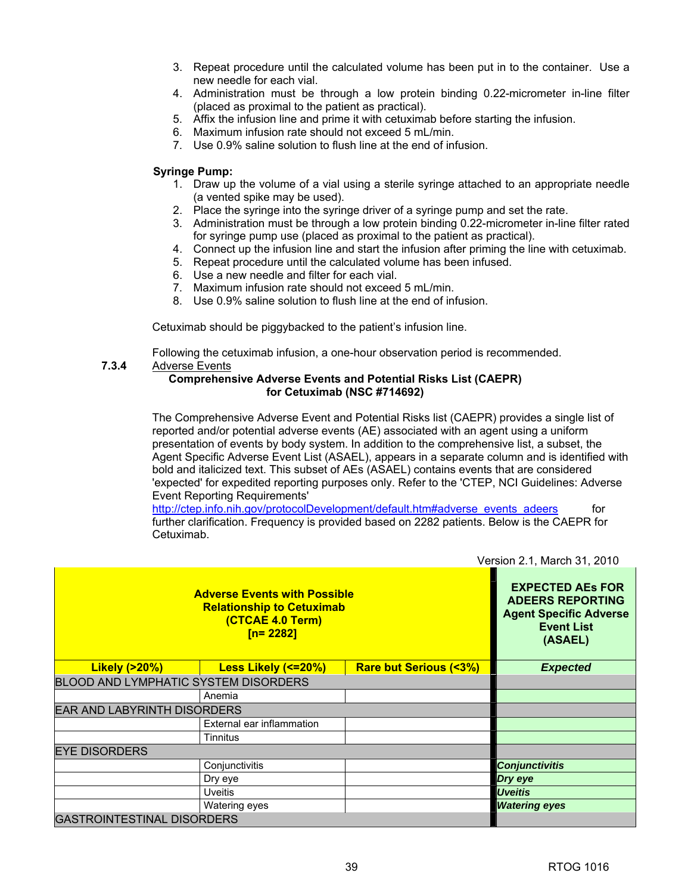3. Repeat procedure until the calculated volume has been put in to the container. Use a new needle for each vial.
4. Administration must be through a low protein binding 0.22-micrometer in-line filter (placed as proximal to the patient as practical).
5. Affix the infusion line and prime it with cetuximab before starting the infusion.
6. Maximum infusion rate should not exceed 5 mL/min.
7. Use 0.9% saline solution to flush line at the end of infusion.

**Syringe Pump:**

1. Draw up the volume of a vial using a sterile syringe attached to an appropriate needle (a vented spike may be used).
2. Place the syringe into the syringe driver of a syringe pump and set the rate.
3. Administration must be through a low protein binding 0.22-micrometer in-line filter rated for syringe pump use (placed as proximal to the patient as practical).
4. Connect up the infusion line and start the infusion after priming the line with cetuximab.
5. Repeat procedure until the calculated volume has been infused.
6. Use a new needle and filter for each vial.
7. Maximum infusion rate should not exceed 5 mL/min.
8. Use 0.9% saline solution to flush line at the end of infusion.

Cetuximab should be piggybacked to the patient's infusion line.

Following the cetuximab infusion, a one-hour observation period is recommended.

**7.3.4** Adverse Events

**Comprehensive Adverse Events and Potential Risks List (CAEPR) for Cetuximab (NSC #714692)**

The Comprehensive Adverse Event and Potential Risks list (CAEPR) provides a single list of reported and/or potential adverse events (AE) associated with an agent using a uniform presentation of events by body system. In addition to the comprehensive list, a subset, the Agent Specific Adverse Event List (ASAEL), appears in a separate column and is identified with bold and italicized text. This subset of AEs (ASAEL) contains events that are considered 'expected' for expedited reporting purposes only. Refer to the 'CTEP, NCI Guidelines: Adverse Event Reporting Requirements' http://ctep.info.nih.gov/protocolDevelopment/default.htm#adverse_events_adeers for further clarification. Frequency is provided based on 2282 patients. Below is the CAEPR for Cetuximab.

Version 2.1, March 31, 2010

| Adverse Events with Possible Relationship to Cetuximab (CTCAE 4.0 Term) [n= 2282] | | | EXPECTED AEs FOR ADEERS REPORTING Agent Specific Adverse Event List (ASAEL) |
|---|---|---|---|
| **Likely (>20%)** | **Less Likely (<=20%)** | **Rare but Serious (<3%)** | ***Expected*** |
| BLOOD AND LYMPHATIC SYSTEM DISORDERS | | | |
| | Anemia | | |
| EAR AND LABYRINTH DISORDERS | | | |
| | External ear inflammation | | |
| | Tinnitus | | |
| EYE DISORDERS | | | |
| | Conjunctivitis | | ***Conjunctivitis*** |
| | Dry eye | | ***Dry eye*** |
| | Uveitis | | ***Uveitis*** |
| | Watering eyes | | ***Watering eyes*** |
| GASTROINTESTINAL DISORDERS | | | |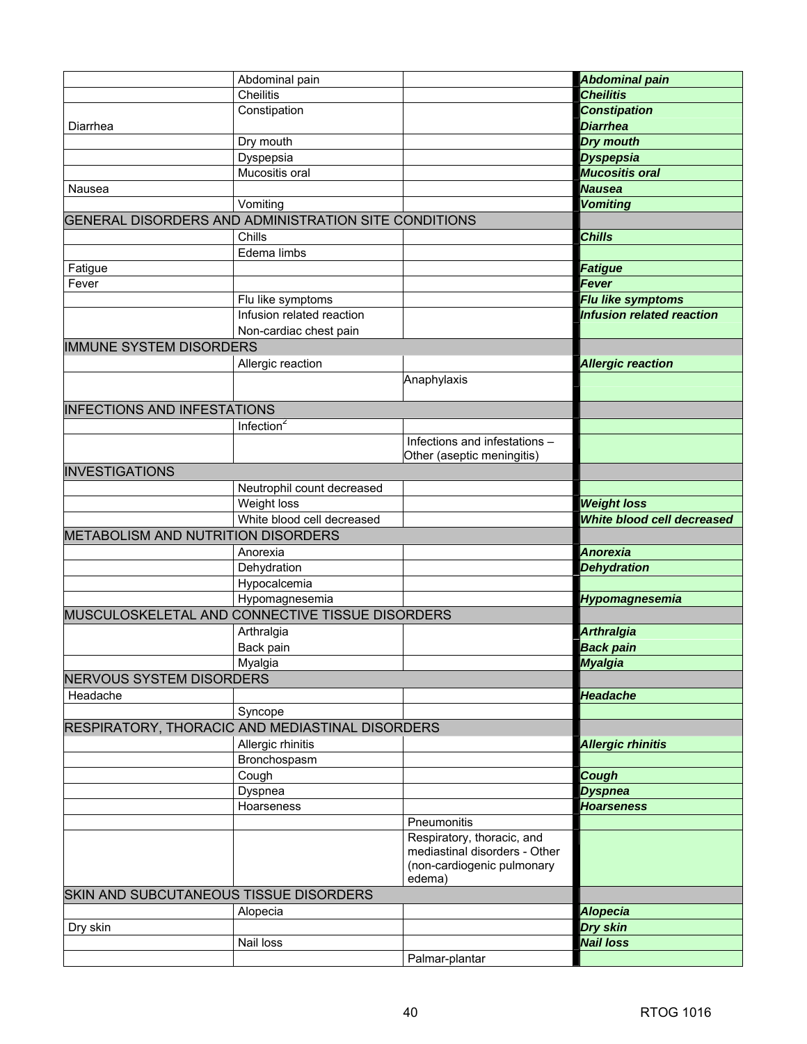| | | | |
|---|---|---|---|
| | Abdominal pain | | ***Abdominal pain*** |
| | Cheilitis | | ***Cheilitis*** |
| | Constipation | | ***Constipation*** |
| Diarrhea | | | ***Diarrhea*** |
| | Dry mouth | | ***Dry mouth*** |
| | Dyspepsia | | ***Dyspepsia*** |
| | Mucositis oral | | ***Mucositis oral*** |
| Nausea | | | ***Nausea*** |
| | Vomiting | | ***Vomiting*** |
| GENERAL DISORDERS AND ADMINISTRATION SITE CONDITIONS | | | |
| | Chills | | ***Chills*** |
| | Edema limbs | | |
| Fatigue | | | ***Fatigue*** |
| Fever | | | ***Fever*** |
| | Flu like symptoms | | ***Flu like symptoms*** |
| | Infusion related reaction | | ***Infusion related reaction*** |
| | Non-cardiac chest pain | | |
| IMMUNE SYSTEM DISORDERS | | | |
| | Allergic reaction | | ***Allergic reaction*** |
| | | Anaphylaxis | |
| INFECTIONS AND INFESTATIONS | | | |
| | Infection[2] | | |
| | | Infections and infestations – Other (aseptic meningitis) | |
| INVESTIGATIONS | | | |
| | Neutrophil count decreased | | |
| | Weight loss | | ***Weight loss*** |
| | White blood cell decreased | | ***White blood cell decreased*** |
| METABOLISM AND NUTRITION DISORDERS | | | |
| | Anorexia | | ***Anorexia*** |
| | Dehydration | | ***Dehydration*** |
| | Hypocalcemia | | |
| | Hypomagnesemia | | ***Hypomagnesemia*** |
| MUSCULOSKELETAL AND CONNECTIVE TISSUE DISORDERS | | | |
| | Arthralgia | | ***Arthralgia*** |
| | Back pain | | ***Back pain*** |
| | Myalgia | | ***Myalgia*** |
| NERVOUS SYSTEM DISORDERS | | | |
| Headache | | | ***Headache*** |
| | Syncope | | |
| RESPIRATORY, THORACIC AND MEDIASTINAL DISORDERS | | | |
| | Allergic rhinitis | | ***Allergic rhinitis*** |
| | Bronchospasm | | |
| | Cough | | ***Cough*** |
| | Dyspnea | | ***Dyspnea*** |
| | Hoarseness | | ***Hoarseness*** |
| | | Pneumonitis | |
| | | Respiratory, thoracic, and mediastinal disorders - Other (non-cardiogenic pulmonary edema) | |
| SKIN AND SUBCUTANEOUS TISSUE DISORDERS | | | |
| | Alopecia | | ***Alopecia*** |
| Dry skin | | | ***Dry skin*** |
| | Nail loss | | ***Nail loss*** |
| | | Palmar-plantar | |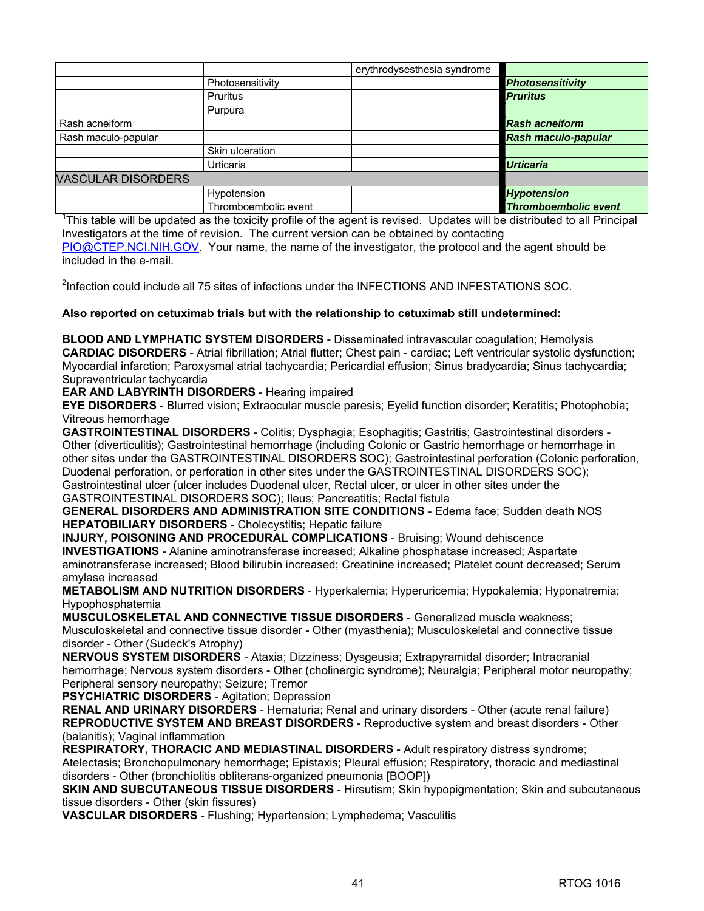| | | erythrodysesthesia syndrome | |
|---|---|---|---|
| | Photosensitivity | | ***Photosensitivity*** |
| | Pruritus<br>Purpura | | ***Pruritus*** |
| Rash acneiform | | | ***Rash acneiform*** |
| Rash maculo-papular | | | ***Rash maculo-papular*** |
| | Skin ulceration | | |
| | Urticaria | | ***Urticaria*** |
| VASCULAR DISORDERS | | | |
| | Hypotension | | ***Hypotension*** |
| | Thromboembolic event | | ***Thromboembolic event*** |

[1]This table will be updated as the toxicity profile of the agent is revised. Updates will be distributed to all Principal Investigators at the time of revision. The current version can be obtained by contacting PIO@CTEP.NCI.NIH.GOV. Your name, the name of the investigator, the protocol and the agent should be included in the e-mail.

[2]Infection could include all 75 sites of infections under the INFECTIONS AND INFESTATIONS SOC.

**Also reported on cetuximab trials but with the relationship to cetuximab still undetermined:**

**BLOOD AND LYMPHATIC SYSTEM DISORDERS** - Disseminated intravascular coagulation; Hemolysis
**CARDIAC DISORDERS** - Atrial fibrillation; Atrial flutter; Chest pain - cardiac; Left ventricular systolic dysfunction; Myocardial infarction; Paroxysmal atrial tachycardia; Pericardial effusion; Sinus bradycardia; Sinus tachycardia; Supraventricular tachycardia
**EAR AND LABYRINTH DISORDERS** - Hearing impaired
**EYE DISORDERS** - Blurred vision; Extraocular muscle paresis; Eyelid function disorder; Keratitis; Photophobia; Vitreous hemorrhage
**GASTROINTESTINAL DISORDERS** - Colitis; Dysphagia; Esophagitis; Gastritis; Gastrointestinal disorders - Other (diverticulitis); Gastrointestinal hemorrhage (including Colonic or Gastric hemorrhage or hemorrhage in other sites under the GASTROINTESTINAL DISORDERS SOC); Gastrointestinal perforation (Colonic perforation, Duodenal perforation, or perforation in other sites under the GASTROINTESTINAL DISORDERS SOC); Gastrointestinal ulcer (ulcer includes Duodenal ulcer, Rectal ulcer, or ulcer in other sites under the GASTROINTESTINAL DISORDERS SOC); Ileus; Pancreatitis; Rectal fistula
**GENERAL DISORDERS AND ADMINISTRATION SITE CONDITIONS** - Edema face; Sudden death NOS
**HEPATOBILIARY DISORDERS** - Cholecystitis; Hepatic failure
**INJURY, POISONING AND PROCEDURAL COMPLICATIONS** - Bruising; Wound dehiscence
**INVESTIGATIONS** - Alanine aminotransferase increased; Alkaline phosphatase increased; Aspartate aminotransferase increased; Blood bilirubin increased; Creatinine increased; Platelet count decreased; Serum amylase increased
**METABOLISM AND NUTRITION DISORDERS** - Hyperkalemia; Hyperuricemia; Hypokalemia; Hyponatremia; Hypophosphatemia
**MUSCULOSKELETAL AND CONNECTIVE TISSUE DISORDERS** - Generalized muscle weakness; Musculoskeletal and connective tissue disorder - Other (myasthenia); Musculoskeletal and connective tissue disorder - Other (Sudeck's Atrophy)
**NERVOUS SYSTEM DISORDERS** - Ataxia; Dizziness; Dysgeusia; Extrapyramidal disorder; Intracranial hemorrhage; Nervous system disorders - Other (cholinergic syndrome); Neuralgia; Peripheral motor neuropathy; Peripheral sensory neuropathy; Seizure; Tremor
**PSYCHIATRIC DISORDERS** - Agitation; Depression
**RENAL AND URINARY DISORDERS** - Hematuria; Renal and urinary disorders - Other (acute renal failure)
**REPRODUCTIVE SYSTEM AND BREAST DISORDERS** - Reproductive system and breast disorders - Other (balanitis); Vaginal inflammation
**RESPIRATORY, THORACIC AND MEDIASTINAL DISORDERS** - Adult respiratory distress syndrome; Atelectasis; Bronchopulmonary hemorrhage; Epistaxis; Pleural effusion; Respiratory, thoracic and mediastinal disorders - Other (bronchiolitis obliterans-organized pneumonia [BOOP])
**SKIN AND SUBCUTANEOUS TISSUE DISORDERS** - Hirsutism; Skin hypopigmentation; Skin and subcutaneous tissue disorders - Other (skin fissures)
**VASCULAR DISORDERS** - Flushing; Hypertension; Lymphedema; Vasculitis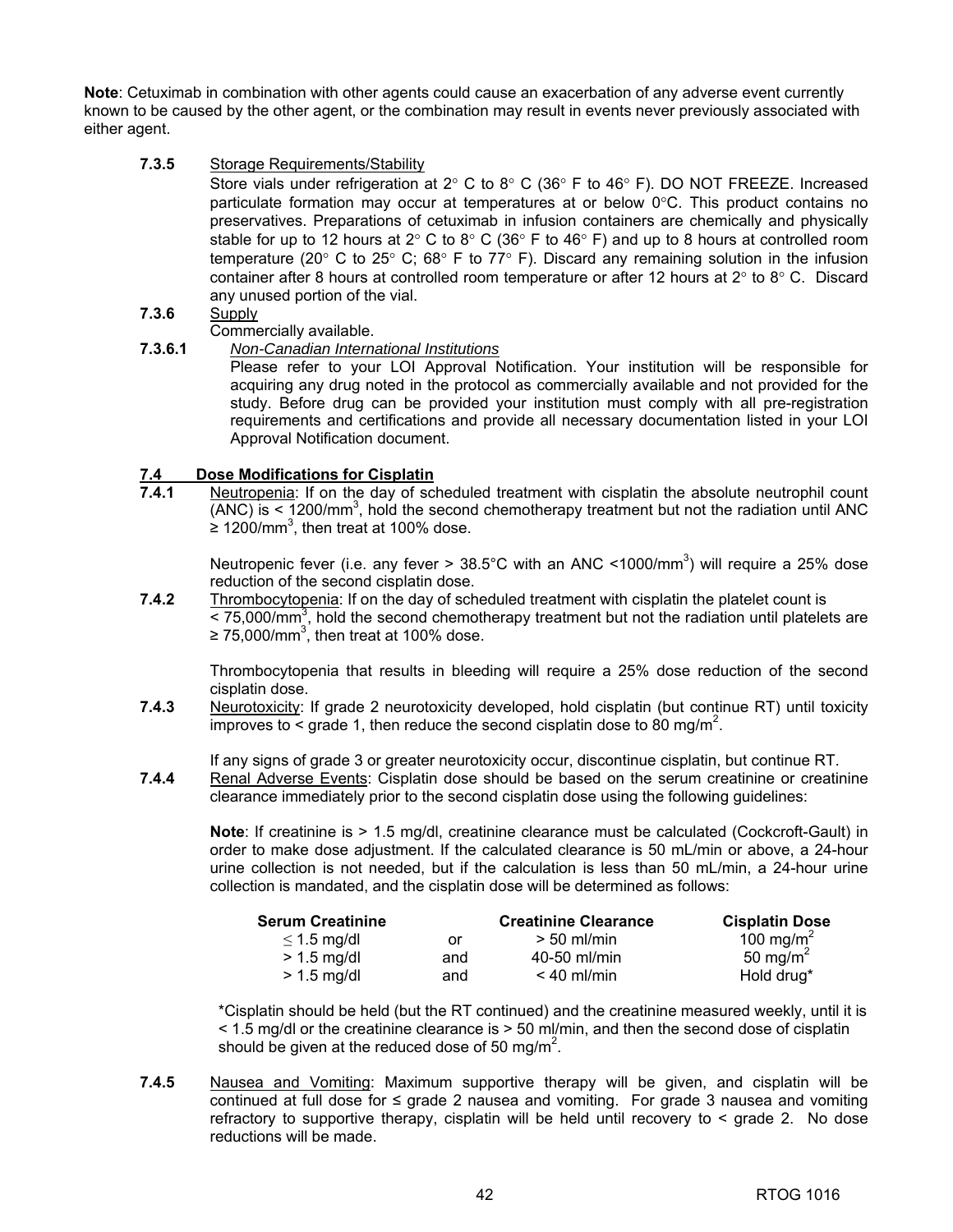**Note**: Cetuximab in combination with other agents could cause an exacerbation of any adverse event currently known to be caused by the other agent, or the combination may result in events never previously associated with either agent.

**7.3.5** Storage Requirements/Stability

Store vials under refrigeration at 2° C to 8° C (36° F to 46° F). DO NOT FREEZE. Increased particulate formation may occur at temperatures at or below 0°C. This product contains no preservatives. Preparations of cetuximab in infusion containers are chemically and physically stable for up to 12 hours at 2° C to 8° C (36° F to 46° F) and up to 8 hours at controlled room temperature (20° C to 25° C; 68° F to 77° F). Discard any remaining solution in the infusion container after 8 hours at controlled room temperature or after 12 hours at 2° to 8° C. Discard any unused portion of the vial.

**7.3.6** Supply

Commercially available.

**7.3.6.1** *Non-Canadian International Institutions*

Please refer to your LOI Approval Notification. Your institution will be responsible for acquiring any drug noted in the protocol as commercially available and not provided for the study. Before drug can be provided your institution must comply with all pre-registration requirements and certifications and provide all necessary documentation listed in your LOI Approval Notification document.

## 7.4 Dose Modifications for Cisplatin

**7.4.1** Neutropenia: If on the day of scheduled treatment with cisplatin the absolute neutrophil count (ANC) is < 1200/mm$^3$, hold the second chemotherapy treatment but not the radiation until ANC ≥ 1200/mm$^3$, then treat at 100% dose.

Neutropenic fever (i.e. any fever > 38.5°C with an ANC <1000/mm$^3$) will require a 25% dose reduction of the second cisplatin dose.

**7.4.2** Thrombocytopenia: If on the day of scheduled treatment with cisplatin the platelet count is < 75,000/mm$^3$, hold the second chemotherapy treatment but not the radiation until platelets are ≥ 75,000/mm$^3$, then treat at 100% dose.

Thrombocytopenia that results in bleeding will require a 25% dose reduction of the second cisplatin dose.

**7.4.3** Neurotoxicity: If grade 2 neurotoxicity developed, hold cisplatin (but continue RT) until toxicity improves to < grade 1, then reduce the second cisplatin dose to 80 mg/m$^2$.

If any signs of grade 3 or greater neurotoxicity occur, discontinue cisplatin, but continue RT.

**7.4.4** Renal Adverse Events: Cisplatin dose should be based on the serum creatinine or creatinine clearance immediately prior to the second cisplatin dose using the following guidelines:

**Note**: If creatinine is > 1.5 mg/dl, creatinine clearance must be calculated (Cockcroft-Gault) in order to make dose adjustment. If the calculated clearance is 50 mL/min or above, a 24-hour urine collection is not needed, but if the calculation is less than 50 mL/min, a 24-hour urine collection is mandated, and the cisplatin dose will be determined as follows:

| Serum Creatinine | | Creatinine Clearance | Cisplatin Dose |
|---|---|---|---|
| ≤ 1.5 mg/dl | or | > 50 ml/min | 100 mg/m$^2$ |
| > 1.5 mg/dl | and | 40-50 ml/min | 50 mg/m$^2$ |
| > 1.5 mg/dl | and | < 40 ml/min | Hold drug* |

*Cisplatin should be held (but the RT continued) and the creatinine measured weekly, until it is < 1.5 mg/dl or the creatinine clearance is > 50 ml/min, and then the second dose of cisplatin should be given at the reduced dose of 50 mg/m$^2$.

**7.4.5** Nausea and Vomiting: Maximum supportive therapy will be given, and cisplatin will be continued at full dose for ≤ grade 2 nausea and vomiting. For grade 3 nausea and vomiting refractory to supportive therapy, cisplatin will be held until recovery to < grade 2. No dose reductions will be made.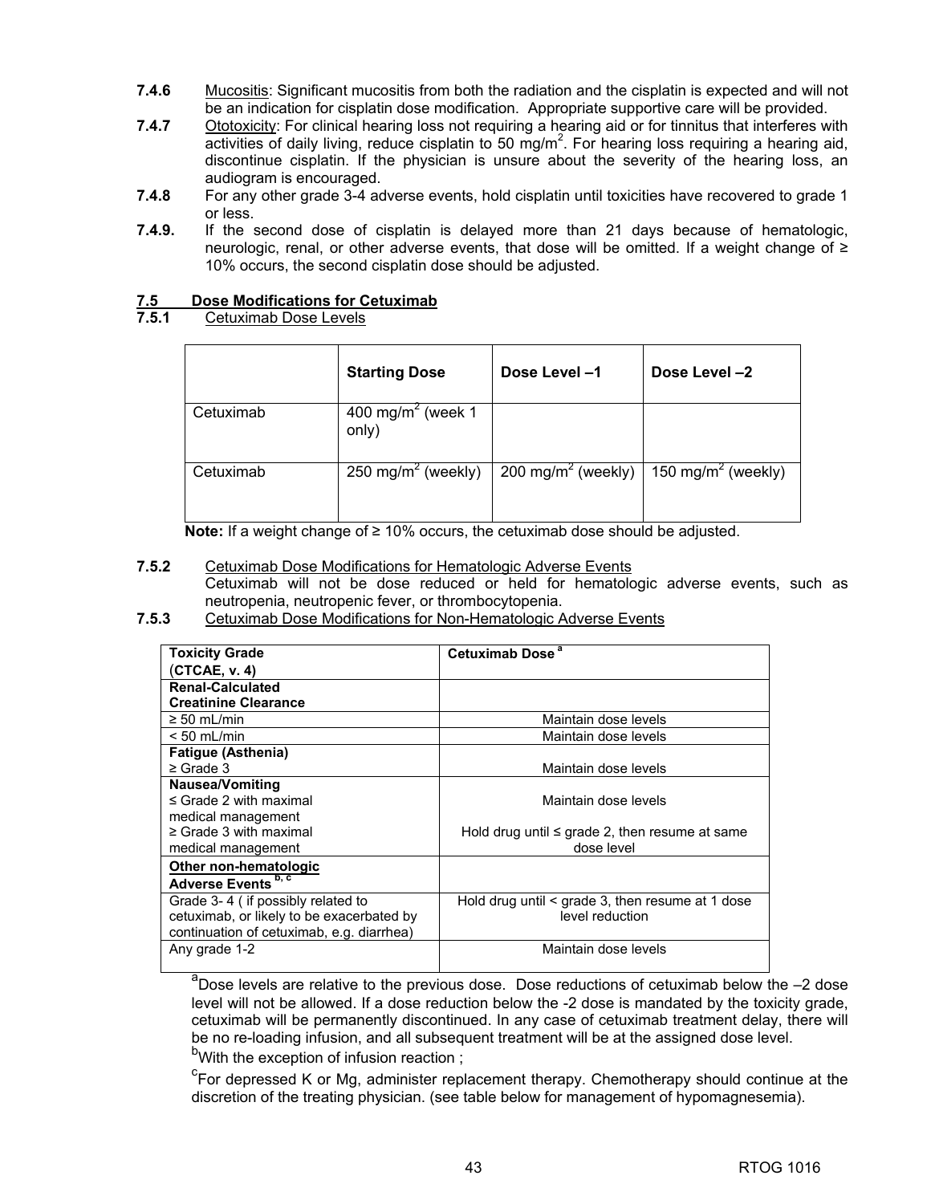**7.4.6** Mucositis: Significant mucositis from both the radiation and the cisplatin is expected and will not be an indication for cisplatin dose modification. Appropriate supportive care will be provided.

**7.4.7** Ototoxicity: For clinical hearing loss not requiring a hearing aid or for tinnitus that interferes with activities of daily living, reduce cisplatin to 50 mg/m$^2$. For hearing loss requiring a hearing aid, discontinue cisplatin. If the physician is unsure about the severity of the hearing loss, an audiogram is encouraged.

**7.4.8** For any other grade 3-4 adverse events, hold cisplatin until toxicities have recovered to grade 1 or less.

**7.4.9.** If the second dose of cisplatin is delayed more than 21 days because of hematologic, neurologic, renal, or other adverse events, that dose will be omitted. If a weight change of ≥ 10% occurs, the second cisplatin dose should be adjusted.

## 7.5 Dose Modifications for Cetuximab

### 7.5.1 Cetuximab Dose Levels

| | Starting Dose | Dose Level –1 | Dose Level –2 |
|---|---|---|---|
| Cetuximab | 400 mg/m$^2$ (week 1 only) | | |
| Cetuximab | 250 mg/m$^2$ (weekly) | 200 mg/m$^2$ (weekly) | 150 mg/m$^2$ (weekly) |

**Note:** If a weight change of ≥ 10% occurs, the cetuximab dose should be adjusted.

**7.5.2** Cetuximab Dose Modifications for Hematologic Adverse Events

Cetuximab will not be dose reduced or held for hematologic adverse events, such as neutropenia, neutropenic fever, or thrombocytopenia.

**7.5.3** Cetuximab Dose Modifications for Non-Hematologic Adverse Events

| Toxicity Grade (CTCAE, v. 4) | Cetuximab Dose [a] |
|---|---|
| **Renal-Calculated Creatinine Clearance** | |
| ≥ 50 mL/min | Maintain dose levels |
| < 50 mL/min | Maintain dose levels |
| **Fatigue (Asthenia)** | |
| ≥ Grade 3 | Maintain dose levels |
| **Nausea/Vomiting** | |
| ≤ Grade 2 with maximal medical management | Maintain dose levels |
| ≥ Grade 3 with maximal medical management | Hold drug until ≤ grade 2, then resume at same dose level |
| **Other non-hematologic Adverse Events [b, c]** | |
| Grade 3- 4 ( if possibly related to cetuximab, or likely to be exacerbated by continuation of cetuximab, e.g. diarrhea) | Hold drug until < grade 3, then resume at 1 dose level reduction |
| Any grade 1-2 | Maintain dose levels |

[a]Dose levels are relative to the previous dose. Dose reductions of cetuximab below the –2 dose level will not be allowed. If a dose reduction below the -2 dose is mandated by the toxicity grade, cetuximab will be permanently discontinued. In any case of cetuximab treatment delay, there will be no re-loading infusion, and all subsequent treatment will be at the assigned dose level.

[b]With the exception of infusion reaction ;

[c]For depressed K or Mg, administer replacement therapy. Chemotherapy should continue at the discretion of the treating physician. (see table below for management of hypomagnesemia).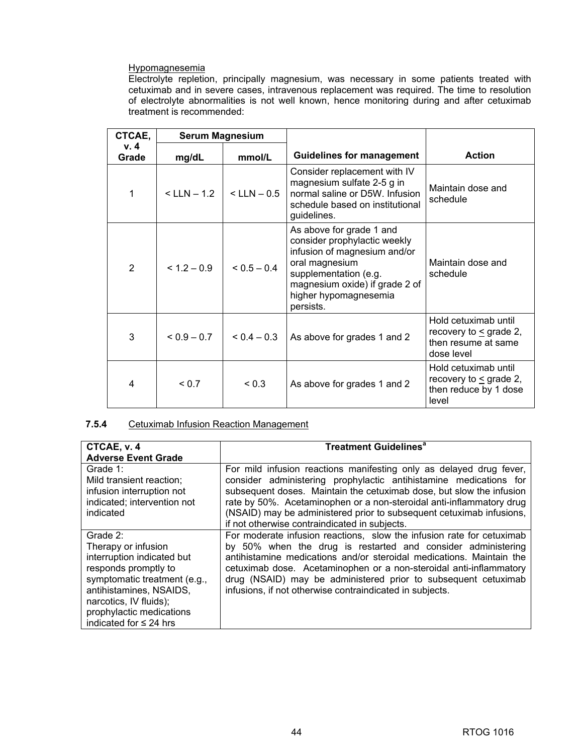Hypomagnesemia

Electrolyte repletion, principally magnesium, was necessary in some patients treated with cetuximab and in severe cases, intravenous replacement was required. The time to resolution of electrolyte abnormalities is not well known, hence monitoring during and after cetuximab treatment is recommended:

| CTCAE, v. 4 Grade | Serum Magnesium | | Guidelines for management | Action |
|---|---|---|---|---|
| | mg/dL | mmol/L | | |
| 1 | < LLN – 1.2 | < LLN – 0.5 | Consider replacement with IV magnesium sulfate 2-5 g in normal saline or D5W. Infusion schedule based on institutional guidelines. | Maintain dose and schedule |
| 2 | < 1.2 – 0.9 | < 0.5 – 0.4 | As above for grade 1 and consider prophylactic weekly infusion of magnesium and/or oral magnesium supplementation (e.g. magnesium oxide) if grade 2 of higher hypomagnesemia persists. | Maintain dose and schedule |
| 3 | < 0.9 – 0.7 | < 0.4 – 0.3 | As above for grades 1 and 2 | Hold cetuximab until recovery to ≤ grade 2, then resume at same dose level |
| 4 | < 0.7 | < 0.3 | As above for grades 1 and 2 | Hold cetuximab until recovery to ≤ grade 2, then reduce by 1 dose level |

**7.5.4** Cetuximab Infusion Reaction Management

| CTCAE, v. 4 Adverse Event Grade | Treatment Guidelines[a] |
|---|---|
| Grade 1: Mild transient reaction; infusion interruption not indicated; intervention not indicated | For mild infusion reactions manifesting only as delayed drug fever, consider administering prophylactic antihistamine medications for subsequent doses. Maintain the cetuximab dose, but slow the infusion rate by 50%. Acetaminophen or a non-steroidal anti-inflammatory drug (NSAID) may be administered prior to subsequent cetuximab infusions, if not otherwise contraindicated in subjects. |
| Grade 2: Therapy or infusion interruption indicated but responds promptly to symptomatic treatment (e.g., antihistamines, NSAIDS, narcotics, IV fluids); prophylactic medications indicated for ≤ 24 hrs | For moderate infusion reactions, slow the infusion rate for cetuximab by 50% when the drug is restarted and consider administering antihistamine medications and/or steroidal medications. Maintain the cetuximab dose. Acetaminophen or a non-steroidal anti-inflammatory drug (NSAID) may be administered prior to subsequent cetuximab infusions, if not otherwise contraindicated in subjects. |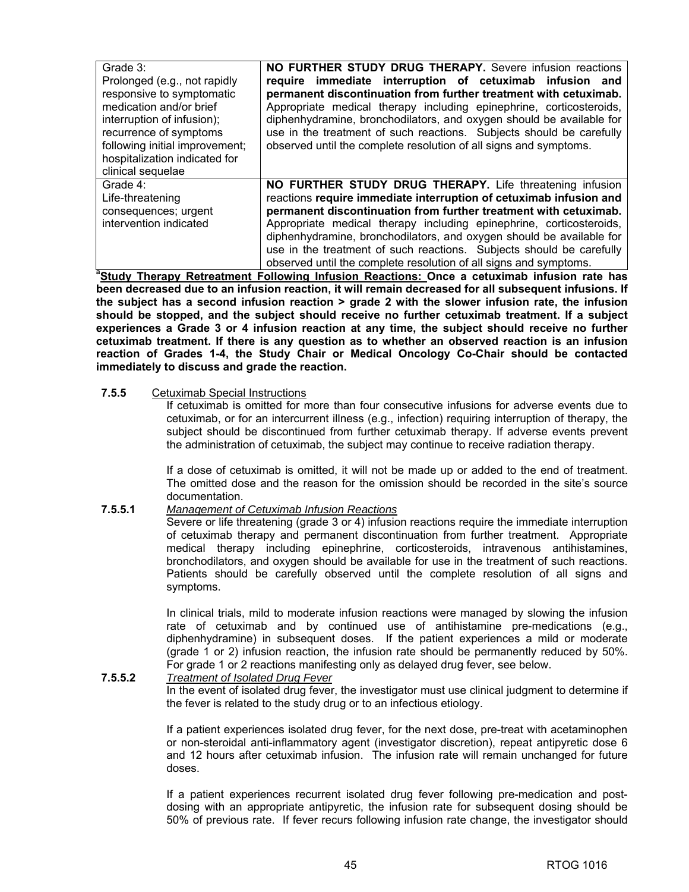| Grade 3: Prolonged (e.g., not rapidly responsive to symptomatic medication and/or brief interruption of infusion); recurrence of symptoms following initial improvement; hospitalization indicated for clinical sequelae | **NO FURTHER STUDY DRUG THERAPY.** Severe infusion reactions **require immediate interruption of cetuximab infusion and permanent discontinuation from further treatment with cetuximab.** Appropriate medical therapy including epinephrine, corticosteroids, diphenhydramine, bronchodilators, and oxygen should be available for use in the treatment of such reactions. Subjects should be carefully observed until the complete resolution of all signs and symptoms. |
|---|---|
| Grade 4: Life-threatening consequences; urgent intervention indicated | **NO FURTHER STUDY DRUG THERAPY.** Life threatening infusion reactions **require immediate interruption of cetuximab infusion and permanent discontinuation from further treatment with cetuximab.** Appropriate medical therapy including epinephrine, corticosteroids, diphenhydramine, bronchodilators, and oxygen should be available for use in the treatment of such reactions. Subjects should be carefully observed until the complete resolution of all signs and symptoms. |

[a]**Study Therapy Retreatment Following Infusion Reactions: Once a cetuximab infusion rate has been decreased due to an infusion reaction, it will remain decreased for all subsequent infusions. If the subject has a second infusion reaction > grade 2 with the slower infusion rate, the infusion should be stopped, and the subject should receive no further cetuximab treatment. If a subject experiences a Grade 3 or 4 infusion reaction at any time, the subject should receive no further cetuximab treatment. If there is any question as to whether an observed reaction is an infusion reaction of Grades 1-4, the Study Chair or Medical Oncology Co-Chair should be contacted immediately to discuss and grade the reaction.**

**7.5.5** Cetuximab Special Instructions

If cetuximab is omitted for more than four consecutive infusions for adverse events due to cetuximab, or for an intercurrent illness (e.g., infection) requiring interruption of therapy, the subject should be discontinued from further cetuximab therapy. If adverse events prevent the administration of cetuximab, the subject may continue to receive radiation therapy.

If a dose of cetuximab is omitted, it will not be made up or added to the end of treatment. The omitted dose and the reason for the omission should be recorded in the site's source documentation.

**7.5.5.1** *Management of Cetuximab Infusion Reactions*

Severe or life threatening (grade 3 or 4) infusion reactions require the immediate interruption of cetuximab therapy and permanent discontinuation from further treatment. Appropriate medical therapy including epinephrine, corticosteroids, intravenous antihistamines, bronchodilators, and oxygen should be available for use in the treatment of such reactions. Patients should be carefully observed until the complete resolution of all signs and symptoms.

In clinical trials, mild to moderate infusion reactions were managed by slowing the infusion rate of cetuximab and by continued use of antihistamine pre-medications (e.g., diphenhydramine) in subsequent doses. If the patient experiences a mild or moderate (grade 1 or 2) infusion reaction, the infusion rate should be permanently reduced by 50%. For grade 1 or 2 reactions manifesting only as delayed drug fever, see below.

**7.5.5.2** *Treatment of Isolated Drug Fever*

In the event of isolated drug fever, the investigator must use clinical judgment to determine if the fever is related to the study drug or to an infectious etiology.

If a patient experiences isolated drug fever, for the next dose, pre-treat with acetaminophen or non-steroidal anti-inflammatory agent (investigator discretion), repeat antipyretic dose 6 and 12 hours after cetuximab infusion. The infusion rate will remain unchanged for future doses.

If a patient experiences recurrent isolated drug fever following pre-medication and post-dosing with an appropriate antipyretic, the infusion rate for subsequent dosing should be 50% of previous rate. If fever recurs following infusion rate change, the investigator should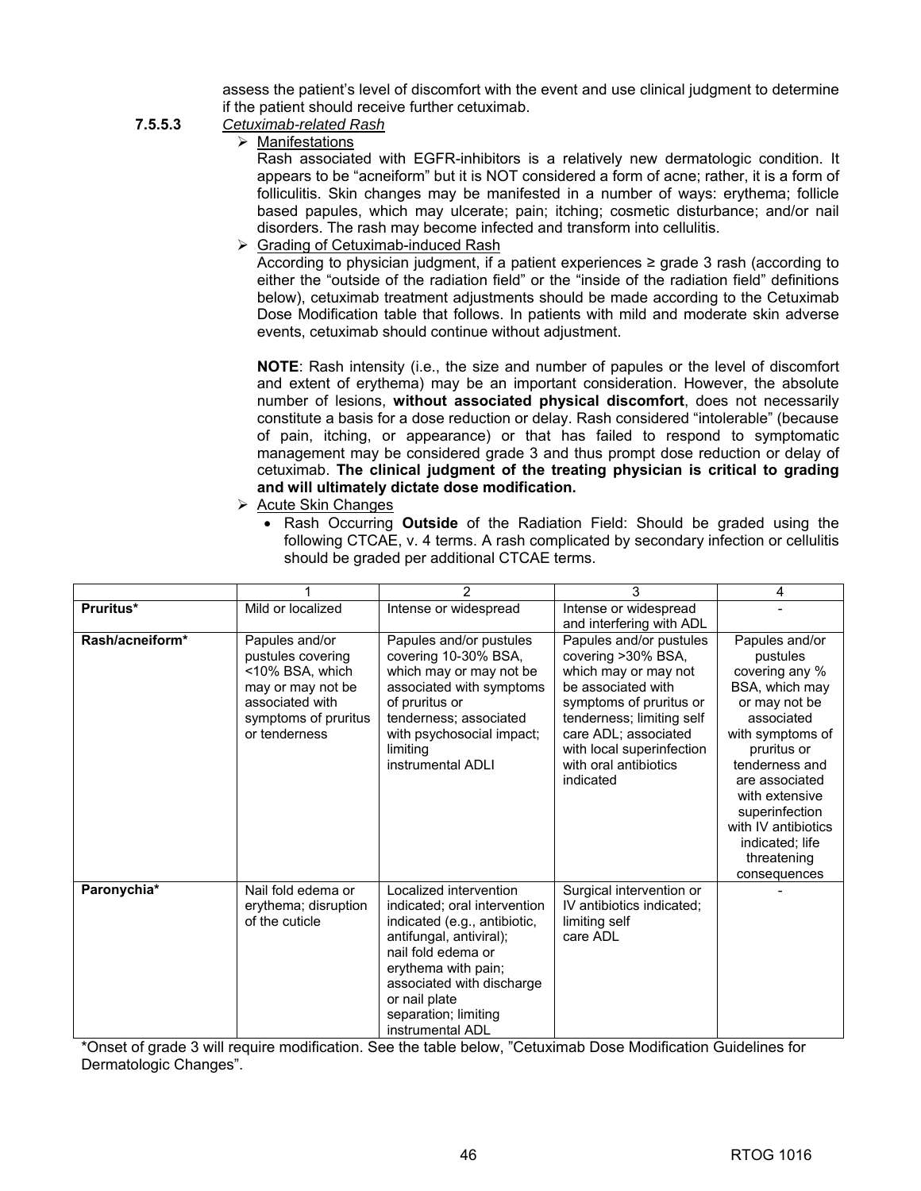assess the patient's level of discomfort with the event and use clinical judgment to determine if the patient should receive further cetuximab.

**7.5.5.3** *Cetuximab-related Rash*

- Manifestations

  Rash associated with EGFR-inhibitors is a relatively new dermatologic condition. It appears to be "acneiform" but it is NOT considered a form of acne; rather, it is a form of folliculitis. Skin changes may be manifested in a number of ways: erythema; follicle based papules, which may ulcerate; pain; itching; cosmetic disturbance; and/or nail disorders. The rash may become infected and transform into cellulitis.

- Grading of Cetuximab-induced Rash

  According to physician judgment, if a patient experiences ≥ grade 3 rash (according to either the "outside of the radiation field" or the "inside of the radiation field" definitions below), cetuximab treatment adjustments should be made according to the Cetuximab Dose Modification table that follows. In patients with mild and moderate skin adverse events, cetuximab should continue without adjustment.

  **NOTE**: Rash intensity (i.e., the size and number of papules or the level of discomfort and extent of erythema) may be an important consideration. However, the absolute number of lesions, **without associated physical discomfort**, does not necessarily constitute a basis for a dose reduction or delay. Rash considered "intolerable" (because of pain, itching, or appearance) or that has failed to respond to symptomatic management may be considered grade 3 and thus prompt dose reduction or delay of cetuximab. **The clinical judgment of the treating physician is critical to grading and will ultimately dictate dose modification.**

- Acute Skin Changes
  - Rash Occurring **Outside** of the Radiation Field: Should be graded using the following CTCAE, v. 4 terms. A rash complicated by secondary infection or cellulitis should be graded per additional CTCAE terms.

| | 1 | 2 | 3 | 4 |
|---|---|---|---|---|
| **Pruritus*** | Mild or localized | Intense or widespread | Intense or widespread and interfering with ADL | - |
| **Rash/acneiform*** | Papules and/or pustules covering <10% BSA, which may or may not be associated with symptoms of pruritus or tenderness | Papules and/or pustules covering 10-30% BSA, which may or may not be associated with symptoms of pruritus or tenderness; associated with psychosocial impact; limiting instrumental ADLI | Papules and/or pustules covering >30% BSA, which may or may not be associated with symptoms of pruritus or tenderness; limiting self care ADL; associated with local superinfection with oral antibiotics indicated | Papules and/or pustules covering any % BSA, which may or may not be associated with symptoms of pruritus or tenderness and are associated with extensive superinfection with IV antibiotics indicated; life threatening consequences |
| **Paronychia*** | Nail fold edema or erythema; disruption of the cuticle | Localized intervention indicated; oral intervention indicated (e.g., antibiotic, antifungal, antiviral); nail fold edema or erythema with pain; associated with discharge or nail plate separation; limiting instrumental ADL | Surgical intervention or IV antibiotics indicated; limiting self care ADL | - |

*Onset of grade 3 will require modification. See the table below, "Cetuximab Dose Modification Guidelines for Dermatologic Changes".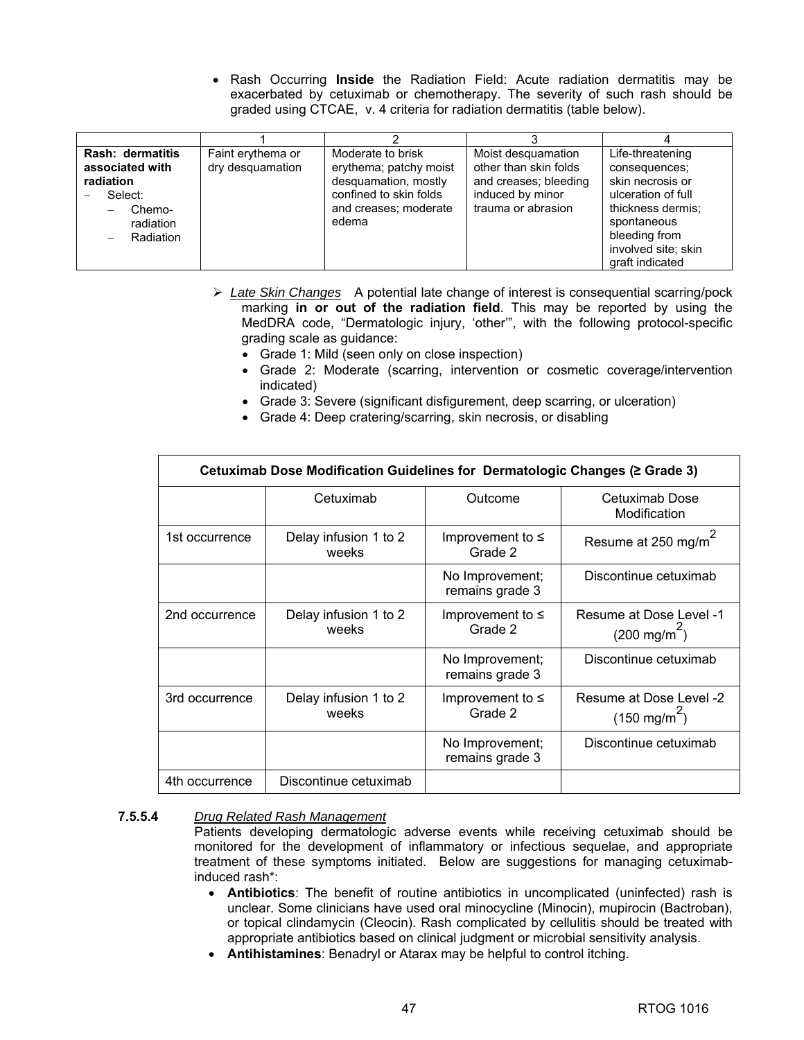- Rash Occurring **Inside** the Radiation Field: Acute radiation dermatitis may be exacerbated by cetuximab or chemotherapy. The severity of such rash should be graded using CTCAE, v. 4 criteria for radiation dermatitis (table below).

| | 1 | 2 | 3 | 4 |
|---|---|---|---|---|
| **Rash: dermatitis associated with radiation**<br>– Select:<br>– Chemo-radiation<br>– Radiation | Faint erythema or dry desquamation | Moderate to brisk erythema; patchy moist desquamation, mostly confined to skin folds and creases; moderate edema | Moist desquamation other than skin folds and creases; bleeding induced by minor trauma or abrasion | Life-threatening consequences; skin necrosis or ulceration of full thickness dermis; spontaneous bleeding from involved site; skin graft indicated |

- *Late Skin Changes* A potential late change of interest is consequential scarring/pock marking **in or out of the radiation field**. This may be reported by using the MedDRA code, "Dermatologic injury, 'other'", with the following protocol-specific grading scale as guidance:
  - Grade 1: Mild (seen only on close inspection)
  - Grade 2: Moderate (scarring, intervention or cosmetic coverage/intervention indicated)
  - Grade 3: Severe (significant disfigurement, deep scarring, or ulceration)
  - Grade 4: Deep cratering/scarring, skin necrosis, or disabling

| Cetuximab Dose Modification Guidelines for Dermatologic Changes (≥ Grade 3) | | | |
|---|---|---|---|
| | Cetuximab | Outcome | Cetuximab Dose Modification |
| 1st occurrence | Delay infusion 1 to 2 weeks | Improvement to ≤ Grade 2 | Resume at 250 mg/m$^2$ |
| | | No Improvement; remains grade 3 | Discontinue cetuximab |
| 2nd occurrence | Delay infusion 1 to 2 weeks | Improvement to ≤ Grade 2 | Resume at Dose Level -1 (200 mg/m$^2$) |
| | | No Improvement; remains grade 3 | Discontinue cetuximab |
| 3rd occurrence | Delay infusion 1 to 2 weeks | Improvement to ≤ Grade 2 | Resume at Dose Level -2 (150 mg/m$^2$) |
| | | No Improvement; remains grade 3 | Discontinue cetuximab |
| 4th occurrence | Discontinue cetuximab | | |

**7.5.5.4** *Drug Related Rash Management*

Patients developing dermatologic adverse events while receiving cetuximab should be monitored for the development of inflammatory or infectious sequelae, and appropriate treatment of these symptoms initiated. Below are suggestions for managing cetuximab-induced rash*:

- **Antibiotics**: The benefit of routine antibiotics in uncomplicated (uninfected) rash is unclear. Some clinicians have used oral minocycline (Minocin), mupirocin (Bactroban), or topical clindamycin (Cleocin). Rash complicated by cellulitis should be treated with appropriate antibiotics based on clinical judgment or microbial sensitivity analysis.
- **Antihistamines**: Benadryl or Atarax may be helpful to control itching.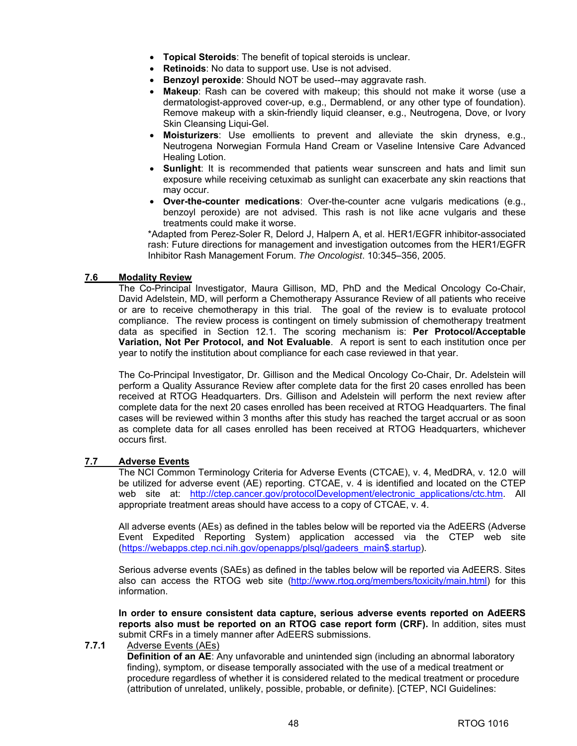- **Topical Steroids**: The benefit of topical steroids is unclear.
- **Retinoids**: No data to support use. Use is not advised.
- **Benzoyl peroxide**: Should NOT be used--may aggravate rash.
- **Makeup**: Rash can be covered with makeup; this should not make it worse (use a dermatologist-approved cover-up, e.g., Dermablend, or any other type of foundation). Remove makeup with a skin-friendly liquid cleanser, e.g., Neutrogena, Dove, or Ivory Skin Cleansing Liqui-Gel.
- **Moisturizers**: Use emollients to prevent and alleviate the skin dryness, e.g., Neutrogena Norwegian Formula Hand Cream or Vaseline Intensive Care Advanced Healing Lotion.
- **Sunlight**: It is recommended that patients wear sunscreen and hats and limit sun exposure while receiving cetuximab as sunlight can exacerbate any skin reactions that may occur.
- **Over-the-counter medications**: Over-the-counter acne vulgaris medications (e.g., benzoyl peroxide) are not advised. This rash is not like acne vulgaris and these treatments could make it worse.

*Adapted from Perez-Soler R, Delord J, Halpern A, et al. HER1/EGFR inhibitor-associated rash: Future directions for management and investigation outcomes from the HER1/EGFR Inhibitor Rash Management Forum. *The Oncologist*. 10:345–356, 2005.

## 7.6 Modality Review

The Co-Principal Investigator, Maura Gillison, MD, PhD and the Medical Oncology Co-Chair, David Adelstein, MD, will perform a Chemotherapy Assurance Review of all patients who receive or are to receive chemotherapy in this trial. The goal of the review is to evaluate protocol compliance. The review process is contingent on timely submission of chemotherapy treatment data as specified in Section 12.1. The scoring mechanism is: **Per Protocol/Acceptable Variation, Not Per Protocol, and Not Evaluable**. A report is sent to each institution once per year to notify the institution about compliance for each case reviewed in that year.

The Co-Principal Investigator, Dr. Gillison and the Medical Oncology Co-Chair, Dr. Adelstein will perform a Quality Assurance Review after complete data for the first 20 cases enrolled has been received at RTOG Headquarters. Drs. Gillison and Adelstein will perform the next review after complete data for the next 20 cases enrolled has been received at RTOG Headquarters. The final cases will be reviewed within 3 months after this study has reached the target accrual or as soon as complete data for all cases enrolled has been received at RTOG Headquarters, whichever occurs first.

## 7.7 Adverse Events

The NCI Common Terminology Criteria for Adverse Events (CTCAE), v. 4, MedDRA, v. 12.0 will be utilized for adverse event (AE) reporting. CTCAE, v. 4 is identified and located on the CTEP web site at: http://ctep.cancer.gov/protocolDevelopment/electronic_applications/ctc.htm. All appropriate treatment areas should have access to a copy of CTCAE, v. 4.

All adverse events (AEs) as defined in the tables below will be reported via the AdEERS (Adverse Event Expedited Reporting System) application accessed via the CTEP web site (https://webapps.ctep.nci.nih.gov/openapps/plsql/gadeers_main$.startup).

Serious adverse events (SAEs) as defined in the tables below will be reported via AdEERS. Sites also can access the RTOG web site (http://www.rtog.org/members/toxicity/main.html) for this information.

**In order to ensure consistent data capture, serious adverse events reported on AdEERS reports also must be reported on an RTOG case report form (CRF).** In addition, sites must submit CRFs in a timely manner after AdEERS submissions.

### 7.7.1 Adverse Events (AEs)

**Definition of an AE**: Any unfavorable and unintended sign (including an abnormal laboratory finding), symptom, or disease temporally associated with the use of a medical treatment or procedure regardless of whether it is considered related to the medical treatment or procedure (attribution of unrelated, unlikely, possible, probable, or definite). [CTEP, NCI Guidelines: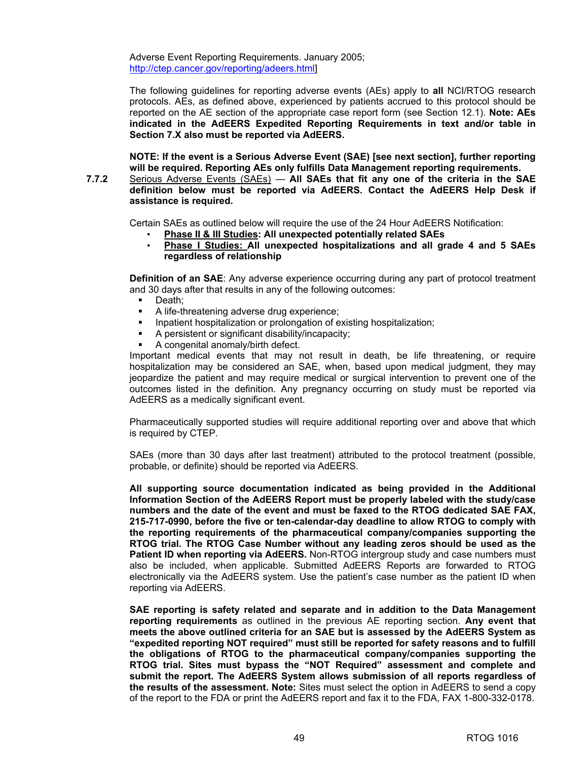Adverse Event Reporting Requirements. January 2005; http://ctep.cancer.gov/reporting/adeers.html]

The following guidelines for reporting adverse events (AEs) apply to **all** NCI/RTOG research protocols. AEs, as defined above, experienced by patients accrued to this protocol should be reported on the AE section of the appropriate case report form (see Section 12.1). **Note: AEs indicated in the AdEERS Expedited Reporting Requirements in text and/or table in Section 7.X also must be reported via AdEERS.**

**NOTE: If the event is a Serious Adverse Event (SAE) [see next section], further reporting will be required. Reporting AEs only fulfills Data Management reporting requirements.**

**7.7.2** Serious Adverse Events (SAEs) — **All SAEs that fit any one of the criteria in the SAE definition below must be reported via AdEERS. Contact the AdEERS Help Desk if assistance is required.**

Certain SAEs as outlined below will require the use of the 24 Hour AdEERS Notification:

- **Phase II & III Studies: All unexpected potentially related SAEs**
- **Phase I Studies: All unexpected hospitalizations and all grade 4 and 5 SAEs regardless of relationship**

**Definition of an SAE**: Any adverse experience occurring during any part of protocol treatment and 30 days after that results in any of the following outcomes:

- Death;
- A life-threatening adverse drug experience;
- Inpatient hospitalization or prolongation of existing hospitalization;
- A persistent or significant disability/incapacity;
- A congenital anomaly/birth defect.

Important medical events that may not result in death, be life threatening, or require hospitalization may be considered an SAE, when, based upon medical judgment, they may jeopardize the patient and may require medical or surgical intervention to prevent one of the outcomes listed in the definition. Any pregnancy occurring on study must be reported via AdEERS as a medically significant event.

Pharmaceutically supported studies will require additional reporting over and above that which is required by CTEP.

SAEs (more than 30 days after last treatment) attributed to the protocol treatment (possible, probable, or definite) should be reported via AdEERS.

**All supporting source documentation indicated as being provided in the Additional Information Section of the AdEERS Report must be properly labeled with the study/case numbers and the date of the event and must be faxed to the RTOG dedicated SAE FAX, 215-717-0990, before the five or ten-calendar-day deadline to allow RTOG to comply with the reporting requirements of the pharmaceutical company/companies supporting the RTOG trial. The RTOG Case Number without any leading zeros should be used as the Patient ID when reporting via AdEERS.** Non-RTOG intergroup study and case numbers must also be included, when applicable. Submitted AdEERS Reports are forwarded to RTOG electronically via the AdEERS system. Use the patient's case number as the patient ID when reporting via AdEERS.

**SAE reporting is safety related and separate and in addition to the Data Management reporting requirements** as outlined in the previous AE reporting section. **Any event that meets the above outlined criteria for an SAE but is assessed by the AdEERS System as "expedited reporting NOT required" must still be reported for safety reasons and to fulfill the obligations of RTOG to the pharmaceutical company/companies supporting the RTOG trial. Sites must bypass the "NOT Required" assessment and complete and submit the report. The AdEERS System allows submission of all reports regardless of the results of the assessment. Note:** Sites must select the option in AdEERS to send a copy of the report to the FDA or print the AdEERS report and fax it to the FDA, FAX 1-800-332-0178.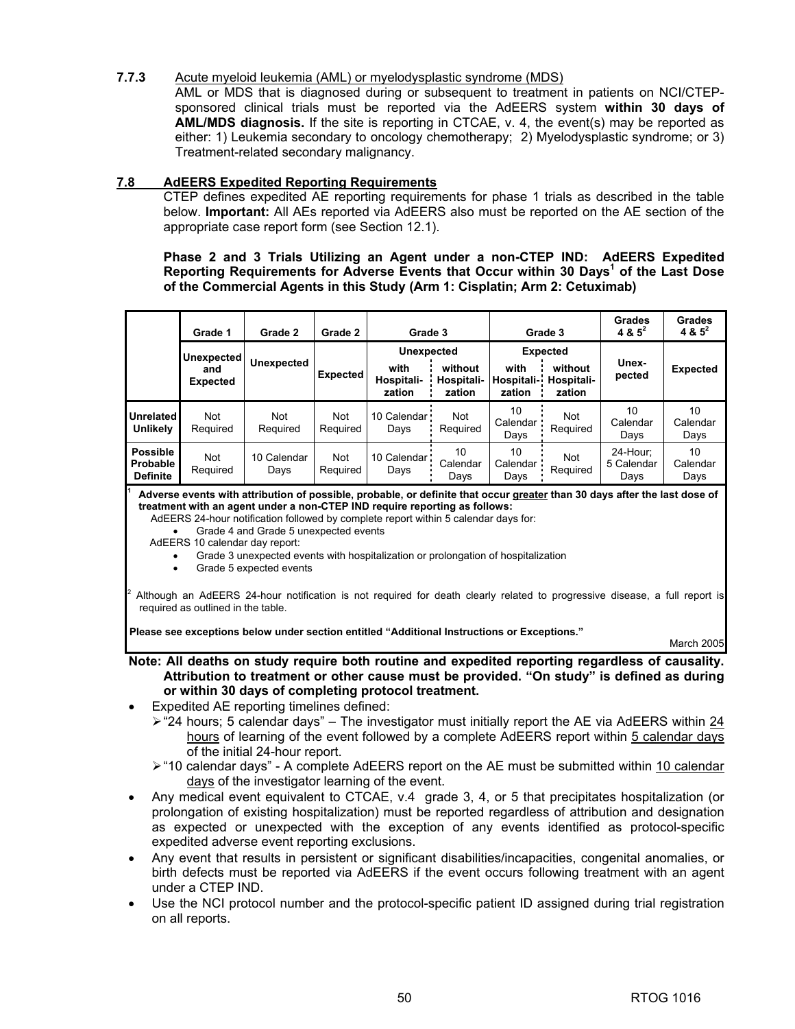**7.7.3** Acute myeloid leukemia (AML) or myelodysplastic syndrome (MDS)

AML or MDS that is diagnosed during or subsequent to treatment in patients on NCI/CTEP-sponsored clinical trials must be reported via the AdEERS system **within 30 days of AML/MDS diagnosis.** If the site is reporting in CTCAE, v. 4, the event(s) may be reported as either: 1) Leukemia secondary to oncology chemotherapy; 2) Myelodysplastic syndrome; or 3) Treatment-related secondary malignancy.

## 7.8 AdEERS Expedited Reporting Requirements

CTEP defines expedited AE reporting requirements for phase 1 trials as described in the table below. **Important:** All AEs reported via AdEERS also must be reported on the AE section of the appropriate case report form (see Section 12.1).

**Phase 2 and 3 Trials Utilizing an Agent under a non-CTEP IND: AdEERS Expedited Reporting Requirements for Adverse Events that Occur within 30 Days[1] of the Last Dose of the Commercial Agents in this Study (Arm 1: Cisplatin; Arm 2: Cetuximab)**

| | Grade 1 | Grade 2 | Grade 2 | Grade 3 | | Grade 3 | | Grades 4 & 5[2] | Grades 4 & 5[2] |
|---|---|---|---|---|---|---|---|---|---|
| | Unexpected and Expected | Unexpected | Expected | Unexpected | | Expected | | Unex-pected | Expected |
| | | | | with Hospitali-zation | without Hospitali-zation | with Hospitali-zation | without Hospitali-zation | | |
| **Unrelated Unlikely** | Not Required | Not Required | Not Required | 10 Calendar Days | Not Required | 10 Calendar Days | Not Required | 10 Calendar Days | 10 Calendar Days |
| **Possible Probable Definite** | Not Required | 10 Calendar Days | Not Required | 10 Calendar Days | 10 Calendar Days | 10 Calendar Days | Not Required | 24-Hour; 5 Calendar Days | 10 Calendar Days |

[1] **Adverse events with attribution of possible, probable, or definite that occur greater than 30 days after the last dose of treatment with an agent under a non-CTEP IND require reporting as follows:**

AdEERS 24-hour notification followed by complete report within 5 calendar days for:
- Grade 4 and Grade 5 unexpected events

AdEERS 10 calendar day report:
- Grade 3 unexpected events with hospitalization or prolongation of hospitalization
- Grade 5 expected events

[2] Although an AdEERS 24-hour notification is not required for death clearly related to progressive disease, a full report is required as outlined in the table.

**Please see exceptions below under section entitled "Additional Instructions or Exceptions."**

March 2005

**Note: All deaths on study require both routine and expedited reporting regardless of causality. Attribution to treatment or other cause must be provided. "On study" is defined as during or within 30 days of completing protocol treatment.**

- Expedited AE reporting timelines defined:
  - "24 hours; 5 calendar days" – The investigator must initially report the AE via AdEERS within 24 hours of learning of the event followed by a complete AdEERS report within 5 calendar days of the initial 24-hour report.
  - "10 calendar days" - A complete AdEERS report on the AE must be submitted within 10 calendar days of the investigator learning of the event.
- Any medical event equivalent to CTCAE, v.4 grade 3, 4, or 5 that precipitates hospitalization (or prolongation of existing hospitalization) must be reported regardless of attribution and designation as expected or unexpected with the exception of any events identified as protocol-specific expedited adverse event reporting exclusions.
- Any event that results in persistent or significant disabilities/incapacities, congenital anomalies, or birth defects must be reported via AdEERS if the event occurs following treatment with an agent under a CTEP IND.
- Use the NCI protocol number and the protocol-specific patient ID assigned during trial registration on all reports.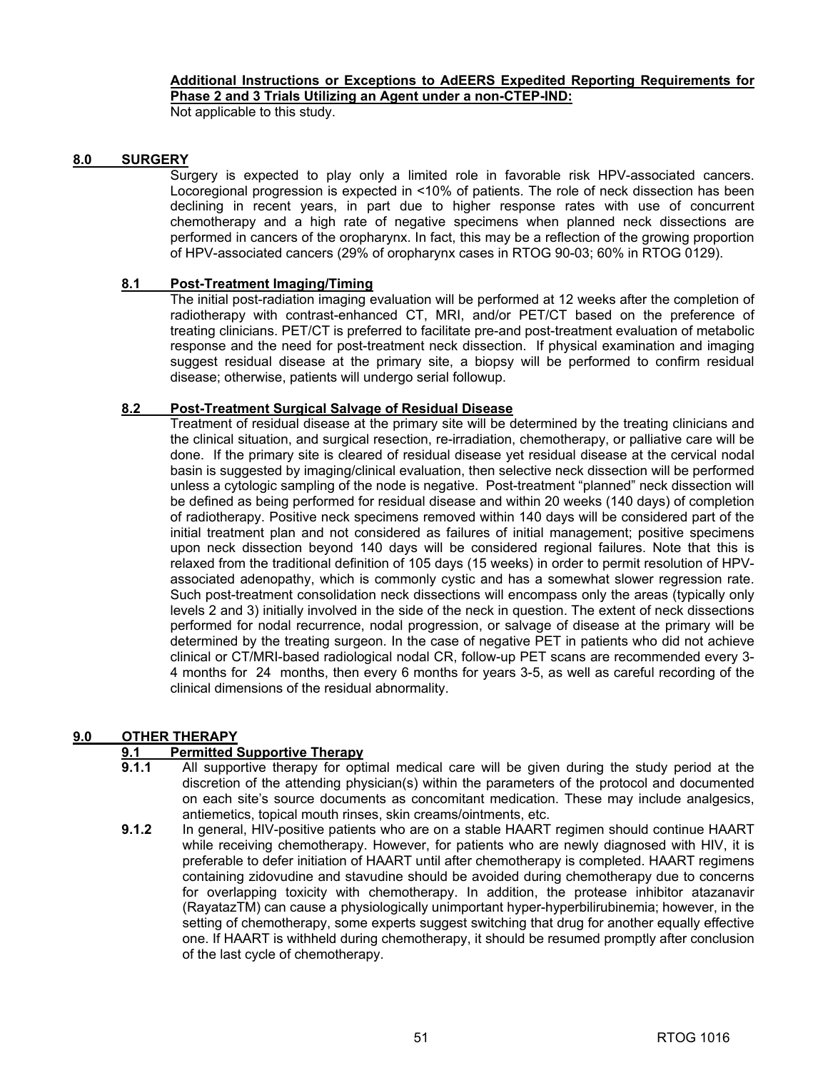**Additional Instructions or Exceptions to AdEERS Expedited Reporting Requirements for Phase 2 and 3 Trials Utilizing an Agent under a non-CTEP-IND:**

Not applicable to this study.

## 8.0 SURGERY

Surgery is expected to play only a limited role in favorable risk HPV-associated cancers. Locoregional progression is expected in <10% of patients. The role of neck dissection has been declining in recent years, in part due to higher response rates with use of concurrent chemotherapy and a high rate of negative specimens when planned neck dissections are performed in cancers of the oropharynx. In fact, this may be a reflection of the growing proportion of HPV-associated cancers (29% of oropharynx cases in RTOG 90-03; 60% in RTOG 0129).

### 8.1 Post-Treatment Imaging/Timing

The initial post-radiation imaging evaluation will be performed at 12 weeks after the completion of radiotherapy with contrast-enhanced CT, MRI, and/or PET/CT based on the preference of treating clinicians. PET/CT is preferred to facilitate pre-and post-treatment evaluation of metabolic response and the need for post-treatment neck dissection. If physical examination and imaging suggest residual disease at the primary site, a biopsy will be performed to confirm residual disease; otherwise, patients will undergo serial followup.

### 8.2 Post-Treatment Surgical Salvage of Residual Disease

Treatment of residual disease at the primary site will be determined by the treating clinicians and the clinical situation, and surgical resection, re-irradiation, chemotherapy, or palliative care will be done. If the primary site is cleared of residual disease yet residual disease at the cervical nodal basin is suggested by imaging/clinical evaluation, then selective neck dissection will be performed unless a cytologic sampling of the node is negative. Post-treatment "planned" neck dissection will be defined as being performed for residual disease and within 20 weeks (140 days) of completion of radiotherapy. Positive neck specimens removed within 140 days will be considered part of the initial treatment plan and not considered as failures of initial management; positive specimens upon neck dissection beyond 140 days will be considered regional failures. Note that this is relaxed from the traditional definition of 105 days (15 weeks) in order to permit resolution of HPV-associated adenopathy, which is commonly cystic and has a somewhat slower regression rate. Such post-treatment consolidation neck dissections will encompass only the areas (typically only levels 2 and 3) initially involved in the side of the neck in question. The extent of neck dissections performed for nodal recurrence, nodal progression, or salvage of disease at the primary will be determined by the treating surgeon. In the case of negative PET in patients who did not achieve clinical or CT/MRI-based radiological nodal CR, follow-up PET scans are recommended every 3-4 months for 24 months, then every 6 months for years 3-5, as well as careful recording of the clinical dimensions of the residual abnormality.

## 9.0 OTHER THERAPY

### 9.1 Permitted Supportive Therapy

**9.1.1** All supportive therapy for optimal medical care will be given during the study period at the discretion of the attending physician(s) within the parameters of the protocol and documented on each site's source documents as concomitant medication. These may include analgesics, antiemetics, topical mouth rinses, skin creams/ointments, etc.

**9.1.2** In general, HIV-positive patients who are on a stable HAART regimen should continue HAART while receiving chemotherapy. However, for patients who are newly diagnosed with HIV, it is preferable to defer initiation of HAART until after chemotherapy is completed. HAART regimens containing zidovudine and stavudine should be avoided during chemotherapy due to concerns for overlapping toxicity with chemotherapy. In addition, the protease inhibitor atazanavir (RayatazTM) can cause a physiologically unimportant hyper-hyperbilirubinemia; however, in the setting of chemotherapy, some experts suggest switching that drug for another equally effective one. If HAART is withheld during chemotherapy, it should be resumed promptly after conclusion of the last cycle of chemotherapy.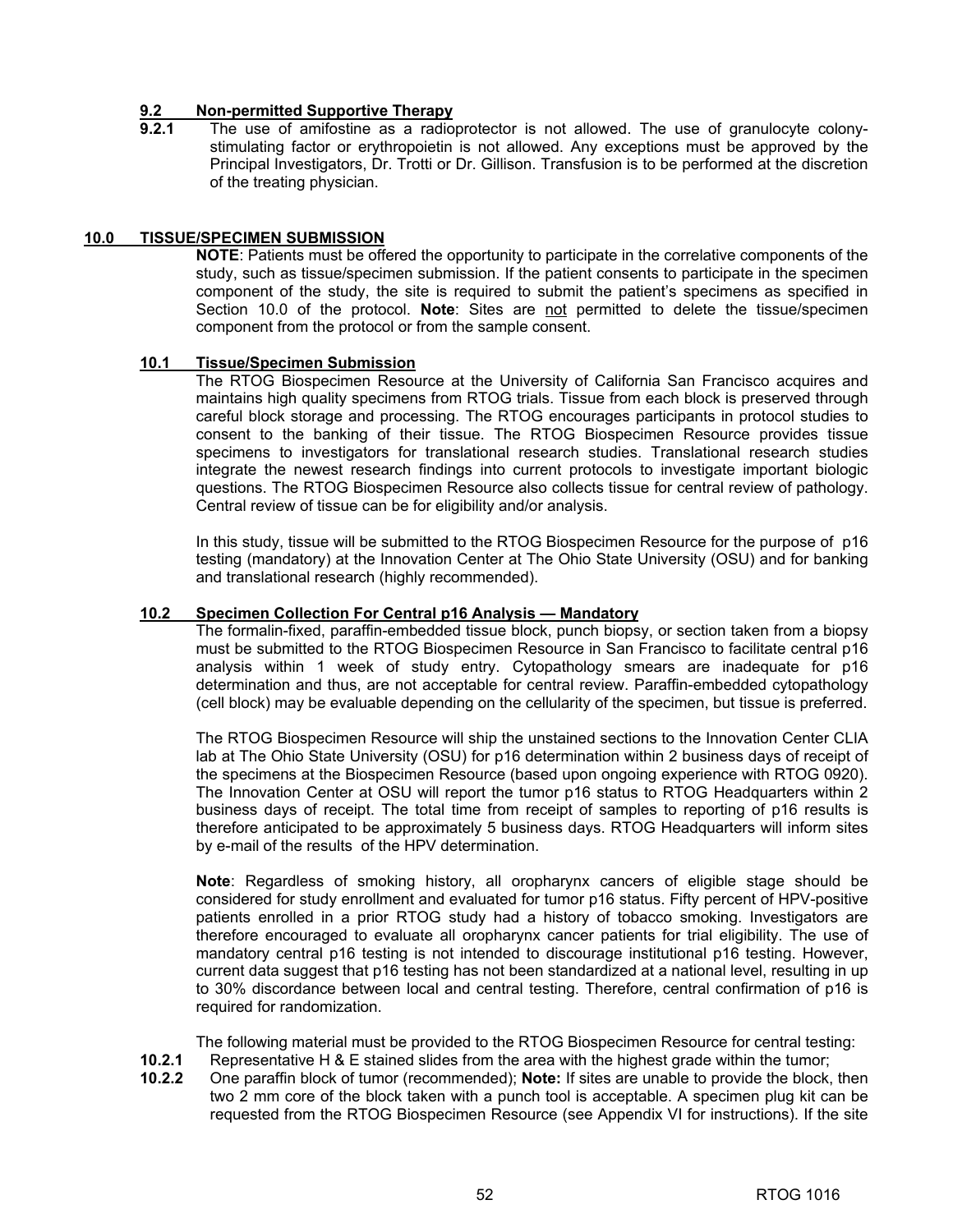### 9.2 Non-permitted Supportive Therapy

**9.2.1** The use of amifostine as a radioprotector is not allowed. The use of granulocyte colony-stimulating factor or erythropoietin is not allowed. Any exceptions must be approved by the Principal Investigators, Dr. Trotti or Dr. Gillison. Transfusion is to be performed at the discretion of the treating physician.

## 10.0 TISSUE/SPECIMEN SUBMISSION

**NOTE**: Patients must be offered the opportunity to participate in the correlative components of the study, such as tissue/specimen submission. If the patient consents to participate in the specimen component of the study, the site is required to submit the patient's specimens as specified in Section 10.0 of the protocol. **Note**: Sites are not permitted to delete the tissue/specimen component from the protocol or from the sample consent.

### 10.1 Tissue/Specimen Submission

The RTOG Biospecimen Resource at the University of California San Francisco acquires and maintains high quality specimens from RTOG trials. Tissue from each block is preserved through careful block storage and processing. The RTOG encourages participants in protocol studies to consent to the banking of their tissue. The RTOG Biospecimen Resource provides tissue specimens to investigators for translational research studies. Translational research studies integrate the newest research findings into current protocols to investigate important biologic questions. The RTOG Biospecimen Resource also collects tissue for central review of pathology. Central review of tissue can be for eligibility and/or analysis.

In this study, tissue will be submitted to the RTOG Biospecimen Resource for the purpose of p16 testing (mandatory) at the Innovation Center at The Ohio State University (OSU) and for banking and translational research (highly recommended).

### 10.2 Specimen Collection For Central p16 Analysis — Mandatory

The formalin-fixed, paraffin-embedded tissue block, punch biopsy, or section taken from a biopsy must be submitted to the RTOG Biospecimen Resource in San Francisco to facilitate central p16 analysis within 1 week of study entry. Cytopathology smears are inadequate for p16 determination and thus, are not acceptable for central review. Paraffin-embedded cytopathology (cell block) may be evaluable depending on the cellularity of the specimen, but tissue is preferred.

The RTOG Biospecimen Resource will ship the unstained sections to the Innovation Center CLIA lab at The Ohio State University (OSU) for p16 determination within 2 business days of receipt of the specimens at the Biospecimen Resource (based upon ongoing experience with RTOG 0920). The Innovation Center at OSU will report the tumor p16 status to RTOG Headquarters within 2 business days of receipt. The total time from receipt of samples to reporting of p16 results is therefore anticipated to be approximately 5 business days. RTOG Headquarters will inform sites by e-mail of the results of the HPV determination.

**Note**: Regardless of smoking history, all oropharynx cancers of eligible stage should be considered for study enrollment and evaluated for tumor p16 status. Fifty percent of HPV-positive patients enrolled in a prior RTOG study had a history of tobacco smoking. Investigators are therefore encouraged to evaluate all oropharynx cancer patients for trial eligibility. The use of mandatory central p16 testing is not intended to discourage institutional p16 testing. However, current data suggest that p16 testing has not been standardized at a national level, resulting in up to 30% discordance between local and central testing. Therefore, central confirmation of p16 is required for randomization.

The following material must be provided to the RTOG Biospecimen Resource for central testing:

**10.2.1** Representative H & E stained slides from the area with the highest grade within the tumor;

**10.2.2** One paraffin block of tumor (recommended); **Note:** If sites are unable to provide the block, then two 2 mm core of the block taken with a punch tool is acceptable. A specimen plug kit can be requested from the RTOG Biospecimen Resource (see Appendix VI for instructions). If the site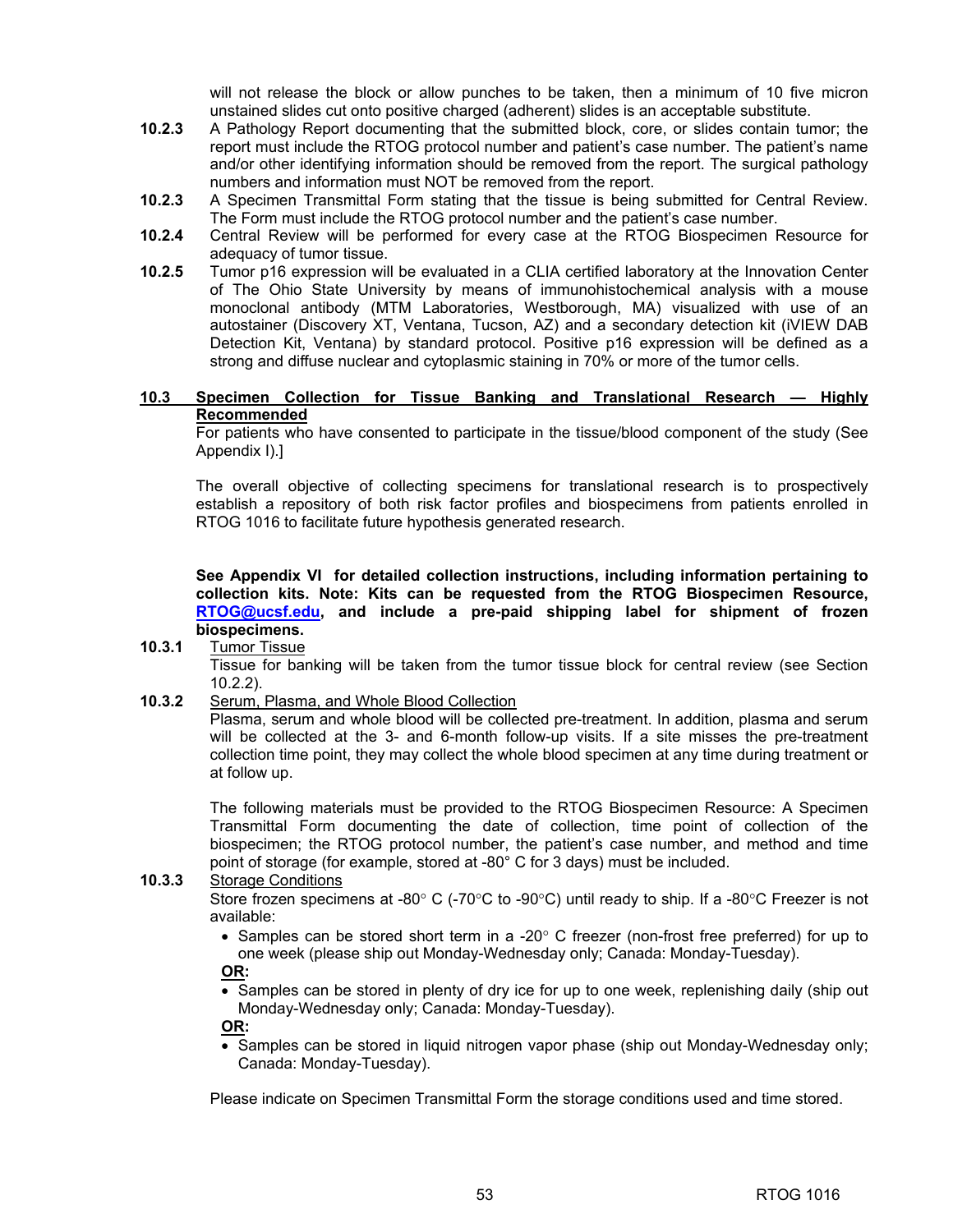will not release the block or allow punches to be taken, then a minimum of 10 five micron unstained slides cut onto positive charged (adherent) slides is an acceptable substitute.

**10.2.3** A Pathology Report documenting that the submitted block, core, or slides contain tumor; the report must include the RTOG protocol number and patient's case number. The patient's name and/or other identifying information should be removed from the report. The surgical pathology numbers and information must NOT be removed from the report.

**10.2.3** A Specimen Transmittal Form stating that the tissue is being submitted for Central Review. The Form must include the RTOG protocol number and the patient's case number.

**10.2.4** Central Review will be performed for every case at the RTOG Biospecimen Resource for adequacy of tumor tissue.

**10.2.5** Tumor p16 expression will be evaluated in a CLIA certified laboratory at the Innovation Center of The Ohio State University by means of immunohistochemical analysis with a mouse monoclonal antibody (MTM Laboratories, Westborough, MA) visualized with use of an autostainer (Discovery XT, Ventana, Tucson, AZ) and a secondary detection kit (iVIEW DAB Detection Kit, Ventana) by standard protocol. Positive p16 expression will be defined as a strong and diffuse nuclear and cytoplasmic staining in 70% or more of the tumor cells.

## <u>10.3 Specimen Collection for Tissue Banking and Translational Research — Highly Recommended</u>

For patients who have consented to participate in the tissue/blood component of the study (See Appendix I).]

The overall objective of collecting specimens for translational research is to prospectively establish a repository of both risk factor profiles and biospecimens from patients enrolled in RTOG 1016 to facilitate future hypothesis generated research.

**See Appendix VI for detailed collection instructions, including information pertaining to collection kits. Note: Kits can be requested from the RTOG Biospecimen Resource, RTOG@ucsf.edu, and include a pre-paid shipping label for shipment of frozen biospecimens.**

**10.3.1** <u>Tumor Tissue</u>

Tissue for banking will be taken from the tumor tissue block for central review (see Section 10.2.2).

**10.3.2** <u>Serum, Plasma, and Whole Blood Collection</u>

Plasma, serum and whole blood will be collected pre-treatment. In addition, plasma and serum will be collected at the 3- and 6-month follow-up visits. If a site misses the pre-treatment collection time point, they may collect the whole blood specimen at any time during treatment or at follow up.

The following materials must be provided to the RTOG Biospecimen Resource: A Specimen Transmittal Form documenting the date of collection, time point of collection of the biospecimen; the RTOG protocol number, the patient's case number, and method and time point of storage (for example, stored at -80° C for 3 days) must be included.

**10.3.3** <u>Storage Conditions</u>

Store frozen specimens at -80° C (-70°C to -90°C) until ready to ship. If a -80°C Freezer is not available:

- Samples can be stored short term in a -20° C freezer (non-frost free preferred) for up to one week (please ship out Monday-Wednesday only; Canada: Monday-Tuesday).

**<u>OR:</u>**

- Samples can be stored in plenty of dry ice for up to one week, replenishing daily (ship out Monday-Wednesday only; Canada: Monday-Tuesday).

**<u>OR:</u>**

- Samples can be stored in liquid nitrogen vapor phase (ship out Monday-Wednesday only; Canada: Monday-Tuesday).

Please indicate on Specimen Transmittal Form the storage conditions used and time stored.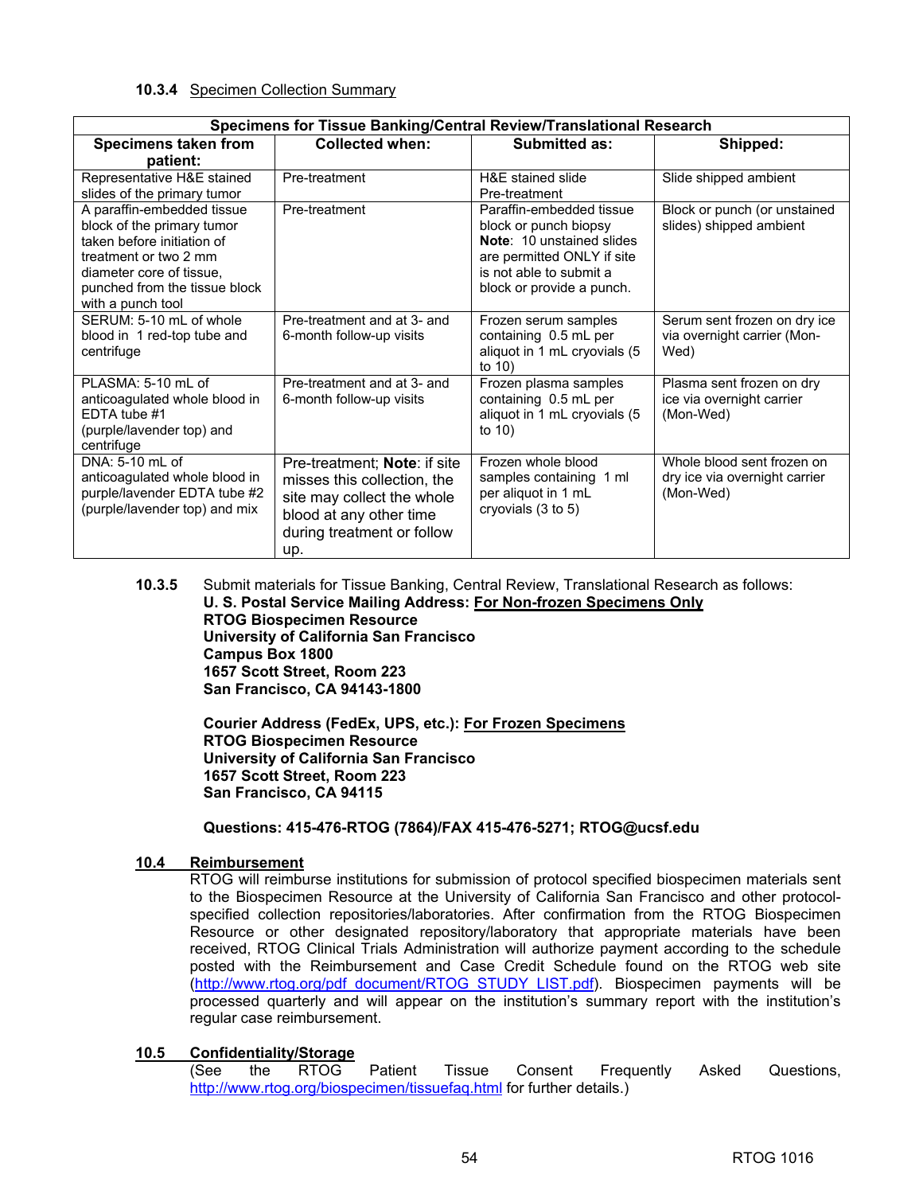**10.3.4** Specimen Collection Summary

| Specimens for Tissue Banking/Central Review/Translational Research | | | |
|---|---|---|---|
| **Specimens taken from patient:** | **Collected when:** | **Submitted as:** | **Shipped:** |
| Representative H&E stained slides of the primary tumor | Pre-treatment | H&E stained slide Pre-treatment | Slide shipped ambient |
| A paraffin-embedded tissue block of the primary tumor taken before initiation of treatment or two 2 mm diameter core of tissue, punched from the tissue block with a punch tool | Pre-treatment | Paraffin-embedded tissue block or punch biopsy **Note**: 10 unstained slides are permitted ONLY if site is not able to submit a block or provide a punch. | Block or punch (or unstained slides) shipped ambient |
| SERUM: 5-10 mL of whole blood in 1 red-top tube and centrifuge | Pre-treatment and at 3- and 6-month follow-up visits | Frozen serum samples containing 0.5 mL per aliquot in 1 mL cryovials (5 to 10) | Serum sent frozen on dry ice via overnight carrier (Mon-Wed) |
| PLASMA: 5-10 mL of anticoagulated whole blood in EDTA tube #1 (purple/lavender top) and centrifuge | Pre-treatment and at 3- and 6-month follow-up visits | Frozen plasma samples containing 0.5 mL per aliquot in 1 mL cryovials (5 to 10) | Plasma sent frozen on dry ice via overnight carrier (Mon-Wed) |
| DNA: 5-10 mL of anticoagulated whole blood in purple/lavender EDTA tube #2 (purple/lavender top) and mix | Pre-treatment; **Note**: if site misses this collection, the site may collect the whole blood at any other time during treatment or follow up. | Frozen whole blood samples containing 1 ml per aliquot in 1 mL cryovials (3 to 5) | Whole blood sent frozen on dry ice via overnight carrier (Mon-Wed) |

**10.3.5** Submit materials for Tissue Banking, Central Review, Translational Research as follows:

**U. S. Postal Service Mailing Address: For Non-frozen Specimens Only**
**RTOG Biospecimen Resource**
**University of California San Francisco**
**Campus Box 1800**
**1657 Scott Street, Room 223**
**San Francisco, CA 94143-1800**

**Courier Address (FedEx, UPS, etc.): For Frozen Specimens**
**RTOG Biospecimen Resource**
**University of California San Francisco**
**1657 Scott Street, Room 223**
**San Francisco, CA 94115**

**Questions: 415-476-RTOG (7864)/FAX 415-476-5271; RTOG@ucsf.edu**

## 10.4 Reimbursement

RTOG will reimburse institutions for submission of protocol specified biospecimen materials sent to the Biospecimen Resource at the University of California San Francisco and other protocol-specified collection repositories/laboratories. After confirmation from the RTOG Biospecimen Resource or other designated repository/laboratory that appropriate materials have been received, RTOG Clinical Trials Administration will authorize payment according to the schedule posted with the Reimbursement and Case Credit Schedule found on the RTOG web site (http://www.rtog.org/pdf_document/RTOG_STUDY_LIST.pdf). Biospecimen payments will be processed quarterly and will appear on the institution's summary report with the institution's regular case reimbursement.

## 10.5 Confidentiality/Storage

(See the RTOG Patient Tissue Consent Frequently Asked Questions, http://www.rtog.org/biospecimen/tissuefaq.html for further details.)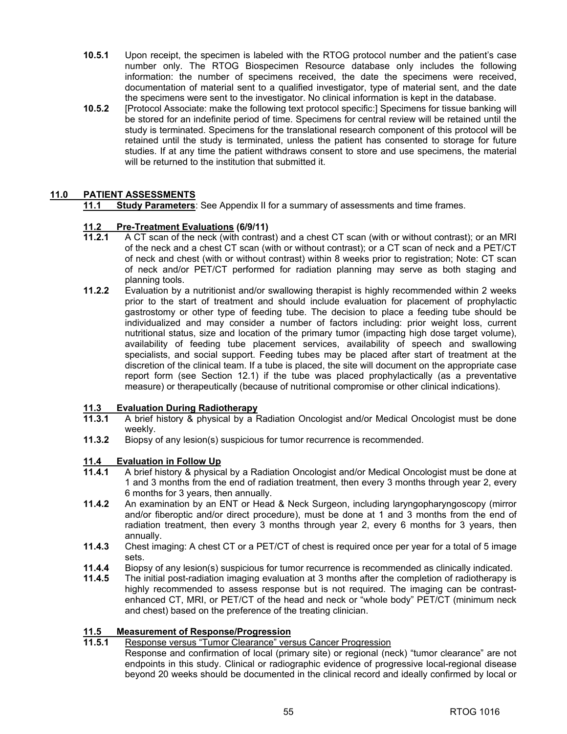**10.5.1** Upon receipt, the specimen is labeled with the RTOG protocol number and the patient's case number only. The RTOG Biospecimen Resource database only includes the following information: the number of specimens received, the date the specimens were received, documentation of material sent to a qualified investigator, type of material sent, and the date the specimens were sent to the investigator. No clinical information is kept in the database.

**10.5.2** [Protocol Associate: make the following text protocol specific:] Specimens for tissue banking will be stored for an indefinite period of time. Specimens for central review will be retained until the study is terminated. Specimens for the translational research component of this protocol will be retained until the study is terminated, unless the patient has consented to storage for future studies. If at any time the patient withdraws consent to store and use specimens, the material will be returned to the institution that submitted it.

## 11.0 PATIENT ASSESSMENTS

**11.1 Study Parameters**: See Appendix II for a summary of assessments and time frames.

### 11.2 Pre-Treatment Evaluations (6/9/11)

**11.2.1** A CT scan of the neck (with contrast) and a chest CT scan (with or without contrast); or an MRI of the neck and a chest CT scan (with or without contrast); or a CT scan of neck and a PET/CT of neck and chest (with or without contrast) within 8 weeks prior to registration; Note: CT scan of neck and/or PET/CT performed for radiation planning may serve as both staging and planning tools.

**11.2.2** Evaluation by a nutritionist and/or swallowing therapist is highly recommended within 2 weeks prior to the start of treatment and should include evaluation for placement of prophylactic gastrostomy or other type of feeding tube. The decision to place a feeding tube should be individualized and may consider a number of factors including: prior weight loss, current nutritional status, size and location of the primary tumor (impacting high dose target volume), availability of feeding tube placement services, availability of speech and swallowing specialists, and social support. Feeding tubes may be placed after start of treatment at the discretion of the clinical team. If a tube is placed, the site will document on the appropriate case report form (see Section 12.1) if the tube was placed prophylactically (as a preventative measure) or therapeutically (because of nutritional compromise or other clinical indications).

### 11.3 Evaluation During Radiotherapy

**11.3.1** A brief history & physical by a Radiation Oncologist and/or Medical Oncologist must be done weekly.

**11.3.2** Biopsy of any lesion(s) suspicious for tumor recurrence is recommended.

### 11.4 Evaluation in Follow Up

**11.4.1** A brief history & physical by a Radiation Oncologist and/or Medical Oncologist must be done at 1 and 3 months from the end of radiation treatment, then every 3 months through year 2, every 6 months for 3 years, then annually.

**11.4.2** An examination by an ENT or Head & Neck Surgeon, including laryngopharyngoscopy (mirror and/or fiberoptic and/or direct procedure), must be done at 1 and 3 months from the end of radiation treatment, then every 3 months through year 2, every 6 months for 3 years, then annually.

**11.4.3** Chest imaging: A chest CT or a PET/CT of chest is required once per year for a total of 5 image sets.

**11.4.4** Biopsy of any lesion(s) suspicious for tumor recurrence is recommended as clinically indicated.

**11.4.5** The initial post-radiation imaging evaluation at 3 months after the completion of radiotherapy is highly recommended to assess response but is not required. The imaging can be contrast-enhanced CT, MRI, or PET/CT of the head and neck or "whole body" PET/CT (minimum neck and chest) based on the preference of the treating clinician.

### 11.5 Measurement of Response/Progression

**11.5.1** Response versus "Tumor Clearance" versus Cancer Progression

Response and confirmation of local (primary site) or regional (neck) "tumor clearance" are not endpoints in this study. Clinical or radiographic evidence of progressive local-regional disease beyond 20 weeks should be documented in the clinical record and ideally confirmed by local or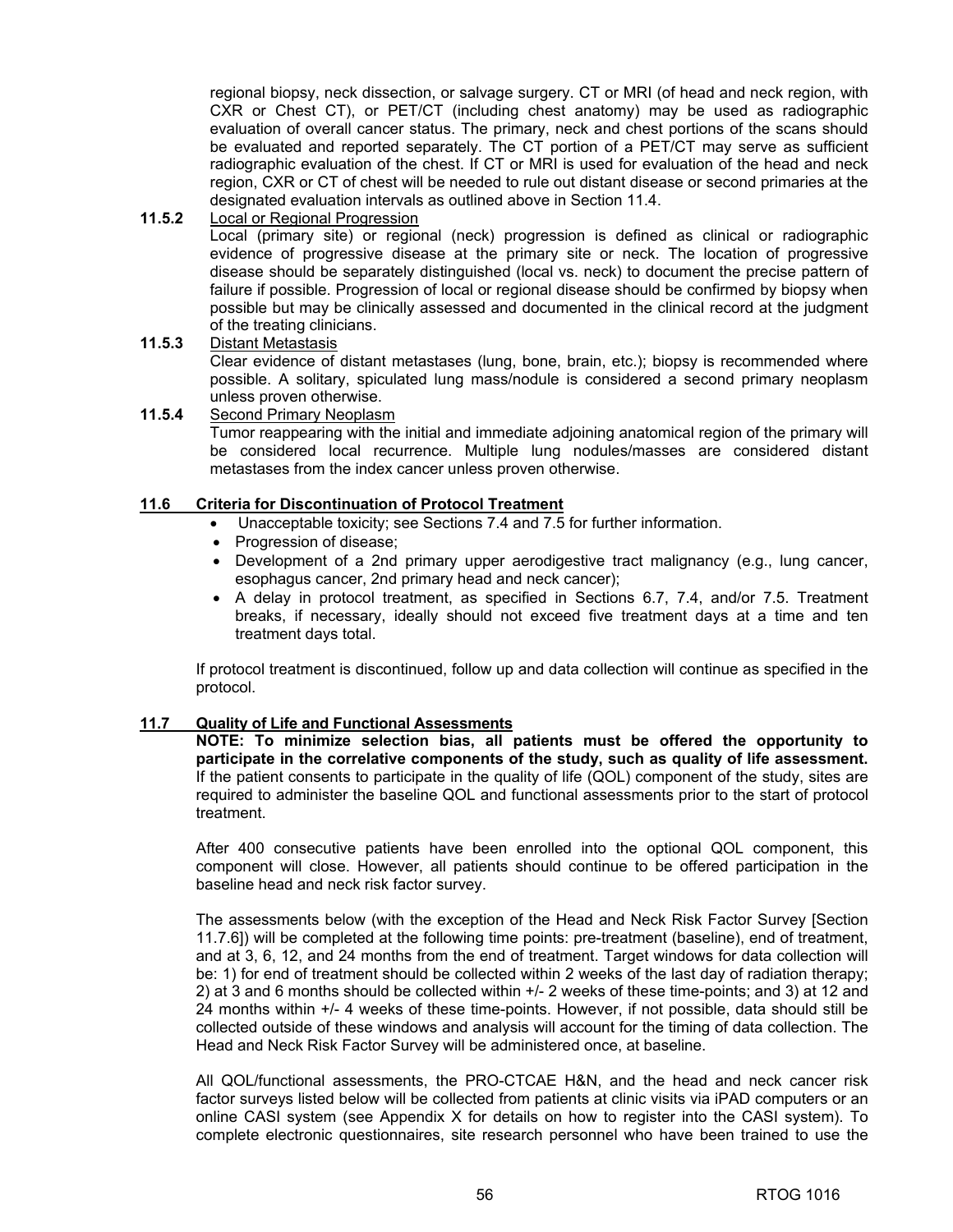regional biopsy, neck dissection, or salvage surgery. CT or MRI (of head and neck region, with CXR or Chest CT), or PET/CT (including chest anatomy) may be used as radiographic evaluation of overall cancer status. The primary, neck and chest portions of the scans should be evaluated and reported separately. The CT portion of a PET/CT may serve as sufficient radiographic evaluation of the chest. If CT or MRI is used for evaluation of the head and neck region, CXR or CT of chest will be needed to rule out distant disease or second primaries at the designated evaluation intervals as outlined above in Section 11.4.

**11.5.2** Local or Regional Progression

Local (primary site) or regional (neck) progression is defined as clinical or radiographic evidence of progressive disease at the primary site or neck. The location of progressive disease should be separately distinguished (local vs. neck) to document the precise pattern of failure if possible. Progression of local or regional disease should be confirmed by biopsy when possible but may be clinically assessed and documented in the clinical record at the judgment of the treating clinicians.

**11.5.3** Distant Metastasis

Clear evidence of distant metastases (lung, bone, brain, etc.); biopsy is recommended where possible. A solitary, spiculated lung mass/nodule is considered a second primary neoplasm unless proven otherwise.

**11.5.4** Second Primary Neoplasm

Tumor reappearing with the initial and immediate adjoining anatomical region of the primary will be considered local recurrence. Multiple lung nodules/masses are considered distant metastases from the index cancer unless proven otherwise.

## 11.6 Criteria for Discontinuation of Protocol Treatment

- Unacceptable toxicity; see Sections 7.4 and 7.5 for further information.
- Progression of disease;
- Development of a 2nd primary upper aerodigestive tract malignancy (e.g., lung cancer, esophagus cancer, 2nd primary head and neck cancer);
- A delay in protocol treatment, as specified in Sections 6.7, 7.4, and/or 7.5. Treatment breaks, if necessary, ideally should not exceed five treatment days at a time and ten treatment days total.

If protocol treatment is discontinued, follow up and data collection will continue as specified in the protocol.

## 11.7 Quality of Life and Functional Assessments

**NOTE: To minimize selection bias, all patients must be offered the opportunity to participate in the correlative components of the study, such as quality of life assessment.** If the patient consents to participate in the quality of life (QOL) component of the study, sites are required to administer the baseline QOL and functional assessments prior to the start of protocol treatment.

After 400 consecutive patients have been enrolled into the optional QOL component, this component will close. However, all patients should continue to be offered participation in the baseline head and neck risk factor survey.

The assessments below (with the exception of the Head and Neck Risk Factor Survey [Section 11.7.6]) will be completed at the following time points: pre-treatment (baseline), end of treatment, and at 3, 6, 12, and 24 months from the end of treatment. Target windows for data collection will be: 1) for end of treatment should be collected within 2 weeks of the last day of radiation therapy; 2) at 3 and 6 months should be collected within +/- 2 weeks of these time-points; and 3) at 12 and 24 months within +/- 4 weeks of these time-points. However, if not possible, data should still be collected outside of these windows and analysis will account for the timing of data collection. The Head and Neck Risk Factor Survey will be administered once, at baseline.

All QOL/functional assessments, the PRO-CTCAE H&N, and the head and neck cancer risk factor surveys listed below will be collected from patients at clinic visits via iPAD computers or an online CASI system (see Appendix X for details on how to register into the CASI system). To complete electronic questionnaires, site research personnel who have been trained to use the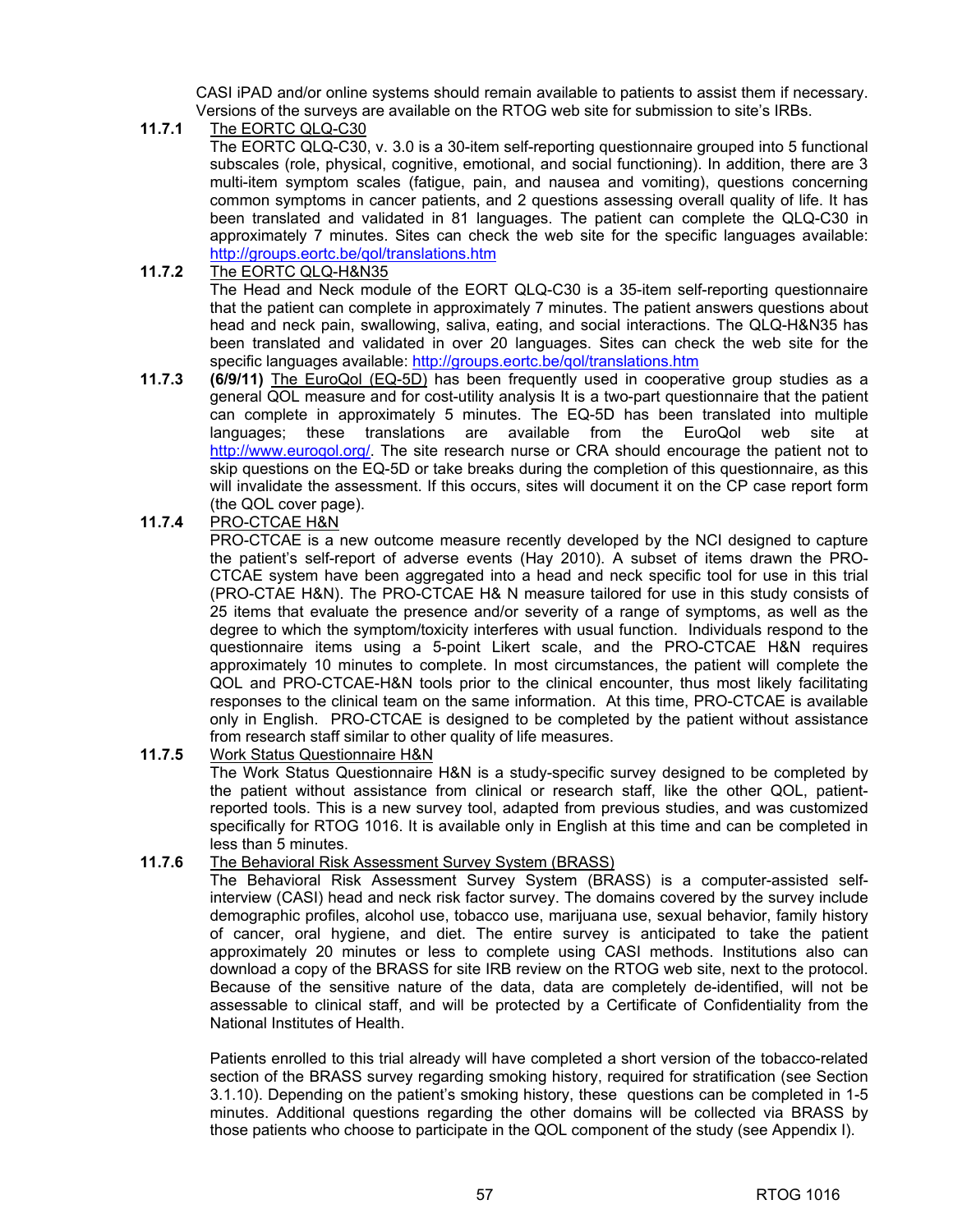CASI iPAD and/or online systems should remain available to patients to assist them if necessary. Versions of the surveys are available on the RTOG web site for submission to site's IRBs.

**11.7.1** The EORTC QLQ-C30

The EORTC QLQ-C30, v. 3.0 is a 30-item self-reporting questionnaire grouped into 5 functional subscales (role, physical, cognitive, emotional, and social functioning). In addition, there are 3 multi-item symptom scales (fatigue, pain, and nausea and vomiting), questions concerning common symptoms in cancer patients, and 2 questions assessing overall quality of life. It has been translated and validated in 81 languages. The patient can complete the QLQ-C30 in approximately 7 minutes. Sites can check the web site for the specific languages available: http://groups.eortc.be/qol/translations.htm

**11.7.2** The EORTC QLQ-H&N35

The Head and Neck module of the EORT QLQ-C30 is a 35-item self-reporting questionnaire that the patient can complete in approximately 7 minutes. The patient answers questions about head and neck pain, swallowing, saliva, eating, and social interactions. The QLQ-H&N35 has been translated and validated in over 20 languages. Sites can check the web site for the specific languages available: http://groups.eortc.be/qol/translations.htm

**11.7.3** **(6/9/11)** The EuroQol (EQ-5D) has been frequently used in cooperative group studies as a general QOL measure and for cost-utility analysis It is a two-part questionnaire that the patient can complete in approximately 5 minutes. The EQ-5D has been translated into multiple languages; these translations are available from the EuroQol web site at http://www.euroqol.org/. The site research nurse or CRA should encourage the patient not to skip questions on the EQ-5D or take breaks during the completion of this questionnaire, as this will invalidate the assessment. If this occurs, sites will document it on the CP case report form (the QOL cover page).

**11.7.4** PRO-CTCAE H&N

PRO-CTCAE is a new outcome measure recently developed by the NCI designed to capture the patient's self-report of adverse events (Hay 2010). A subset of items drawn the PRO-CTCAE system have been aggregated into a head and neck specific tool for use in this trial (PRO-CTAE H&N). The PRO-CTCAE H& N measure tailored for use in this study consists of 25 items that evaluate the presence and/or severity of a range of symptoms, as well as the degree to which the symptom/toxicity interferes with usual function. Individuals respond to the questionnaire items using a 5-point Likert scale, and the PRO-CTCAE H&N requires approximately 10 minutes to complete. In most circumstances, the patient will complete the QOL and PRO-CTCAE-H&N tools prior to the clinical encounter, thus most likely facilitating responses to the clinical team on the same information. At this time, PRO-CTCAE is available only in English. PRO-CTCAE is designed to be completed by the patient without assistance from research staff similar to other quality of life measures.

**11.7.5** Work Status Questionnaire H&N

The Work Status Questionnaire H&N is a study-specific survey designed to be completed by the patient without assistance from clinical or research staff, like the other QOL, patient-reported tools. This is a new survey tool, adapted from previous studies, and was customized specifically for RTOG 1016. It is available only in English at this time and can be completed in less than 5 minutes.

**11.7.6** The Behavioral Risk Assessment Survey System (BRASS)

The Behavioral Risk Assessment Survey System (BRASS) is a computer-assisted self-interview (CASI) head and neck risk factor survey. The domains covered by the survey include demographic profiles, alcohol use, tobacco use, marijuana use, sexual behavior, family history of cancer, oral hygiene, and diet. The entire survey is anticipated to take the patient approximately 20 minutes or less to complete using CASI methods. Institutions also can download a copy of the BRASS for site IRB review on the RTOG web site, next to the protocol. Because of the sensitive nature of the data, data are completely de-identified, will not be assessable to clinical staff, and will be protected by a Certificate of Confidentiality from the National Institutes of Health.

Patients enrolled to this trial already will have completed a short version of the tobacco-related section of the BRASS survey regarding smoking history, required for stratification (see Section 3.1.10). Depending on the patient's smoking history, these questions can be completed in 1-5 minutes. Additional questions regarding the other domains will be collected via BRASS by those patients who choose to participate in the QOL component of the study (see Appendix I).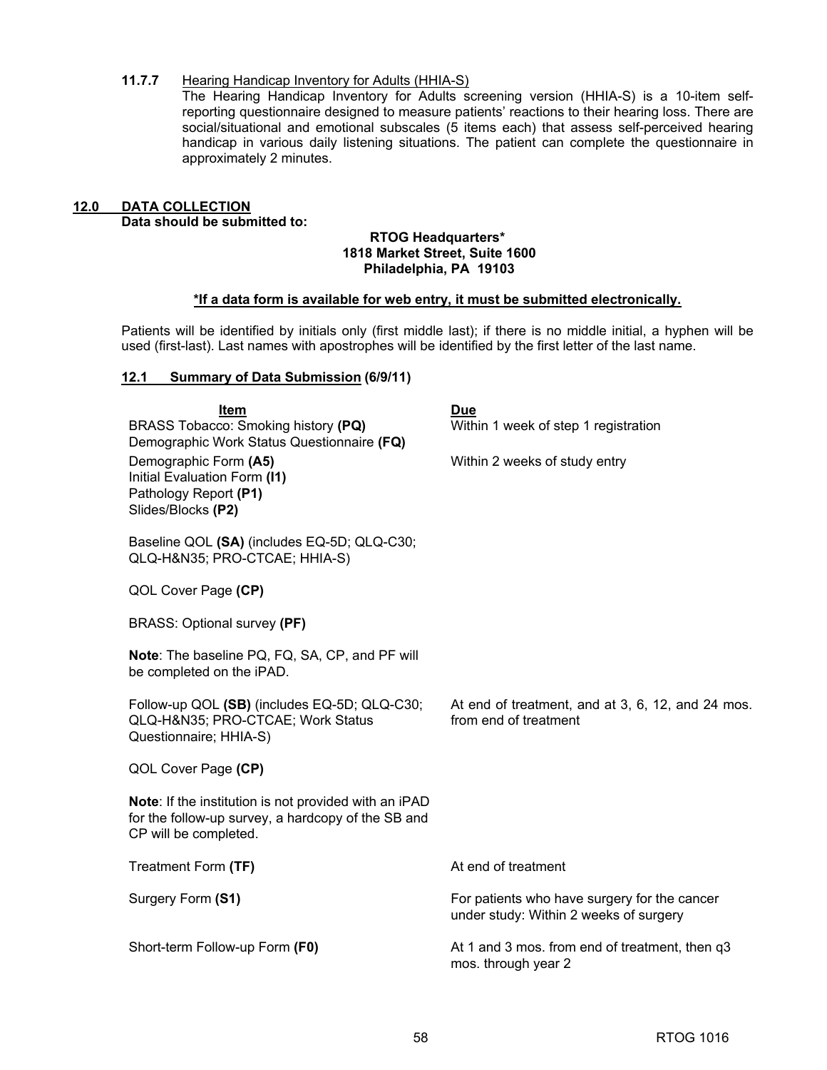#### 11.7.7 Hearing Handicap Inventory for Adults (HHIA-S)

The Hearing Handicap Inventory for Adults screening version (HHIA-S) is a 10-item self-reporting questionnaire designed to measure patients' reactions to their hearing loss. There are social/situational and emotional subscales (5 items each) that assess self-perceived hearing handicap in various daily listening situations. The patient can complete the questionnaire in approximately 2 minutes.

## 12.0 DATA COLLECTION

**Data should be submitted to:**

**RTOG Headquarters\***
**1818 Market Street, Suite 1600**
**Philadelphia, PA 19103**

**\*If a data form is available for web entry, it must be submitted electronically.**

Patients will be identified by initials only (first middle last); if there is no middle initial, a hyphen will be used (first-last). Last names with apostrophes will be identified by the first letter of the last name.

### 12.1 Summary of Data Submission (6/9/11)

| Item | Due |
|---|---|
| BRASS Tobacco: Smoking history **(PQ)**<br>Demographic Work Status Questionnaire **(FQ)** | Within 1 week of step 1 registration |
| Demographic Form **(A5)**<br>Initial Evaluation Form **(I1)**<br>Pathology Report **(P1)**<br>Slides/Blocks **(P2)**<br><br>Baseline QOL **(SA)** (includes EQ-5D; QLQ-C30; QLQ-H&N35; PRO-CTCAE; HHIA-S)<br><br>QOL Cover Page **(CP)**<br><br>BRASS: Optional survey **(PF)**<br><br>**Note**: The baseline PQ, FQ, SA, CP, and PF will be completed on the iPAD. | Within 2 weeks of study entry |
| Follow-up QOL **(SB)** (includes EQ-5D; QLQ-C30; QLQ-H&N35; PRO-CTCAE; Work Status Questionnaire; HHIA-S)<br><br>QOL Cover Page **(CP)**<br><br>**Note**: If the institution is not provided with an iPAD for the follow-up survey, a hardcopy of the SB and CP will be completed. | At end of treatment, and at 3, 6, 12, and 24 mos. from end of treatment |
| Treatment Form **(TF)** | At end of treatment |
| Surgery Form **(S1)** | For patients who have surgery for the cancer under study: Within 2 weeks of surgery |
| Short-term Follow-up Form **(F0)** | At 1 and 3 mos. from end of treatment, then q3 mos. through year 2 |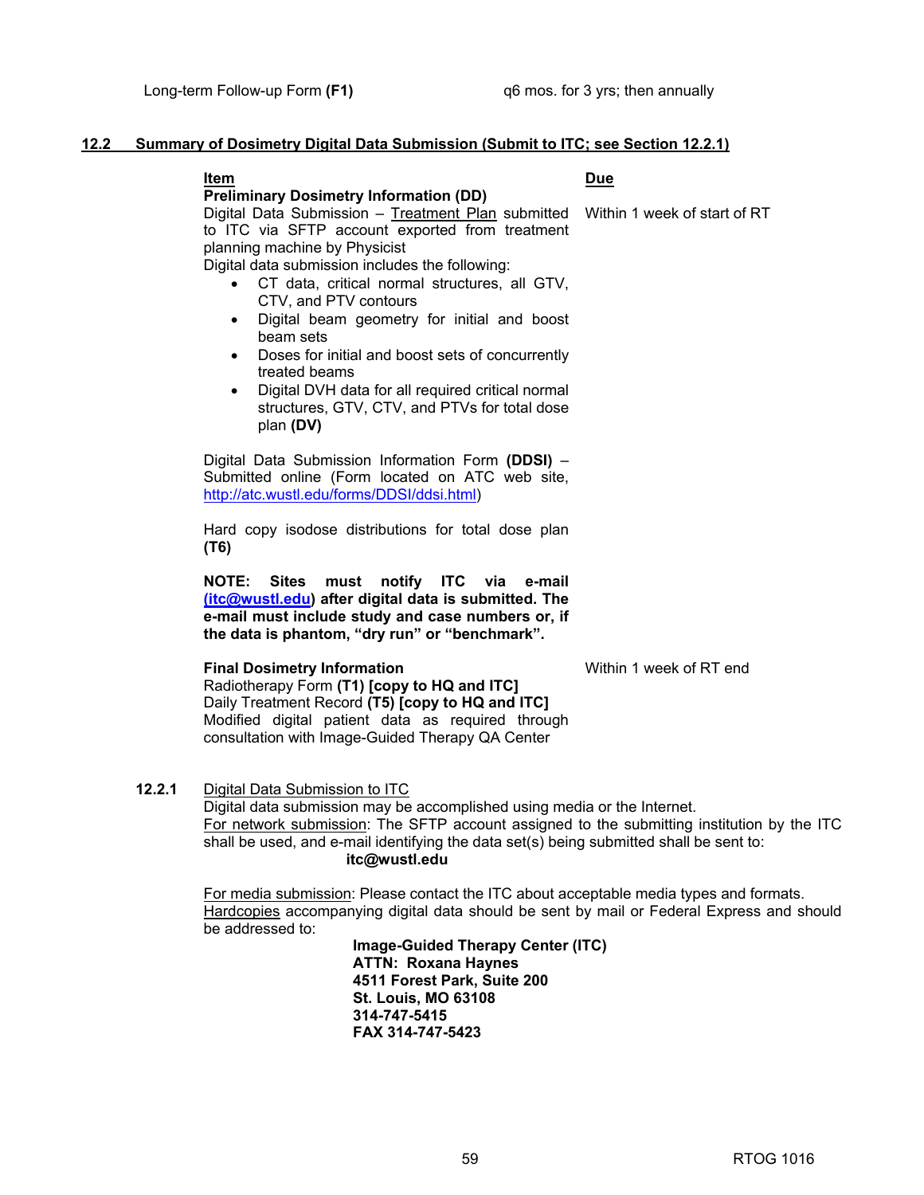| | |
|---|---|
| Long-term Follow-up Form **(F1)** | q6 mos. for 3 yrs; then annually |

## 12.2 Summary of Dosimetry Digital Data Submission (Submit to ITC; see Section 12.2.1)

| Item | Due |
|---|---|
| **Preliminary Dosimetry Information (DD)**<br>Digital Data Submission – Treatment Plan submitted to ITC via SFTP account exported from treatment planning machine by Physicist<br>Digital data submission includes the following:<br>• CT data, critical normal structures, all GTV, CTV, and PTV contours<br>• Digital beam geometry for initial and boost beam sets<br>• Doses for initial and boost sets of concurrently treated beams<br>• Digital DVH data for all required critical normal structures, GTV, CTV, and PTVs for total dose plan **(DV)**<br><br>Digital Data Submission Information Form **(DDSI)** – Submitted online (Form located on ATC web site, http://atc.wustl.edu/forms/DDSI/ddsi.html)<br><br>Hard copy isodose distributions for total dose plan **(T6)**<br><br>**NOTE: Sites must notify ITC via e-mail (itc@wustl.edu) after digital data is submitted. The e-mail must include study and case numbers or, if the data is phantom, "dry run" or "benchmark".** | Within 1 week of start of RT |
| **Final Dosimetry Information**<br>Radiotherapy Form **(T1) [copy to HQ and ITC]**<br>Daily Treatment Record **(T5) [copy to HQ and ITC]**<br>Modified digital patient data as required through consultation with Image-Guided Therapy QA Center | Within 1 week of RT end |

### 12.2.1 Digital Data Submission to ITC

Digital data submission may be accomplished using media or the Internet.

For network submission: The SFTP account assigned to the submitting institution by the ITC shall be used, and e-mail identifying the data set(s) being submitted shall be sent to:

**itc@wustl.edu**

For media submission: Please contact the ITC about acceptable media types and formats.

Hardcopies accompanying digital data should be sent by mail or Federal Express and should be addressed to:

**Image-Guided Therapy Center (ITC)**
**ATTN: Roxana Haynes**
**4511 Forest Park, Suite 200**
**St. Louis, MO 63108**
**314-747-5415**
**FAX 314-747-5423**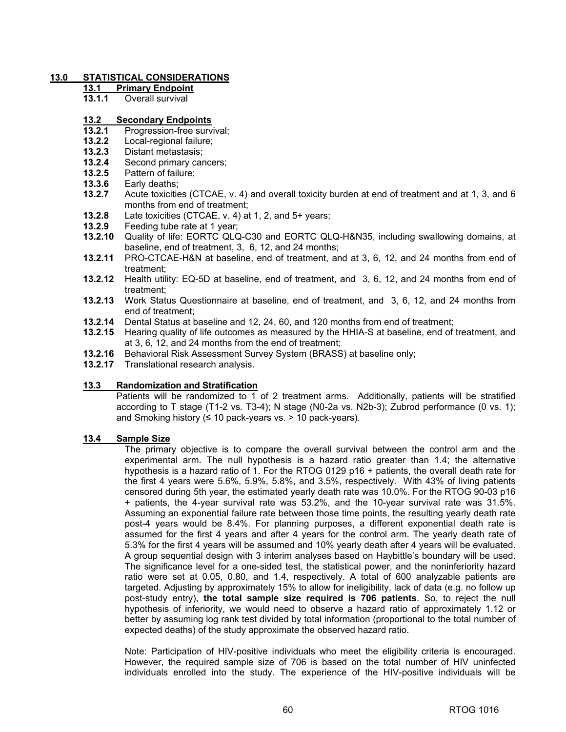## 13.0 STATISTICAL CONSIDERATIONS

### 13.1 Primary Endpoint

**13.1.1** Overall survival

### 13.2 Secondary Endpoints

**13.2.1** Progression-free survival;
**13.2.2** Local-regional failure;
**13.2.3** Distant metastasis;
**13.2.4** Second primary cancers;
**13.2.5** Pattern of failure;
**13.3.6** Early deaths;
**13.2.7** Acute toxicities (CTCAE, v. 4) and overall toxicity burden at end of treatment and at 1, 3, and 6 months from end of treatment;
**13.2.8** Late toxicities (CTCAE, v. 4) at 1, 2, and 5+ years;
**13.2.9** Feeding tube rate at 1 year;
**13.2.10** Quality of life: EORTC QLQ-C30 and EORTC QLQ-H&N35, including swallowing domains, at baseline, end of treatment, 3, 6, 12, and 24 months;
**13.2.11** PRO-CTCAE-H&N at baseline, end of treatment, and at 3, 6, 12, and 24 months from end of treatment;
**13.2.12** Health utility: EQ-5D at baseline, end of treatment, and 3, 6, 12, and 24 months from end of treatment;
**13.2.13** Work Status Questionnaire at baseline, end of treatment, and 3, 6, 12, and 24 months from end of treatment;
**13.2.14** Dental Status at baseline and 12, 24, 60, and 120 months from end of treatment;
**13.2.15** Hearing quality of life outcomes as measured by the HHIA-S at baseline, end of treatment, and at 3, 6, 12, and 24 months from the end of treatment;
**13.2.16** Behavioral Risk Assessment Survey System (BRASS) at baseline only;
**13.2.17** Translational research analysis.

### 13.3 Randomization and Stratification

Patients will be randomized to 1 of 2 treatment arms. Additionally, patients will be stratified according to T stage (T1-2 vs. T3-4); N stage (N0-2a vs. N2b-3); Zubrod performance (0 vs. 1); and Smoking history (≤ 10 pack-years vs. > 10 pack-years).

### 13.4 Sample Size

The primary objective is to compare the overall survival between the control arm and the experimental arm. The null hypothesis is a hazard ratio greater than 1.4; the alternative hypothesis is a hazard ratio of 1. For the RTOG 0129 p16 + patients, the overall death rate for the first 4 years were 5.6%, 5.9%, 5.8%, and 3.5%, respectively. With 43% of living patients censored during 5th year, the estimated yearly death rate was 10.0%. For the RTOG 90-03 p16 + patients, the 4-year survival rate was 53.2%, and the 10-year survival rate was 31.5%. Assuming an exponential failure rate between those time points, the resulting yearly death rate post-4 years would be 8.4%. For planning purposes, a different exponential death rate is assumed for the first 4 years and after 4 years for the control arm. The yearly death rate of 5.3% for the first 4 years will be assumed and 10% yearly death after 4 years will be evaluated. A group sequential design with 3 interim analyses based on Haybittle's boundary will be used. The significance level for a one-sided test, the statistical power, and the noninferiority hazard ratio were set at 0.05, 0.80, and 1.4, respectively. A total of 600 analyzable patients are targeted. Adjusting by approximately 15% to allow for ineligibility, lack of data (e.g. no follow up post-study entry), **the total sample size required is 706 patients**. So, to reject the null hypothesis of inferiority, we would need to observe a hazard ratio of approximately 1.12 or better by assuming log rank test divided by total information (proportional to the total number of expected deaths) of the study approximate the observed hazard ratio.

Note: Participation of HIV-positive individuals who meet the eligibility criteria is encouraged. However, the required sample size of 706 is based on the total number of HIV uninfected individuals enrolled into the study. The experience of the HIV-positive individuals will be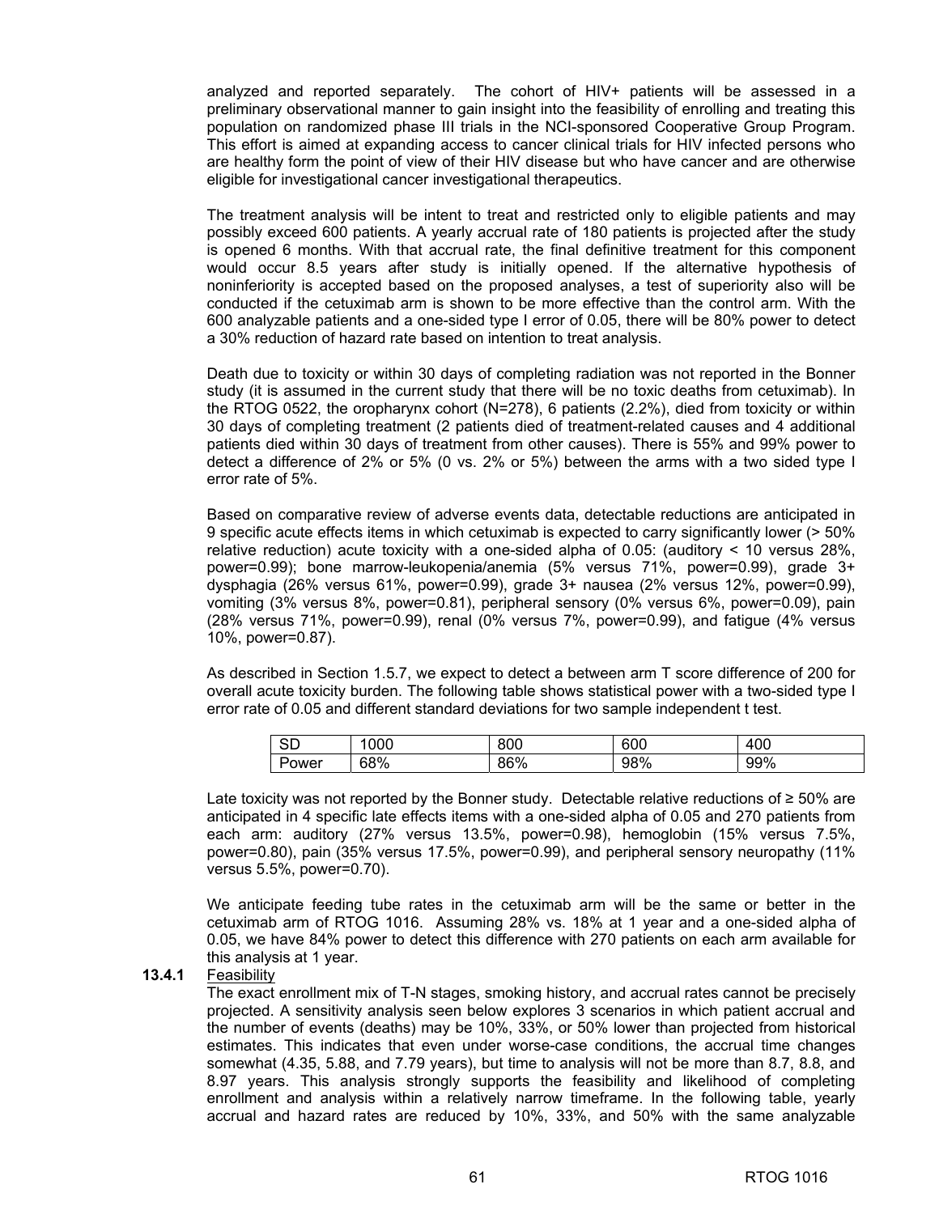analyzed and reported separately. The cohort of HIV+ patients will be assessed in a preliminary observational manner to gain insight into the feasibility of enrolling and treating this population on randomized phase III trials in the NCI-sponsored Cooperative Group Program. This effort is aimed at expanding access to cancer clinical trials for HIV infected persons who are healthy form the point of view of their HIV disease but who have cancer and are otherwise eligible for investigational cancer investigational therapeutics.

The treatment analysis will be intent to treat and restricted only to eligible patients and may possibly exceed 600 patients. A yearly accrual rate of 180 patients is projected after the study is opened 6 months. With that accrual rate, the final definitive treatment for this component would occur 8.5 years after study is initially opened. If the alternative hypothesis of noninferiority is accepted based on the proposed analyses, a test of superiority also will be conducted if the cetuximab arm is shown to be more effective than the control arm. With the 600 analyzable patients and a one-sided type I error of 0.05, there will be 80% power to detect a 30% reduction of hazard rate based on intention to treat analysis.

Death due to toxicity or within 30 days of completing radiation was not reported in the Bonner study (it is assumed in the current study that there will be no toxic deaths from cetuximab). In the RTOG 0522, the oropharynx cohort (N=278), 6 patients (2.2%), died from toxicity or within 30 days of completing treatment (2 patients died of treatment-related causes and 4 additional patients died within 30 days of treatment from other causes). There is 55% and 99% power to detect a difference of 2% or 5% (0 vs. 2% or 5%) between the arms with a two sided type I error rate of 5%.

Based on comparative review of adverse events data, detectable reductions are anticipated in 9 specific acute effects items in which cetuximab is expected to carry significantly lower (> 50% relative reduction) acute toxicity with a one-sided alpha of 0.05: (auditory < 10 versus 28%, power=0.99); bone marrow-leukopenia/anemia (5% versus 71%, power=0.99), grade 3+ dysphagia (26% versus 61%, power=0.99), grade 3+ nausea (2% versus 12%, power=0.99), vomiting (3% versus 8%, power=0.81), peripheral sensory (0% versus 6%, power=0.09), pain (28% versus 71%, power=0.99), renal (0% versus 7%, power=0.99), and fatigue (4% versus 10%, power=0.87).

As described in Section 1.5.7, we expect to detect a between arm T score difference of 200 for overall acute toxicity burden. The following table shows statistical power with a two-sided type I error rate of 0.05 and different standard deviations for two sample independent t test.

| SD | 1000 | 800 | 600 | 400 |
|---|---|---|---|---|
| Power | 68% | 86% | 98% | 99% |

Late toxicity was not reported by the Bonner study. Detectable relative reductions of ≥ 50% are anticipated in 4 specific late effects items with a one-sided alpha of 0.05 and 270 patients from each arm: auditory (27% versus 13.5%, power=0.98), hemoglobin (15% versus 7.5%, power=0.80), pain (35% versus 17.5%, power=0.99), and peripheral sensory neuropathy (11% versus 5.5%, power=0.70).

We anticipate feeding tube rates in the cetuximab arm will be the same or better in the cetuximab arm of RTOG 1016. Assuming 28% vs. 18% at 1 year and a one-sided alpha of 0.05, we have 84% power to detect this difference with 270 patients on each arm available for this analysis at 1 year.

**13.4.1** Feasibility

The exact enrollment mix of T-N stages, smoking history, and accrual rates cannot be precisely projected. A sensitivity analysis seen below explores 3 scenarios in which patient accrual and the number of events (deaths) may be 10%, 33%, or 50% lower than projected from historical estimates. This indicates that even under worse-case conditions, the accrual time changes somewhat (4.35, 5.88, and 7.79 years), but time to analysis will not be more than 8.7, 8.8, and 8.97 years. This analysis strongly supports the feasibility and likelihood of completing enrollment and analysis within a relatively narrow timeframe. In the following table, yearly accrual and hazard rates are reduced by 10%, 33%, and 50% with the same analyzable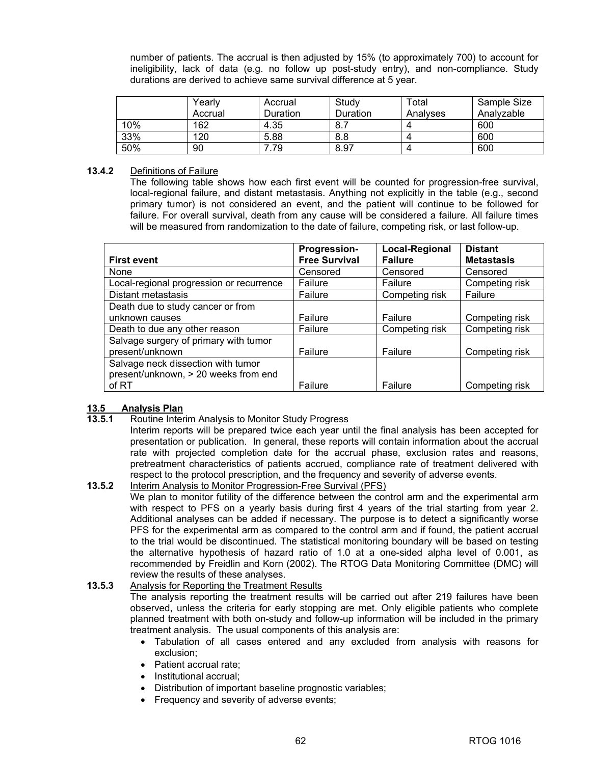number of patients. The accrual is then adjusted by 15% (to approximately 700) to account for ineligibility, lack of data (e.g. no follow up post-study entry), and non-compliance. Study durations are derived to achieve same survival difference at 5 year.

| | Yearly Accrual | Accrual Duration | Study Duration | Total Analyses | Sample Size Analyzable |
|---|---|---|---|---|---|
| 10% | 162 | 4.35 | 8.7 | 4 | 600 |
| 33% | 120 | 5.88 | 8.8 | 4 | 600 |
| 50% | 90 | 7.79 | 8.97 | 4 | 600 |

**13.4.2** Definitions of Failure

The following table shows how each first event will be counted for progression-free survival, local-regional failure, and distant metastasis. Anything not explicitly in the table (e.g., second primary tumor) is not considered an event, and the patient will continue to be followed for failure. For overall survival, death from any cause will be considered a failure. All failure times will be measured from randomization to the date of failure, competing risk, or last follow-up.

| First event | Progression-Free Survival | Local-Regional Failure | Distant Metastasis |
|---|---|---|---|
| None | Censored | Censored | Censored |
| Local-regional progression or recurrence | Failure | Failure | Competing risk |
| Distant metastasis | Failure | Competing risk | Failure |
| Death due to study cancer or from unknown causes | Failure | Failure | Competing risk |
| Death to due any other reason | Failure | Competing risk | Competing risk |
| Salvage surgery of primary with tumor present/unknown | Failure | Failure | Competing risk |
| Salvage neck dissection with tumor present/unknown, > 20 weeks from end of RT | Failure | Failure | Competing risk |

## 13.5 Analysis Plan

**13.5.1** Routine Interim Analysis to Monitor Study Progress

Interim reports will be prepared twice each year until the final analysis has been accepted for presentation or publication. In general, these reports will contain information about the accrual rate with projected completion date for the accrual phase, exclusion rates and reasons, pretreatment characteristics of patients accrued, compliance rate of treatment delivered with respect to the protocol prescription, and the frequency and severity of adverse events.

**13.5.2** Interim Analysis to Monitor Progression-Free Survival (PFS)

We plan to monitor futility of the difference between the control arm and the experimental arm with respect to PFS on a yearly basis during first 4 years of the trial starting from year 2. Additional analyses can be added if necessary. The purpose is to detect a significantly worse PFS for the experimental arm as compared to the control arm and if found, the patient accrual to the trial would be discontinued. The statistical monitoring boundary will be based on testing the alternative hypothesis of hazard ratio of 1.0 at a one-sided alpha level of 0.001, as recommended by Freidlin and Korn (2002). The RTOG Data Monitoring Committee (DMC) will review the results of these analyses.

**13.5.3** Analysis for Reporting the Treatment Results

The analysis reporting the treatment results will be carried out after 219 failures have been observed, unless the criteria for early stopping are met. Only eligible patients who complete planned treatment with both on-study and follow-up information will be included in the primary treatment analysis. The usual components of this analysis are:

- Tabulation of all cases entered and any excluded from analysis with reasons for exclusion;
- Patient accrual rate;
- Institutional accrual;
- Distribution of important baseline prognostic variables;
- Frequency and severity of adverse events;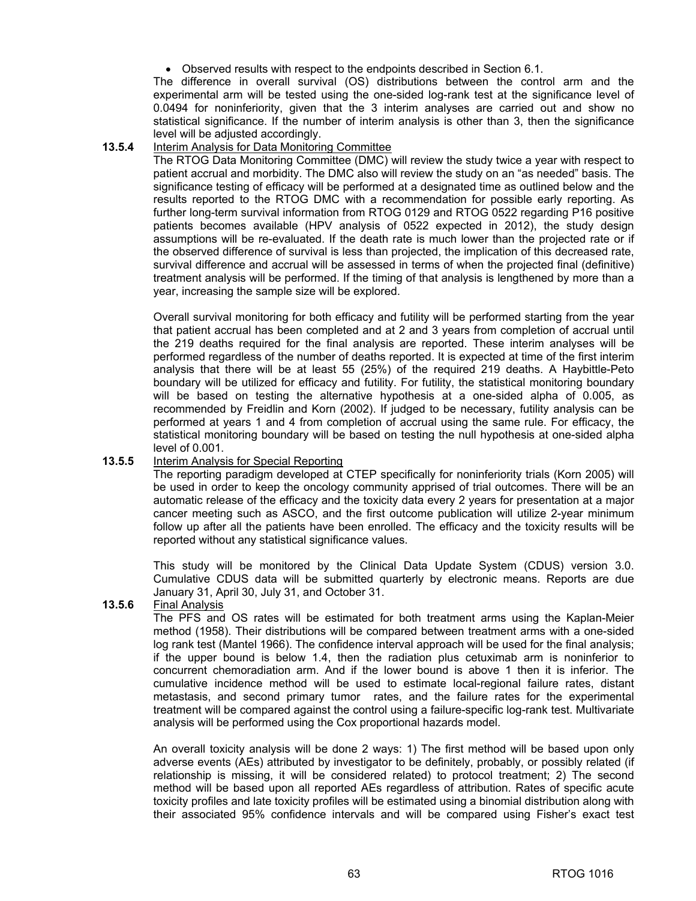- Observed results with respect to the endpoints described in Section 6.1.

The difference in overall survival (OS) distributions between the control arm and the experimental arm will be tested using the one-sided log-rank test at the significance level of 0.0494 for noninferiority, given that the 3 interim analyses are carried out and show no statistical significance. If the number of interim analysis is other than 3, then the significance level will be adjusted accordingly.

**13.5.4** Interim Analysis for Data Monitoring Committee

The RTOG Data Monitoring Committee (DMC) will review the study twice a year with respect to patient accrual and morbidity. The DMC also will review the study on an "as needed" basis. The significance testing of efficacy will be performed at a designated time as outlined below and the results reported to the RTOG DMC with a recommendation for possible early reporting. As further long-term survival information from RTOG 0129 and RTOG 0522 regarding P16 positive patients becomes available (HPV analysis of 0522 expected in 2012), the study design assumptions will be re-evaluated. If the death rate is much lower than the projected rate or if the observed difference of survival is less than projected, the implication of this decreased rate, survival difference and accrual will be assessed in terms of when the projected final (definitive) treatment analysis will be performed. If the timing of that analysis is lengthened by more than a year, increasing the sample size will be explored.

Overall survival monitoring for both efficacy and futility will be performed starting from the year that patient accrual has been completed and at 2 and 3 years from completion of accrual until the 219 deaths required for the final analysis are reported. These interim analyses will be performed regardless of the number of deaths reported. It is expected at time of the first interim analysis that there will be at least 55 (25%) of the required 219 deaths. A Haybittle-Peto boundary will be utilized for efficacy and futility. For futility, the statistical monitoring boundary will be based on testing the alternative hypothesis at a one-sided alpha of 0.005, as recommended by Freidlin and Korn (2002). If judged to be necessary, futility analysis can be performed at years 1 and 4 from completion of accrual using the same rule. For efficacy, the statistical monitoring boundary will be based on testing the null hypothesis at one-sided alpha level of 0.001.

**13.5.5** Interim Analysis for Special Reporting

The reporting paradigm developed at CTEP specifically for noninferiority trials (Korn 2005) will be used in order to keep the oncology community apprised of trial outcomes. There will be an automatic release of the efficacy and the toxicity data every 2 years for presentation at a major cancer meeting such as ASCO, and the first outcome publication will utilize 2-year minimum follow up after all the patients have been enrolled. The efficacy and the toxicity results will be reported without any statistical significance values.

This study will be monitored by the Clinical Data Update System (CDUS) version 3.0. Cumulative CDUS data will be submitted quarterly by electronic means. Reports are due January 31, April 30, July 31, and October 31.

**13.5.6** Final Analysis

The PFS and OS rates will be estimated for both treatment arms using the Kaplan-Meier method (1958). Their distributions will be compared between treatment arms with a one-sided log rank test (Mantel 1966). The confidence interval approach will be used for the final analysis; if the upper bound is below 1.4, then the radiation plus cetuximab arm is noninferior to concurrent chemoradiation arm. And if the lower bound is above 1 then it is inferior. The cumulative incidence method will be used to estimate local-regional failure rates, distant metastasis, and second primary tumor rates, and the failure rates for the experimental treatment will be compared against the control using a failure-specific log-rank test. Multivariate analysis will be performed using the Cox proportional hazards model.

An overall toxicity analysis will be done 2 ways: 1) The first method will be based upon only adverse events (AEs) attributed by investigator to be definitely, probably, or possibly related (if relationship is missing, it will be considered related) to protocol treatment; 2) The second method will be based upon all reported AEs regardless of attribution. Rates of specific acute toxicity profiles and late toxicity profiles will be estimated using a binomial distribution along with their associated 95% confidence intervals and will be compared using Fisher's exact test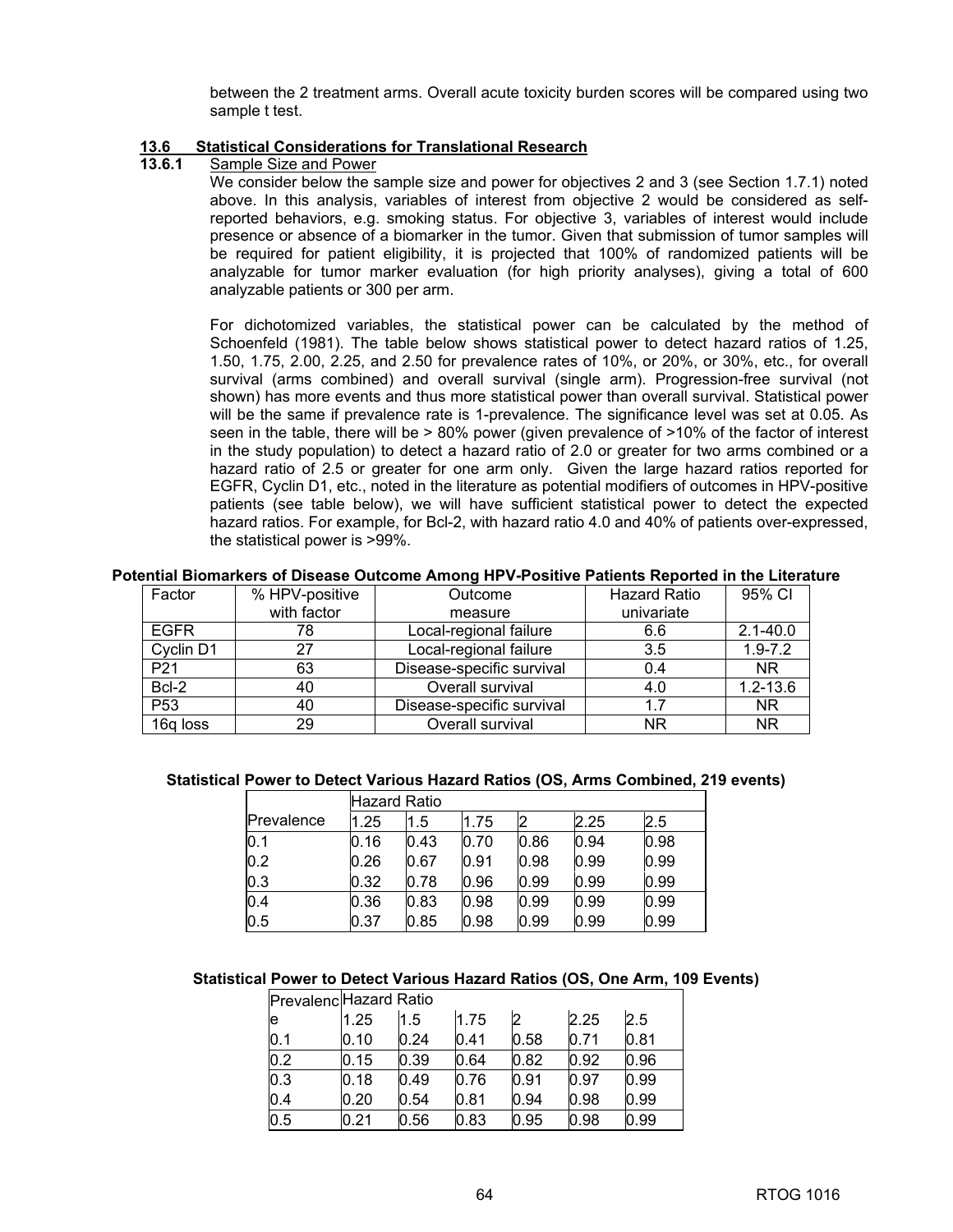between the 2 treatment arms. Overall acute toxicity burden scores will be compared using two sample t test.

### 13.6 Statistical Considerations for Translational Research

#### 13.6.1 Sample Size and Power

We consider below the sample size and power for objectives 2 and 3 (see Section 1.7.1) noted above. In this analysis, variables of interest from objective 2 would be considered as self-reported behaviors, e.g. smoking status. For objective 3, variables of interest would include presence or absence of a biomarker in the tumor. Given that submission of tumor samples will be required for patient eligibility, it is projected that 100% of randomized patients will be analyzable for tumor marker evaluation (for high priority analyses), giving a total of 600 analyzable patients or 300 per arm.

For dichotomized variables, the statistical power can be calculated by the method of Schoenfeld (1981). The table below shows statistical power to detect hazard ratios of 1.25, 1.50, 1.75, 2.00, 2.25, and 2.50 for prevalence rates of 10%, or 20%, or 30%, etc., for overall survival (arms combined) and overall survival (single arm). Progression-free survival (not shown) has more events and thus more statistical power than overall survival. Statistical power will be the same if prevalence rate is 1-prevalence. The significance level was set at 0.05. As seen in the table, there will be > 80% power (given prevalence of >10% of the factor of interest in the study population) to detect a hazard ratio of 2.0 or greater for two arms combined or a hazard ratio of 2.5 or greater for one arm only. Given the large hazard ratios reported for EGFR, Cyclin D1, etc., noted in the literature as potential modifiers of outcomes in HPV-positive patients (see table below), we will have sufficient statistical power to detect the expected hazard ratios. For example, for Bcl-2, with hazard ratio 4.0 and 40% of patients over-expressed, the statistical power is >99%.

**Potential Biomarkers of Disease Outcome Among HPV-Positive Patients Reported in the Literature**

| Factor | % HPV-positive with factor | Outcome measure | Hazard Ratio univariate | 95% CI |
|---|---|---|---|---|
| EGFR | 78 | Local-regional failure | 6.6 | 2.1-40.0 |
| Cyclin D1 | 27 | Local-regional failure | 3.5 | 1.9-7.2 |
| P21 | 63 | Disease-specific survival | 0.4 | NR |
| Bcl-2 | 40 | Overall survival | 4.0 | 1.2-13.6 |
| P53 | 40 | Disease-specific survival | 1.7 | NR |
| 16q loss | 29 | Overall survival | NR | NR |

**Statistical Power to Detect Various Hazard Ratios (OS, Arms Combined, 219 events)**

| | Hazard Ratio | | | | | |
|---|---|---|---|---|---|---|
| Prevalence | 1.25 | 1.5 | 1.75 | 2 | 2.25 | 2.5 |
| 0.1 | 0.16 | 0.43 | 0.70 | 0.86 | 0.94 | 0.98 |
| 0.2 | 0.26 | 0.67 | 0.91 | 0.98 | 0.99 | 0.99 |
| 0.3 | 0.32 | 0.78 | 0.96 | 0.99 | 0.99 | 0.99 |
| 0.4 | 0.36 | 0.83 | 0.98 | 0.99 | 0.99 | 0.99 |
| 0.5 | 0.37 | 0.85 | 0.98 | 0.99 | 0.99 | 0.99 |

**Statistical Power to Detect Various Hazard Ratios (OS, One Arm, 109 Events)**

| | Hazard Ratio | | | | | |
|---|---|---|---|---|---|---|
| Prevalence | 1.25 | 1.5 | 1.75 | 2 | 2.25 | 2.5 |
| 0.1 | 0.10 | 0.24 | 0.41 | 0.58 | 0.71 | 0.81 |
| 0.2 | 0.15 | 0.39 | 0.64 | 0.82 | 0.92 | 0.96 |
| 0.3 | 0.18 | 0.49 | 0.76 | 0.91 | 0.97 | 0.99 |
| 0.4 | 0.20 | 0.54 | 0.81 | 0.94 | 0.98 | 0.99 |
| 0.5 | 0.21 | 0.56 | 0.83 | 0.95 | 0.98 | 0.99 |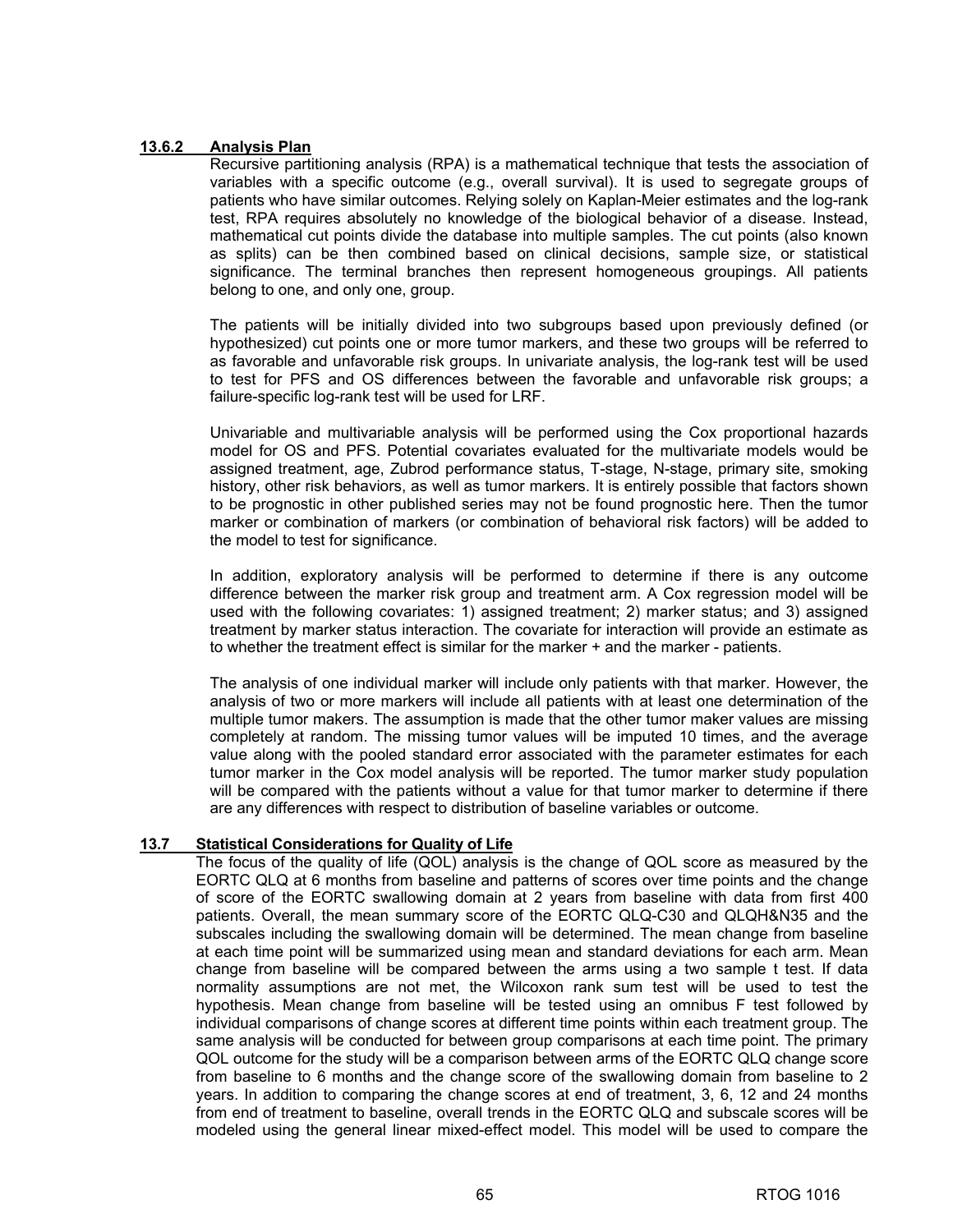### 13.6.2 Analysis Plan

Recursive partitioning analysis (RPA) is a mathematical technique that tests the association of variables with a specific outcome (e.g., overall survival). It is used to segregate groups of patients who have similar outcomes. Relying solely on Kaplan-Meier estimates and the log-rank test, RPA requires absolutely no knowledge of the biological behavior of a disease. Instead, mathematical cut points divide the database into multiple samples. The cut points (also known as splits) can be then combined based on clinical decisions, sample size, or statistical significance. The terminal branches then represent homogeneous groupings. All patients belong to one, and only one, group.

The patients will be initially divided into two subgroups based upon previously defined (or hypothesized) cut points one or more tumor markers, and these two groups will be referred to as favorable and unfavorable risk groups. In univariate analysis, the log-rank test will be used to test for PFS and OS differences between the favorable and unfavorable risk groups; a failure-specific log-rank test will be used for LRF.

Univariable and multivariable analysis will be performed using the Cox proportional hazards model for OS and PFS. Potential covariates evaluated for the multivariate models would be assigned treatment, age, Zubrod performance status, T-stage, N-stage, primary site, smoking history, other risk behaviors, as well as tumor markers. It is entirely possible that factors shown to be prognostic in other published series may not be found prognostic here. Then the tumor marker or combination of markers (or combination of behavioral risk factors) will be added to the model to test for significance.

In addition, exploratory analysis will be performed to determine if there is any outcome difference between the marker risk group and treatment arm. A Cox regression model will be used with the following covariates: 1) assigned treatment; 2) marker status; and 3) assigned treatment by marker status interaction. The covariate for interaction will provide an estimate as to whether the treatment effect is similar for the marker + and the marker - patients.

The analysis of one individual marker will include only patients with that marker. However, the analysis of two or more markers will include all patients with at least one determination of the multiple tumor makers. The assumption is made that the other tumor maker values are missing completely at random. The missing tumor values will be imputed 10 times, and the average value along with the pooled standard error associated with the parameter estimates for each tumor marker in the Cox model analysis will be reported. The tumor marker study population will be compared with the patients without a value for that tumor marker to determine if there are any differences with respect to distribution of baseline variables or outcome.

## 13.7 Statistical Considerations for Quality of Life

The focus of the quality of life (QOL) analysis is the change of QOL score as measured by the EORTC QLQ at 6 months from baseline and patterns of scores over time points and the change of score of the EORTC swallowing domain at 2 years from baseline with data from first 400 patients. Overall, the mean summary score of the EORTC QLQ-C30 and QLQH&N35 and the subscales including the swallowing domain will be determined. The mean change from baseline at each time point will be summarized using mean and standard deviations for each arm. Mean change from baseline will be compared between the arms using a two sample t test. If data normality assumptions are not met, the Wilcoxon rank sum test will be used to test the hypothesis. Mean change from baseline will be tested using an omnibus F test followed by individual comparisons of change scores at different time points within each treatment group. The same analysis will be conducted for between group comparisons at each time point. The primary QOL outcome for the study will be a comparison between arms of the EORTC QLQ change score from baseline to 6 months and the change score of the swallowing domain from baseline to 2 years. In addition to comparing the change scores at end of treatment, 3, 6, 12 and 24 months from end of treatment to baseline, overall trends in the EORTC QLQ and subscale scores will be modeled using the general linear mixed-effect model. This model will be used to compare the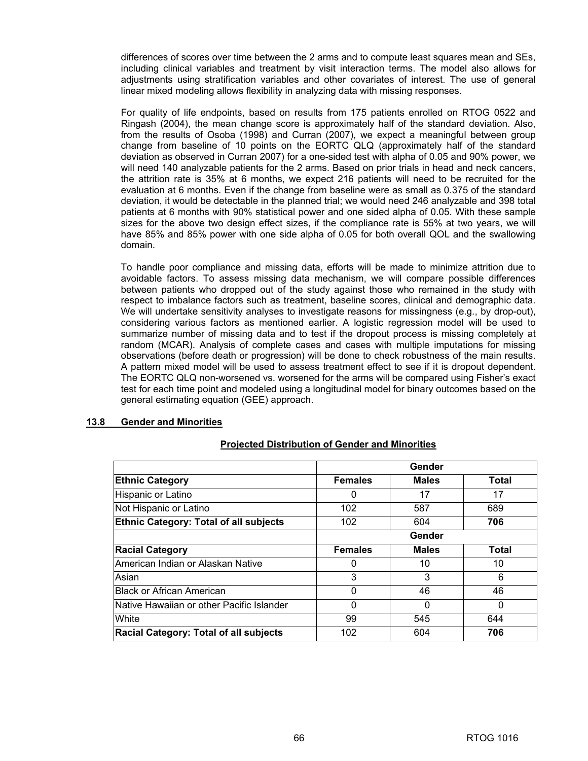differences of scores over time between the 2 arms and to compute least squares mean and SEs, including clinical variables and treatment by visit interaction terms. The model also allows for adjustments using stratification variables and other covariates of interest. The use of general linear mixed modeling allows flexibility in analyzing data with missing responses.

For quality of life endpoints, based on results from 175 patients enrolled on RTOG 0522 and Ringash (2004), the mean change score is approximately half of the standard deviation. Also, from the results of Osoba (1998) and Curran (2007), we expect a meaningful between group change from baseline of 10 points on the EORTC QLQ (approximately half of the standard deviation as observed in Curran 2007) for a one-sided test with alpha of 0.05 and 90% power, we will need 140 analyzable patients for the 2 arms. Based on prior trials in head and neck cancers, the attrition rate is 35% at 6 months, we expect 216 patients will need to be recruited for the evaluation at 6 months. Even if the change from baseline were as small as 0.375 of the standard deviation, it would be detectable in the planned trial; we would need 246 analyzable and 398 total patients at 6 months with 90% statistical power and one sided alpha of 0.05. With these sample sizes for the above two design effect sizes, if the compliance rate is 55% at two years, we will have 85% and 85% power with one side alpha of 0.05 for both overall QOL and the swallowing domain.

To handle poor compliance and missing data, efforts will be made to minimize attrition due to avoidable factors. To assess missing data mechanism, we will compare possible differences between patients who dropped out of the study against those who remained in the study with respect to imbalance factors such as treatment, baseline scores, clinical and demographic data. We will undertake sensitivity analyses to investigate reasons for missingness (e.g., by drop-out), considering various factors as mentioned earlier. A logistic regression model will be used to summarize number of missing data and to test if the dropout process is missing completely at random (MCAR). Analysis of complete cases and cases with multiple imputations for missing observations (before death or progression) will be done to check robustness of the main results. A pattern mixed model will be used to assess treatment effect to see if it is dropout dependent. The EORTC QLQ non-worsened vs. worsened for the arms will be compared using Fisher's exact test for each time point and modeled using a longitudinal model for binary outcomes based on the general estimating equation (GEE) approach.

## 13.8 Gender and Minorities

**Projected Distribution of Gender and Minorities**

| | Gender | | |
|---|---|---|---|
| **Ethnic Category** | **Females** | **Males** | **Total** |
| Hispanic or Latino | 0 | 17 | 17 |
| Not Hispanic or Latino | 102 | 587 | 689 |
| **Ethnic Category: Total of all subjects** | 102 | 604 | **706** |
| | **Gender** | | |
| **Racial Category** | **Females** | **Males** | **Total** |
| American Indian or Alaskan Native | 0 | 10 | 10 |
| Asian | 3 | 3 | 6 |
| Black or African American | 0 | 46 | 46 |
| Native Hawaiian or other Pacific Islander | 0 | 0 | 0 |
| White | 99 | 545 | 644 |
| **Racial Category: Total of all subjects** | 102 | 604 | **706** |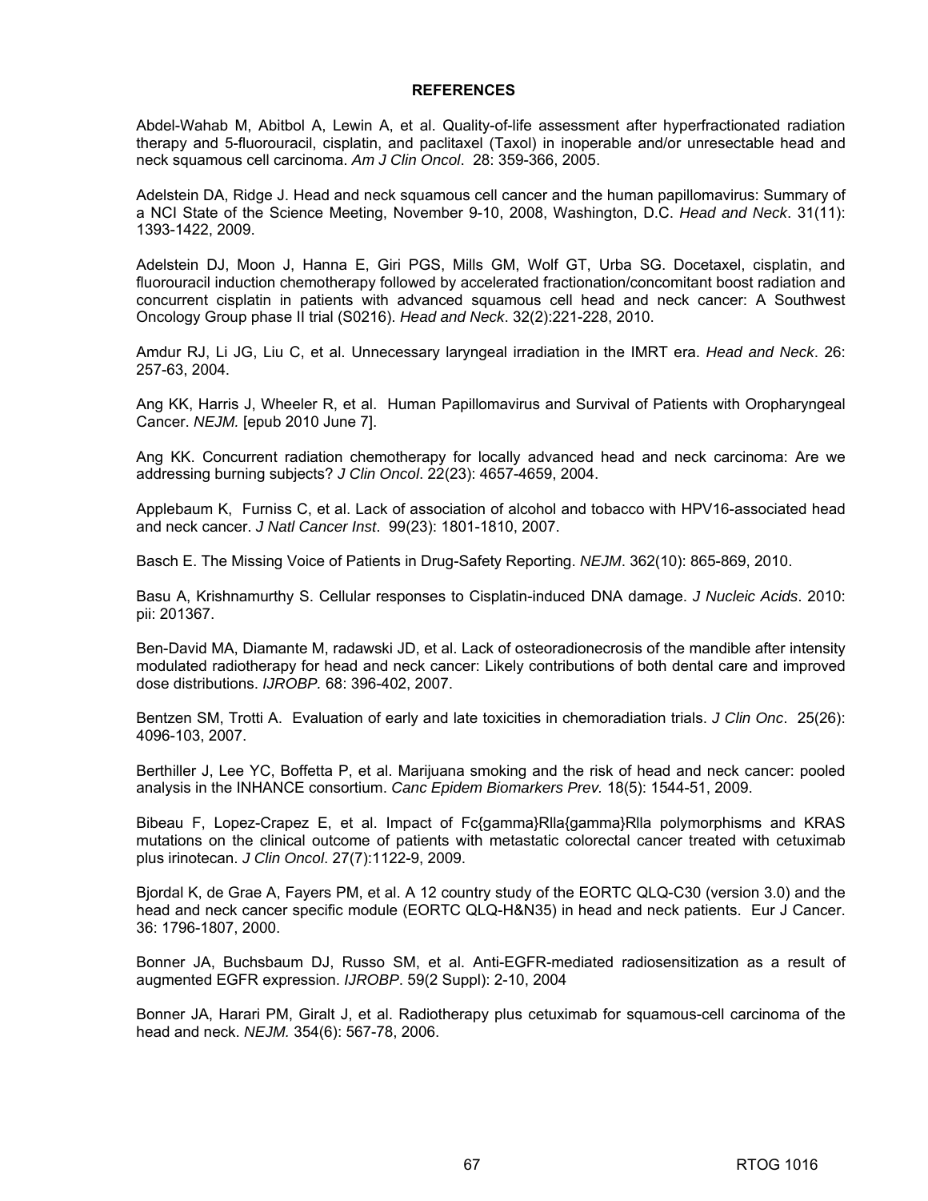# REFERENCES

Abdel-Wahab M, Abitbol A, Lewin A, et al. Quality-of-life assessment after hyperfractionated radiation therapy and 5-fluorouracil, cisplatin, and paclitaxel (Taxol) in inoperable and/or unresectable head and neck squamous cell carcinoma. *Am J Clin Oncol*. 28: 359-366, 2005.

Adelstein DA, Ridge J. Head and neck squamous cell cancer and the human papillomavirus: Summary of a NCI State of the Science Meeting, November 9-10, 2008, Washington, D.C. *Head and Neck*. 31(11): 1393-1422, 2009.

Adelstein DJ, Moon J, Hanna E, Giri PGS, Mills GM, Wolf GT, Urba SG. Docetaxel, cisplatin, and fluorouracil induction chemotherapy followed by accelerated fractionation/concomitant boost radiation and concurrent cisplatin in patients with advanced squamous cell head and neck cancer: A Southwest Oncology Group phase II trial (S0216). *Head and Neck*. 32(2):221-228, 2010.

Amdur RJ, Li JG, Liu C, et al. Unnecessary laryngeal irradiation in the IMRT era. *Head and Neck*. 26: 257-63, 2004.

Ang KK, Harris J, Wheeler R, et al. Human Papillomavirus and Survival of Patients with Oropharyngeal Cancer. *NEJM.* [epub 2010 June 7].

Ang KK. Concurrent radiation chemotherapy for locally advanced head and neck carcinoma: Are we addressing burning subjects? *J Clin Oncol*. 22(23): 4657-4659, 2004.

Applebaum K, Furniss C, et al. Lack of association of alcohol and tobacco with HPV16-associated head and neck cancer. *J Natl Cancer Inst*. 99(23): 1801-1810, 2007.

Basch E. The Missing Voice of Patients in Drug-Safety Reporting. *NEJM*. 362(10): 865-869, 2010.

Basu A, Krishnamurthy S. Cellular responses to Cisplatin-induced DNA damage. *J Nucleic Acids*. 2010: pii: 201367.

Ben-David MA, Diamante M, radawski JD, et al. Lack of osteoradionecrosis of the mandible after intensity modulated radiotherapy for head and neck cancer: Likely contributions of both dental care and improved dose distributions. *IJROBP.* 68: 396-402, 2007.

Bentzen SM, Trotti A. Evaluation of early and late toxicities in chemoradiation trials. *J Clin Onc*. 25(26): 4096-103, 2007.

Berthiller J, Lee YC, Boffetta P, et al. Marijuana smoking and the risk of head and neck cancer: pooled analysis in the INHANCE consortium. *Canc Epidem Biomarkers Prev.* 18(5): 1544-51, 2009.

Bibeau F, Lopez-Crapez E, et al. Impact of Fc{gamma}RIIa{gamma}RIIa polymorphisms and KRAS mutations on the clinical outcome of patients with metastatic colorectal cancer treated with cetuximab plus irinotecan. *J Clin Oncol*. 27(7):1122-9, 2009.

Bjordal K, de Grae A, Fayers PM, et al. A 12 country study of the EORTC QLQ-C30 (version 3.0) and the head and neck cancer specific module (EORTC QLQ-H&N35) in head and neck patients. Eur J Cancer. 36: 1796-1807, 2000.

Bonner JA, Buchsbaum DJ, Russo SM, et al. Anti-EGFR-mediated radiosensitization as a result of augmented EGFR expression. *IJROBP*. 59(2 Suppl): 2-10, 2004

Bonner JA, Harari PM, Giralt J, et al. Radiotherapy plus cetuximab for squamous-cell carcinoma of the head and neck. *NEJM.* 354(6): 567-78, 2006.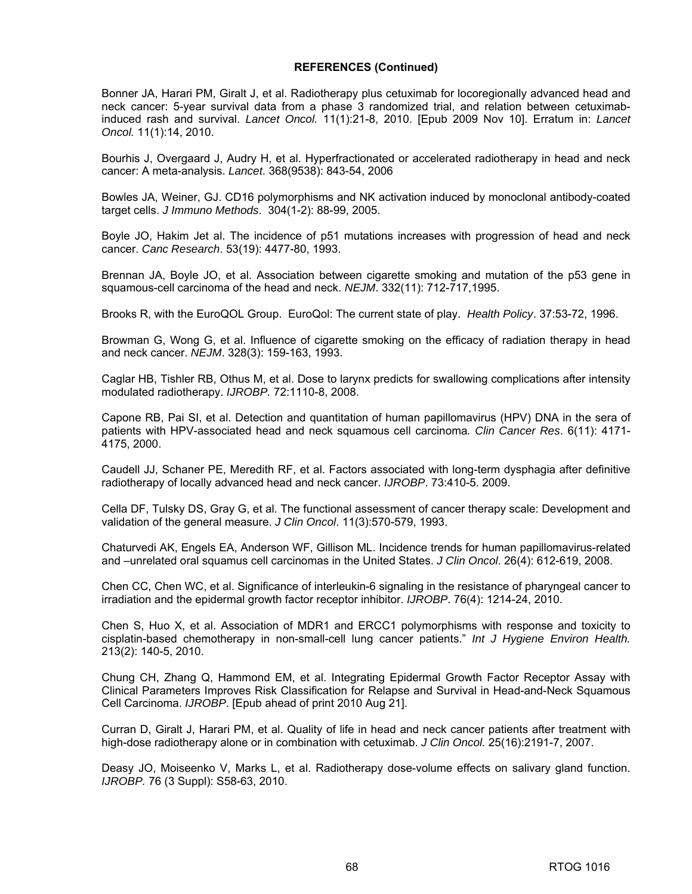**REFERENCES (Continued)**

Bonner JA, Harari PM, Giralt J, et al. Radiotherapy plus cetuximab for locoregionally advanced head and neck cancer: 5-year survival data from a phase 3 randomized trial, and relation between cetuximab-induced rash and survival. *Lancet Oncol.* 11(1):21-8, 2010. [Epub 2009 Nov 10]. Erratum in: *Lancet Oncol.* 11(1):14, 2010.

Bourhis J, Overgaard J, Audry H, et al. Hyperfractionated or accelerated radiotherapy in head and neck cancer: A meta-analysis. *Lancet*. 368(9538): 843-54, 2006

Bowles JA, Weiner, GJ. CD16 polymorphisms and NK activation induced by monoclonal antibody-coated target cells. *J Immuno Methods*. 304(1-2): 88-99, 2005.

Boyle JO, Hakim Jet al. The incidence of p51 mutations increases with progression of head and neck cancer. *Canc Research*. 53(19): 4477-80, 1993.

Brennan JA, Boyle JO, et al. Association between cigarette smoking and mutation of the p53 gene in squamous-cell carcinoma of the head and neck. *NEJM*. 332(11): 712-717,1995.

Brooks R, with the EuroQOL Group. EuroQol: The current state of play. *Health Policy*. 37:53-72, 1996.

Browman G, Wong G, et al. Influence of cigarette smoking on the efficacy of radiation therapy in head and neck cancer. *NEJM*. 328(3): 159-163, 1993.

Caglar HB, Tishler RB, Othus M, et al. Dose to larynx predicts for swallowing complications after intensity modulated radiotherapy. *IJROBP.* 72:1110-8, 2008.

Capone RB, Pai SI, et al. Detection and quantitation of human papillomavirus (HPV) DNA in the sera of patients with HPV-associated head and neck squamous cell carcinoma*. Clin Cancer Res*. 6(11): 4171-4175, 2000.

Caudell JJ, Schaner PE, Meredith RF, et al. Factors associated with long-term dysphagia after definitive radiotherapy of locally advanced head and neck cancer. *IJROBP*. 73:410-5. 2009.

Cella DF, Tulsky DS, Gray G, et al. The functional assessment of cancer therapy scale: Development and validation of the general measure. *J Clin Oncol*. 11(3):570-579, 1993.

Chaturvedi AK, Engels EA, Anderson WF, Gillison ML. Incidence trends for human papillomavirus-related and –unrelated oral squamus cell carcinomas in the United States. *J Clin Oncol*. 26(4): 612-619, 2008.

Chen CC, Chen WC, et al. Significance of interleukin-6 signaling in the resistance of pharyngeal cancer to irradiation and the epidermal growth factor receptor inhibitor. *IJROBP*. 76(4): 1214-24, 2010.

Chen S, Huo X, et al. Association of MDR1 and ERCC1 polymorphisms with response and toxicity to cisplatin-based chemotherapy in non-small-cell lung cancer patients." *Int J Hygiene Environ Health.* 213(2): 140-5, 2010.

Chung CH, Zhang Q, Hammond EM, et al. Integrating Epidermal Growth Factor Receptor Assay with Clinical Parameters Improves Risk Classification for Relapse and Survival in Head-and-Neck Squamous Cell Carcinoma. *IJROBP*. [Epub ahead of print 2010 Aug 21].

Curran D, Giralt J, Harari PM, et al. Quality of life in head and neck cancer patients after treatment with high-dose radiotherapy alone or in combination with cetuximab. *J Clin Oncol.* 25(16):2191-7, 2007.

Deasy JO, Moiseenko V, Marks L, et al. Radiotherapy dose-volume effects on salivary gland function. *IJROBP.* 76 (3 Suppl): S58-63, 2010.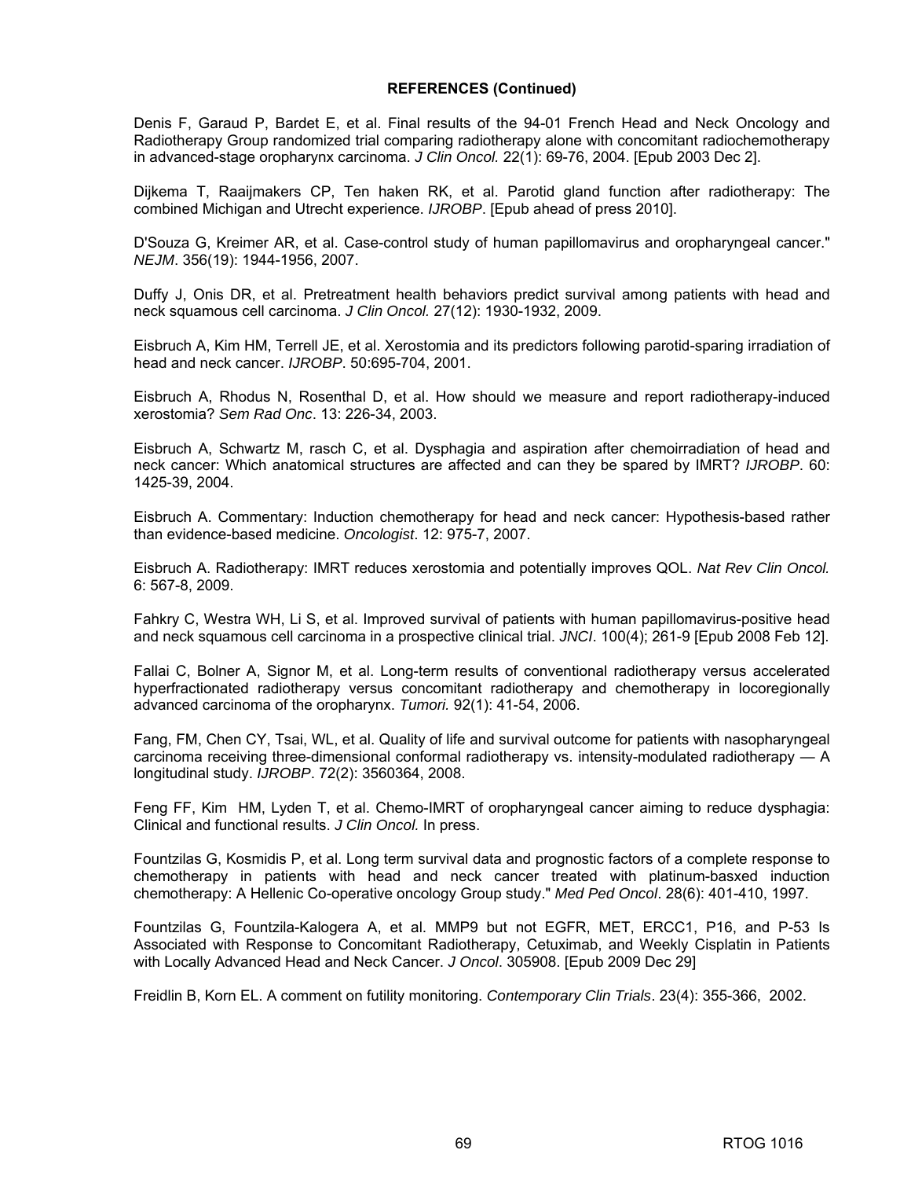**REFERENCES (Continued)**

Denis F, Garaud P, Bardet E, et al. Final results of the 94-01 French Head and Neck Oncology and Radiotherapy Group randomized trial comparing radiotherapy alone with concomitant radiochemotherapy in advanced-stage oropharynx carcinoma. *J Clin Oncol.* 22(1): 69-76, 2004. [Epub 2003 Dec 2].

Dijkema T, Raaijmakers CP, Ten haken RK, et al. Parotid gland function after radiotherapy: The combined Michigan and Utrecht experience. *IJROBP*. [Epub ahead of press 2010].

D'Souza G, Kreimer AR, et al. Case-control study of human papillomavirus and oropharyngeal cancer." *NEJM*. 356(19): 1944-1956, 2007.

Duffy J, Onis DR, et al. Pretreatment health behaviors predict survival among patients with head and neck squamous cell carcinoma. *J Clin Oncol.* 27(12): 1930-1932, 2009.

Eisbruch A, Kim HM, Terrell JE, et al. Xerostomia and its predictors following parotid-sparing irradiation of head and neck cancer. *IJROBP*. 50:695-704, 2001.

Eisbruch A, Rhodus N, Rosenthal D, et al. How should we measure and report radiotherapy-induced xerostomia? *Sem Rad Onc*. 13: 226-34, 2003.

Eisbruch A, Schwartz M, rasch C, et al. Dysphagia and aspiration after chemoirradiation of head and neck cancer: Which anatomical structures are affected and can they be spared by IMRT? *IJROBP*. 60: 1425-39, 2004.

Eisbruch A. Commentary: Induction chemotherapy for head and neck cancer: Hypothesis-based rather than evidence-based medicine. *Oncologist*. 12: 975-7, 2007.

Eisbruch A. Radiotherapy: IMRT reduces xerostomia and potentially improves QOL. *Nat Rev Clin Oncol.* 6: 567-8, 2009.

Fahkry C, Westra WH, Li S, et al. Improved survival of patients with human papillomavirus-positive head and neck squamous cell carcinoma in a prospective clinical trial. *JNCI*. 100(4); 261-9 [Epub 2008 Feb 12].

Fallai C, Bolner A, Signor M, et al. Long-term results of conventional radiotherapy versus accelerated hyperfractionated radiotherapy versus concomitant radiotherapy and chemotherapy in locoregionally advanced carcinoma of the oropharynx. *Tumori.* 92(1): 41-54, 2006.

Fang, FM, Chen CY, Tsai, WL, et al. Quality of life and survival outcome for patients with nasopharyngeal carcinoma receiving three-dimensional conformal radiotherapy vs. intensity-modulated radiotherapy — A longitudinal study. *IJROBP*. 72(2): 3560364, 2008.

Feng FF, Kim HM, Lyden T, et al. Chemo-IMRT of oropharyngeal cancer aiming to reduce dysphagia: Clinical and functional results. *J Clin Oncol.* In press.

Fountzilas G, Kosmidis P, et al. Long term survival data and prognostic factors of a complete response to chemotherapy in patients with head and neck cancer treated with platinum-basxed induction chemotherapy: A Hellenic Co-operative oncology Group study." *Med Ped Oncol*. 28(6): 401-410, 1997.

Fountzilas G, Fountzila-Kalogera A, et al. MMP9 but not EGFR, MET, ERCC1, P16, and P-53 Is Associated with Response to Concomitant Radiotherapy, Cetuximab, and Weekly Cisplatin in Patients with Locally Advanced Head and Neck Cancer. *J Oncol*. 305908. [Epub 2009 Dec 29]

Freidlin B, Korn EL. A comment on futility monitoring. *Contemporary Clin Trials*. 23(4): 355-366, 2002.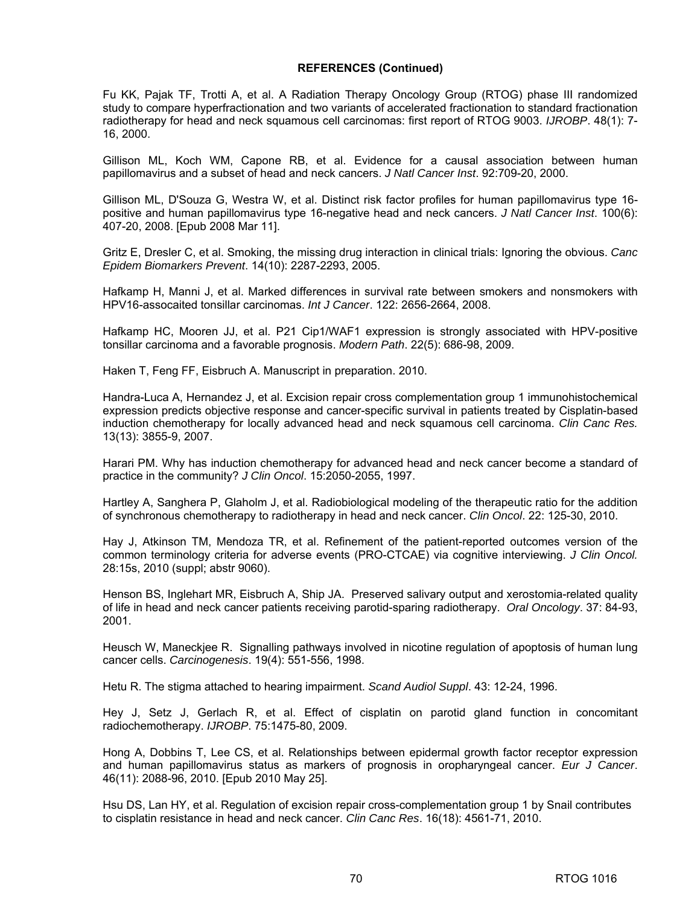**REFERENCES (Continued)**

Fu KK, Pajak TF, Trotti A, et al. A Radiation Therapy Oncology Group (RTOG) phase III randomized study to compare hyperfractionation and two variants of accelerated fractionation to standard fractionation radiotherapy for head and neck squamous cell carcinomas: first report of RTOG 9003. *IJROBP*. 48(1): 7-16, 2000.

Gillison ML, Koch WM, Capone RB, et al. Evidence for a causal association between human papillomavirus and a subset of head and neck cancers. *J Natl Cancer Inst*. 92:709-20, 2000.

Gillison ML, D'Souza G, Westra W, et al. Distinct risk factor profiles for human papillomavirus type 16-positive and human papillomavirus type 16-negative head and neck cancers. *J Natl Cancer Inst*. 100(6): 407-20, 2008. [Epub 2008 Mar 11].

Gritz E, Dresler C, et al. Smoking, the missing drug interaction in clinical trials: Ignoring the obvious. *Canc Epidem Biomarkers Prevent*. 14(10): 2287-2293, 2005.

Hafkamp H, Manni J, et al. Marked differences in survival rate between smokers and nonsmokers with HPV16-assocaited tonsillar carcinomas. *Int J Cancer*. 122: 2656-2664, 2008.

Hafkamp HC, Mooren JJ, et al. P21 Cip1/WAF1 expression is strongly associated with HPV-positive tonsillar carcinoma and a favorable prognosis. *Modern Path*. 22(5): 686-98, 2009.

Haken T, Feng FF, Eisbruch A. Manuscript in preparation. 2010.

Handra-Luca A, Hernandez J, et al. Excision repair cross complementation group 1 immunohistochemical expression predicts objective response and cancer-specific survival in patients treated by Cisplatin-based induction chemotherapy for locally advanced head and neck squamous cell carcinoma. *Clin Canc Res.* 13(13): 3855-9, 2007.

Harari PM. Why has induction chemotherapy for advanced head and neck cancer become a standard of practice in the community? *J Clin Oncol*. 15:2050-2055, 1997.

Hartley A, Sanghera P, Glaholm J, et al. Radiobiological modeling of the therapeutic ratio for the addition of synchronous chemotherapy to radiotherapy in head and neck cancer. *Clin Oncol*. 22: 125-30, 2010.

Hay J, Atkinson TM, Mendoza TR, et al. Refinement of the patient-reported outcomes version of the common terminology criteria for adverse events (PRO-CTCAE) via cognitive interviewing. *J Clin Oncol.* 28:15s, 2010 (suppl; abstr 9060).

Henson BS, Inglehart MR, Eisbruch A, Ship JA. Preserved salivary output and xerostomia-related quality of life in head and neck cancer patients receiving parotid-sparing radiotherapy. *Oral Oncology*. 37: 84-93, 2001.

Heusch W, Maneckjee R. Signalling pathways involved in nicotine regulation of apoptosis of human lung cancer cells. *Carcinogenesis*. 19(4): 551-556, 1998.

Hetu R. The stigma attached to hearing impairment. *Scand Audiol Suppl*. 43: 12-24, 1996.

Hey J, Setz J, Gerlach R, et al. Effect of cisplatin on parotid gland function in concomitant radiochemotherapy. *IJROBP*. 75:1475-80, 2009.

Hong A, Dobbins T, Lee CS, et al. Relationships between epidermal growth factor receptor expression and human papillomavirus status as markers of prognosis in oropharyngeal cancer. *Eur J Cancer*. 46(11): 2088-96, 2010. [Epub 2010 May 25].

Hsu DS, Lan HY, et al. Regulation of excision repair cross-complementation group 1 by Snail contributes to cisplatin resistance in head and neck cancer. *Clin Canc Res*. 16(18): 4561-71, 2010.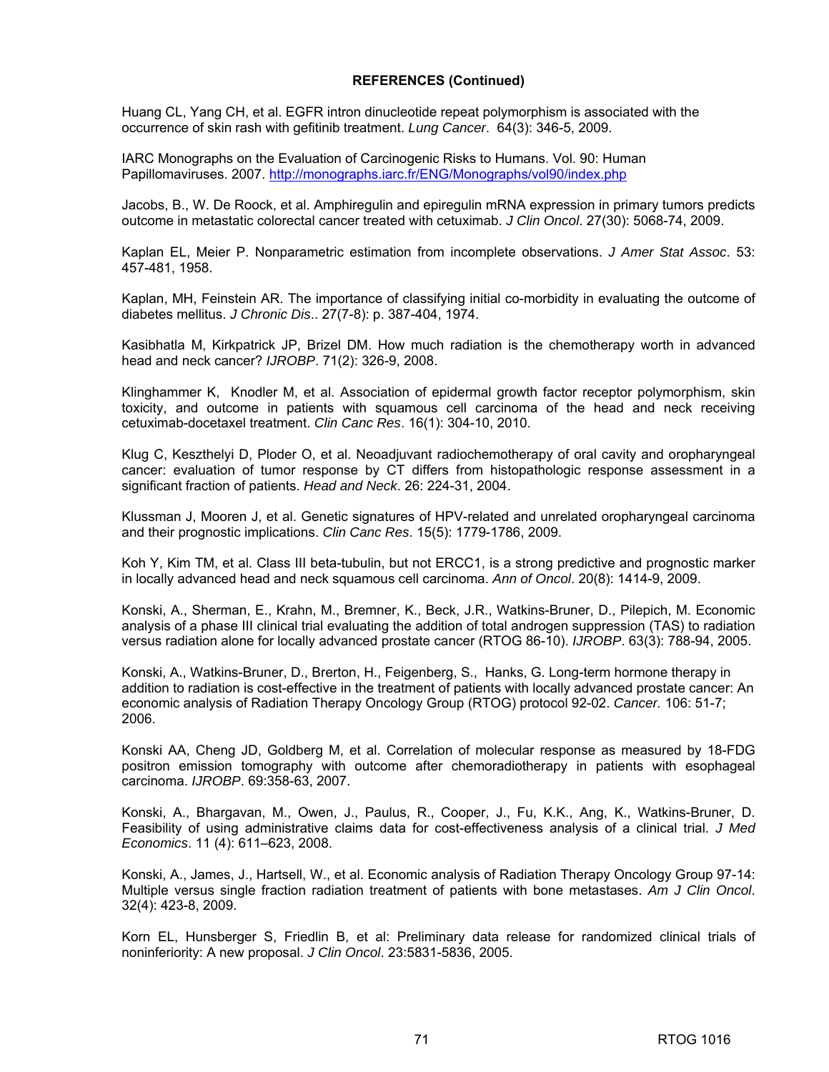**REFERENCES (Continued)**

Huang CL, Yang CH, et al. EGFR intron dinucleotide repeat polymorphism is associated with the occurrence of skin rash with gefitinib treatment. *Lung Cancer*. 64(3): 346-5, 2009.

IARC Monographs on the Evaluation of Carcinogenic Risks to Humans. Vol. 90: Human Papillomaviruses. 2007. http://monographs.iarc.fr/ENG/Monographs/vol90/index.php

Jacobs, B., W. De Roock, et al. Amphiregulin and epiregulin mRNA expression in primary tumors predicts outcome in metastatic colorectal cancer treated with cetuximab. *J Clin Oncol*. 27(30): 5068-74, 2009.

Kaplan EL, Meier P. Nonparametric estimation from incomplete observations. *J Amer Stat Assoc*. 53: 457-481, 1958.

Kaplan, MH, Feinstein AR. The importance of classifying initial co-morbidity in evaluating the outcome of diabetes mellitus. *J Chronic Dis*.. 27(7-8): p. 387-404, 1974.

Kasibhatla M, Kirkpatrick JP, Brizel DM. How much radiation is the chemotherapy worth in advanced head and neck cancer? *IJROBP*. 71(2): 326-9, 2008.

Klinghammer K, Knodler M, et al. Association of epidermal growth factor receptor polymorphism, skin toxicity, and outcome in patients with squamous cell carcinoma of the head and neck receiving cetuximab-docetaxel treatment. *Clin Canc Res*. 16(1): 304-10, 2010.

Klug C, Keszthelyi D, Ploder O, et al. Neoadjuvant radiochemotherapy of oral cavity and oropharyngeal cancer: evaluation of tumor response by CT differs from histopathologic response assessment in a significant fraction of patients. *Head and Neck*. 26: 224-31, 2004.

Klussman J, Mooren J, et al. Genetic signatures of HPV-related and unrelated oropharyngeal carcinoma and their prognostic implications. *Clin Canc Res*. 15(5): 1779-1786, 2009.

Koh Y, Kim TM, et al. Class III beta-tubulin, but not ERCC1, is a strong predictive and prognostic marker in locally advanced head and neck squamous cell carcinoma. *Ann of Oncol*. 20(8): 1414-9, 2009.

Konski, A., Sherman, E., Krahn, M., Bremner, K., Beck, J.R., Watkins-Bruner, D., Pilepich, M. Economic analysis of a phase III clinical trial evaluating the addition of total androgen suppression (TAS) to radiation versus radiation alone for locally advanced prostate cancer (RTOG 86-10). *IJROBP*. 63(3): 788-94, 2005.

Konski, A., Watkins-Bruner, D., Brerton, H., Feigenberg, S., Hanks, G. Long-term hormone therapy in addition to radiation is cost-effective in the treatment of patients with locally advanced prostate cancer: An economic analysis of Radiation Therapy Oncology Group (RTOG) protocol 92-02. *Cancer.* 106: 51-7; 2006.

Konski AA, Cheng JD, Goldberg M, et al. Correlation of molecular response as measured by 18-FDG positron emission tomography with outcome after chemoradiotherapy in patients with esophageal carcinoma. *IJROBP*. 69:358-63, 2007.

Konski, A., Bhargavan, M., Owen, J., Paulus, R., Cooper, J., Fu, K.K., Ang, K., Watkins-Bruner, D. Feasibility of using administrative claims data for cost-effectiveness analysis of a clinical trial. *J Med Economics*. 11 (4): 611–623, 2008.

Konski, A., James, J., Hartsell, W., et al. Economic analysis of Radiation Therapy Oncology Group 97-14: Multiple versus single fraction radiation treatment of patients with bone metastases. *Am J Clin Oncol*. 32(4): 423-8, 2009.

Korn EL, Hunsberger S, Friedlin B, et al: Preliminary data release for randomized clinical trials of noninferiority: A new proposal. *J Clin Oncol*. 23:5831-5836, 2005.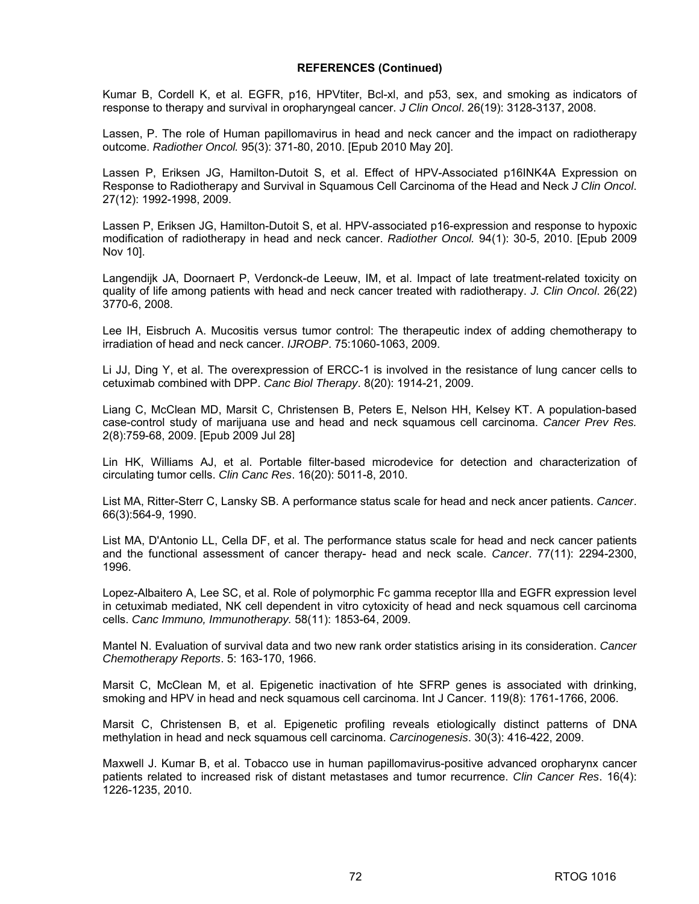**REFERENCES (Continued)**

Kumar B, Cordell K, et al. EGFR, p16, HPVtiter, Bcl-xl, and p53, sex, and smoking as indicators of response to therapy and survival in oropharyngeal cancer. *J Clin Oncol*. 26(19): 3128-3137, 2008.

Lassen, P. The role of Human papillomavirus in head and neck cancer and the impact on radiotherapy outcome. *Radiother Oncol.* 95(3): 371-80, 2010. [Epub 2010 May 20].

Lassen P, Eriksen JG, Hamilton-Dutoit S, et al. Effect of HPV-Associated p16INK4A Expression on Response to Radiotherapy and Survival in Squamous Cell Carcinoma of the Head and Neck *J Clin Oncol*. 27(12): 1992-1998, 2009.

Lassen P, Eriksen JG, Hamilton-Dutoit S, et al. HPV-associated p16-expression and response to hypoxic modification of radiotherapy in head and neck cancer. *Radiother Oncol.* 94(1): 30-5, 2010. [Epub 2009 Nov 10].

Langendijk JA, Doornaert P, Verdonck-de Leeuw, IM, et al. Impact of late treatment-related toxicity on quality of life among patients with head and neck cancer treated with radiotherapy. *J. Clin Oncol*. 26(22) 3770-6, 2008.

Lee IH, Eisbruch A. Mucositis versus tumor control: The therapeutic index of adding chemotherapy to irradiation of head and neck cancer. *IJROBP*. 75:1060-1063, 2009.

Li JJ, Ding Y, et al. The overexpression of ERCC-1 is involved in the resistance of lung cancer cells to cetuximab combined with DPP. *Canc Biol Therapy*. 8(20): 1914-21, 2009.

Liang C, McClean MD, Marsit C, Christensen B, Peters E, Nelson HH, Kelsey KT. A population-based case-control study of marijuana use and head and neck squamous cell carcinoma. *Cancer Prev Res.* 2(8):759-68, 2009. [Epub 2009 Jul 28]

Lin HK, Williams AJ, et al. Portable filter-based microdevice for detection and characterization of circulating tumor cells. *Clin Canc Res*. 16(20): 5011-8, 2010.

List MA, Ritter-Sterr C, Lansky SB. A performance status scale for head and neck ancer patients. *Cancer*. 66(3):564-9, 1990.

List MA, D'Antonio LL, Cella DF, et al. The performance status scale for head and neck cancer patients and the functional assessment of cancer therapy- head and neck scale. *Cancer*. 77(11): 2294-2300, 1996.

Lopez-Albaitero A, Lee SC, et al. Role of polymorphic Fc gamma receptor llla and EGFR expression level in cetuximab mediated, NK cell dependent in vitro cytoxicity of head and neck squamous cell carcinoma cells. *Canc Immuno, Immunotherapy.* 58(11): 1853-64, 2009.

Mantel N. Evaluation of survival data and two new rank order statistics arising in its consideration. *Cancer Chemotherapy Reports*. 5: 163-170, 1966.

Marsit C, McClean M, et al. Epigenetic inactivation of hte SFRP genes is associated with drinking, smoking and HPV in head and neck squamous cell carcinoma. Int J Cancer. 119(8): 1761-1766, 2006.

Marsit C, Christensen B, et al. Epigenetic profiling reveals etiologically distinct patterns of DNA methylation in head and neck squamous cell carcinoma. *Carcinogenesis*. 30(3): 416-422, 2009.

Maxwell J. Kumar B, et al. Tobacco use in human papillomavirus-positive advanced oropharynx cancer patients related to increased risk of distant metastases and tumor recurrence. *Clin Cancer Res*. 16(4): 1226-1235, 2010.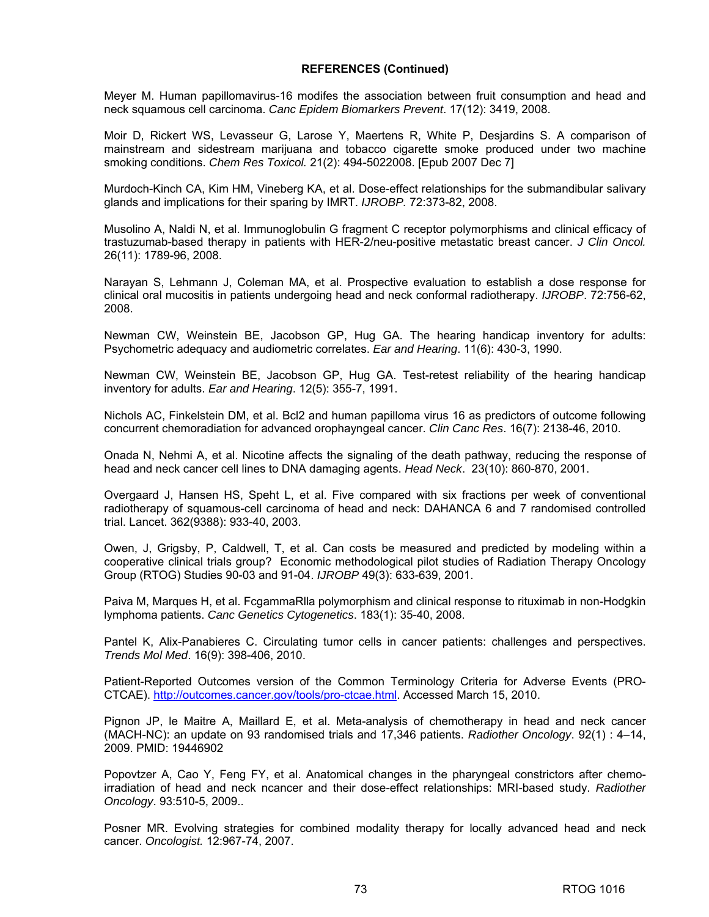**REFERENCES (Continued)**

Meyer M. Human papillomavirus-16 modifes the association between fruit consumption and head and neck squamous cell carcinoma. *Canc Epidem Biomarkers Prevent*. 17(12): 3419, 2008.

Moir D, Rickert WS, Levasseur G, Larose Y, Maertens R, White P, Desjardins S. A comparison of mainstream and sidestream marijuana and tobacco cigarette smoke produced under two machine smoking conditions. *Chem Res Toxicol.* 21(2): 494-5022008. [Epub 2007 Dec 7]

Murdoch-Kinch CA, Kim HM, Vineberg KA, et al. Dose-effect relationships for the submandibular salivary glands and implications for their sparing by IMRT. *IJROBP.* 72:373-82, 2008.

Musolino A, Naldi N, et al. Immunoglobulin G fragment C receptor polymorphisms and clinical efficacy of trastuzumab-based therapy in patients with HER-2/neu-positive metastatic breast cancer. *J Clin Oncol.* 26(11): 1789-96, 2008.

Narayan S, Lehmann J, Coleman MA, et al. Prospective evaluation to establish a dose response for clinical oral mucositis in patients undergoing head and neck conformal radiotherapy. *IJROBP*. 72:756-62, 2008.

Newman CW, Weinstein BE, Jacobson GP, Hug GA. The hearing handicap inventory for adults: Psychometric adequacy and audiometric correlates. *Ear and Hearing*. 11(6): 430-3, 1990.

Newman CW, Weinstein BE, Jacobson GP, Hug GA. Test-retest reliability of the hearing handicap inventory for adults. *Ear and Hearing*. 12(5): 355-7, 1991.

Nichols AC, Finkelstein DM, et al. Bcl2 and human papilloma virus 16 as predictors of outcome following concurrent chemoradiation for advanced orophayngeal cancer. *Clin Canc Res*. 16(7): 2138-46, 2010.

Onada N, Nehmi A, et al. Nicotine affects the signaling of the death pathway, reducing the response of head and neck cancer cell lines to DNA damaging agents. *Head Neck*. 23(10): 860-870, 2001.

Overgaard J, Hansen HS, Speht L, et al. Five compared with six fractions per week of conventional radiotherapy of squamous-cell carcinoma of head and neck: DAHANCA 6 and 7 randomised controlled trial. Lancet. 362(9388): 933-40, 2003.

Owen, J, Grigsby, P, Caldwell, T, et al. Can costs be measured and predicted by modeling within a cooperative clinical trials group? Economic methodological pilot studies of Radiation Therapy Oncology Group (RTOG) Studies 90-03 and 91-04. *IJROBP* 49(3): 633-639, 2001.

Paiva M, Marques H, et al. FcgammaRlla polymorphism and clinical response to rituximab in non-Hodgkin lymphoma patients. *Canc Genetics Cytogenetics*. 183(1): 35-40, 2008.

Pantel K, Alix-Panabieres C. Circulating tumor cells in cancer patients: challenges and perspectives. *Trends Mol Med*. 16(9): 398-406, 2010.

Patient-Reported Outcomes version of the Common Terminology Criteria for Adverse Events (PRO-CTCAE). http://outcomes.cancer.gov/tools/pro-ctcae.html. Accessed March 15, 2010.

Pignon JP, le Maitre A, Maillard E, et al. Meta-analysis of chemotherapy in head and neck cancer (MACH-NC): an update on 93 randomised trials and 17,346 patients. *Radiother Oncology*. 92(1) : 4–14, 2009. PMID: 19446902

Popovtzer A, Cao Y, Feng FY, et al. Anatomical changes in the pharyngeal constrictors after chemo-irradiation of head and neck ncancer and their dose-effect relationships: MRI-based study. *Radiother Oncology*. 93:510-5, 2009..

Posner MR. Evolving strategies for combined modality therapy for locally advanced head and neck cancer. *Oncologist.* 12:967-74, 2007.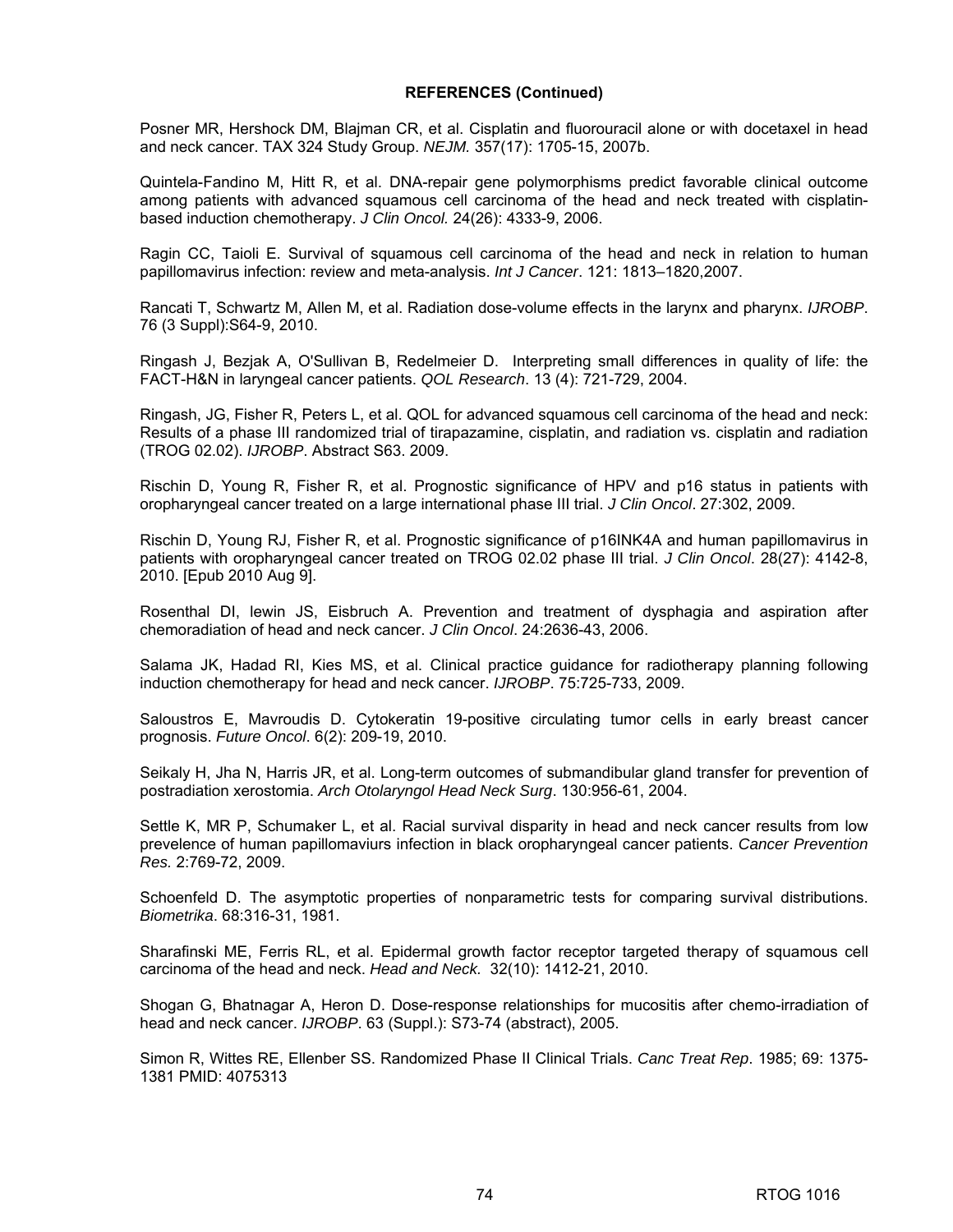**REFERENCES (Continued)**

Posner MR, Hershock DM, Blajman CR, et al. Cisplatin and fluorouracil alone or with docetaxel in head and neck cancer. TAX 324 Study Group. *NEJM.* 357(17): 1705-15, 2007b.

Quintela-Fandino M, Hitt R, et al. DNA-repair gene polymorphisms predict favorable clinical outcome among patients with advanced squamous cell carcinoma of the head and neck treated with cisplatin-based induction chemotherapy. *J Clin Oncol.* 24(26): 4333-9, 2006.

Ragin CC, Taioli E. Survival of squamous cell carcinoma of the head and neck in relation to human papillomavirus infection: review and meta-analysis. *Int J Cancer*. 121: 1813–1820,2007.

Rancati T, Schwartz M, Allen M, et al. Radiation dose-volume effects in the larynx and pharynx. *IJROBP*. 76 (3 Suppl):S64-9, 2010.

Ringash J, Bezjak A, O'Sullivan B, Redelmeier D. Interpreting small differences in quality of life: the FACT-H&N in laryngeal cancer patients. *QOL Research*. 13 (4): 721-729, 2004.

Ringash, JG, Fisher R, Peters L, et al. QOL for advanced squamous cell carcinoma of the head and neck: Results of a phase III randomized trial of tirapazamine, cisplatin, and radiation vs. cisplatin and radiation (TROG 02.02). *IJROBP*. Abstract S63. 2009.

Rischin D, Young R, Fisher R, et al. Prognostic significance of HPV and p16 status in patients with oropharyngeal cancer treated on a large international phase III trial. *J Clin Oncol*. 27:302, 2009.

Rischin D, Young RJ, Fisher R, et al. Prognostic significance of p16INK4A and human papillomavirus in patients with oropharyngeal cancer treated on TROG 02.02 phase III trial. *J Clin Oncol*. 28(27): 4142-8, 2010. [Epub 2010 Aug 9].

Rosenthal DI, lewin JS, Eisbruch A. Prevention and treatment of dysphagia and aspiration after chemoradiation of head and neck cancer. *J Clin Oncol*. 24:2636-43, 2006.

Salama JK, Hadad RI, Kies MS, et al. Clinical practice guidance for radiotherapy planning following induction chemotherapy for head and neck cancer. *IJROBP*. 75:725-733, 2009.

Saloustros E, Mavroudis D. Cytokeratin 19-positive circulating tumor cells in early breast cancer prognosis. *Future Oncol*. 6(2): 209-19, 2010.

Seikaly H, Jha N, Harris JR, et al. Long-term outcomes of submandibular gland transfer for prevention of postradiation xerostomia. *Arch Otolaryngol Head Neck Surg*. 130:956-61, 2004.

Settle K, MR P, Schumaker L, et al. Racial survival disparity in head and neck cancer results from low prevelence of human papillomaviurs infection in black oropharyngeal cancer patients. *Cancer Prevention Res.* 2:769-72, 2009.

Schoenfeld D. The asymptotic properties of nonparametric tests for comparing survival distributions. *Biometrika*. 68:316-31, 1981.

Sharafinski ME, Ferris RL, et al. Epidermal growth factor receptor targeted therapy of squamous cell carcinoma of the head and neck. *Head and Neck.* 32(10): 1412-21, 2010.

Shogan G, Bhatnagar A, Heron D. Dose-response relationships for mucositis after chemo-irradiation of head and neck cancer. *IJROBP*. 63 (Suppl.): S73-74 (abstract), 2005.

Simon R, Wittes RE, Ellenber SS. Randomized Phase II Clinical Trials. *Canc Treat Rep*. 1985; 69: 1375-1381 PMID: 4075313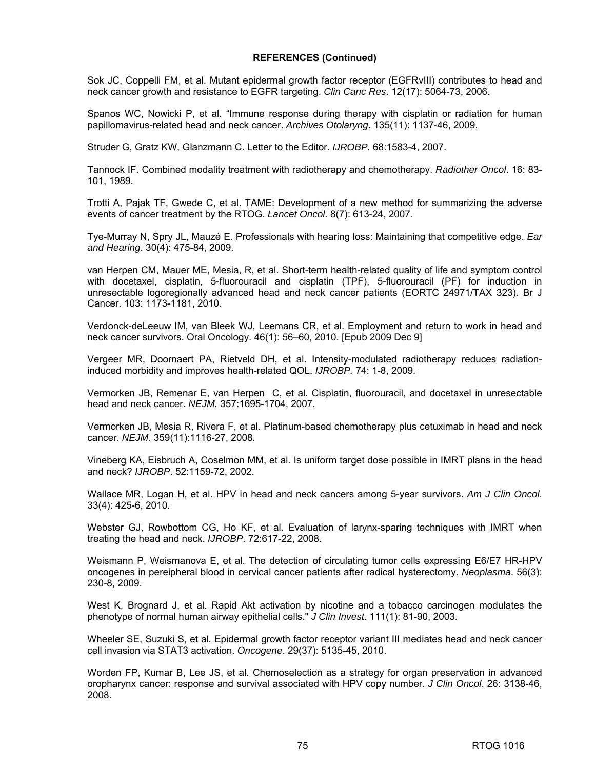**REFERENCES (Continued)**

Sok JC, Coppelli FM, et al. Mutant epidermal growth factor receptor (EGFRvIII) contributes to head and neck cancer growth and resistance to EGFR targeting. *Clin Canc Res*. 12(17): 5064-73, 2006.

Spanos WC, Nowicki P, et al. "Immune response during therapy with cisplatin or radiation for human papillomavirus-related head and neck cancer. *Archives Otolaryng*. 135(11): 1137-46, 2009.

Struder G, Gratz KW, Glanzmann C. Letter to the Editor. *IJROBP.* 68:1583-4, 2007.

Tannock IF. Combined modality treatment with radiotherapy and chemotherapy. *Radiother Oncol*. 16: 83-101, 1989.

Trotti A, Pajak TF, Gwede C, et al. TAME: Development of a new method for summarizing the adverse events of cancer treatment by the RTOG. *Lancet Oncol*. 8(7): 613-24, 2007.

Tye-Murray N, Spry JL, Mauzé E. Professionals with hearing loss: Maintaining that competitive edge. *Ear and Hearing*. 30(4): 475-84, 2009.

van Herpen CM, Mauer ME, Mesia, R, et al. Short-term health-related quality of life and symptom control with docetaxel, cisplatin, 5-fluorouracil and cisplatin (TPF), 5-fluorouracil (PF) for induction in unresectable logoregionally advanced head and neck cancer patients (EORTC 24971/TAX 323). Br J Cancer. 103: 1173-1181, 2010.

Verdonck-deLeeuw IM, van Bleek WJ, Leemans CR, et al. Employment and return to work in head and neck cancer survivors. Oral Oncology. 46(1): 56–60, 2010. [Epub 2009 Dec 9]

Vergeer MR, Doornaert PA, Rietveld DH, et al. Intensity-modulated radiotherapy reduces radiation-induced morbidity and improves health-related QOL. *IJROBP.* 74: 1-8, 2009.

Vermorken JB, Remenar E, van Herpen C, et al. Cisplatin, fluorouracil, and docetaxel in unresectable head and neck cancer. *NEJM.* 357:1695-1704, 2007.

Vermorken JB, Mesia R, Rivera F, et al. Platinum-based chemotherapy plus cetuximab in head and neck cancer. *NEJM.* 359(11):1116-27, 2008.

Vineberg KA, Eisbruch A, Coselmon MM, et al. Is uniform target dose possible in IMRT plans in the head and neck? *IJROBP*. 52:1159-72, 2002.

Wallace MR, Logan H, et al. HPV in head and neck cancers among 5-year survivors. *Am J Clin Oncol*. 33(4): 425-6, 2010.

Webster GJ, Rowbottom CG, Ho KF, et al. Evaluation of larynx-sparing techniques with IMRT when treating the head and neck. *IJROBP*. 72:617-22, 2008.

Weismann P, Weismanova E, et al. The detection of circulating tumor cells expressing E6/E7 HR-HPV oncogenes in pereipheral blood in cervical cancer patients after radical hysterectomy. *Neoplasma*. 56(3): 230-8, 2009.

West K, Brognard J, et al. Rapid Akt activation by nicotine and a tobacco carcinogen modulates the phenotype of normal human airway epithelial cells." *J Clin Invest*. 111(1): 81-90, 2003.

Wheeler SE, Suzuki S, et al. Epidermal growth factor receptor variant III mediates head and neck cancer cell invasion via STAT3 activation. *Oncogene*. 29(37): 5135-45, 2010.

Worden FP, Kumar B, Lee JS, et al. Chemoselection as a strategy for organ preservation in advanced oropharynx cancer: response and survival associated with HPV copy number. *J Clin Oncol*. 26: 3138-46, 2008.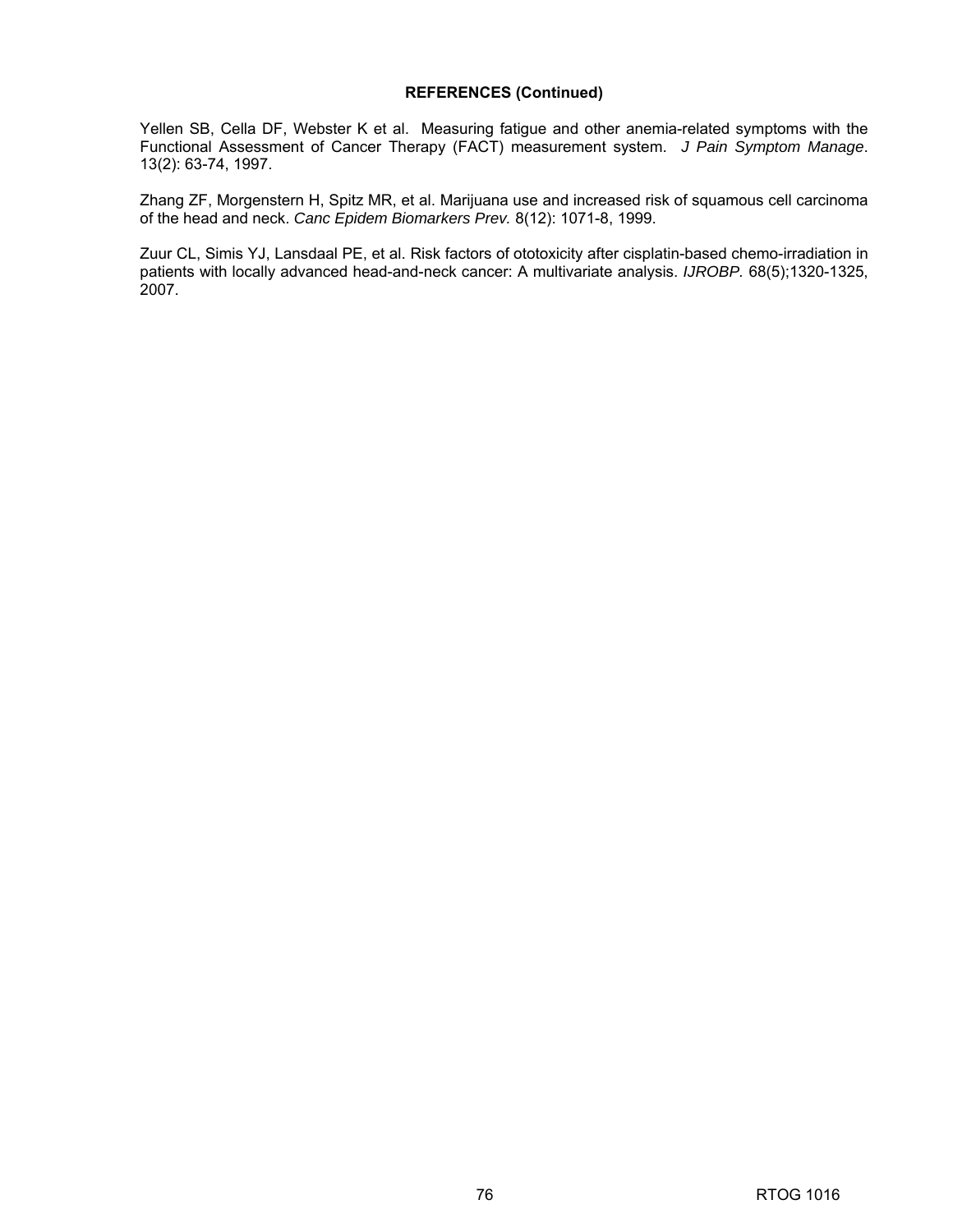**REFERENCES (Continued)**

Yellen SB, Cella DF, Webster K et al. Measuring fatigue and other anemia-related symptoms with the Functional Assessment of Cancer Therapy (FACT) measurement system. *J Pain Symptom Manage*. 13(2): 63-74, 1997.

Zhang ZF, Morgenstern H, Spitz MR, et al. Marijuana use and increased risk of squamous cell carcinoma of the head and neck. *Canc Epidem Biomarkers Prev.* 8(12): 1071-8, 1999.

Zuur CL, Simis YJ, Lansdaal PE, et al. Risk factors of ototoxicity after cisplatin-based chemo-irradiation in patients with locally advanced head-and-neck cancer: A multivariate analysis. *IJROBP.* 68(5);1320-1325, 2007.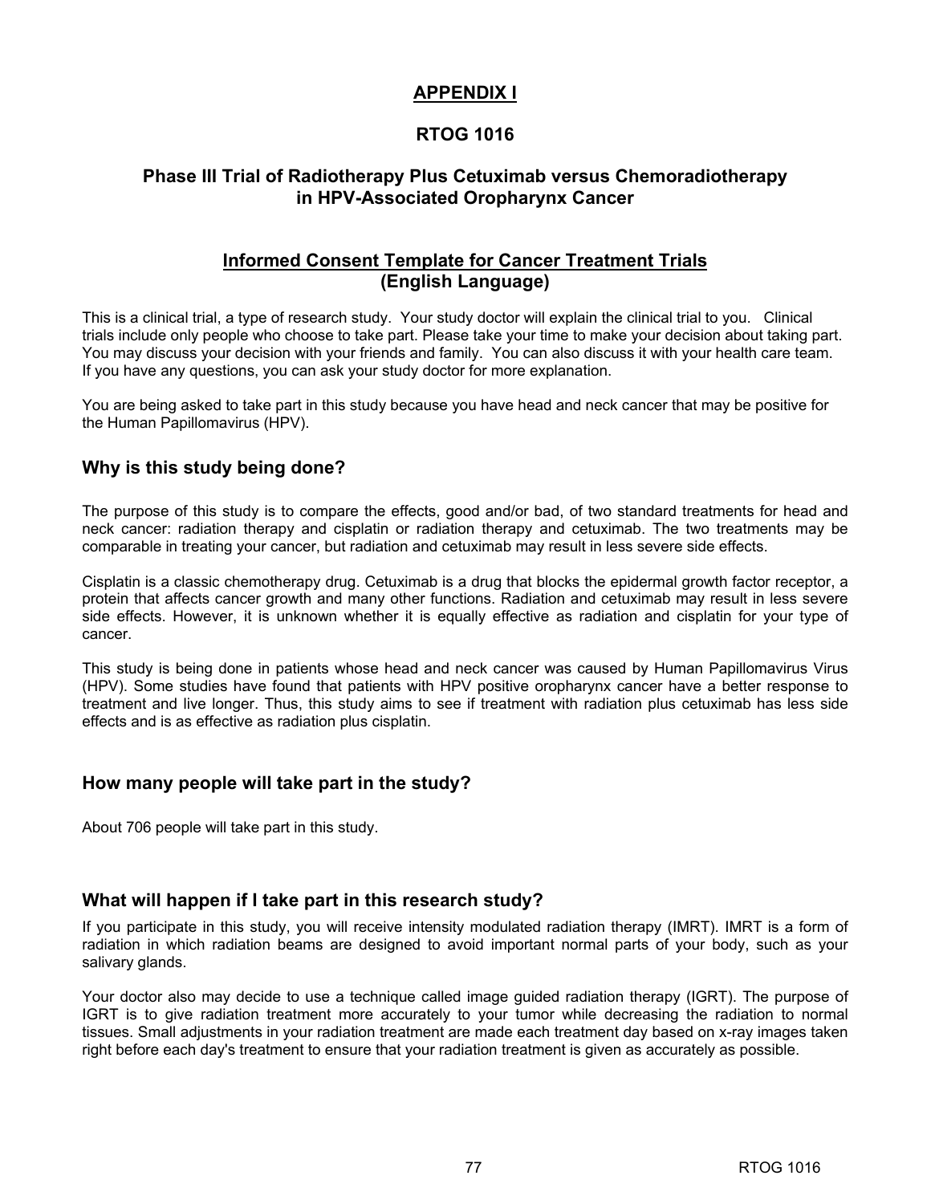# APPENDIX I

## RTOG 1016

## Phase III Trial of Radiotherapy Plus Cetuximab versus Chemoradiotherapy in HPV-Associated Oropharynx Cancer

## Informed Consent Template for Cancer Treatment Trials (English Language)

This is a clinical trial, a type of research study. Your study doctor will explain the clinical trial to you. Clinical trials include only people who choose to take part. Please take your time to make your decision about taking part. You may discuss your decision with your friends and family. You can also discuss it with your health care team. If you have any questions, you can ask your study doctor for more explanation.

You are being asked to take part in this study because you have head and neck cancer that may be positive for the Human Papillomavirus (HPV).

### Why is this study being done?

The purpose of this study is to compare the effects, good and/or bad, of two standard treatments for head and neck cancer: radiation therapy and cisplatin or radiation therapy and cetuximab. The two treatments may be comparable in treating your cancer, but radiation and cetuximab may result in less severe side effects.

Cisplatin is a classic chemotherapy drug. Cetuximab is a drug that blocks the epidermal growth factor receptor, a protein that affects cancer growth and many other functions. Radiation and cetuximab may result in less severe side effects. However, it is unknown whether it is equally effective as radiation and cisplatin for your type of cancer.

This study is being done in patients whose head and neck cancer was caused by Human Papillomavirus Virus (HPV). Some studies have found that patients with HPV positive oropharynx cancer have a better response to treatment and live longer. Thus, this study aims to see if treatment with radiation plus cetuximab has less side effects and is as effective as radiation plus cisplatin.

### How many people will take part in the study?

About 706 people will take part in this study.

### What will happen if I take part in this research study?

If you participate in this study, you will receive intensity modulated radiation therapy (IMRT). IMRT is a form of radiation in which radiation beams are designed to avoid important normal parts of your body, such as your salivary glands.

Your doctor also may decide to use a technique called image guided radiation therapy (IGRT). The purpose of IGRT is to give radiation treatment more accurately to your tumor while decreasing the radiation to normal tissues. Small adjustments in your radiation treatment are made each treatment day based on x-ray images taken right before each day's treatment to ensure that your radiation treatment is given as accurately as possible.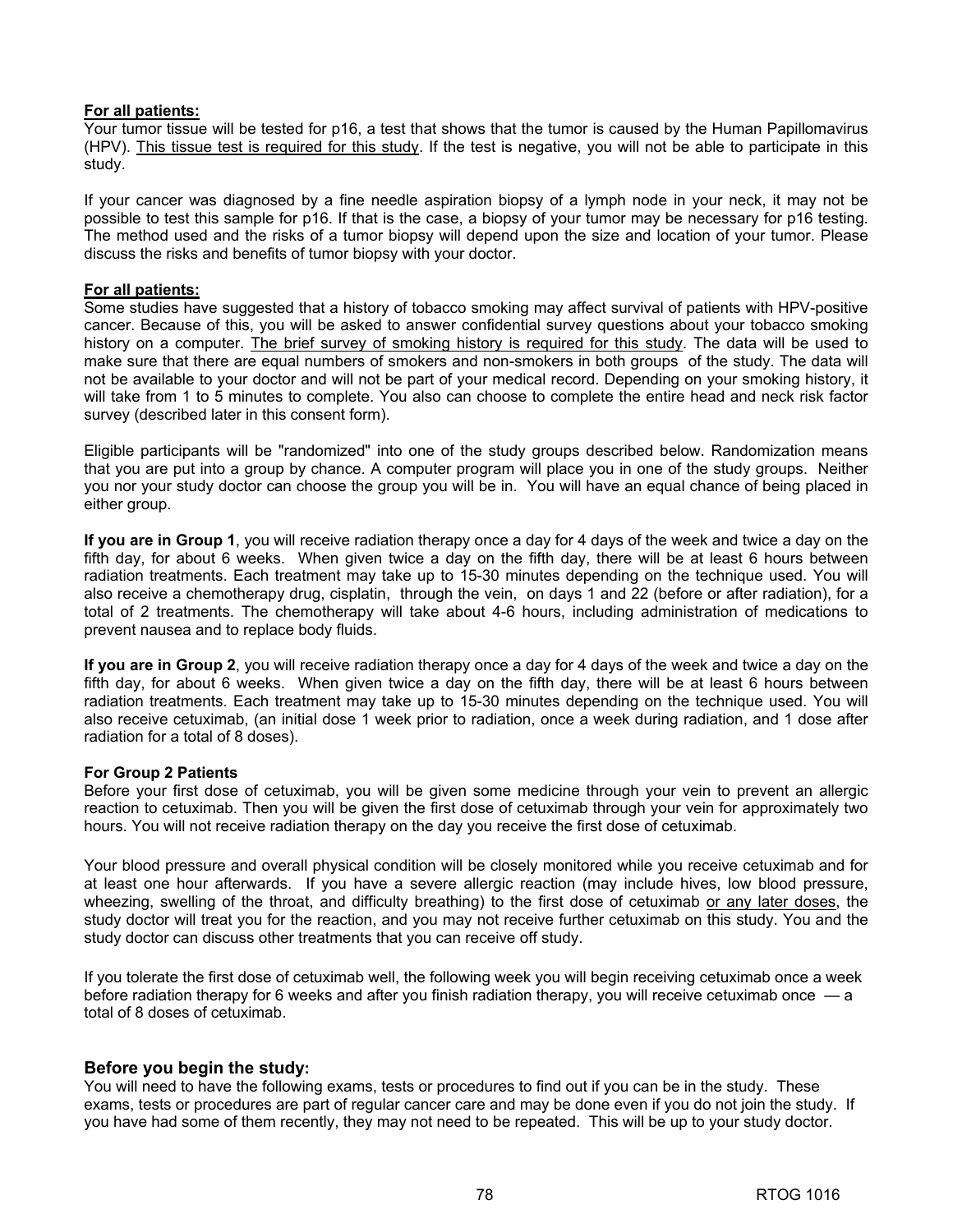**<u>For all patients:</u>**
Your tumor tissue will be tested for p16, a test that shows that the tumor is caused by the Human Papillomavirus (HPV). <u>This tissue test is required for this study</u>. If the test is negative, you will not be able to participate in this study.

If your cancer was diagnosed by a fine needle aspiration biopsy of a lymph node in your neck, it may not be possible to test this sample for p16. If that is the case, a biopsy of your tumor may be necessary for p16 testing. The method used and the risks of a tumor biopsy will depend upon the size and location of your tumor. Please discuss the risks and benefits of tumor biopsy with your doctor.

**<u>For all patients:</u>**
Some studies have suggested that a history of tobacco smoking may affect survival of patients with HPV-positive cancer. Because of this, you will be asked to answer confidential survey questions about your tobacco smoking history on a computer. <u>The brief survey of smoking history is required for this study</u>. The data will be used to make sure that there are equal numbers of smokers and non-smokers in both groups of the study. The data will not be available to your doctor and will not be part of your medical record. Depending on your smoking history, it will take from 1 to 5 minutes to complete. You also can choose to complete the entire head and neck risk factor survey (described later in this consent form).

Eligible participants will be "randomized" into one of the study groups described below. Randomization means that you are put into a group by chance. A computer program will place you in one of the study groups. Neither you nor your study doctor can choose the group you will be in. You will have an equal chance of being placed in either group.

**If you are in Group 1**, you will receive radiation therapy once a day for 4 days of the week and twice a day on the fifth day, for about 6 weeks. When given twice a day on the fifth day, there will be at least 6 hours between radiation treatments. Each treatment may take up to 15-30 minutes depending on the technique used. You will also receive a chemotherapy drug, cisplatin, through the vein, on days 1 and 22 (before or after radiation), for a total of 2 treatments. The chemotherapy will take about 4-6 hours, including administration of medications to prevent nausea and to replace body fluids.

**If you are in Group 2**, you will receive radiation therapy once a day for 4 days of the week and twice a day on the fifth day, for about 6 weeks. When given twice a day on the fifth day, there will be at least 6 hours between radiation treatments. Each treatment may take up to 15-30 minutes depending on the technique used. You will also receive cetuximab, (an initial dose 1 week prior to radiation, once a week during radiation, and 1 dose after radiation for a total of 8 doses).

**For Group 2 Patients**
Before your first dose of cetuximab, you will be given some medicine through your vein to prevent an allergic reaction to cetuximab. Then you will be given the first dose of cetuximab through your vein for approximately two hours. You will not receive radiation therapy on the day you receive the first dose of cetuximab.

Your blood pressure and overall physical condition will be closely monitored while you receive cetuximab and for at least one hour afterwards. If you have a severe allergic reaction (may include hives, low blood pressure, wheezing, swelling of the throat, and difficulty breathing) to the first dose of cetuximab <u>or any later doses</u>, the study doctor will treat you for the reaction, and you may not receive further cetuximab on this study. You and the study doctor can discuss other treatments that you can receive off study.

If you tolerate the first dose of cetuximab well, the following week you will begin receiving cetuximab once a week before radiation therapy for 6 weeks and after you finish radiation therapy, you will receive cetuximab once — a total of 8 doses of cetuximab.

### Before you begin the study:

You will need to have the following exams, tests or procedures to find out if you can be in the study. These exams, tests or procedures are part of regular cancer care and may be done even if you do not join the study. If you have had some of them recently, they may not need to be repeated. This will be up to your study doctor.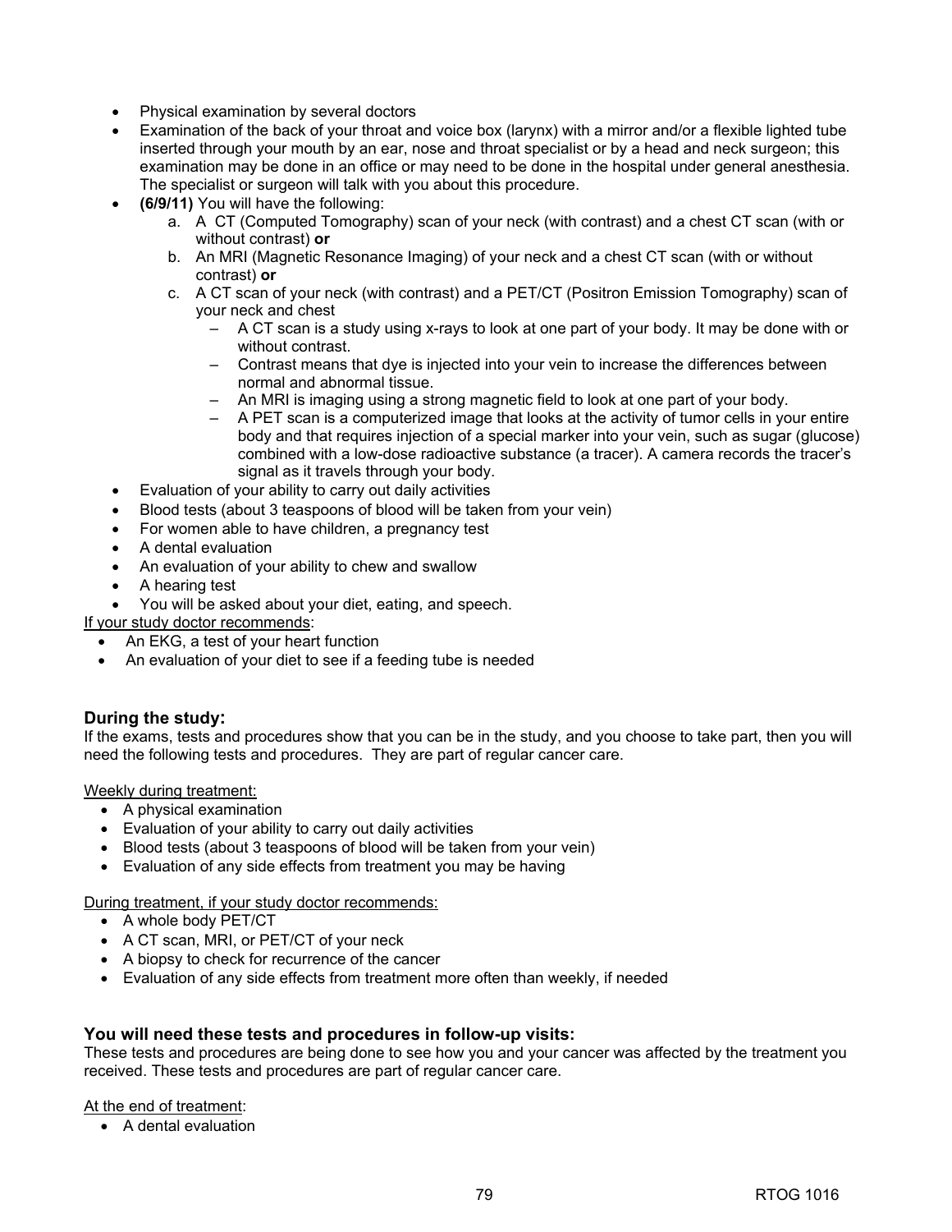- Physical examination by several doctors
- Examination of the back of your throat and voice box (larynx) with a mirror and/or a flexible lighted tube inserted through your mouth by an ear, nose and throat specialist or by a head and neck surgeon; this examination may be done in an office or may need to be done in the hospital under general anesthesia. The specialist or surgeon will talk with you about this procedure.
- **(6/9/11)** You will have the following:
    a. A CT (Computed Tomography) scan of your neck (with contrast) and a chest CT scan (with or without contrast) **or**
    b. An MRI (Magnetic Resonance Imaging) of your neck and a chest CT scan (with or without contrast) **or**
    c. A CT scan of your neck (with contrast) and a PET/CT (Positron Emission Tomography) scan of your neck and chest
        - A CT scan is a study using x-rays to look at one part of your body. It may be done with or without contrast.
        - Contrast means that dye is injected into your vein to increase the differences between normal and abnormal tissue.
        - An MRI is imaging using a strong magnetic field to look at one part of your body.
        - A PET scan is a computerized image that looks at the activity of tumor cells in your entire body and that requires injection of a special marker into your vein, such as sugar (glucose) combined with a low-dose radioactive substance (a tracer). A camera records the tracer's signal as it travels through your body.
- Evaluation of your ability to carry out daily activities
- Blood tests (about 3 teaspoons of blood will be taken from your vein)
- For women able to have children, a pregnancy test
- A dental evaluation
- An evaluation of your ability to chew and swallow
- A hearing test
- You will be asked about your diet, eating, and speech.

<u>If your study doctor recommends</u>:

- An EKG, a test of your heart function
- An evaluation of your diet to see if a feeding tube is needed

### During the study:

If the exams, tests and procedures show that you can be in the study, and you choose to take part, then you will need the following tests and procedures. They are part of regular cancer care.

<u>Weekly during treatment:</u>

- A physical examination
- Evaluation of your ability to carry out daily activities
- Blood tests (about 3 teaspoons of blood will be taken from your vein)
- Evaluation of any side effects from treatment you may be having

<u>During treatment, if your study doctor recommends:</u>

- A whole body PET/CT
- A CT scan, MRI, or PET/CT of your neck
- A biopsy to check for recurrence of the cancer
- Evaluation of any side effects from treatment more often than weekly, if needed

### You will need these tests and procedures in follow-up visits:

These tests and procedures are being done to see how you and your cancer was affected by the treatment you received. These tests and procedures are part of regular cancer care.

<u>At the end of treatment</u>:

- A dental evaluation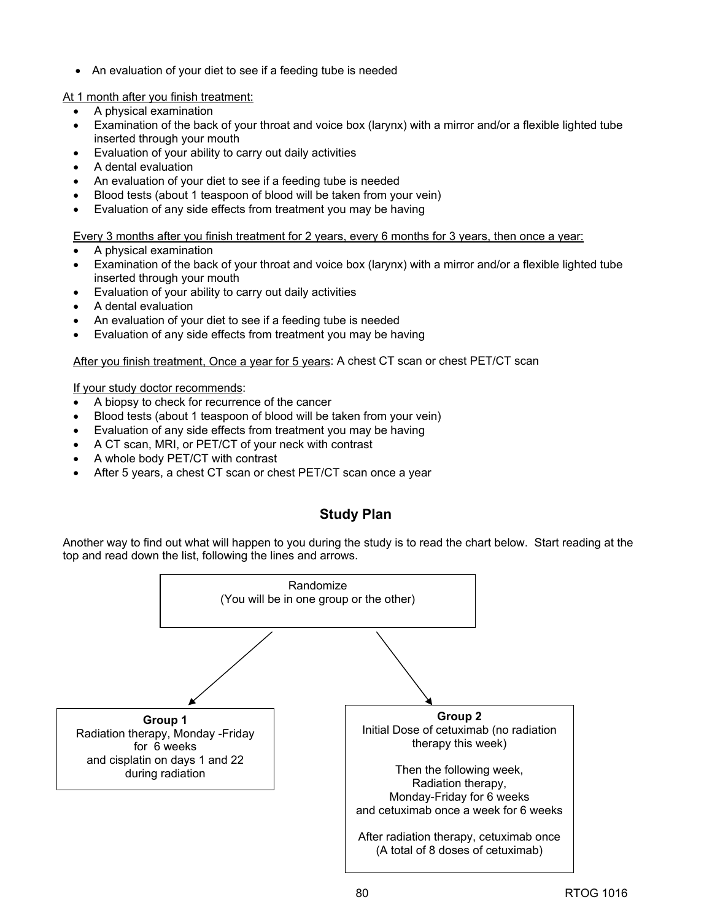- An evaluation of your diet to see if a feeding tube is needed

At 1 month after you finish treatment:

- A physical examination
- Examination of the back of your throat and voice box (larynx) with a mirror and/or a flexible lighted tube inserted through your mouth
- Evaluation of your ability to carry out daily activities
- A dental evaluation
- An evaluation of your diet to see if a feeding tube is needed
- Blood tests (about 1 teaspoon of blood will be taken from your vein)
- Evaluation of any side effects from treatment you may be having

Every 3 months after you finish treatment for 2 years, every 6 months for 3 years, then once a year:

- A physical examination
- Examination of the back of your throat and voice box (larynx) with a mirror and/or a flexible lighted tube inserted through your mouth
- Evaluation of your ability to carry out daily activities
- A dental evaluation
- An evaluation of your diet to see if a feeding tube is needed
- Evaluation of any side effects from treatment you may be having

After you finish treatment, Once a year for 5 years: A chest CT scan or chest PET/CT scan

If your study doctor recommends:

- A biopsy to check for recurrence of the cancer
- Blood tests (about 1 teaspoon of blood will be taken from your vein)
- Evaluation of any side effects from treatment you may be having
- A CT scan, MRI, or PET/CT of your neck with contrast
- A whole body PET/CT with contrast
- After 5 years, a chest CT scan or chest PET/CT scan once a year

## Study Plan

Another way to find out what will happen to you during the study is to read the chart below. Start reading at the top and read down the list, following the lines and arrows.

Randomize
(You will be in one group or the other)

**Group 1**
Radiation therapy, Monday -Friday for 6 weeks
and cisplatin on days 1 and 22 during radiation

**Group 2**
Initial Dose of cetuximab (no radiation therapy this week)

Then the following week,
Radiation therapy,
Monday-Friday for 6 weeks
and cetuximab once a week for 6 weeks

After radiation therapy, cetuximab once
(A total of 8 doses of cetuximab)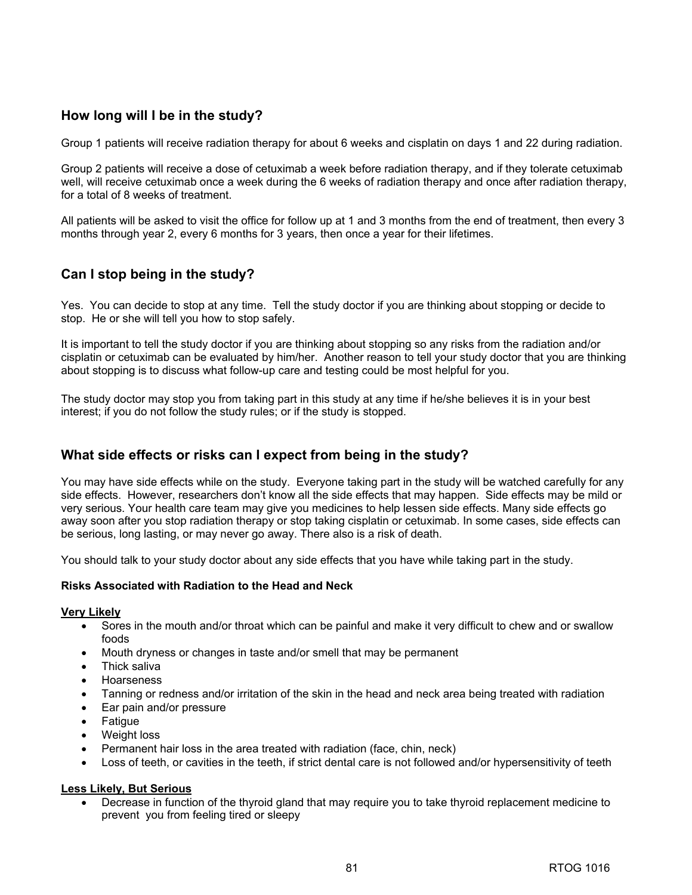## How long will I be in the study?

Group 1 patients will receive radiation therapy for about 6 weeks and cisplatin on days 1 and 22 during radiation.

Group 2 patients will receive a dose of cetuximab a week before radiation therapy, and if they tolerate cetuximab well, will receive cetuximab once a week during the 6 weeks of radiation therapy and once after radiation therapy, for a total of 8 weeks of treatment.

All patients will be asked to visit the office for follow up at 1 and 3 months from the end of treatment, then every 3 months through year 2, every 6 months for 3 years, then once a year for their lifetimes.

## Can I stop being in the study?

Yes. You can decide to stop at any time. Tell the study doctor if you are thinking about stopping or decide to stop. He or she will tell you how to stop safely.

It is important to tell the study doctor if you are thinking about stopping so any risks from the radiation and/or cisplatin or cetuximab can be evaluated by him/her. Another reason to tell your study doctor that you are thinking about stopping is to discuss what follow-up care and testing could be most helpful for you.

The study doctor may stop you from taking part in this study at any time if he/she believes it is in your best interest; if you do not follow the study rules; or if the study is stopped.

## What side effects or risks can I expect from being in the study?

You may have side effects while on the study. Everyone taking part in the study will be watched carefully for any side effects. However, researchers don't know all the side effects that may happen. Side effects may be mild or very serious. Your health care team may give you medicines to help lessen side effects. Many side effects go away soon after you stop radiation therapy or stop taking cisplatin or cetuximab. In some cases, side effects can be serious, long lasting, or may never go away. There also is a risk of death.

You should talk to your study doctor about any side effects that you have while taking part in the study.

**Risks Associated with Radiation to the Head and Neck**

**Very Likely**

- Sores in the mouth and/or throat which can be painful and make it very difficult to chew and or swallow foods
- Mouth dryness or changes in taste and/or smell that may be permanent
- Thick saliva
- Hoarseness
- Tanning or redness and/or irritation of the skin in the head and neck area being treated with radiation
- Ear pain and/or pressure
- Fatigue
- Weight loss
- Permanent hair loss in the area treated with radiation (face, chin, neck)
- Loss of teeth, or cavities in the teeth, if strict dental care is not followed and/or hypersensitivity of teeth

**Less Likely, But Serious**

- Decrease in function of the thyroid gland that may require you to take thyroid replacement medicine to prevent you from feeling tired or sleepy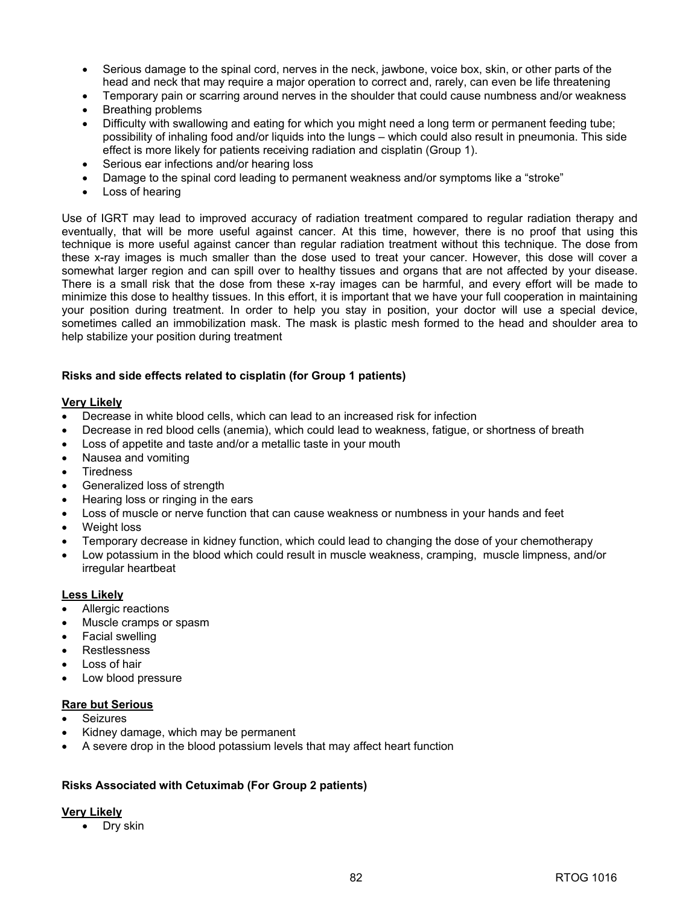- Serious damage to the spinal cord, nerves in the neck, jawbone, voice box, skin, or other parts of the head and neck that may require a major operation to correct and, rarely, can even be life threatening
- Temporary pain or scarring around nerves in the shoulder that could cause numbness and/or weakness
- Breathing problems
- Difficulty with swallowing and eating for which you might need a long term or permanent feeding tube; possibility of inhaling food and/or liquids into the lungs – which could also result in pneumonia. This side effect is more likely for patients receiving radiation and cisplatin (Group 1).
- Serious ear infections and/or hearing loss
- Damage to the spinal cord leading to permanent weakness and/or symptoms like a "stroke"
- Loss of hearing

Use of IGRT may lead to improved accuracy of radiation treatment compared to regular radiation therapy and eventually, that will be more useful against cancer. At this time, however, there is no proof that using this technique is more useful against cancer than regular radiation treatment without this technique. The dose from these x-ray images is much smaller than the dose used to treat your cancer. However, this dose will cover a somewhat larger region and can spill over to healthy tissues and organs that are not affected by your disease. There is a small risk that the dose from these x-ray images can be harmful, and every effort will be made to minimize this dose to healthy tissues. In this effort, it is important that we have your full cooperation in maintaining your position during treatment. In order to help you stay in position, your doctor will use a special device, sometimes called an immobilization mask. The mask is plastic mesh formed to the head and shoulder area to help stabilize your position during treatment

**Risks and side effects related to cisplatin (for Group 1 patients)**

**Very Likely**

- Decrease in white blood cells, which can lead to an increased risk for infection
- Decrease in red blood cells (anemia), which could lead to weakness, fatigue, or shortness of breath
- Loss of appetite and taste and/or a metallic taste in your mouth
- Nausea and vomiting
- Tiredness
- Generalized loss of strength
- Hearing loss or ringing in the ears
- Loss of muscle or nerve function that can cause weakness or numbness in your hands and feet
- Weight loss
- Temporary decrease in kidney function, which could lead to changing the dose of your chemotherapy
- Low potassium in the blood which could result in muscle weakness, cramping, muscle limpness, and/or irregular heartbeat

**Less Likely**

- Allergic reactions
- Muscle cramps or spasm
- Facial swelling
- Restlessness
- Loss of hair
- Low blood pressure

**Rare but Serious**

- Seizures
- Kidney damage, which may be permanent
- A severe drop in the blood potassium levels that may affect heart function

**Risks Associated with Cetuximab (For Group 2 patients)**

**Very Likely**

- Dry skin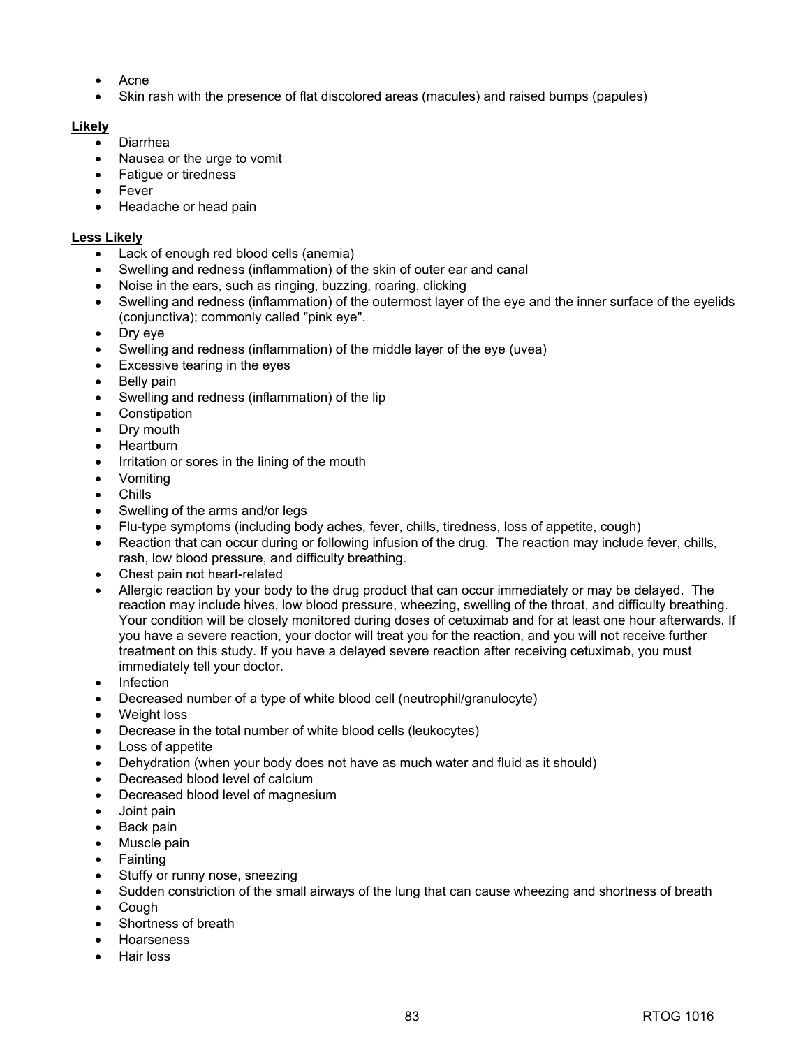- Acne
- Skin rash with the presence of flat discolored areas (macules) and raised bumps (papules)

**Likely**

- Diarrhea
- Nausea or the urge to vomit
- Fatigue or tiredness
- Fever
- Headache or head pain

**Less Likely**

- Lack of enough red blood cells (anemia)
- Swelling and redness (inflammation) of the skin of outer ear and canal
- Noise in the ears, such as ringing, buzzing, roaring, clicking
- Swelling and redness (inflammation) of the outermost layer of the eye and the inner surface of the eyelids (conjunctiva); commonly called "pink eye".
- Dry eye
- Swelling and redness (inflammation) of the middle layer of the eye (uvea)
- Excessive tearing in the eyes
- Belly pain
- Swelling and redness (inflammation) of the lip
- Constipation
- Dry mouth
- Heartburn
- Irritation or sores in the lining of the mouth
- Vomiting
- Chills
- Swelling of the arms and/or legs
- Flu-type symptoms (including body aches, fever, chills, tiredness, loss of appetite, cough)
- Reaction that can occur during or following infusion of the drug. The reaction may include fever, chills, rash, low blood pressure, and difficulty breathing.
- Chest pain not heart-related
- Allergic reaction by your body to the drug product that can occur immediately or may be delayed. The reaction may include hives, low blood pressure, wheezing, swelling of the throat, and difficulty breathing. Your condition will be closely monitored during doses of cetuximab and for at least one hour afterwards. If you have a severe reaction, your doctor will treat you for the reaction, and you will not receive further treatment on this study. If you have a delayed severe reaction after receiving cetuximab, you must immediately tell your doctor.
- Infection
- Decreased number of a type of white blood cell (neutrophil/granulocyte)
- Weight loss
- Decrease in the total number of white blood cells (leukocytes)
- Loss of appetite
- Dehydration (when your body does not have as much water and fluid as it should)
- Decreased blood level of calcium
- Decreased blood level of magnesium
- Joint pain
- Back pain
- Muscle pain
- Fainting
- Stuffy or runny nose, sneezing
- Sudden constriction of the small airways of the lung that can cause wheezing and shortness of breath
- Cough
- Shortness of breath
- Hoarseness
- Hair loss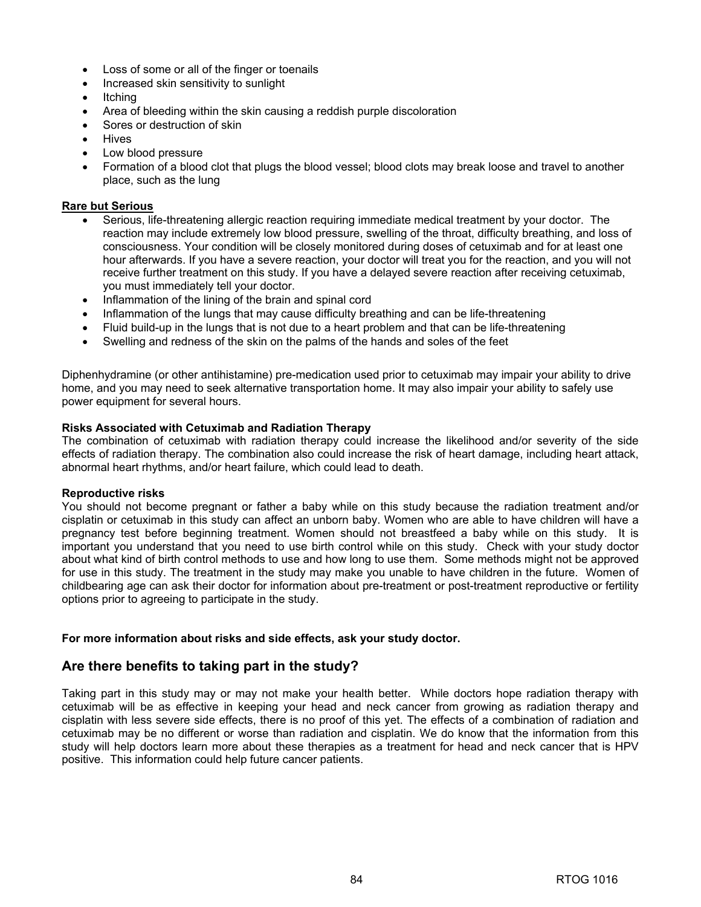- Loss of some or all of the finger or toenails
- Increased skin sensitivity to sunlight
- Itching
- Area of bleeding within the skin causing a reddish purple discoloration
- Sores or destruction of skin
- Hives
- Low blood pressure
- Formation of a blood clot that plugs the blood vessel; blood clots may break loose and travel to another place, such as the lung

**Rare but Serious**

- Serious, life-threatening allergic reaction requiring immediate medical treatment by your doctor. The reaction may include extremely low blood pressure, swelling of the throat, difficulty breathing, and loss of consciousness. Your condition will be closely monitored during doses of cetuximab and for at least one hour afterwards. If you have a severe reaction, your doctor will treat you for the reaction, and you will not receive further treatment on this study. If you have a delayed severe reaction after receiving cetuximab, you must immediately tell your doctor.
- Inflammation of the lining of the brain and spinal cord
- Inflammation of the lungs that may cause difficulty breathing and can be life-threatening
- Fluid build-up in the lungs that is not due to a heart problem and that can be life-threatening
- Swelling and redness of the skin on the palms of the hands and soles of the feet

Diphenhydramine (or other antihistamine) pre-medication used prior to cetuximab may impair your ability to drive home, and you may need to seek alternative transportation home. It may also impair your ability to safely use power equipment for several hours.

**Risks Associated with Cetuximab and Radiation Therapy**

The combination of cetuximab with radiation therapy could increase the likelihood and/or severity of the side effects of radiation therapy. The combination also could increase the risk of heart damage, including heart attack, abnormal heart rhythms, and/or heart failure, which could lead to death.

**Reproductive risks**

You should not become pregnant or father a baby while on this study because the radiation treatment and/or cisplatin or cetuximab in this study can affect an unborn baby. Women who are able to have children will have a pregnancy test before beginning treatment. Women should not breastfeed a baby while on this study. It is important you understand that you need to use birth control while on this study. Check with your study doctor about what kind of birth control methods to use and how long to use them. Some methods might not be approved for use in this study. The treatment in the study may make you unable to have children in the future. Women of childbearing age can ask their doctor for information about pre-treatment or post-treatment reproductive or fertility options prior to agreeing to participate in the study.

**For more information about risks and side effects, ask your study doctor.**

## Are there benefits to taking part in the study?

Taking part in this study may or may not make your health better. While doctors hope radiation therapy with cetuximab will be as effective in keeping your head and neck cancer from growing as radiation therapy and cisplatin with less severe side effects, there is no proof of this yet. The effects of a combination of radiation and cetuximab may be no different or worse than radiation and cisplatin. We do know that the information from this study will help doctors learn more about these therapies as a treatment for head and neck cancer that is HPV positive. This information could help future cancer patients.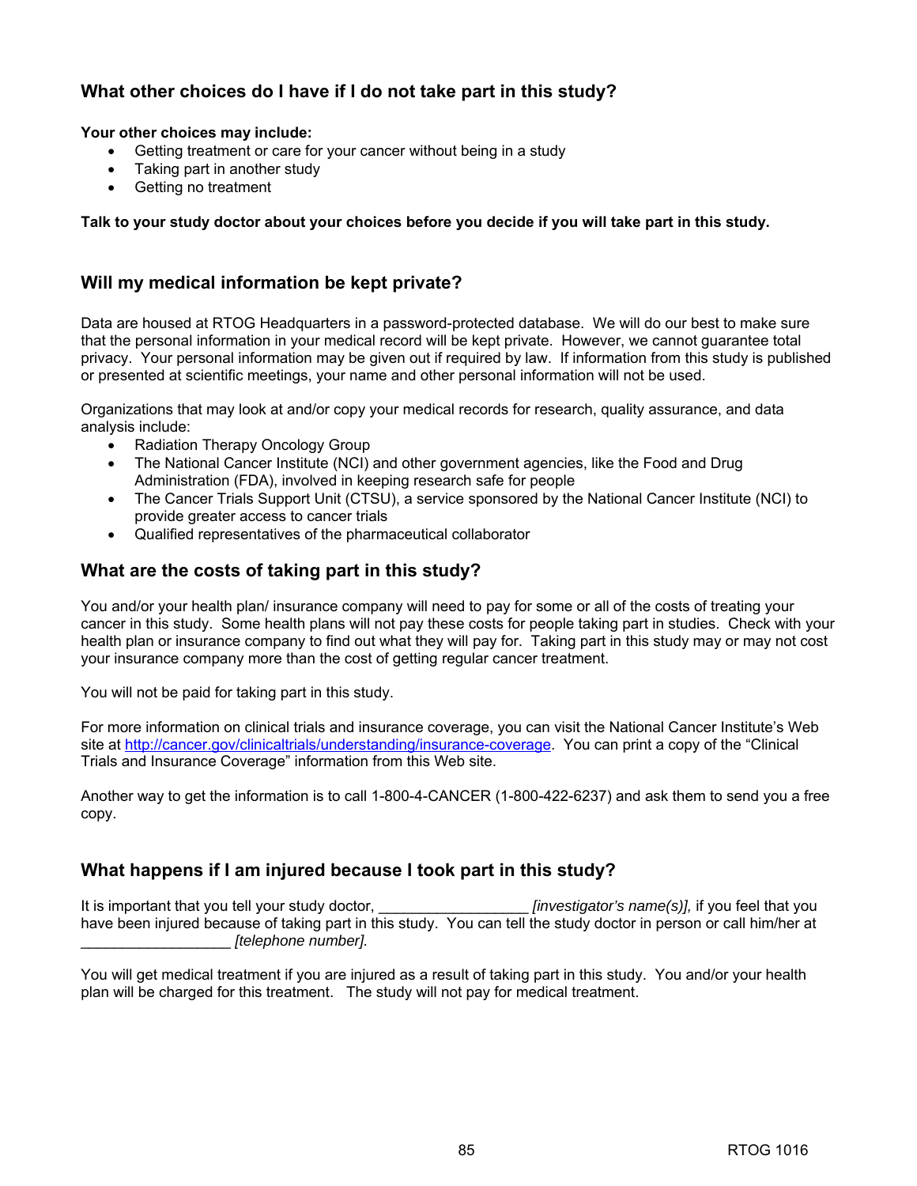## What other choices do I have if I do not take part in this study?

**Your other choices may include:**

- Getting treatment or care for your cancer without being in a study
- Taking part in another study
- Getting no treatment

**Talk to your study doctor about your choices before you decide if you will take part in this study.**

## Will my medical information be kept private?

Data are housed at RTOG Headquarters in a password-protected database. We will do our best to make sure that the personal information in your medical record will be kept private. However, we cannot guarantee total privacy. Your personal information may be given out if required by law. If information from this study is published or presented at scientific meetings, your name and other personal information will not be used.

Organizations that may look at and/or copy your medical records for research, quality assurance, and data analysis include:

- Radiation Therapy Oncology Group
- The National Cancer Institute (NCI) and other government agencies, like the Food and Drug Administration (FDA), involved in keeping research safe for people
- The Cancer Trials Support Unit (CTSU), a service sponsored by the National Cancer Institute (NCI) to provide greater access to cancer trials
- Qualified representatives of the pharmaceutical collaborator

## What are the costs of taking part in this study?

You and/or your health plan/ insurance company will need to pay for some or all of the costs of treating your cancer in this study. Some health plans will not pay these costs for people taking part in studies. Check with your health plan or insurance company to find out what they will pay for. Taking part in this study may or may not cost your insurance company more than the cost of getting regular cancer treatment.

You will not be paid for taking part in this study.

For more information on clinical trials and insurance coverage, you can visit the National Cancer Institute's Web site at http://cancer.gov/clinicaltrials/understanding/insurance-coverage. You can print a copy of the "Clinical Trials and Insurance Coverage" information from this Web site.

Another way to get the information is to call 1-800-4-CANCER (1-800-422-6237) and ask them to send you a free copy.

## What happens if I am injured because I took part in this study?

It is important that you tell your study doctor, __________________ *[investigator's name(s)],* if you feel that you have been injured because of taking part in this study. You can tell the study doctor in person or call him/her at __________________ *[telephone number].*

You will get medical treatment if you are injured as a result of taking part in this study. You and/or your health plan will be charged for this treatment. The study will not pay for medical treatment.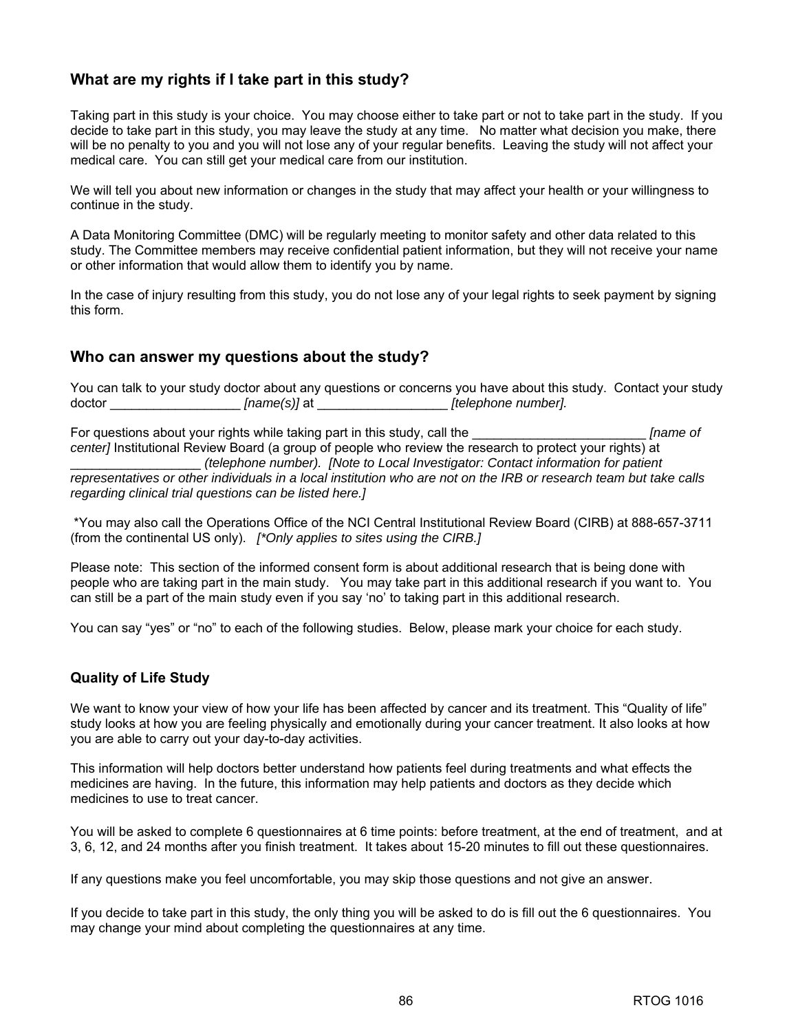## What are my rights if I take part in this study?

Taking part in this study is your choice. You may choose either to take part or not to take part in the study. If you decide to take part in this study, you may leave the study at any time. No matter what decision you make, there will be no penalty to you and you will not lose any of your regular benefits. Leaving the study will not affect your medical care. You can still get your medical care from our institution.

We will tell you about new information or changes in the study that may affect your health or your willingness to continue in the study.

A Data Monitoring Committee (DMC) will be regularly meeting to monitor safety and other data related to this study. The Committee members may receive confidential patient information, but they will not receive your name or other information that would allow them to identify you by name.

In the case of injury resulting from this study, you do not lose any of your legal rights to seek payment by signing this form.

## Who can answer my questions about the study?

You can talk to your study doctor about any questions or concerns you have about this study. Contact your study doctor __________________ *[name(s)]* at __________________ *[telephone number].*

For questions about your rights while taking part in this study, call the ________________________ *[name of center]* Institutional Review Board (a group of people who review the research to protect your rights) at __________________ *(telephone number). [Note to Local Investigator: Contact information for patient representatives or other individuals in a local institution who are not on the IRB or research team but take calls regarding clinical trial questions can be listed here.]*

*You may also call the Operations Office of the NCI Central Institutional Review Board (CIRB) at 888-657-3711 (from the continental US only). *[*Only applies to sites using the CIRB.]*

Please note: This section of the informed consent form is about additional research that is being done with people who are taking part in the main study. You may take part in this additional research if you want to. You can still be a part of the main study even if you say 'no' to taking part in this additional research.

You can say "yes" or "no" to each of the following studies. Below, please mark your choice for each study.

### Quality of Life Study

We want to know your view of how your life has been affected by cancer and its treatment. This "Quality of life" study looks at how you are feeling physically and emotionally during your cancer treatment. It also looks at how you are able to carry out your day-to-day activities.

This information will help doctors better understand how patients feel during treatments and what effects the medicines are having. In the future, this information may help patients and doctors as they decide which medicines to use to treat cancer.

You will be asked to complete 6 questionnaires at 6 time points: before treatment, at the end of treatment, and at 3, 6, 12, and 24 months after you finish treatment. It takes about 15-20 minutes to fill out these questionnaires.

If any questions make you feel uncomfortable, you may skip those questions and not give an answer.

If you decide to take part in this study, the only thing you will be asked to do is fill out the 6 questionnaires. You may change your mind about completing the questionnaires at any time.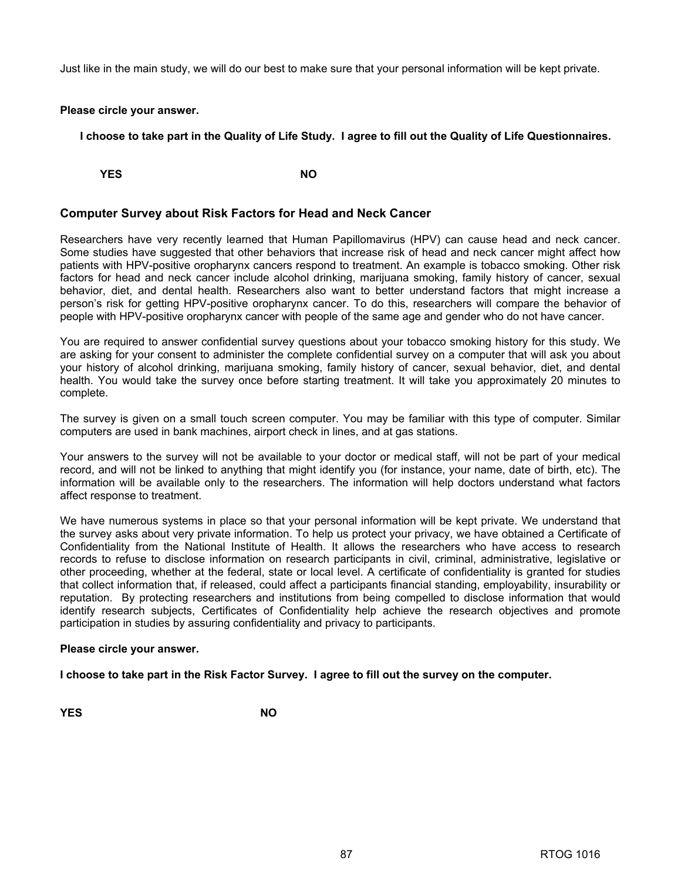Just like in the main study, we will do our best to make sure that your personal information will be kept private.

**Please circle your answer.**

**I choose to take part in the Quality of Life Study. I agree to fill out the Quality of Life Questionnaires.**

**YES** **NO**

## Computer Survey about Risk Factors for Head and Neck Cancer

Researchers have very recently learned that Human Papillomavirus (HPV) can cause head and neck cancer. Some studies have suggested that other behaviors that increase risk of head and neck cancer might affect how patients with HPV-positive oropharynx cancers respond to treatment. An example is tobacco smoking. Other risk factors for head and neck cancer include alcohol drinking, marijuana smoking, family history of cancer, sexual behavior, diet, and dental health. Researchers also want to better understand factors that might increase a person's risk for getting HPV-positive oropharynx cancer. To do this, researchers will compare the behavior of people with HPV-positive oropharynx cancer with people of the same age and gender who do not have cancer.

You are required to answer confidential survey questions about your tobacco smoking history for this study. We are asking for your consent to administer the complete confidential survey on a computer that will ask you about your history of alcohol drinking, marijuana smoking, family history of cancer, sexual behavior, diet, and dental health. You would take the survey once before starting treatment. It will take you approximately 20 minutes to complete.

The survey is given on a small touch screen computer. You may be familiar with this type of computer. Similar computers are used in bank machines, airport check in lines, and at gas stations.

Your answers to the survey will not be available to your doctor or medical staff, will not be part of your medical record, and will not be linked to anything that might identify you (for instance, your name, date of birth, etc). The information will be available only to the researchers. The information will help doctors understand what factors affect response to treatment.

We have numerous systems in place so that your personal information will be kept private. We understand that the survey asks about very private information. To help us protect your privacy, we have obtained a Certificate of Confidentiality from the National Institute of Health. It allows the researchers who have access to research records to refuse to disclose information on research participants in civil, criminal, administrative, legislative or other proceeding, whether at the federal, state or local level. A certificate of confidentiality is granted for studies that collect information that, if released, could affect a participants financial standing, employability, insurability or reputation. By protecting researchers and institutions from being compelled to disclose information that would identify research subjects, Certificates of Confidentiality help achieve the research objectives and promote participation in studies by assuring confidentiality and privacy to participants.

**Please circle your answer.**

**I choose to take part in the Risk Factor Survey. I agree to fill out the survey on the computer.**

**YES** **NO**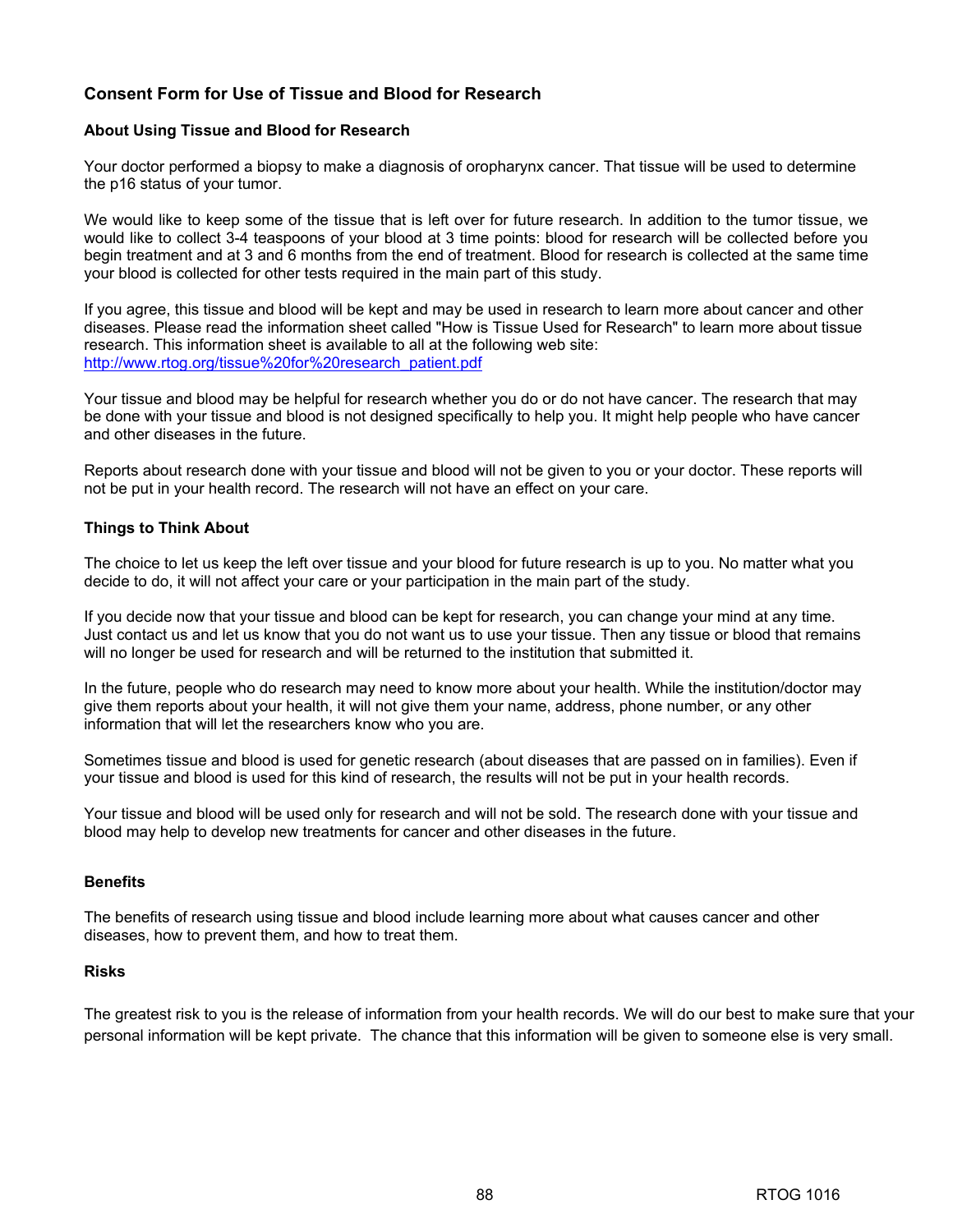## Consent Form for Use of Tissue and Blood for Research

### About Using Tissue and Blood for Research

Your doctor performed a biopsy to make a diagnosis of oropharynx cancer. That tissue will be used to determine the p16 status of your tumor.

We would like to keep some of the tissue that is left over for future research. In addition to the tumor tissue, we would like to collect 3-4 teaspoons of your blood at 3 time points: blood for research will be collected before you begin treatment and at 3 and 6 months from the end of treatment. Blood for research is collected at the same time your blood is collected for other tests required in the main part of this study.

If you agree, this tissue and blood will be kept and may be used in research to learn more about cancer and other diseases. Please read the information sheet called "How is Tissue Used for Research" to learn more about tissue research. This information sheet is available to all at the following web site: [http://www.rtog.org/tissue%20for%20research_patient.pdf](http://www.rtog.org/tissue%20for%20research_patient.pdf)

Your tissue and blood may be helpful for research whether you do or do not have cancer. The research that may be done with your tissue and blood is not designed specifically to help you. It might help people who have cancer and other diseases in the future.

Reports about research done with your tissue and blood will not be given to you or your doctor. These reports will not be put in your health record. The research will not have an effect on your care.

### Things to Think About

The choice to let us keep the left over tissue and your blood for future research is up to you. No matter what you decide to do, it will not affect your care or your participation in the main part of the study.

If you decide now that your tissue and blood can be kept for research, you can change your mind at any time. Just contact us and let us know that you do not want us to use your tissue. Then any tissue or blood that remains will no longer be used for research and will be returned to the institution that submitted it.

In the future, people who do research may need to know more about your health. While the institution/doctor may give them reports about your health, it will not give them your name, address, phone number, or any other information that will let the researchers know who you are.

Sometimes tissue and blood is used for genetic research (about diseases that are passed on in families). Even if your tissue and blood is used for this kind of research, the results will not be put in your health records.

Your tissue and blood will be used only for research and will not be sold. The research done with your tissue and blood may help to develop new treatments for cancer and other diseases in the future.

### Benefits

The benefits of research using tissue and blood include learning more about what causes cancer and other diseases, how to prevent them, and how to treat them.

### Risks

The greatest risk to you is the release of information from your health records. We will do our best to make sure that your personal information will be kept private. The chance that this information will be given to someone else is very small.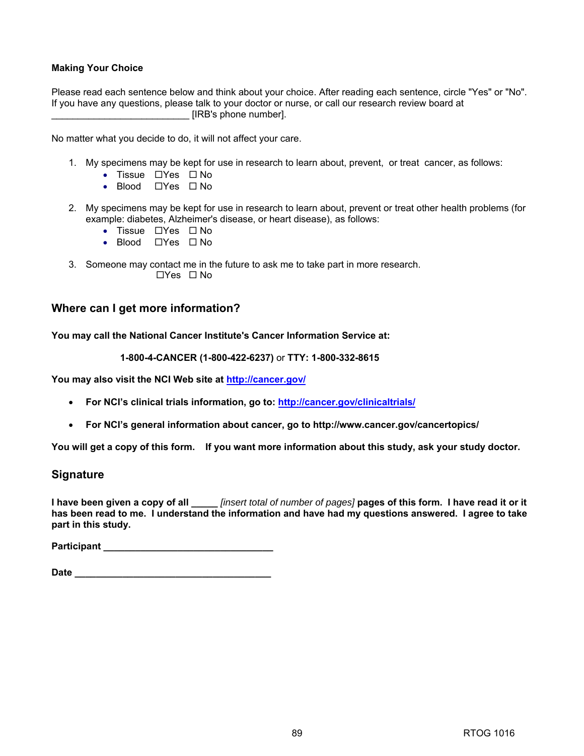**Making Your Choice**

Please read each sentence below and think about your choice. After reading each sentence, circle "Yes" or "No". If you have any questions, please talk to your doctor or nurse, or call our research review board at __________________________ [IRB's phone number].

No matter what you decide to do, it will not affect your care.

1. My specimens may be kept for use in research to learn about, prevent, or treat cancer, as follows:
   - Tissue ☐Yes ☐ No
   - Blood ☐Yes ☐ No

2. My specimens may be kept for use in research to learn about, prevent or treat other health problems (for example: diabetes, Alzheimer's disease, or heart disease), as follows:
   - Tissue ☐Yes ☐ No
   - Blood ☐Yes ☐ No

3. Someone may contact me in the future to ask me to take part in more research.
   ☐Yes ☐ No

## Where can I get more information?

**You may call the National Cancer Institute's Cancer Information Service at:**

**1-800-4-CANCER (1-800-422-6237)** or **TTY: 1-800-332-8615**

**You may also visit the NCI Web site at http://cancer.gov/**

- **For NCI's clinical trials information, go to: http://cancer.gov/clinicaltrials/**
- **For NCI's general information about cancer, go to http://www.cancer.gov/cancertopics/**

**You will get a copy of this form. If you want more information about this study, ask your study doctor.**

## Signature

**I have been given a copy of all _____** *[insert total of number of pages]* **pages of this form. I have read it or it has been read to me. I understand the information and have had my questions answered. I agree to take part in this study.**

**Participant ________________________________**

**Date ______________________________________**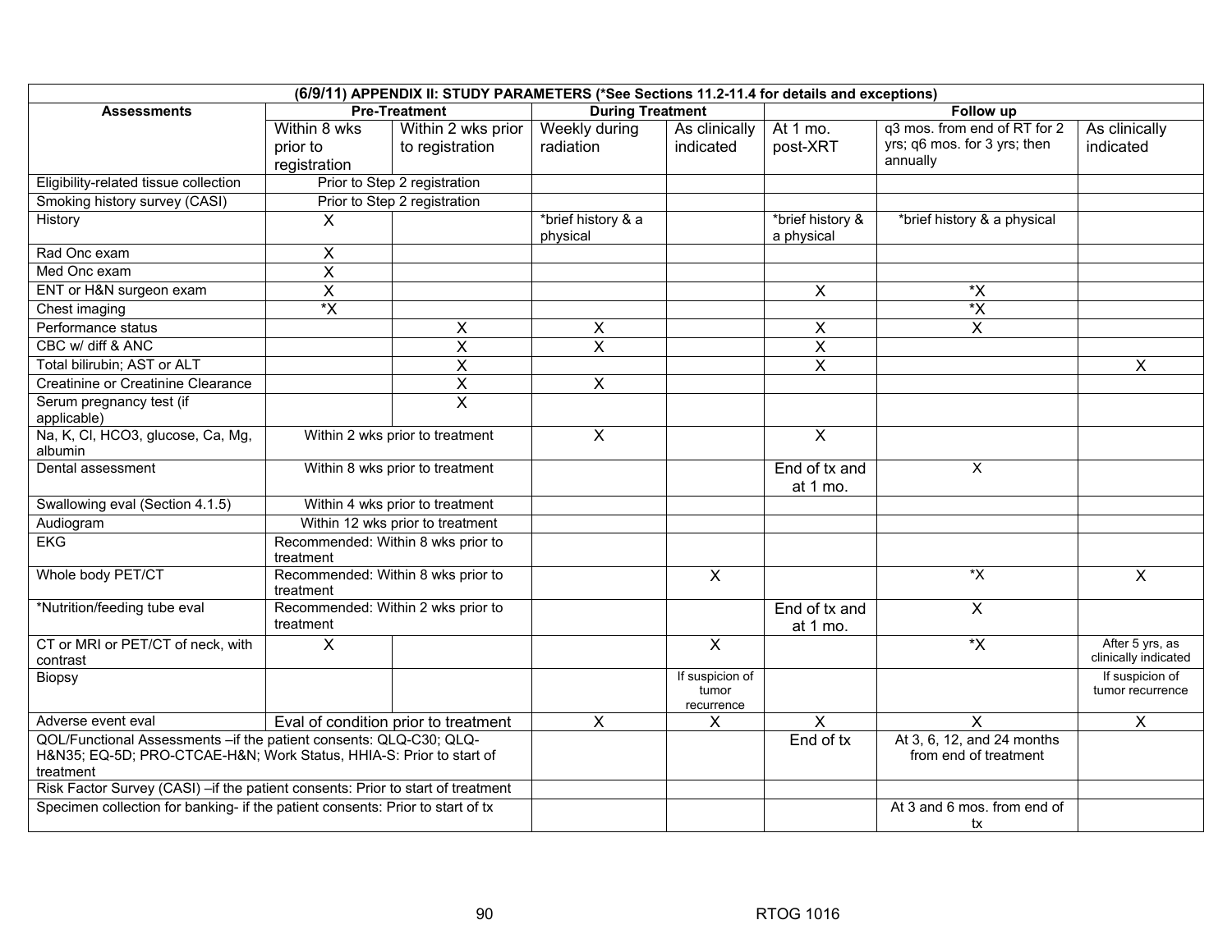**(6/9/11) APPENDIX II: STUDY PARAMETERS (*See Sections 11.2-11.4 for details and exceptions)**

| Assessments | Pre-Treatment | | During Treatment | | Follow up | | |
|---|---|---|---|---|---|---|---|
| | Within 8 wks prior to registration | Within 2 wks prior to registration | Weekly during radiation | As clinically indicated | At 1 mo. post-XRT | q3 mos. from end of RT for 2 yrs; q6 mos. for 3 yrs; then annually | As clinically indicated |
| Eligibility-related tissue collection | Prior to Step 2 registration | | | | | | |
| Smoking history survey (CASI) | Prior to Step 2 registration | | | | | | |
| History | X | | *brief history & a physical | | *brief history & a physical | *brief history & a physical | |
| Rad Onc exam | X | | | | | | |
| Med Onc exam | X | | | | | | |
| ENT or H&N surgeon exam | X | | | | X | *X | |
| Chest imaging | *X | | | | | *X | |
| Performance status | | X | X | | X | X | |
| CBC w/ diff & ANC | | X | X | | X | | |
| Total bilirubin; AST or ALT | | X | | | X | | X |
| Creatinine or Creatinine Clearance | | X | X | | | | |
| Serum pregnancy test (if applicable) | | X | | | | | |
| Na, K, Cl, HCO3, glucose, Ca, Mg, albumin | Within 2 wks prior to treatment | | X | | X | | |
| Dental assessment | Within 8 wks prior to treatment | | | | End of tx and at 1 mo. | X | |
| Swallowing eval (Section 4.1.5) | Within 4 wks prior to treatment | | | | | | |
| Audiogram | Within 12 wks prior to treatment | | | | | | |
| EKG | Recommended: Within 8 wks prior to treatment | | | | | | |
| Whole body PET/CT | Recommended: Within 8 wks prior to treatment | | | X | | *X | X |
| *Nutrition/feeding tube eval | Recommended: Within 2 wks prior to treatment | | | | End of tx and at 1 mo. | X | |
| CT or MRI or PET/CT of neck, with contrast | X | | | X | | *X | After 5 yrs, as clinically indicated |
| Biopsy | | | | If suspicion of tumor recurrence | | | If suspicion of tumor recurrence |
| Adverse event eval | Eval of condition prior to treatment | | X | X | X | X | X |
| QOL/Functional Assessments –if the patient consents: QLQ-C30; QLQ-H&N35; EQ-5D; PRO-CTCAE-H&N; Work Status, HHIA-S: Prior to start of treatment | | | | | End of tx | At 3, 6, 12, and 24 months from end of treatment | |
| Risk Factor Survey (CASI) –if the patient consents: Prior to start of treatment | | | | | | | |
| Specimen collection for banking- if the patient consents: Prior to start of tx | | | | | | At 3 and 6 mos. from end of tx | |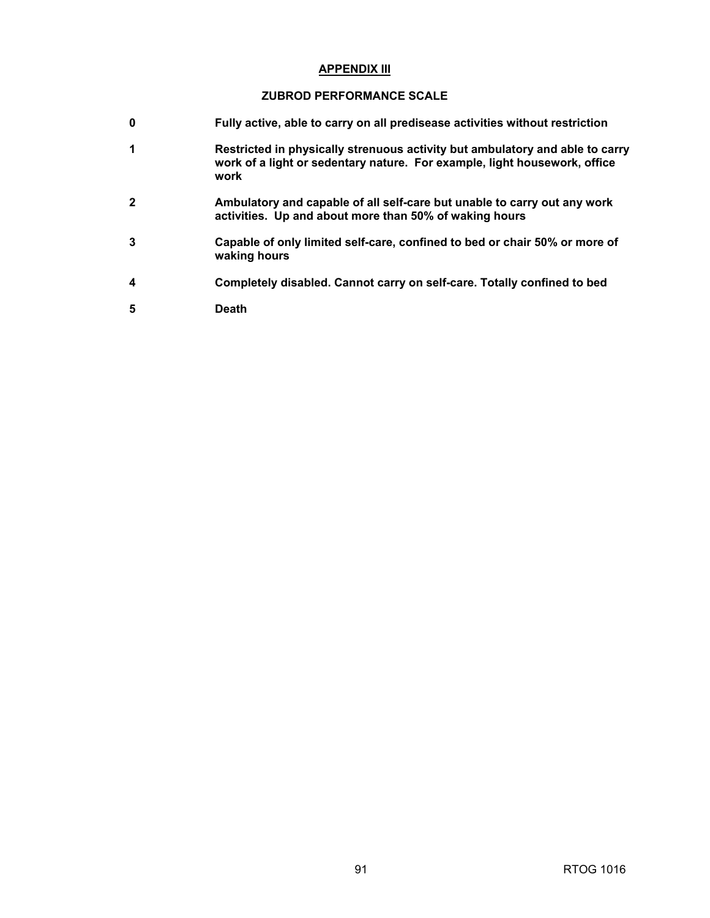## APPENDIX III

### ZUBROD PERFORMANCE SCALE

| | |
|---|---|
| **0** | **Fully active, able to carry on all predisease activities without restriction** |
| **1** | **Restricted in physically strenuous activity but ambulatory and able to carry work of a light or sedentary nature. For example, light housework, office work** |
| **2** | **Ambulatory and capable of all self-care but unable to carry out any work activities. Up and about more than 50% of waking hours** |
| **3** | **Capable of only limited self-care, confined to bed or chair 50% or more of waking hours** |
| **4** | **Completely disabled. Cannot carry on self-care. Totally confined to bed** |
| **5** | **Death** |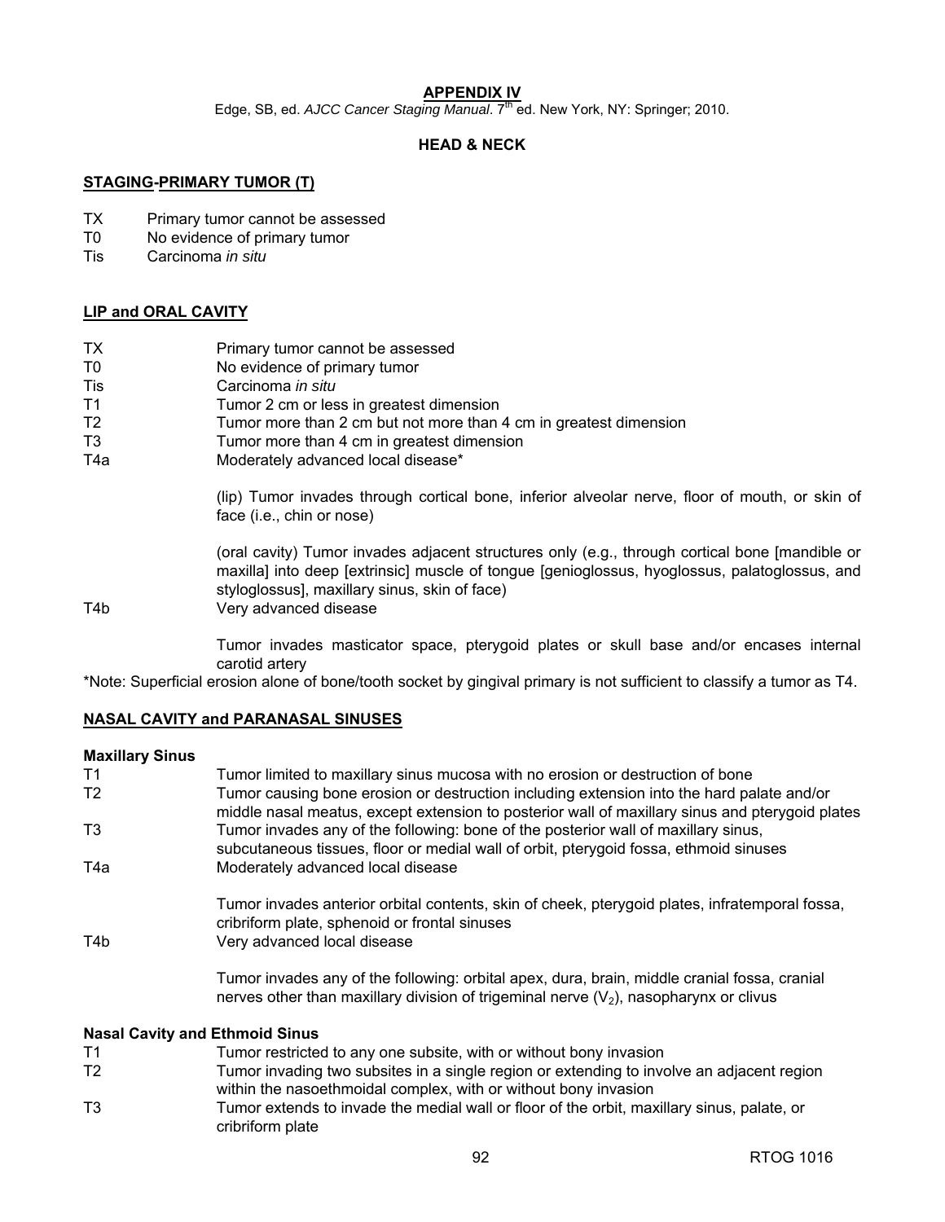## APPENDIX IV

Edge, SB, ed. *AJCC Cancer Staging Manual*. 7[th] ed. New York, NY: Springer; 2010.

### HEAD & NECK

### STAGING-PRIMARY TUMOR (T)

| | |
|---|---|
| TX | Primary tumor cannot be assessed |
| T0 | No evidence of primary tumor |
| Tis | Carcinoma *in situ* |

### LIP and ORAL CAVITY

| | |
|---|---|
| TX | Primary tumor cannot be assessed |
| T0 | No evidence of primary tumor |
| Tis | Carcinoma *in situ* |
| T1 | Tumor 2 cm or less in greatest dimension |
| T2 | Tumor more than 2 cm but not more than 4 cm in greatest dimension |
| T3 | Tumor more than 4 cm in greatest dimension |
| T4a | Moderately advanced local disease* <br><br> (lip) Tumor invades through cortical bone, inferior alveolar nerve, floor of mouth, or skin of face (i.e., chin or nose) <br><br> (oral cavity) Tumor invades adjacent structures only (e.g., through cortical bone [mandible or maxilla] into deep [extrinsic] muscle of tongue [genioglossus, hyoglossus, palatoglossus, and styloglossus], maxillary sinus, skin of face) |
| T4b | Very advanced disease <br><br> Tumor invades masticator space, pterygoid plates or skull base and/or encases internal carotid artery |

*Note: Superficial erosion alone of bone/tooth socket by gingival primary is not sufficient to classify a tumor as T4.

### NASAL CAVITY and PARANASAL SINUSES

**Maxillary Sinus**

| | |
|---|---|
| T1 | Tumor limited to maxillary sinus mucosa with no erosion or destruction of bone |
| T2 | Tumor causing bone erosion or destruction including extension into the hard palate and/or middle nasal meatus, except extension to posterior wall of maxillary sinus and pterygoid plates |
| T3 | Tumor invades any of the following: bone of the posterior wall of maxillary sinus, subcutaneous tissues, floor or medial wall of orbit, pterygoid fossa, ethmoid sinuses |
| T4a | Moderately advanced local disease <br><br> Tumor invades anterior orbital contents, skin of cheek, pterygoid plates, infratemporal fossa, cribriform plate, sphenoid or frontal sinuses |
| T4b | Very advanced local disease <br><br> Tumor invades any of the following: orbital apex, dura, brain, middle cranial fossa, cranial nerves other than maxillary division of trigeminal nerve ($V_2$), nasopharynx or clivus |

**Nasal Cavity and Ethmoid Sinus**

| | |
|---|---|
| T1 | Tumor restricted to any one subsite, with or without bony invasion |
| T2 | Tumor invading two subsites in a single region or extending to involve an adjacent region within the nasoethmoidal complex, with or without bony invasion |
| T3 | Tumor extends to invade the medial wall or floor of the orbit, maxillary sinus, palate, or cribriform plate |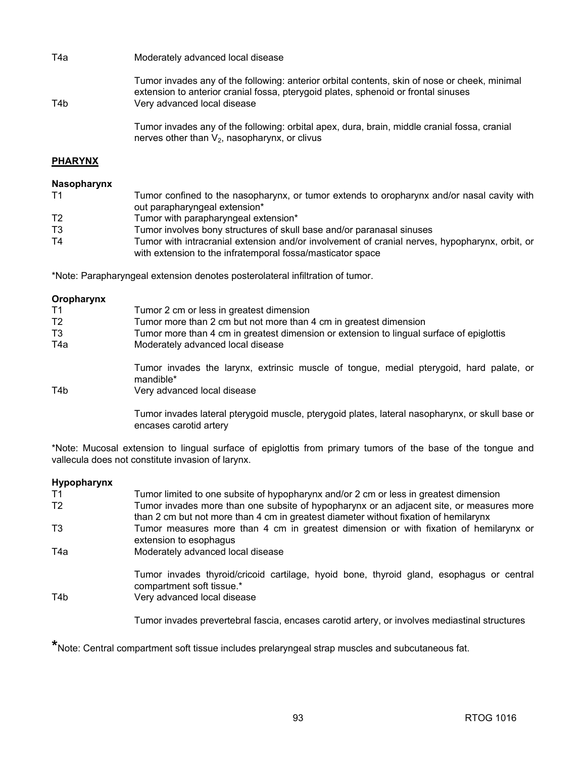T4a Moderately advanced local disease

Tumor invades any of the following: anterior orbital contents, skin of nose or cheek, minimal extension to anterior cranial fossa, pterygoid plates, sphenoid or frontal sinuses

T4b Very advanced local disease

Tumor invades any of the following: orbital apex, dura, brain, middle cranial fossa, cranial nerves other than $V_2$, nasopharynx, or clivus

## PHARYNX

**Nasopharynx**

| | |
|---|---|
| T1 | Tumor confined to the nasopharynx, or tumor extends to oropharynx and/or nasal cavity with out parapharyngeal extension* |
| T2 | Tumor with parapharyngeal extension* |
| T3 | Tumor involves bony structures of skull base and/or paranasal sinuses |
| T4 | Tumor with intracranial extension and/or involvement of cranial nerves, hypopharynx, orbit, or with extension to the infratemporal fossa/masticator space |

*Note: Parapharyngeal extension denotes posterolateral infiltration of tumor.

**Oropharynx**

| | |
|---|---|
| T1 | Tumor 2 cm or less in greatest dimension |
| T2 | Tumor more than 2 cm but not more than 4 cm in greatest dimension |
| T3 | Tumor more than 4 cm in greatest dimension or extension to lingual surface of epiglottis |
| T4a | Moderately advanced local disease<br><br>Tumor invades the larynx, extrinsic muscle of tongue, medial pterygoid, hard palate, or mandible* |
| T4b | Very advanced local disease<br><br>Tumor invades lateral pterygoid muscle, pterygoid plates, lateral nasopharynx, or skull base or encases carotid artery |

*Note: Mucosal extension to lingual surface of epiglottis from primary tumors of the base of the tongue and vallecula does not constitute invasion of larynx.

**Hypopharynx**

| | |
|---|---|
| T1 | Tumor limited to one subsite of hypopharynx and/or 2 cm or less in greatest dimension |
| T2 | Tumor invades more than one subsite of hypopharynx or an adjacent site, or measures more than 2 cm but not more than 4 cm in greatest diameter without fixation of hemilarynx |
| T3 | Tumor measures more than 4 cm in greatest dimension or with fixation of hemilarynx or extension to esophagus |
| T4a | Moderately advanced local disease<br><br>Tumor invades thyroid/cricoid cartilage, hyoid bone, thyroid gland, esophagus or central compartment soft tissue.* |
| T4b | Very advanced local disease<br><br>Tumor invades prevertebral fascia, encases carotid artery, or involves mediastinal structures |

*Note: Central compartment soft tissue includes prelaryngeal strap muscles and subcutaneous fat.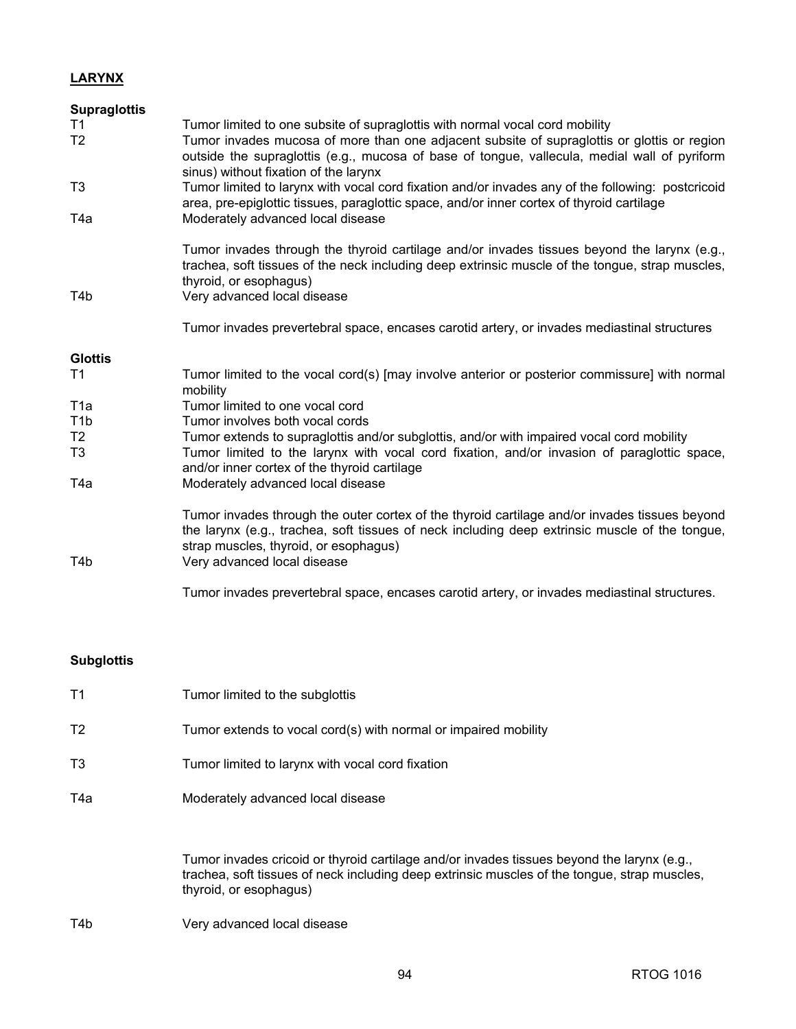**LARYNX**

**Supraglottis**

| | |
|---|---|
| T1 | Tumor limited to one subsite of supraglottis with normal vocal cord mobility |
| T2 | Tumor invades mucosa of more than one adjacent subsite of supraglottis or glottis or region outside the supraglottis (e.g., mucosa of base of tongue, vallecula, medial wall of pyriform sinus) without fixation of the larynx |
| T3 | Tumor limited to larynx with vocal cord fixation and/or invades any of the following: postcricoid area, pre-epiglottic tissues, paraglottic space, and/or inner cortex of thyroid cartilage |
| T4a | Moderately advanced local disease<br><br>Tumor invades through the thyroid cartilage and/or invades tissues beyond the larynx (e.g., trachea, soft tissues of the neck including deep extrinsic muscle of the tongue, strap muscles, thyroid, or esophagus) |
| T4b | Very advanced local disease<br><br>Tumor invades prevertebral space, encases carotid artery, or invades mediastinal structures |

**Glottis**

| | |
|---|---|
| T1 | Tumor limited to the vocal cord(s) [may involve anterior or posterior commissure] with normal mobility |
| T1a | Tumor limited to one vocal cord |
| T1b | Tumor involves both vocal cords |
| T2 | Tumor extends to supraglottis and/or subglottis, and/or with impaired vocal cord mobility |
| T3 | Tumor limited to the larynx with vocal cord fixation, and/or invasion of paraglottic space, and/or inner cortex of the thyroid cartilage |
| T4a | Moderately advanced local disease<br><br>Tumor invades through the outer cortex of the thyroid cartilage and/or invades tissues beyond the larynx (e.g., trachea, soft tissues of neck including deep extrinsic muscle of the tongue, strap muscles, thyroid, or esophagus) |
| T4b | Very advanced local disease<br><br>Tumor invades prevertebral space, encases carotid artery, or invades mediastinal structures. |

**Subglottis**

| | |
|---|---|
| T1 | Tumor limited to the subglottis |
| T2 | Tumor extends to vocal cord(s) with normal or impaired mobility |
| T3 | Tumor limited to larynx with vocal cord fixation |
| T4a | Moderately advanced local disease<br><br>Tumor invades cricoid or thyroid cartilage and/or invades tissues beyond the larynx (e.g., trachea, soft tissues of neck including deep extrinsic muscles of the tongue, strap muscles, thyroid, or esophagus) |
| T4b | Very advanced local disease |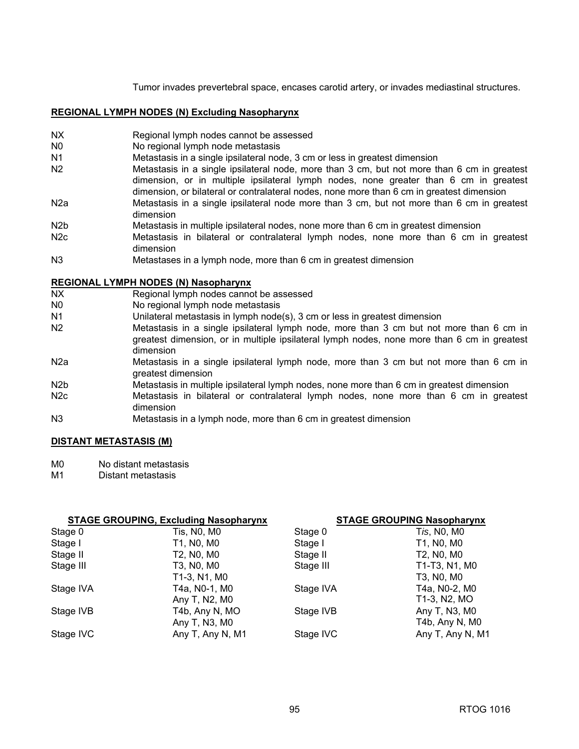Tumor invades prevertebral space, encases carotid artery, or invades mediastinal structures.

**REGIONAL LYMPH NODES (N) Excluding Nasopharynx**

| | |
|---|---|
| NX | Regional lymph nodes cannot be assessed |
| N0 | No regional lymph node metastasis |
| N1 | Metastasis in a single ipsilateral node, 3 cm or less in greatest dimension |
| N2 | Metastasis in a single ipsilateral node, more than 3 cm, but not more than 6 cm in greatest dimension, or in multiple ipsilateral lymph nodes, none greater than 6 cm in greatest dimension, or bilateral or contralateral nodes, none more than 6 cm in greatest dimension |
| N2a | Metastasis in a single ipsilateral node more than 3 cm, but not more than 6 cm in greatest dimension |
| N2b | Metastasis in multiple ipsilateral nodes, none more than 6 cm in greatest dimension |
| N2c | Metastasis in bilateral or contralateral lymph nodes, none more than 6 cm in greatest dimension |
| N3 | Metastases in a lymph node, more than 6 cm in greatest dimension |

**REGIONAL LYMPH NODES (N) Nasopharynx**

| | |
|---|---|
| NX | Regional lymph nodes cannot be assessed |
| N0 | No regional lymph node metastasis |
| N1 | Unilateral metastasis in lymph node(s), 3 cm or less in greatest dimension |
| N2 | Metastasis in a single ipsilateral lymph node, more than 3 cm but not more than 6 cm in greatest dimension, or in multiple ipsilateral lymph nodes, none more than 6 cm in greatest dimension |
| N2a | Metastasis in a single ipsilateral lymph node, more than 3 cm but not more than 6 cm in greatest dimension |
| N2b | Metastasis in multiple ipsilateral lymph nodes, none more than 6 cm in greatest dimension |
| N2c | Metastasis in bilateral or contralateral lymph nodes, none more than 6 cm in greatest dimension |
| N3 | Metastasis in a lymph node, more than 6 cm in greatest dimension |

**DISTANT METASTASIS (M)**

| | |
|---|---|
| M0 | No distant metastasis |
| M1 | Distant metastasis |

| **STAGE GROUPING, Excluding Nasopharynx** | | **STAGE GROUPING Nasopharynx** | |
|---|---|---|---|
| Stage 0 | Tis, N0, M0 | Stage 0 | T*is*, N0, M0 |
| Stage I | T1, N0, M0 | Stage I | T1, N0, M0 |
| Stage II | T2, N0, M0 | Stage II | T2, N0, M0 |
| Stage III | T3, N0, M0 | Stage III | T1-T3, N1, M0 |
| | T1-3, N1, M0 | | T3, N0, M0 |
| Stage IVA | T4a, N0-1, M0 | Stage IVA | T4a, N0-2, M0 |
| | Any T, N2, M0 | | T1-3, N2, MO |
| Stage IVB | T4b, Any N, MO | Stage IVB | Any T, N3, M0 |
| | Any T, N3, M0 | | T4b, Any N, M0 |
| Stage IVC | Any T, Any N, M1 | Stage IVC | Any T, Any N, M1 |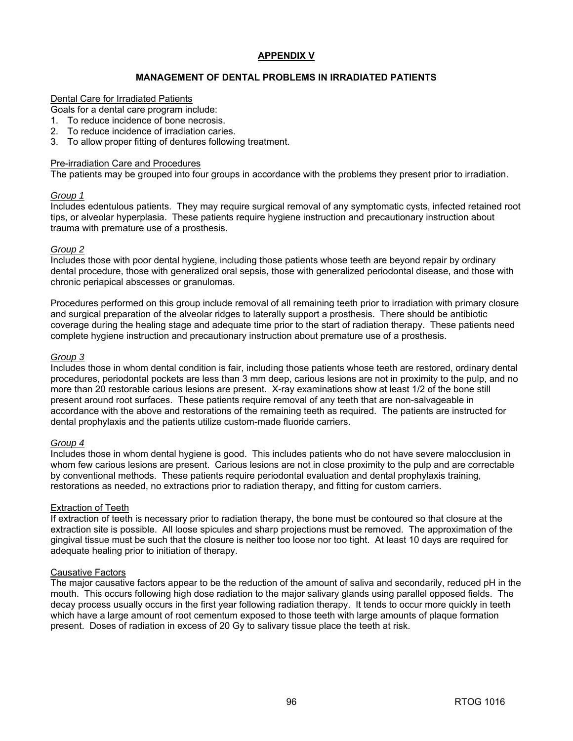# APPENDIX V

## MANAGEMENT OF DENTAL PROBLEMS IN IRRADIATED PATIENTS

### Dental Care for Irradiated Patients

Goals for a dental care program include:

1. To reduce incidence of bone necrosis.
2. To reduce incidence of irradiation caries.
3. To allow proper fitting of dentures following treatment.

### Pre-irradiation Care and Procedures

The patients may be grouped into four groups in accordance with the problems they present prior to irradiation.

*Group 1*

Includes edentulous patients. They may require surgical removal of any symptomatic cysts, infected retained root tips, or alveolar hyperplasia. These patients require hygiene instruction and precautionary instruction about trauma with premature use of a prosthesis.

*Group 2*

Includes those with poor dental hygiene, including those patients whose teeth are beyond repair by ordinary dental procedure, those with generalized oral sepsis, those with generalized periodontal disease, and those with chronic periapical abscesses or granulomas.

Procedures performed on this group include removal of all remaining teeth prior to irradiation with primary closure and surgical preparation of the alveolar ridges to laterally support a prosthesis. There should be antibiotic coverage during the healing stage and adequate time prior to the start of radiation therapy. These patients need complete hygiene instruction and precautionary instruction about premature use of a prosthesis.

*Group 3*

Includes those in whom dental condition is fair, including those patients whose teeth are restored, ordinary dental procedures, periodontal pockets are less than 3 mm deep, carious lesions are not in proximity to the pulp, and no more than 20 restorable carious lesions are present. X-ray examinations show at least 1/2 of the bone still present around root surfaces. These patients require removal of any teeth that are non-salvageable in accordance with the above and restorations of the remaining teeth as required. The patients are instructed for dental prophylaxis and the patients utilize custom-made fluoride carriers.

*Group 4*

Includes those in whom dental hygiene is good. This includes patients who do not have severe malocclusion in whom few carious lesions are present. Carious lesions are not in close proximity to the pulp and are correctable by conventional methods. These patients require periodontal evaluation and dental prophylaxis training, restorations as needed, no extractions prior to radiation therapy, and fitting for custom carriers.

### Extraction of Teeth

If extraction of teeth is necessary prior to radiation therapy, the bone must be contoured so that closure at the extraction site is possible. All loose spicules and sharp projections must be removed. The approximation of the gingival tissue must be such that the closure is neither too loose nor too tight. At least 10 days are required for adequate healing prior to initiation of therapy.

### Causative Factors

The major causative factors appear to be the reduction of the amount of saliva and secondarily, reduced pH in the mouth. This occurs following high dose radiation to the major salivary glands using parallel opposed fields. The decay process usually occurs in the first year following radiation therapy. It tends to occur more quickly in teeth which have a large amount of root cementum exposed to those teeth with large amounts of plaque formation present. Doses of radiation in excess of 20 Gy to salivary tissue place the teeth at risk.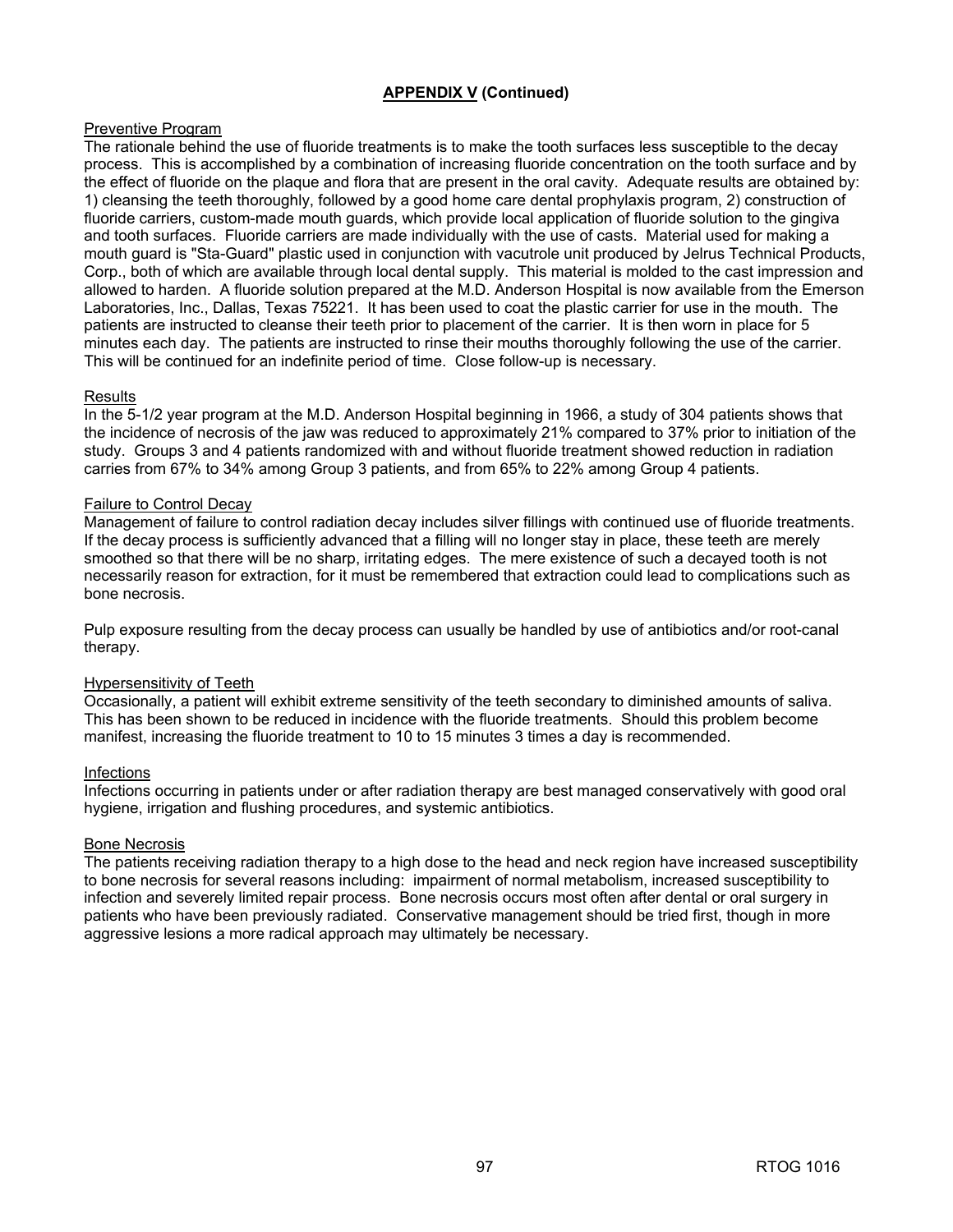## APPENDIX V (Continued)

Preventive Program

The rationale behind the use of fluoride treatments is to make the tooth surfaces less susceptible to the decay process. This is accomplished by a combination of increasing fluoride concentration on the tooth surface and by the effect of fluoride on the plaque and flora that are present in the oral cavity. Adequate results are obtained by: 1) cleansing the teeth thoroughly, followed by a good home care dental prophylaxis program, 2) construction of fluoride carriers, custom-made mouth guards, which provide local application of fluoride solution to the gingiva and tooth surfaces. Fluoride carriers are made individually with the use of casts. Material used for making a mouth guard is "Sta-Guard" plastic used in conjunction with vacutrole unit produced by Jelrus Technical Products, Corp., both of which are available through local dental supply. This material is molded to the cast impression and allowed to harden. A fluoride solution prepared at the M.D. Anderson Hospital is now available from the Emerson Laboratories, Inc., Dallas, Texas 75221. It has been used to coat the plastic carrier for use in the mouth. The patients are instructed to cleanse their teeth prior to placement of the carrier. It is then worn in place for 5 minutes each day. The patients are instructed to rinse their mouths thoroughly following the use of the carrier. This will be continued for an indefinite period of time. Close follow-up is necessary.

Results

In the 5-1/2 year program at the M.D. Anderson Hospital beginning in 1966, a study of 304 patients shows that the incidence of necrosis of the jaw was reduced to approximately 21% compared to 37% prior to initiation of the study. Groups 3 and 4 patients randomized with and without fluoride treatment showed reduction in radiation carries from 67% to 34% among Group 3 patients, and from 65% to 22% among Group 4 patients.

Failure to Control Decay

Management of failure to control radiation decay includes silver fillings with continued use of fluoride treatments. If the decay process is sufficiently advanced that a filling will no longer stay in place, these teeth are merely smoothed so that there will be no sharp, irritating edges. The mere existence of such a decayed tooth is not necessarily reason for extraction, for it must be remembered that extraction could lead to complications such as bone necrosis.

Pulp exposure resulting from the decay process can usually be handled by use of antibiotics and/or root-canal therapy.

Hypersensitivity of Teeth

Occasionally, a patient will exhibit extreme sensitivity of the teeth secondary to diminished amounts of saliva. This has been shown to be reduced in incidence with the fluoride treatments. Should this problem become manifest, increasing the fluoride treatment to 10 to 15 minutes 3 times a day is recommended.

Infections

Infections occurring in patients under or after radiation therapy are best managed conservatively with good oral hygiene, irrigation and flushing procedures, and systemic antibiotics.

Bone Necrosis

The patients receiving radiation therapy to a high dose to the head and neck region have increased susceptibility to bone necrosis for several reasons including: impairment of normal metabolism, increased susceptibility to infection and severely limited repair process. Bone necrosis occurs most often after dental or oral surgery in patients who have been previously radiated. Conservative management should be tried first, though in more aggressive lesions a more radical approach may ultimately be necessary.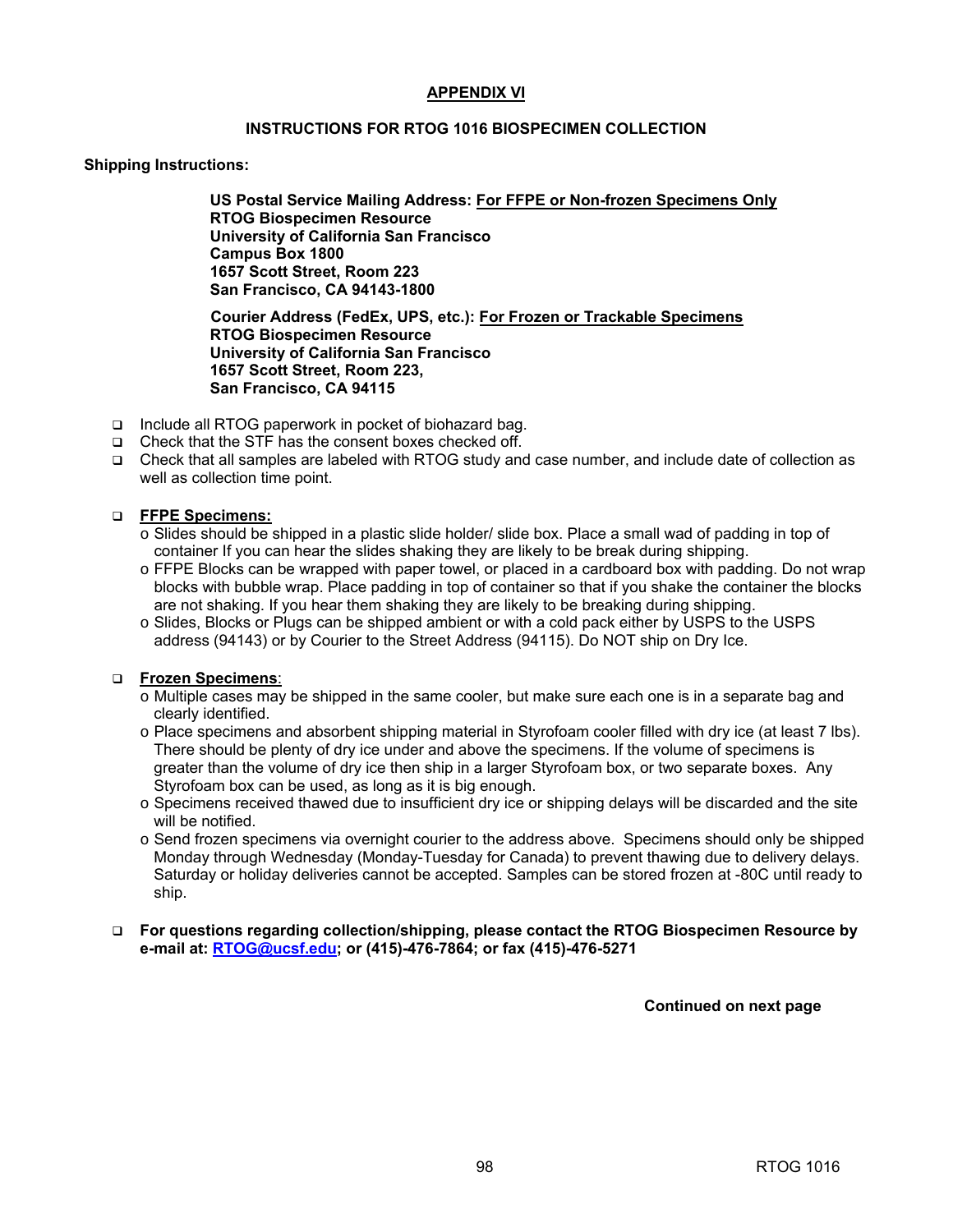## APPENDIX VI

### INSTRUCTIONS FOR RTOG 1016 BIOSPECIMEN COLLECTION

**Shipping Instructions:**

**US Postal Service Mailing Address: For FFPE or Non-frozen Specimens Only**
**RTOG Biospecimen Resource**
**University of California San Francisco**
**Campus Box 1800**
**1657 Scott Street, Room 223**
**San Francisco, CA 94143-1800**

**Courier Address (FedEx, UPS, etc.): For Frozen or Trackable Specimens**
**RTOG Biospecimen Resource**
**University of California San Francisco**
**1657 Scott Street, Room 223,**
**San Francisco, CA 94115**

- Include all RTOG paperwork in pocket of biohazard bag.
- Check that the STF has the consent boxes checked off.
- Check that all samples are labeled with RTOG study and case number, and include date of collection as well as collection time point.

- **FFPE Specimens:**
  - Slides should be shipped in a plastic slide holder/ slide box. Place a small wad of padding in top of container If you can hear the slides shaking they are likely to be break during shipping.
  - FFPE Blocks can be wrapped with paper towel, or placed in a cardboard box with padding. Do not wrap blocks with bubble wrap. Place padding in top of container so that if you shake the container the blocks are not shaking. If you hear them shaking they are likely to be breaking during shipping.
  - Slides, Blocks or Plugs can be shipped ambient or with a cold pack either by USPS to the USPS address (94143) or by Courier to the Street Address (94115). Do NOT ship on Dry Ice.

- **Frozen Specimens**:
  - Multiple cases may be shipped in the same cooler, but make sure each one is in a separate bag and clearly identified.
  - Place specimens and absorbent shipping material in Styrofoam cooler filled with dry ice (at least 7 lbs). There should be plenty of dry ice under and above the specimens. If the volume of specimens is greater than the volume of dry ice then ship in a larger Styrofoam box, or two separate boxes. Any Styrofoam box can be used, as long as it is big enough.
  - Specimens received thawed due to insufficient dry ice or shipping delays will be discarded and the site will be notified.
  - Send frozen specimens via overnight courier to the address above. Specimens should only be shipped Monday through Wednesday (Monday-Tuesday for Canada) to prevent thawing due to delivery delays. Saturday or holiday deliveries cannot be accepted. Samples can be stored frozen at -80C until ready to ship.

- **For questions regarding collection/shipping, please contact the RTOG Biospecimen Resource by e-mail at: RTOG@ucsf.edu; or (415)-476-7864; or fax (415)-476-5271**

**Continued on next page**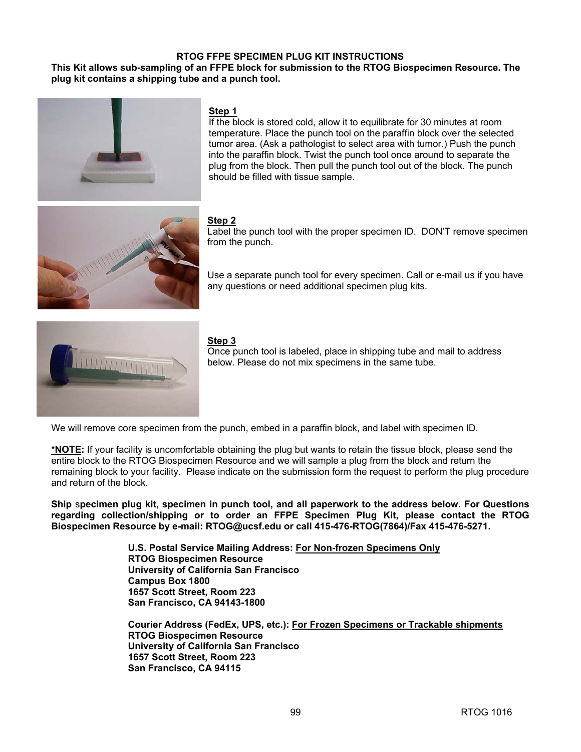**RTOG FFPE SPECIMEN PLUG KIT INSTRUCTIONS**

**This Kit allows sub-sampling of an FFPE block for submission to the RTOG Biospecimen Resource. The plug kit contains a shipping tube and a punch tool.**

**Step 1**

If the block is stored cold, allow it to equilibrate for 30 minutes at room temperature. Place the punch tool on the paraffin block over the selected tumor area. (Ask a pathologist to select area with tumor.) Push the punch into the paraffin block. Twist the punch tool once around to separate the plug from the block. Then pull the punch tool out of the block. The punch should be filled with tissue sample.

**Step 2**

Label the punch tool with the proper specimen ID. DON'T remove specimen from the punch.

Use a separate punch tool for every specimen. Call or e-mail us if you have any questions or need additional specimen plug kits.

**Step 3**

Once punch tool is labeled, place in shipping tube and mail to address below. Please do not mix specimens in the same tube.

We will remove core specimen from the punch, embed in a paraffin block, and label with specimen ID.

**\*NOTE:** If your facility is uncomfortable obtaining the plug but wants to retain the tissue block, please send the entire block to the RTOG Biospecimen Resource and we will sample a plug from the block and return the remaining block to your facility. Please indicate on the submission form the request to perform the plug procedure and return of the block.

**Ship specimen plug kit, specimen in punch tool, and all paperwork to the address below. For Questions regarding collection/shipping or to order an FFPE Specimen Plug Kit, please contact the RTOG Biospecimen Resource by e-mail: RTOG@ucsf.edu or call 415-476-RTOG(7864)/Fax 415-476-5271.**

**U.S. Postal Service Mailing Address: For Non-frozen Specimens Only**
**RTOG Biospecimen Resource**
**University of California San Francisco**
**Campus Box 1800**
**1657 Scott Street, Room 223**
**San Francisco, CA 94143-1800**

**Courier Address (FedEx, UPS, etc.): For Frozen Specimens or Trackable shipments**
**RTOG Biospecimen Resource**
**University of California San Francisco**
**1657 Scott Street, Room 223**
**San Francisco, CA 94115**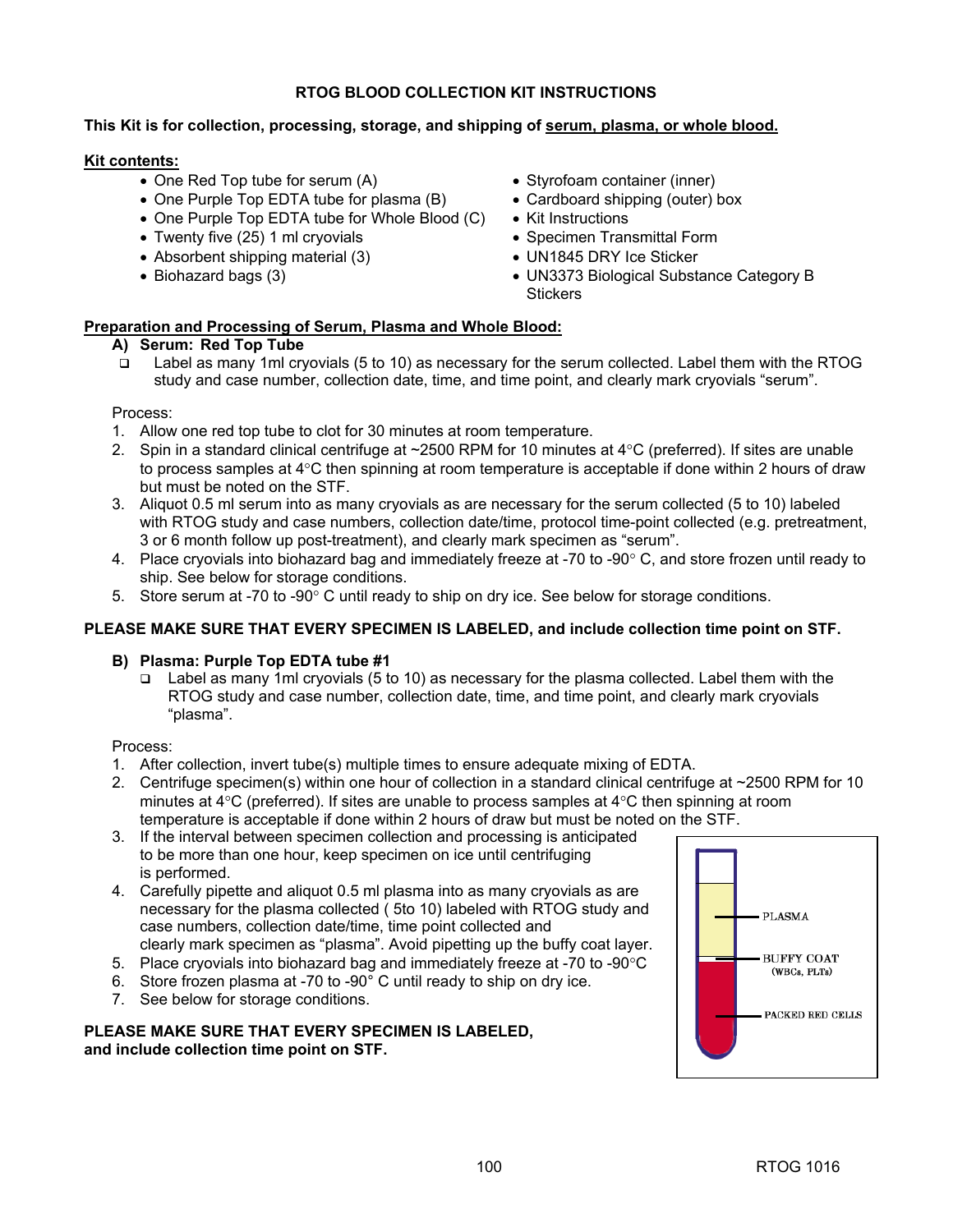**RTOG BLOOD COLLECTION KIT INSTRUCTIONS**

**This Kit is for collection, processing, storage, and shipping of serum, plasma, or whole blood.**

**Kit contents:**

- One Red Top tube for serum (A)
- One Purple Top EDTA tube for plasma (B)
- One Purple Top EDTA tube for Whole Blood (C)
- Twenty five (25) 1 ml cryovials
- Absorbent shipping material (3)
- Biohazard bags (3)
- Styrofoam container (inner)
- Cardboard shipping (outer) box
- Kit Instructions
- Specimen Transmittal Form
- UN1845 DRY Ice Sticker
- UN3373 Biological Substance Category B Stickers

**Preparation and Processing of Serum, Plasma and Whole Blood:**

**A) Serum: Red Top Tube**

- ❑ Label as many 1ml cryovials (5 to 10) as necessary for the serum collected. Label them with the RTOG study and case number, collection date, time, and time point, and clearly mark cryovials "serum".

Process:

1. Allow one red top tube to clot for 30 minutes at room temperature.
2. Spin in a standard clinical centrifuge at ~2500 RPM for 10 minutes at 4°C (preferred). If sites are unable to process samples at 4°C then spinning at room temperature is acceptable if done within 2 hours of draw but must be noted on the STF.
3. Aliquot 0.5 ml serum into as many cryovials as are necessary for the serum collected (5 to 10) labeled with RTOG study and case numbers, collection date/time, protocol time-point collected (e.g. pretreatment, 3 or 6 month follow up post-treatment), and clearly mark specimen as "serum".
4. Place cryovials into biohazard bag and immediately freeze at -70 to -90° C, and store frozen until ready to ship. See below for storage conditions.
5. Store serum at -70 to -90° C until ready to ship on dry ice. See below for storage conditions.

**PLEASE MAKE SURE THAT EVERY SPECIMEN IS LABELED, and include collection time point on STF.**

**B) Plasma: Purple Top EDTA tube #1**

- ❑ Label as many 1ml cryovials (5 to 10) as necessary for the plasma collected. Label them with the RTOG study and case number, collection date, time, and time point, and clearly mark cryovials "plasma".

Process:

1. After collection, invert tube(s) multiple times to ensure adequate mixing of EDTA.
2. Centrifuge specimen(s) within one hour of collection in a standard clinical centrifuge at ~2500 RPM for 10 minutes at 4°C (preferred). If sites are unable to process samples at 4°C then spinning at room temperature is acceptable if done within 2 hours of draw but must be noted on the STF.
3. If the interval between specimen collection and processing is anticipated to be more than one hour, keep specimen on ice until centrifuging is performed.
4. Carefully pipette and aliquot 0.5 ml plasma into as many cryovials as are necessary for the plasma collected ( 5to 10) labeled with RTOG study and case numbers, collection date/time, time point collected and clearly mark specimen as "plasma". Avoid pipetting up the buffy coat layer.
5. Place cryovials into biohazard bag and immediately freeze at -70 to -90°C
6. Store frozen plasma at -70 to -90° C until ready to ship on dry ice.
7. See below for storage conditions.

PLASMA

BUFFY COAT (WBCs, PLTs)

PACKED RED CELLS

**PLEASE MAKE SURE THAT EVERY SPECIMEN IS LABELED, and include collection time point on STF.**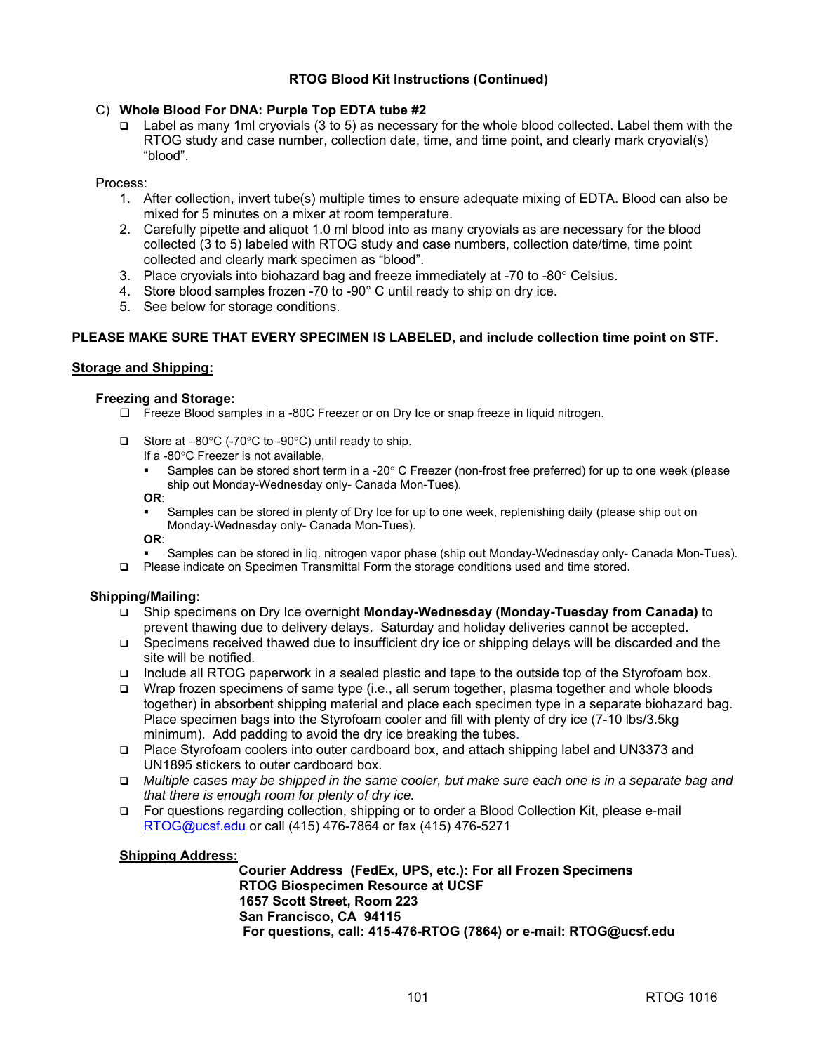**RTOG Blood Kit Instructions (Continued)**

C) **Whole Blood For DNA: Purple Top EDTA tube #2**

- ❑ Label as many 1ml cryovials (3 to 5) as necessary for the whole blood collected. Label them with the RTOG study and case number, collection date, time, and time point, and clearly mark cryovial(s) "blood".

Process:

1. After collection, invert tube(s) multiple times to ensure adequate mixing of EDTA. Blood can also be mixed for 5 minutes on a mixer at room temperature.
2. Carefully pipette and aliquot 1.0 ml blood into as many cryovials as are necessary for the blood collected (3 to 5) labeled with RTOG study and case numbers, collection date/time, time point collected and clearly mark specimen as "blood".
3. Place cryovials into biohazard bag and freeze immediately at -70 to -80° Celsius.
4. Store blood samples frozen -70 to -90° C until ready to ship on dry ice.
5. See below for storage conditions.

**PLEASE MAKE SURE THAT EVERY SPECIMEN IS LABELED, and include collection time point on STF.**

## Storage and Shipping:

### Freezing and Storage:

- ☐ Freeze Blood samples in a -80C Freezer or on Dry Ice or snap freeze in liquid nitrogen.
- ❑ Store at –80°C (-70°C to -90°C) until ready to ship.
  If a -80°C Freezer is not available,
  - Samples can be stored short term in a -20° C Freezer (non-frost free preferred) for up to one week (please ship out Monday-Wednesday only- Canada Mon-Tues).

  **OR**:
  - Samples can be stored in plenty of Dry Ice for up to one week, replenishing daily (please ship out on Monday-Wednesday only- Canada Mon-Tues).

  **OR**:
  - Samples can be stored in liq. nitrogen vapor phase (ship out Monday-Wednesday only- Canada Mon-Tues).
- ❑ Please indicate on Specimen Transmittal Form the storage conditions used and time stored.

### Shipping/Mailing:

- ❑ Ship specimens on Dry Ice overnight **Monday-Wednesday (Monday-Tuesday from Canada)** to prevent thawing due to delivery delays. Saturday and holiday deliveries cannot be accepted.
- ❑ Specimens received thawed due to insufficient dry ice or shipping delays will be discarded and the site will be notified.
- ❑ Include all RTOG paperwork in a sealed plastic and tape to the outside top of the Styrofoam box.
- ❑ Wrap frozen specimens of same type (i.e., all serum together, plasma together and whole bloods together) in absorbent shipping material and place each specimen type in a separate biohazard bag. Place specimen bags into the Styrofoam cooler and fill with plenty of dry ice (7-10 lbs/3.5kg minimum). Add padding to avoid the dry ice breaking the tubes.
- ❑ Place Styrofoam coolers into outer cardboard box, and attach shipping label and UN3373 and UN1895 stickers to outer cardboard box.
- ❑ *Multiple cases may be shipped in the same cooler, but make sure each one is in a separate bag and that there is enough room for plenty of dry ice.*
- ❑ For questions regarding collection, shipping or to order a Blood Collection Kit, please e-mail RTOG@ucsf.edu or call (415) 476-7864 or fax (415) 476-5271

**Shipping Address:**

**Courier Address (FedEx, UPS, etc.): For all Frozen Specimens**
**RTOG Biospecimen Resource at UCSF**
**1657 Scott Street, Room 223**
**San Francisco, CA 94115**
**For questions, call: 415-476-RTOG (7864) or e-mail: RTOG@ucsf.edu**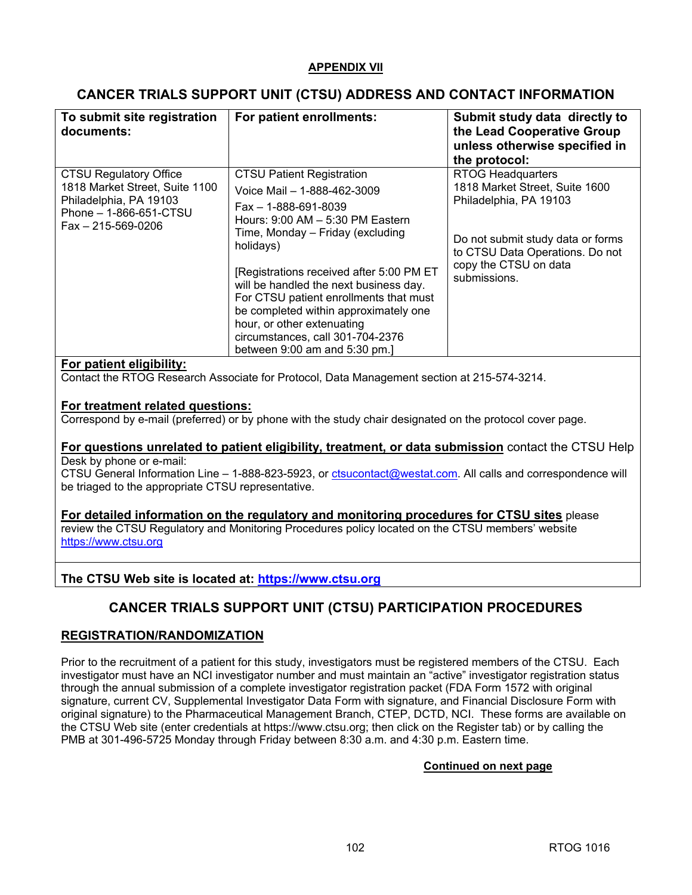**APPENDIX VII**

## CANCER TRIALS SUPPORT UNIT (CTSU) ADDRESS AND CONTACT INFORMATION

| To submit site registration documents: | For patient enrollments: | Submit study data directly to the Lead Cooperative Group unless otherwise specified in the protocol: |
|---|---|---|
| CTSU Regulatory Office<br>1818 Market Street, Suite 1100<br>Philadelphia, PA 19103<br>Phone – 1-866-651-CTSU<br>Fax – 215-569-0206 | CTSU Patient Registration<br>Voice Mail – 1-888-462-3009<br>Fax – 1-888-691-8039<br>Hours: 9:00 AM – 5:30 PM Eastern Time, Monday – Friday (excluding holidays)<br><br>[Registrations received after 5:00 PM ET will be handled the next business day. For CTSU patient enrollments that must be completed within approximately one hour, or other extenuating circumstances, call 301-704-2376 between 9:00 am and 5:30 pm.] | RTOG Headquarters<br>1818 Market Street, Suite 1600<br>Philadelphia, PA 19103<br><br>Do not submit study data or forms to CTSU Data Operations. Do not copy the CTSU on data submissions. |

**For patient eligibility:**
Contact the RTOG Research Associate for Protocol, Data Management section at 215-574-3214.

**For treatment related questions:**
Correspond by e-mail (preferred) or by phone with the study chair designated on the protocol cover page.

**For questions unrelated to patient eligibility, treatment, or data submission** contact the CTSU Help Desk by phone or e-mail:
CTSU General Information Line – 1-888-823-5923, or ctsucontact@westat.com. All calls and correspondence will be triaged to the appropriate CTSU representative.

**For detailed information on the regulatory and monitoring procedures for CTSU sites** please review the CTSU Regulatory and Monitoring Procedures policy located on the CTSU members' website https://www.ctsu.org

**The CTSU Web site is located at: https://www.ctsu.org**

## CANCER TRIALS SUPPORT UNIT (CTSU) PARTICIPATION PROCEDURES

### REGISTRATION/RANDOMIZATION

Prior to the recruitment of a patient for this study, investigators must be registered members of the CTSU. Each investigator must have an NCI investigator number and must maintain an "active" investigator registration status through the annual submission of a complete investigator registration packet (FDA Form 1572 with original signature, current CV, Supplemental Investigator Data Form with signature, and Financial Disclosure Form with original signature) to the Pharmaceutical Management Branch, CTEP, DCTD, NCI. These forms are available on the CTSU Web site (enter credentials at https://www.ctsu.org; then click on the Register tab) or by calling the PMB at 301-496-5725 Monday through Friday between 8:30 a.m. and 4:30 p.m. Eastern time.

**Continued on next page**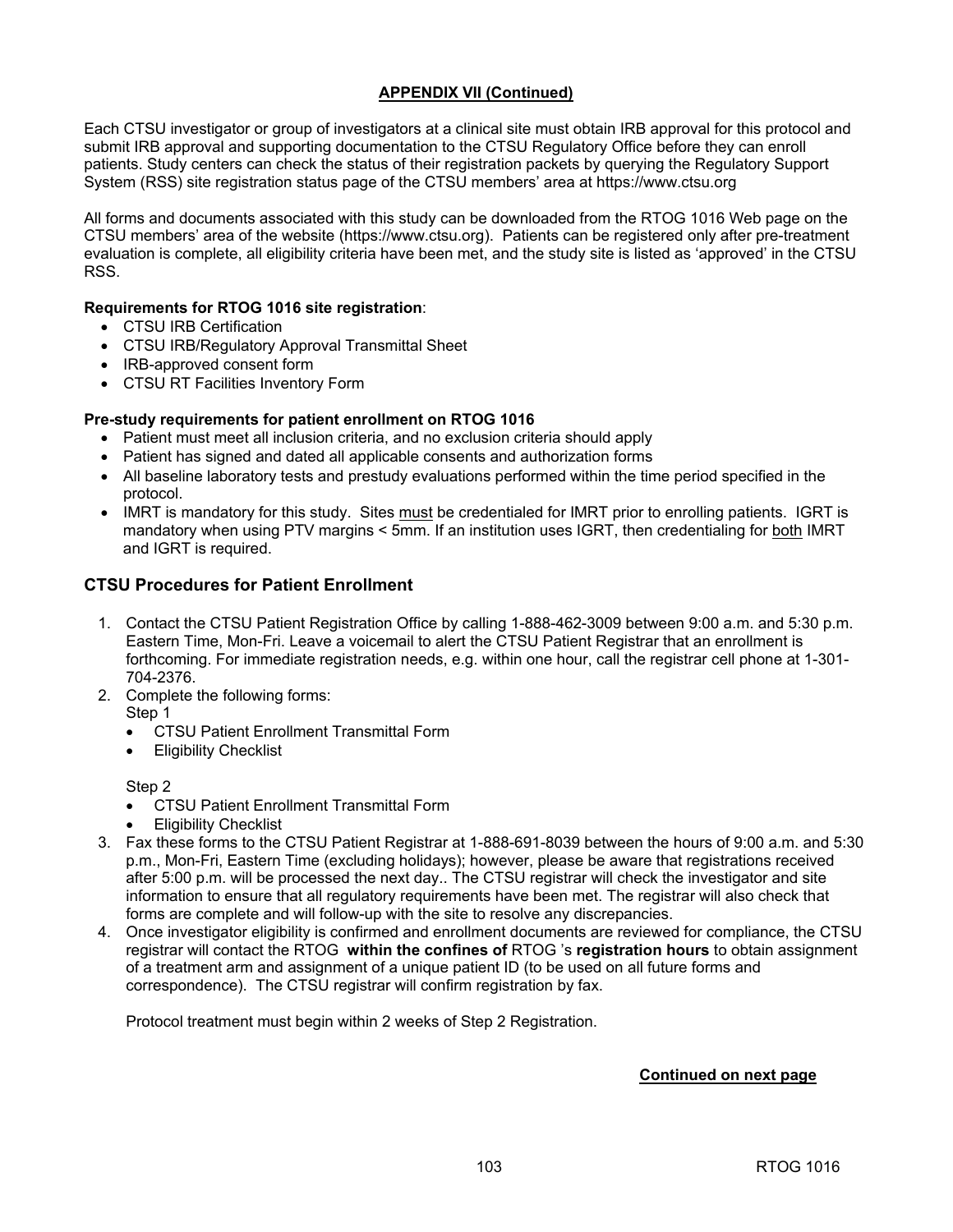**APPENDIX VII (Continued)**

Each CTSU investigator or group of investigators at a clinical site must obtain IRB approval for this protocol and submit IRB approval and supporting documentation to the CTSU Regulatory Office before they can enroll patients. Study centers can check the status of their registration packets by querying the Regulatory Support System (RSS) site registration status page of the CTSU members' area at https://www.ctsu.org

All forms and documents associated with this study can be downloaded from the RTOG 1016 Web page on the CTSU members' area of the website (https://www.ctsu.org). Patients can be registered only after pre-treatment evaluation is complete, all eligibility criteria have been met, and the study site is listed as 'approved' in the CTSU RSS.

**Requirements for RTOG 1016 site registration**:

- CTSU IRB Certification
- CTSU IRB/Regulatory Approval Transmittal Sheet
- IRB-approved consent form
- CTSU RT Facilities Inventory Form

**Pre-study requirements for patient enrollment on RTOG 1016**

- Patient must meet all inclusion criteria, and no exclusion criteria should apply
- Patient has signed and dated all applicable consents and authorization forms
- All baseline laboratory tests and prestudy evaluations performed within the time period specified in the protocol.
- IMRT is mandatory for this study. Sites must be credentialed for IMRT prior to enrolling patients. IGRT is mandatory when using PTV margins < 5mm. If an institution uses IGRT, then credentialing for both IMRT and IGRT is required.

## CTSU Procedures for Patient Enrollment

1. Contact the CTSU Patient Registration Office by calling 1-888-462-3009 between 9:00 a.m. and 5:30 p.m. Eastern Time, Mon-Fri. Leave a voicemail to alert the CTSU Patient Registrar that an enrollment is forthcoming. For immediate registration needs, e.g. within one hour, call the registrar cell phone at 1-301-704-2376.
2. Complete the following forms:
   Step 1
   - CTSU Patient Enrollment Transmittal Form
   - Eligibility Checklist

   Step 2
   - CTSU Patient Enrollment Transmittal Form
   - Eligibility Checklist
3. Fax these forms to the CTSU Patient Registrar at 1-888-691-8039 between the hours of 9:00 a.m. and 5:30 p.m., Mon-Fri, Eastern Time (excluding holidays); however, please be aware that registrations received after 5:00 p.m.. will be processed the next day.. The CTSU registrar will check the investigator and site information to ensure that all regulatory requirements have been met. The registrar will also check that forms are complete and will follow-up with the site to resolve any discrepancies.
4. Once investigator eligibility is confirmed and enrollment documents are reviewed for compliance, the CTSU registrar will contact the RTOG **within the confines of** RTOG 's **registration hours** to obtain assignment of a treatment arm and assignment of a unique patient ID (to be used on all future forms and correspondence). The CTSU registrar will confirm registration by fax.

   Protocol treatment must begin within 2 weeks of Step 2 Registration.

**Continued on next page**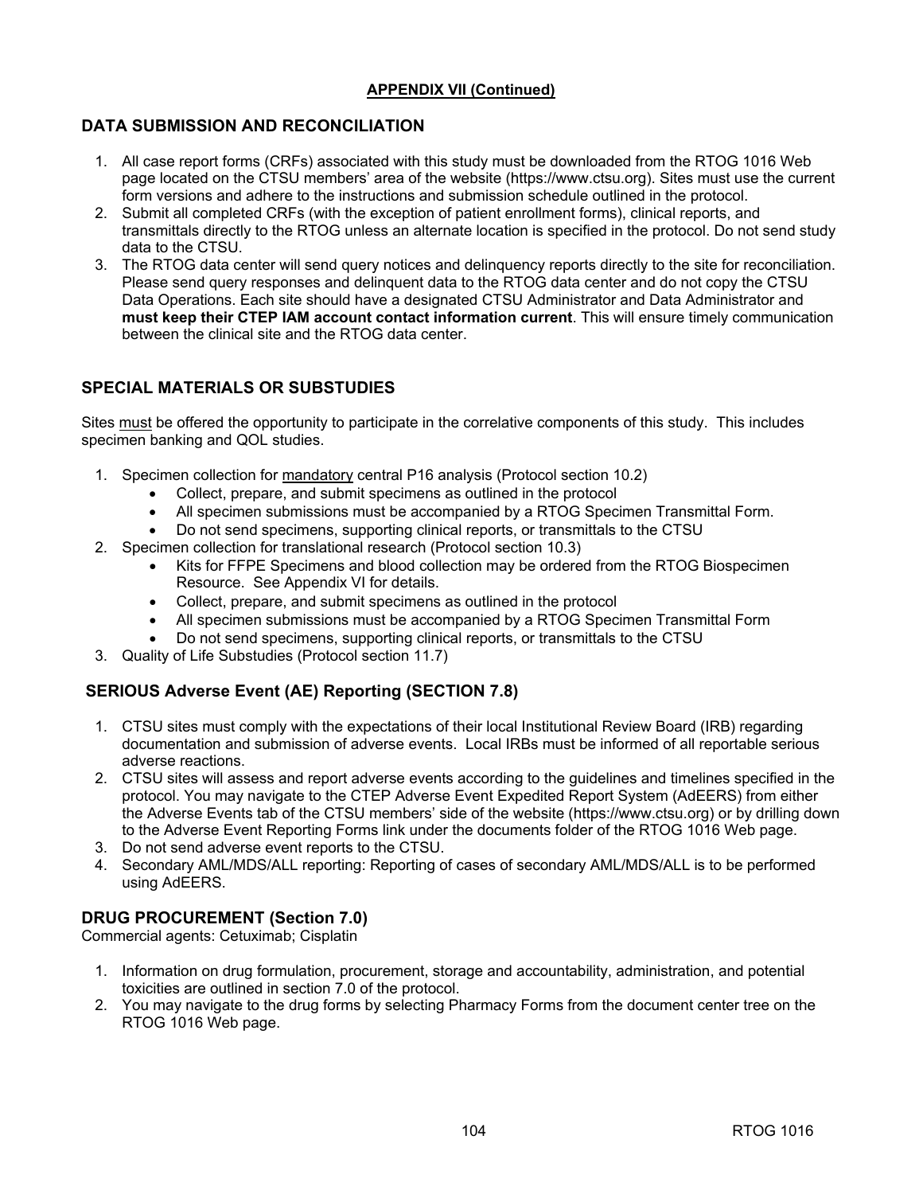**APPENDIX VII (Continued)**

## DATA SUBMISSION AND RECONCILIATION

1. All case report forms (CRFs) associated with this study must be downloaded from the RTOG 1016 Web page located on the CTSU members' area of the website (https://www.ctsu.org). Sites must use the current form versions and adhere to the instructions and submission schedule outlined in the protocol.
2. Submit all completed CRFs (with the exception of patient enrollment forms), clinical reports, and transmittals directly to the RTOG unless an alternate location is specified in the protocol. Do not send study data to the CTSU.
3. The RTOG data center will send query notices and delinquency reports directly to the site for reconciliation. Please send query responses and delinquent data to the RTOG data center and do not copy the CTSU Data Operations. Each site should have a designated CTSU Administrator and Data Administrator and **must keep their CTEP IAM account contact information current**. This will ensure timely communication between the clinical site and the RTOG data center.

## SPECIAL MATERIALS OR SUBSTUDIES

Sites must be offered the opportunity to participate in the correlative components of this study. This includes specimen banking and QOL studies.

1. Specimen collection for mandatory central P16 analysis (Protocol section 10.2)
   - Collect, prepare, and submit specimens as outlined in the protocol
   - All specimen submissions must be accompanied by a RTOG Specimen Transmittal Form.
   - Do not send specimens, supporting clinical reports, or transmittals to the CTSU
2. Specimen collection for translational research (Protocol section 10.3)
   - Kits for FFPE Specimens and blood collection may be ordered from the RTOG Biospecimen Resource. See Appendix VI for details.
   - Collect, prepare, and submit specimens as outlined in the protocol
   - All specimen submissions must be accompanied by a RTOG Specimen Transmittal Form
   - Do not send specimens, supporting clinical reports, or transmittals to the CTSU
3. Quality of Life Substudies (Protocol section 11.7)

## SERIOUS Adverse Event (AE) Reporting (SECTION 7.8)

1. CTSU sites must comply with the expectations of their local Institutional Review Board (IRB) regarding documentation and submission of adverse events. Local IRBs must be informed of all reportable serious adverse reactions.
2. CTSU sites will assess and report adverse events according to the guidelines and timelines specified in the protocol. You may navigate to the CTEP Adverse Event Expedited Report System (AdEERS) from either the Adverse Events tab of the CTSU members' side of the website (https://www.ctsu.org) or by drilling down to the Adverse Event Reporting Forms link under the documents folder of the RTOG 1016 Web page.
3. Do not send adverse event reports to the CTSU.
4. Secondary AML/MDS/ALL reporting: Reporting of cases of secondary AML/MDS/ALL is to be performed using AdEERS.

## DRUG PROCUREMENT (Section 7.0)

Commercial agents: Cetuximab; Cisplatin

1. Information on drug formulation, procurement, storage and accountability, administration, and potential toxicities are outlined in section 7.0 of the protocol.
2. You may navigate to the drug forms by selecting Pharmacy Forms from the document center tree on the RTOG 1016 Web page.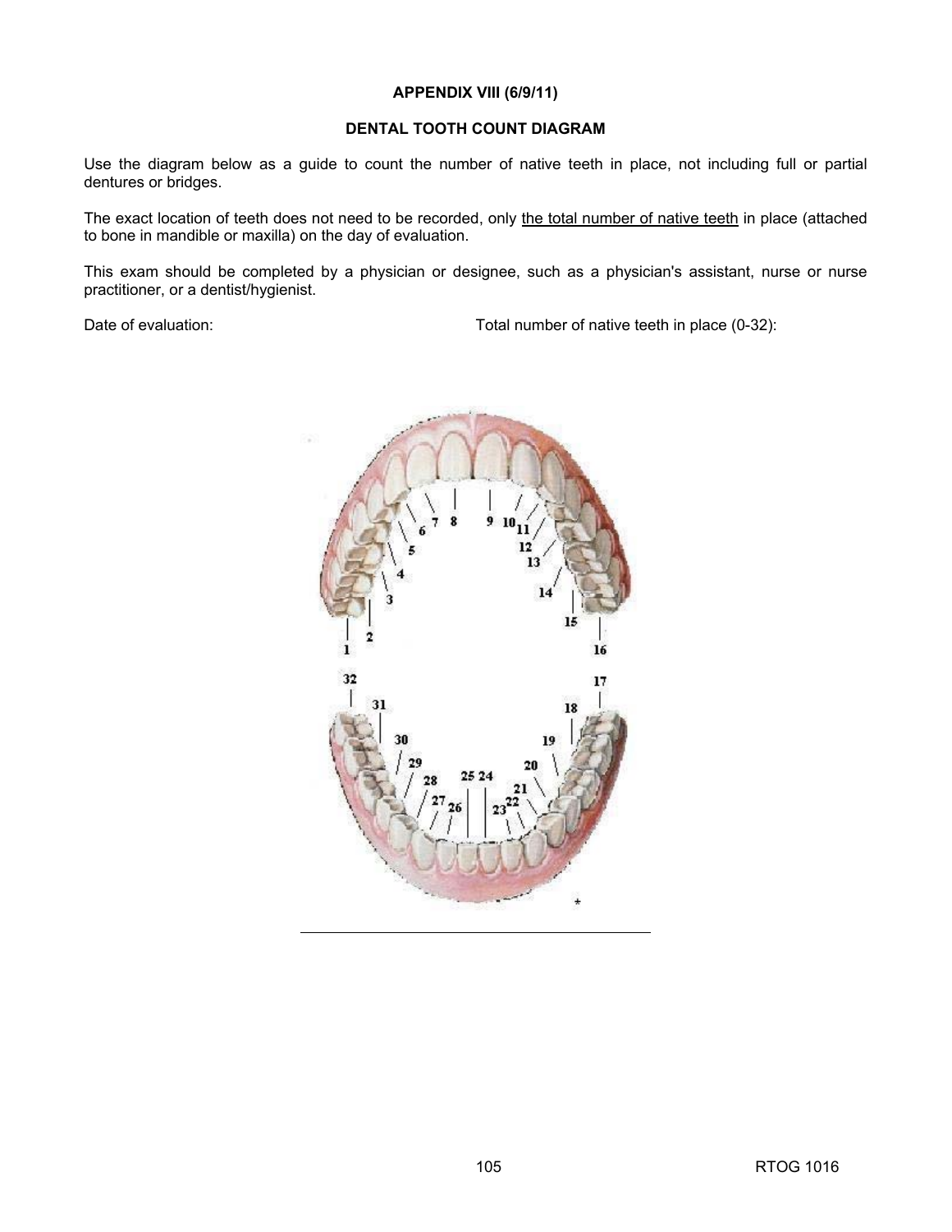**APPENDIX VIII (6/9/11)**

**DENTAL TOOTH COUNT DIAGRAM**

Use the diagram below as a guide to count the number of native teeth in place, not including full or partial dentures or bridges.

The exact location of teeth does not need to be recorded, only the total number of native teeth in place (attached to bone in mandible or maxilla) on the day of evaluation.

This exam should be completed by a physician or designee, such as a physician's assistant, nurse or nurse practitioner, or a dentist/hygienist.

Date of evaluation: Total number of native teeth in place (0-32):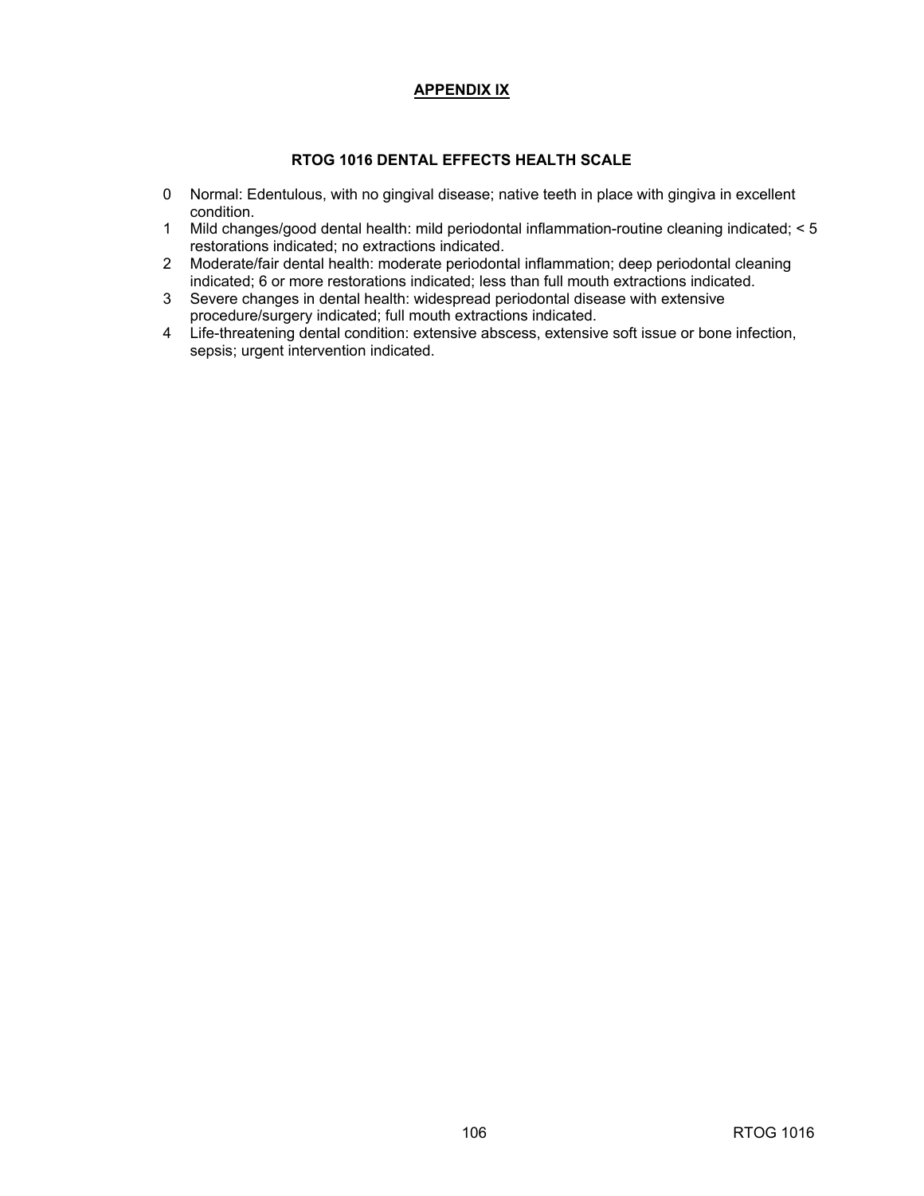## APPENDIX IX

### RTOG 1016 DENTAL EFFECTS HEALTH SCALE

0 Normal: Edentulous, with no gingival disease; native teeth in place with gingiva in excellent condition.
1 Mild changes/good dental health: mild periodontal inflammation-routine cleaning indicated; < 5 restorations indicated; no extractions indicated.
2 Moderate/fair dental health: moderate periodontal inflammation; deep periodontal cleaning indicated; 6 or more restorations indicated; less than full mouth extractions indicated.
3 Severe changes in dental health: widespread periodontal disease with extensive procedure/surgery indicated; full mouth extractions indicated.
4 Life-threatening dental condition: extensive abscess, extensive soft issue or bone infection, sepsis; urgent intervention indicated.